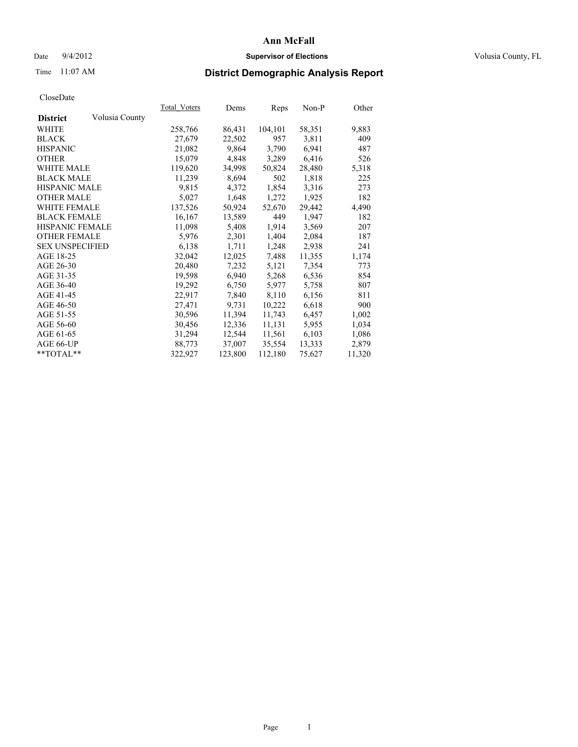# Ann McFall

Date 9/4/2012 **Supervisor of Elections** Volusia County, FL

Time 11:07 AM

## District Demographic Analysis Report

CloseDate

| District | Volusia County | Total_Voters | Dems | Reps | Non-P | Other |
|---|---|---|---|---|---|---|
| WHITE | | 258,766 | 86,431 | 104,101 | 58,351 | 9,883 |
| BLACK | | 27,679 | 22,502 | 957 | 3,811 | 409 |
| HISPANIC | | 21,082 | 9,864 | 3,790 | 6,941 | 487 |
| OTHER | | 15,079 | 4,848 | 3,289 | 6,416 | 526 |
| WHITE MALE | | 119,620 | 34,998 | 50,824 | 28,480 | 5,318 |
| BLACK MALE | | 11,239 | 8,694 | 502 | 1,818 | 225 |
| HISPANIC MALE | | 9,815 | 4,372 | 1,854 | 3,316 | 273 |
| OTHER MALE | | 5,027 | 1,648 | 1,272 | 1,925 | 182 |
| WHITE FEMALE | | 137,526 | 50,924 | 52,670 | 29,442 | 4,490 |
| BLACK FEMALE | | 16,167 | 13,589 | 449 | 1,947 | 182 |
| HISPANIC FEMALE | | 11,098 | 5,408 | 1,914 | 3,569 | 207 |
| OTHER FEMALE | | 5,976 | 2,301 | 1,404 | 2,084 | 187 |
| SEX UNSPECIFIED | | 6,138 | 1,711 | 1,248 | 2,938 | 241 |
| AGE 18-25 | | 32,042 | 12,025 | 7,488 | 11,355 | 1,174 |
| AGE 26-30 | | 20,480 | 7,232 | 5,121 | 7,354 | 773 |
| AGE 31-35 | | 19,598 | 6,940 | 5,268 | 6,536 | 854 |
| AGE 36-40 | | 19,292 | 6,750 | 5,977 | 5,758 | 807 |
| AGE 41-45 | | 22,917 | 7,840 | 8,110 | 6,156 | 811 |
| AGE 46-50 | | 27,471 | 9,731 | 10,222 | 6,618 | 900 |
| AGE 51-55 | | 30,596 | 11,394 | 11,743 | 6,457 | 1,002 |
| AGE 56-60 | | 30,456 | 12,336 | 11,131 | 5,955 | 1,034 |
| AGE 61-65 | | 31,294 | 12,544 | 11,561 | 6,103 | 1,086 |
| AGE 66-UP | | 88,773 | 37,007 | 35,554 | 13,333 | 2,879 |
| **TOTAL** | | 322,927 | 123,800 | 112,180 | 75,627 | 11,320 |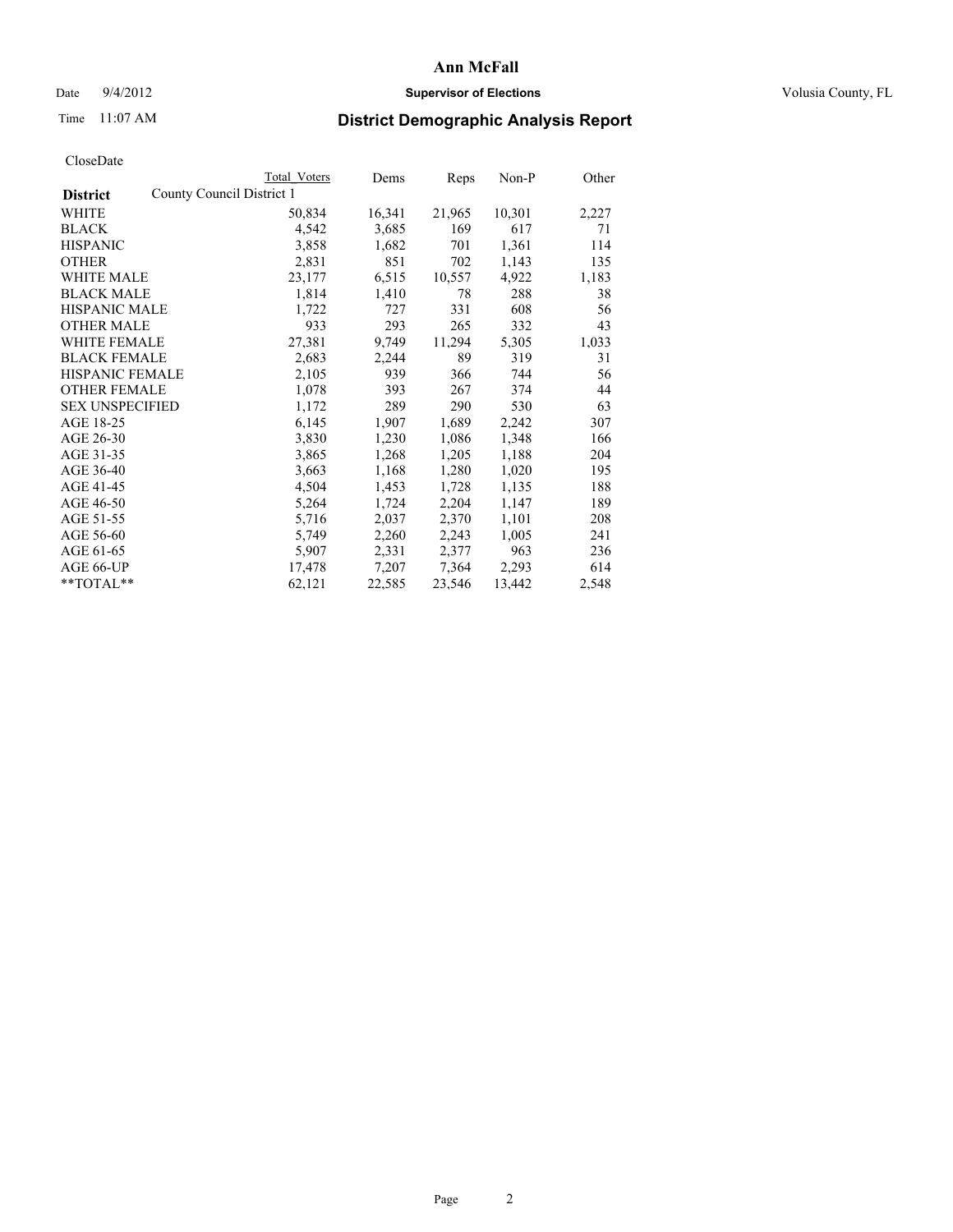# Ann McFall

Date 9/4/2012 **Supervisor of Elections** Volusia County, FL

Time 11:07 AM **District Demographic Analysis Report**

CloseDate

| District | County Council District 1 Total Voters | Dems | Reps | Non-P | Other |
|---|---|---|---|---|---|
| WHITE | 50,834 | 16,341 | 21,965 | 10,301 | 2,227 |
| BLACK | 4,542 | 3,685 | 169 | 617 | 71 |
| HISPANIC | 3,858 | 1,682 | 701 | 1,361 | 114 |
| OTHER | 2,831 | 851 | 702 | 1,143 | 135 |
| WHITE MALE | 23,177 | 6,515 | 10,557 | 4,922 | 1,183 |
| BLACK MALE | 1,814 | 1,410 | 78 | 288 | 38 |
| HISPANIC MALE | 1,722 | 727 | 331 | 608 | 56 |
| OTHER MALE | 933 | 293 | 265 | 332 | 43 |
| WHITE FEMALE | 27,381 | 9,749 | 11,294 | 5,305 | 1,033 |
| BLACK FEMALE | 2,683 | 2,244 | 89 | 319 | 31 |
| HISPANIC FEMALE | 2,105 | 939 | 366 | 744 | 56 |
| OTHER FEMALE | 1,078 | 393 | 267 | 374 | 44 |
| SEX UNSPECIFIED | 1,172 | 289 | 290 | 530 | 63 |
| AGE 18-25 | 6,145 | 1,907 | 1,689 | 2,242 | 307 |
| AGE 26-30 | 3,830 | 1,230 | 1,086 | 1,348 | 166 |
| AGE 31-35 | 3,865 | 1,268 | 1,205 | 1,188 | 204 |
| AGE 36-40 | 3,663 | 1,168 | 1,280 | 1,020 | 195 |
| AGE 41-45 | 4,504 | 1,453 | 1,728 | 1,135 | 188 |
| AGE 46-50 | 5,264 | 1,724 | 2,204 | 1,147 | 189 |
| AGE 51-55 | 5,716 | 2,037 | 2,370 | 1,101 | 208 |
| AGE 56-60 | 5,749 | 2,260 | 2,243 | 1,005 | 241 |
| AGE 61-65 | 5,907 | 2,331 | 2,377 | 963 | 236 |
| AGE 66-UP | 17,478 | 7,207 | 7,364 | 2,293 | 614 |
| **TOTAL** | 62,121 | 22,585 | 23,546 | 13,442 | 2,548 |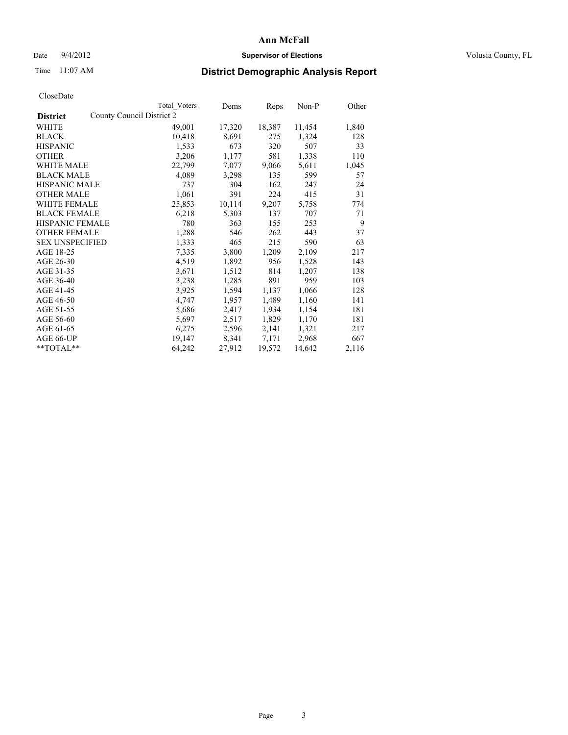# Ann McFall

Date 9/4/2012 **Supervisor of Elections** Volusia County, FL

Time 11:07 AM **District Demographic Analysis Report**

CloseDate

| District | Total Voters | Dems | Reps | Non-P | Other |
|---|---|---|---|---|---|
| County Council District 2 | | | | | |
| WHITE | 49,001 | 17,320 | 18,387 | 11,454 | 1,840 |
| BLACK | 10,418 | 8,691 | 275 | 1,324 | 128 |
| HISPANIC | 1,533 | 673 | 320 | 507 | 33 |
| OTHER | 3,206 | 1,177 | 581 | 1,338 | 110 |
| WHITE MALE | 22,799 | 7,077 | 9,066 | 5,611 | 1,045 |
| BLACK MALE | 4,089 | 3,298 | 135 | 599 | 57 |
| HISPANIC MALE | 737 | 304 | 162 | 247 | 24 |
| OTHER MALE | 1,061 | 391 | 224 | 415 | 31 |
| WHITE FEMALE | 25,853 | 10,114 | 9,207 | 5,758 | 774 |
| BLACK FEMALE | 6,218 | 5,303 | 137 | 707 | 71 |
| HISPANIC FEMALE | 780 | 363 | 155 | 253 | 9 |
| OTHER FEMALE | 1,288 | 546 | 262 | 443 | 37 |
| SEX UNSPECIFIED | 1,333 | 465 | 215 | 590 | 63 |
| AGE 18-25 | 7,335 | 3,800 | 1,209 | 2,109 | 217 |
| AGE 26-30 | 4,519 | 1,892 | 956 | 1,528 | 143 |
| AGE 31-35 | 3,671 | 1,512 | 814 | 1,207 | 138 |
| AGE 36-40 | 3,238 | 1,285 | 891 | 959 | 103 |
| AGE 41-45 | 3,925 | 1,594 | 1,137 | 1,066 | 128 |
| AGE 46-50 | 4,747 | 1,957 | 1,489 | 1,160 | 141 |
| AGE 51-55 | 5,686 | 2,417 | 1,934 | 1,154 | 181 |
| AGE 56-60 | 5,697 | 2,517 | 1,829 | 1,170 | 181 |
| AGE 61-65 | 6,275 | 2,596 | 2,141 | 1,321 | 217 |
| AGE 66-UP | 19,147 | 8,341 | 7,171 | 2,968 | 667 |
| **TOTAL** | 64,242 | 27,912 | 19,572 | 14,642 | 2,116 |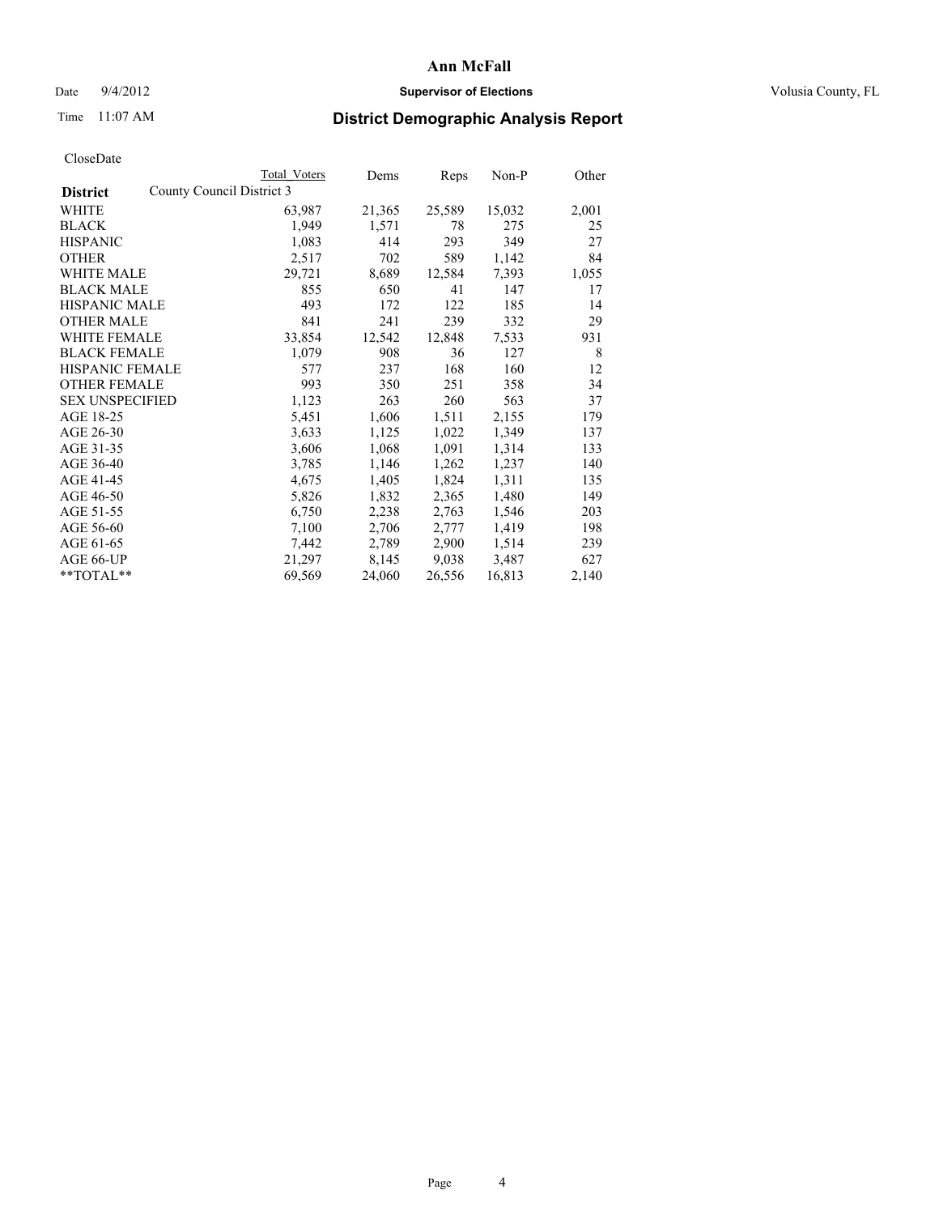# Ann McFall

Date 9/4/2012 **Supervisor of Elections** Volusia County, FL

Time 11:07 AM

## District Demographic Analysis Report

CloseDate

| **District** | Total Voters | Dems | Reps | Non-P | Other |
|---|---|---|---|---|---|
| County Council District 3 | | | | | |
| WHITE | 63,987 | 21,365 | 25,589 | 15,032 | 2,001 |
| BLACK | 1,949 | 1,571 | 78 | 275 | 25 |
| HISPANIC | 1,083 | 414 | 293 | 349 | 27 |
| OTHER | 2,517 | 702 | 589 | 1,142 | 84 |
| WHITE MALE | 29,721 | 8,689 | 12,584 | 7,393 | 1,055 |
| BLACK MALE | 855 | 650 | 41 | 147 | 17 |
| HISPANIC MALE | 493 | 172 | 122 | 185 | 14 |
| OTHER MALE | 841 | 241 | 239 | 332 | 29 |
| WHITE FEMALE | 33,854 | 12,542 | 12,848 | 7,533 | 931 |
| BLACK FEMALE | 1,079 | 908 | 36 | 127 | 8 |
| HISPANIC FEMALE | 577 | 237 | 168 | 160 | 12 |
| OTHER FEMALE | 993 | 350 | 251 | 358 | 34 |
| SEX UNSPECIFIED | 1,123 | 263 | 260 | 563 | 37 |
| AGE 18-25 | 5,451 | 1,606 | 1,511 | 2,155 | 179 |
| AGE 26-30 | 3,633 | 1,125 | 1,022 | 1,349 | 137 |
| AGE 31-35 | 3,606 | 1,068 | 1,091 | 1,314 | 133 |
| AGE 36-40 | 3,785 | 1,146 | 1,262 | 1,237 | 140 |
| AGE 41-45 | 4,675 | 1,405 | 1,824 | 1,311 | 135 |
| AGE 46-50 | 5,826 | 1,832 | 2,365 | 1,480 | 149 |
| AGE 51-55 | 6,750 | 2,238 | 2,763 | 1,546 | 203 |
| AGE 56-60 | 7,100 | 2,706 | 2,777 | 1,419 | 198 |
| AGE 61-65 | 7,442 | 2,789 | 2,900 | 1,514 | 239 |
| AGE 66-UP | 21,297 | 8,145 | 9,038 | 3,487 | 627 |
| **TOTAL** | 69,569 | 24,060 | 26,556 | 16,813 | 2,140 |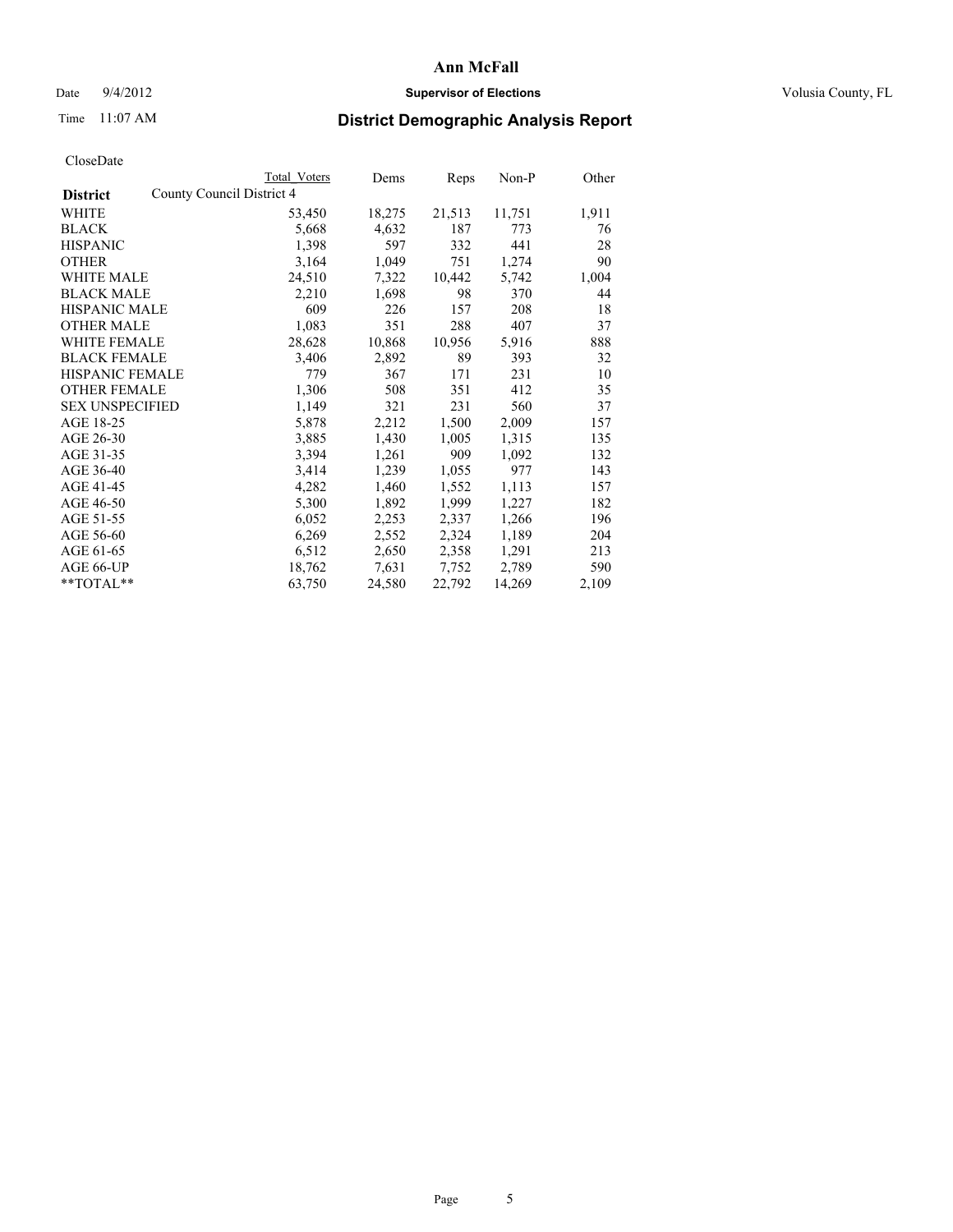# Ann McFall

Date 9/4/2012 **Supervisor of Elections** Volusia County, FL

Time 11:07 AM

## District Demographic Analysis Report

CloseDate

| | Total Voters | Dems | Reps | Non-P | Other |
|---|---|---|---|---|---|
| **District** County Council District 4 | | | | | |
| WHITE | 53,450 | 18,275 | 21,513 | 11,751 | 1,911 |
| BLACK | 5,668 | 4,632 | 187 | 773 | 76 |
| HISPANIC | 1,398 | 597 | 332 | 441 | 28 |
| OTHER | 3,164 | 1,049 | 751 | 1,274 | 90 |
| WHITE MALE | 24,510 | 7,322 | 10,442 | 5,742 | 1,004 |
| BLACK MALE | 2,210 | 1,698 | 98 | 370 | 44 |
| HISPANIC MALE | 609 | 226 | 157 | 208 | 18 |
| OTHER MALE | 1,083 | 351 | 288 | 407 | 37 |
| WHITE FEMALE | 28,628 | 10,868 | 10,956 | 5,916 | 888 |
| BLACK FEMALE | 3,406 | 2,892 | 89 | 393 | 32 |
| HISPANIC FEMALE | 779 | 367 | 171 | 231 | 10 |
| OTHER FEMALE | 1,306 | 508 | 351 | 412 | 35 |
| SEX UNSPECIFIED | 1,149 | 321 | 231 | 560 | 37 |
| AGE 18-25 | 5,878 | 2,212 | 1,500 | 2,009 | 157 |
| AGE 26-30 | 3,885 | 1,430 | 1,005 | 1,315 | 135 |
| AGE 31-35 | 3,394 | 1,261 | 909 | 1,092 | 132 |
| AGE 36-40 | 3,414 | 1,239 | 1,055 | 977 | 143 |
| AGE 41-45 | 4,282 | 1,460 | 1,552 | 1,113 | 157 |
| AGE 46-50 | 5,300 | 1,892 | 1,999 | 1,227 | 182 |
| AGE 51-55 | 6,052 | 2,253 | 2,337 | 1,266 | 196 |
| AGE 56-60 | 6,269 | 2,552 | 2,324 | 1,189 | 204 |
| AGE 61-65 | 6,512 | 2,650 | 2,358 | 1,291 | 213 |
| AGE 66-UP | 18,762 | 7,631 | 7,752 | 2,789 | 590 |
| **TOTAL** | 63,750 | 24,580 | 22,792 | 14,269 | 2,109 |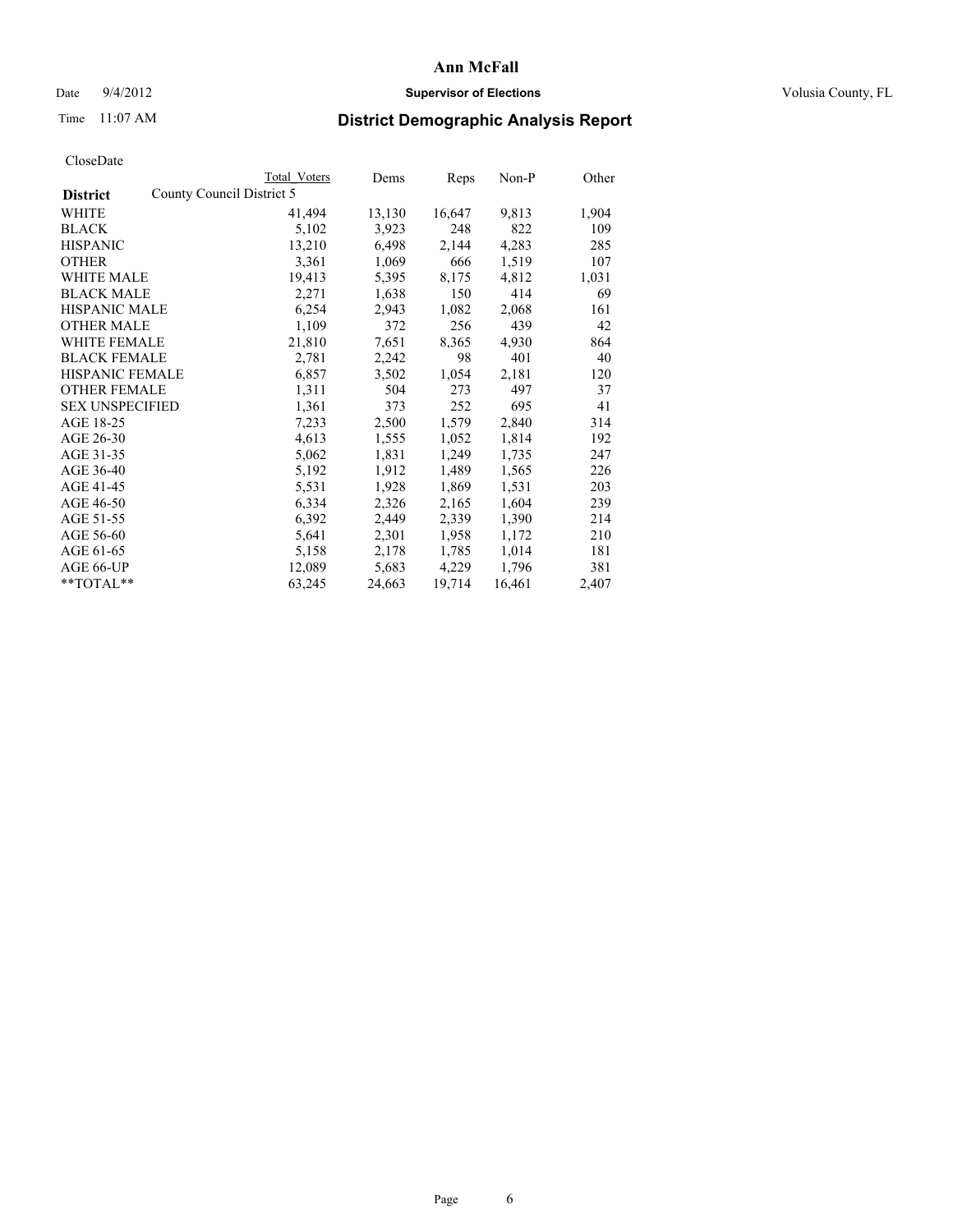# District Demographic Analysis Report

Ann McFall

Supervisor of Elections

Volusia County, FL

Date 9/4/2012

Time 11:07 AM

CloseDate

| District | County Council District 5 Total Voters | Dems | Reps | Non-P | Other |
|---|---|---|---|---|---|
| WHITE | 41,494 | 13,130 | 16,647 | 9,813 | 1,904 |
| BLACK | 5,102 | 3,923 | 248 | 822 | 109 |
| HISPANIC | 13,210 | 6,498 | 2,144 | 4,283 | 285 |
| OTHER | 3,361 | 1,069 | 666 | 1,519 | 107 |
| WHITE MALE | 19,413 | 5,395 | 8,175 | 4,812 | 1,031 |
| BLACK MALE | 2,271 | 1,638 | 150 | 414 | 69 |
| HISPANIC MALE | 6,254 | 2,943 | 1,082 | 2,068 | 161 |
| OTHER MALE | 1,109 | 372 | 256 | 439 | 42 |
| WHITE FEMALE | 21,810 | 7,651 | 8,365 | 4,930 | 864 |
| BLACK FEMALE | 2,781 | 2,242 | 98 | 401 | 40 |
| HISPANIC FEMALE | 6,857 | 3,502 | 1,054 | 2,181 | 120 |
| OTHER FEMALE | 1,311 | 504 | 273 | 497 | 37 |
| SEX UNSPECIFIED | 1,361 | 373 | 252 | 695 | 41 |
| AGE 18-25 | 7,233 | 2,500 | 1,579 | 2,840 | 314 |
| AGE 26-30 | 4,613 | 1,555 | 1,052 | 1,814 | 192 |
| AGE 31-35 | 5,062 | 1,831 | 1,249 | 1,735 | 247 |
| AGE 36-40 | 5,192 | 1,912 | 1,489 | 1,565 | 226 |
| AGE 41-45 | 5,531 | 1,928 | 1,869 | 1,531 | 203 |
| AGE 46-50 | 6,334 | 2,326 | 2,165 | 1,604 | 239 |
| AGE 51-55 | 6,392 | 2,449 | 2,339 | 1,390 | 214 |
| AGE 56-60 | 5,641 | 2,301 | 1,958 | 1,172 | 210 |
| AGE 61-65 | 5,158 | 2,178 | 1,785 | 1,014 | 181 |
| AGE 66-UP | 12,089 | 5,683 | 4,229 | 1,796 | 381 |
| **TOTAL** | 63,245 | 24,663 | 19,714 | 16,461 | 2,407 |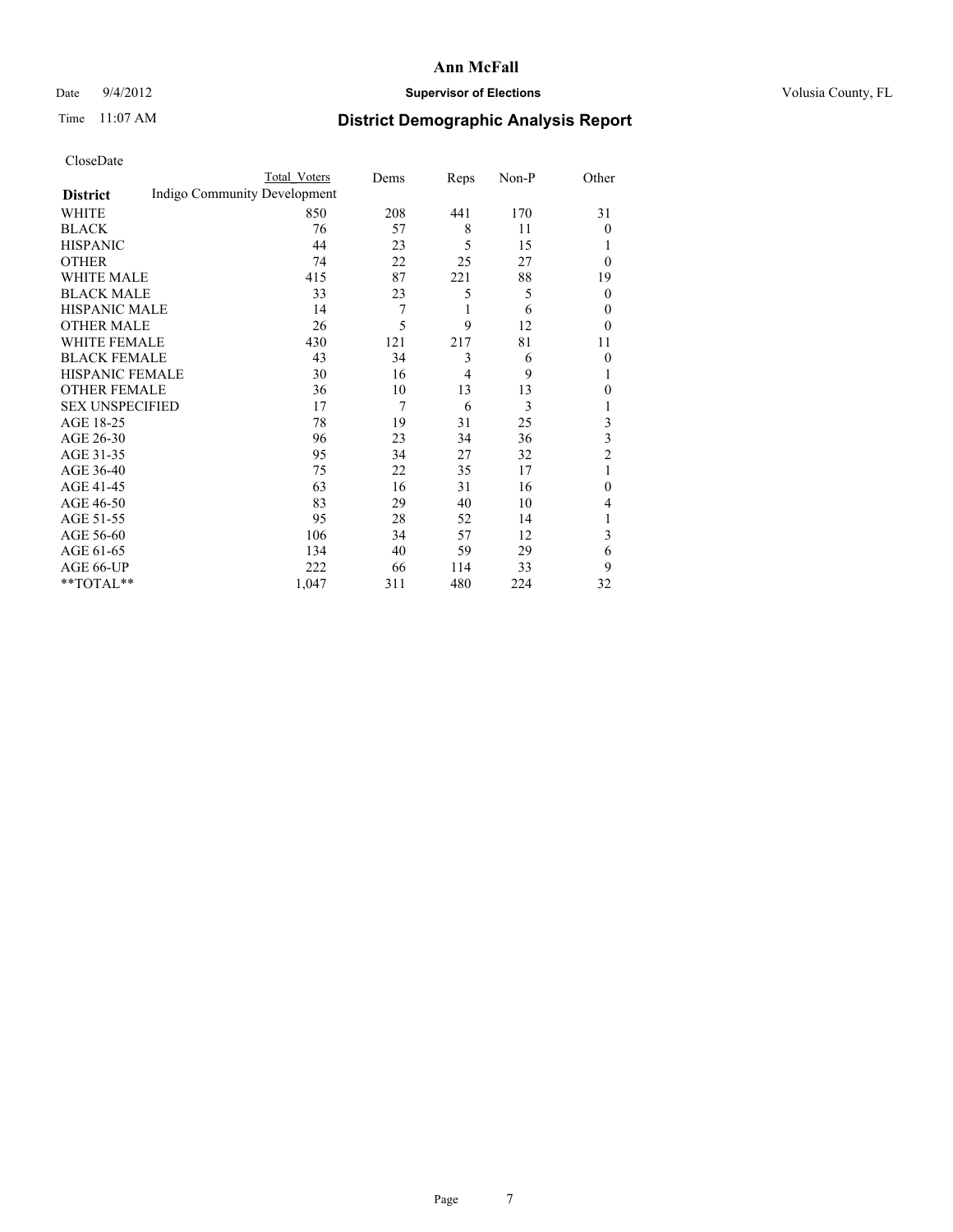# Ann McFall

Date 9/4/2012 **Supervisor of Elections** Volusia County, FL

Time 11:07 AM

## District Demographic Analysis Report

CloseDate

| District | Total Voters | Dems | Reps | Non-P | Other |
|---|---|---|---|---|---|
| Indigo Community Development | | | | | |
| WHITE | 850 | 208 | 441 | 170 | 31 |
| BLACK | 76 | 57 | 8 | 11 | 0 |
| HISPANIC | 44 | 23 | 5 | 15 | 1 |
| OTHER | 74 | 22 | 25 | 27 | 0 |
| WHITE MALE | 415 | 87 | 221 | 88 | 19 |
| BLACK MALE | 33 | 23 | 5 | 5 | 0 |
| HISPANIC MALE | 14 | 7 | 1 | 6 | 0 |
| OTHER MALE | 26 | 5 | 9 | 12 | 0 |
| WHITE FEMALE | 430 | 121 | 217 | 81 | 11 |
| BLACK FEMALE | 43 | 34 | 3 | 6 | 0 |
| HISPANIC FEMALE | 30 | 16 | 4 | 9 | 1 |
| OTHER FEMALE | 36 | 10 | 13 | 13 | 0 |
| SEX UNSPECIFIED | 17 | 7 | 6 | 3 | 1 |
| AGE 18-25 | 78 | 19 | 31 | 25 | 3 |
| AGE 26-30 | 96 | 23 | 34 | 36 | 3 |
| AGE 31-35 | 95 | 34 | 27 | 32 | 2 |
| AGE 36-40 | 75 | 22 | 35 | 17 | 1 |
| AGE 41-45 | 63 | 16 | 31 | 16 | 0 |
| AGE 46-50 | 83 | 29 | 40 | 10 | 4 |
| AGE 51-55 | 95 | 28 | 52 | 14 | 1 |
| AGE 56-60 | 106 | 34 | 57 | 12 | 3 |
| AGE 61-65 | 134 | 40 | 59 | 29 | 6 |
| AGE 66-UP | 222 | 66 | 114 | 33 | 9 |
| **TOTAL** | 1,047 | 311 | 480 | 224 | 32 |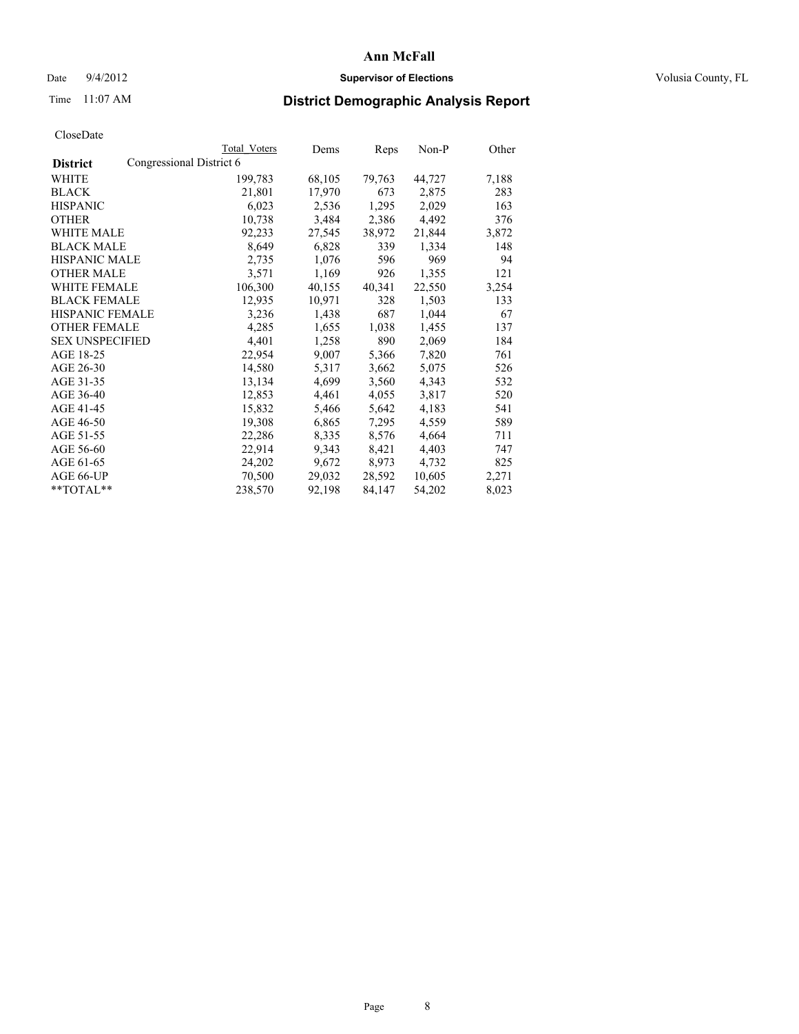# Ann McFall

Date 9/4/2012 **Supervisor of Elections** Volusia County, FL

Time 11:07 AM

## District Demographic Analysis Report

CloseDate

| District | Total Voters | Dems | Reps | Non-P | Other |
|---|---|---|---|---|---|
| Congressional District 6 | | | | | |
| WHITE | 199,783 | 68,105 | 79,763 | 44,727 | 7,188 |
| BLACK | 21,801 | 17,970 | 673 | 2,875 | 283 |
| HISPANIC | 6,023 | 2,536 | 1,295 | 2,029 | 163 |
| OTHER | 10,738 | 3,484 | 2,386 | 4,492 | 376 |
| WHITE MALE | 92,233 | 27,545 | 38,972 | 21,844 | 3,872 |
| BLACK MALE | 8,649 | 6,828 | 339 | 1,334 | 148 |
| HISPANIC MALE | 2,735 | 1,076 | 596 | 969 | 94 |
| OTHER MALE | 3,571 | 1,169 | 926 | 1,355 | 121 |
| WHITE FEMALE | 106,300 | 40,155 | 40,341 | 22,550 | 3,254 |
| BLACK FEMALE | 12,935 | 10,971 | 328 | 1,503 | 133 |
| HISPANIC FEMALE | 3,236 | 1,438 | 687 | 1,044 | 67 |
| OTHER FEMALE | 4,285 | 1,655 | 1,038 | 1,455 | 137 |
| SEX UNSPECIFIED | 4,401 | 1,258 | 890 | 2,069 | 184 |
| AGE 18-25 | 22,954 | 9,007 | 5,366 | 7,820 | 761 |
| AGE 26-30 | 14,580 | 5,317 | 3,662 | 5,075 | 526 |
| AGE 31-35 | 13,134 | 4,699 | 3,560 | 4,343 | 532 |
| AGE 36-40 | 12,853 | 4,461 | 4,055 | 3,817 | 520 |
| AGE 41-45 | 15,832 | 5,466 | 5,642 | 4,183 | 541 |
| AGE 46-50 | 19,308 | 6,865 | 7,295 | 4,559 | 589 |
| AGE 51-55 | 22,286 | 8,335 | 8,576 | 4,664 | 711 |
| AGE 56-60 | 22,914 | 9,343 | 8,421 | 4,403 | 747 |
| AGE 61-65 | 24,202 | 9,672 | 8,973 | 4,732 | 825 |
| AGE 66-UP | 70,500 | 29,032 | 28,592 | 10,605 | 2,271 |
| **TOTAL** | 238,570 | 92,198 | 84,147 | 54,202 | 8,023 |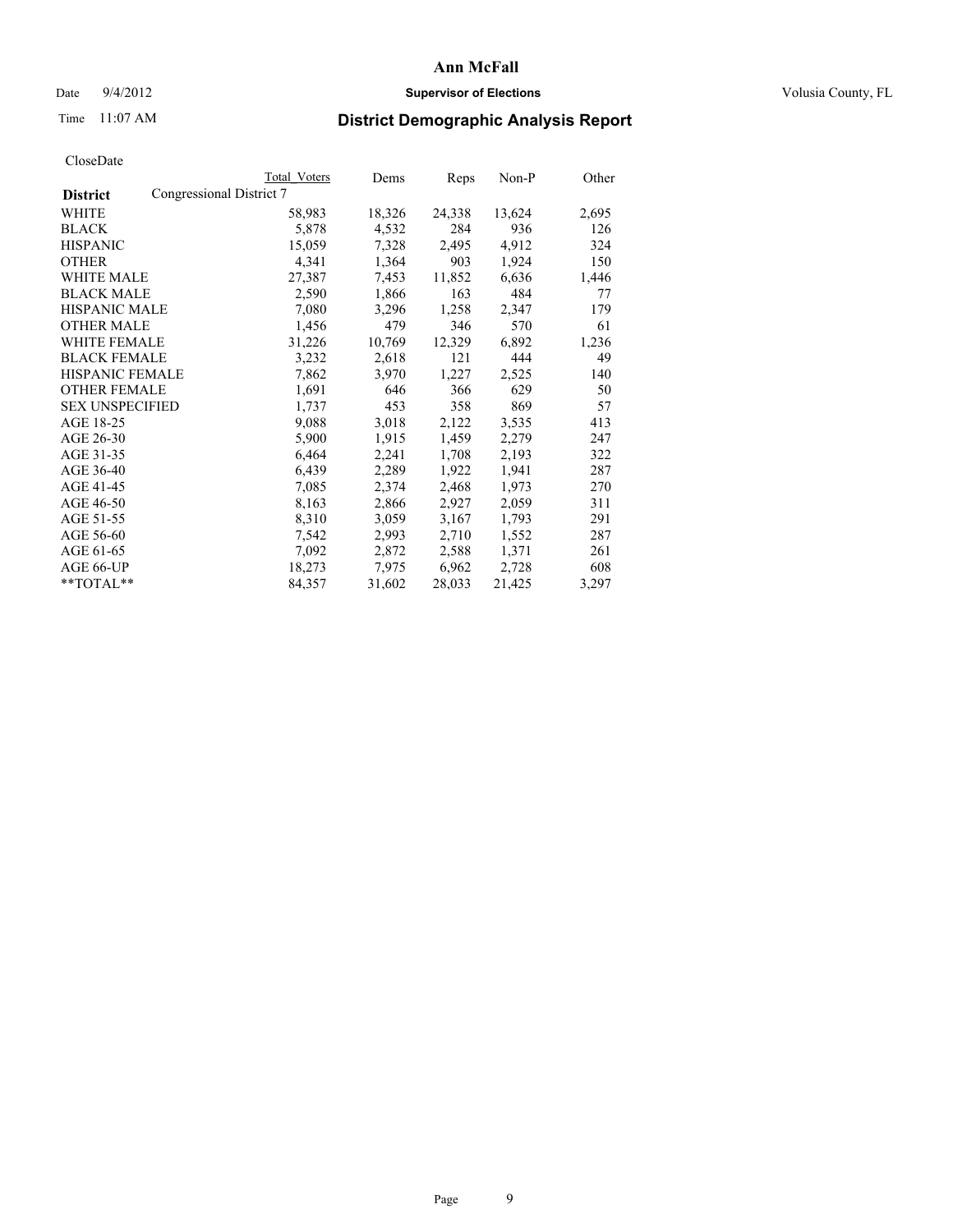Ann McFall

Date 9/4/2012 **Supervisor of Elections** Volusia County, FL

Time 11:07 AM

## District Demographic Analysis Report

CloseDate

| District | Total Voters | Dems | Reps | Non-P | Other |
|---|---|---|---|---|---|
| Congressional District 7 | | | | | |
| WHITE | 58,983 | 18,326 | 24,338 | 13,624 | 2,695 |
| BLACK | 5,878 | 4,532 | 284 | 936 | 126 |
| HISPANIC | 15,059 | 7,328 | 2,495 | 4,912 | 324 |
| OTHER | 4,341 | 1,364 | 903 | 1,924 | 150 |
| WHITE MALE | 27,387 | 7,453 | 11,852 | 6,636 | 1,446 |
| BLACK MALE | 2,590 | 1,866 | 163 | 484 | 77 |
| HISPANIC MALE | 7,080 | 3,296 | 1,258 | 2,347 | 179 |
| OTHER MALE | 1,456 | 479 | 346 | 570 | 61 |
| WHITE FEMALE | 31,226 | 10,769 | 12,329 | 6,892 | 1,236 |
| BLACK FEMALE | 3,232 | 2,618 | 121 | 444 | 49 |
| HISPANIC FEMALE | 7,862 | 3,970 | 1,227 | 2,525 | 140 |
| OTHER FEMALE | 1,691 | 646 | 366 | 629 | 50 |
| SEX UNSPECIFIED | 1,737 | 453 | 358 | 869 | 57 |
| AGE 18-25 | 9,088 | 3,018 | 2,122 | 3,535 | 413 |
| AGE 26-30 | 5,900 | 1,915 | 1,459 | 2,279 | 247 |
| AGE 31-35 | 6,464 | 2,241 | 1,708 | 2,193 | 322 |
| AGE 36-40 | 6,439 | 2,289 | 1,922 | 1,941 | 287 |
| AGE 41-45 | 7,085 | 2,374 | 2,468 | 1,973 | 270 |
| AGE 46-50 | 8,163 | 2,866 | 2,927 | 2,059 | 311 |
| AGE 51-55 | 8,310 | 3,059 | 3,167 | 1,793 | 291 |
| AGE 56-60 | 7,542 | 2,993 | 2,710 | 1,552 | 287 |
| AGE 61-65 | 7,092 | 2,872 | 2,588 | 1,371 | 261 |
| AGE 66-UP | 18,273 | 7,975 | 6,962 | 2,728 | 608 |
| **TOTAL** | 84,357 | 31,602 | 28,033 | 21,425 | 3,297 |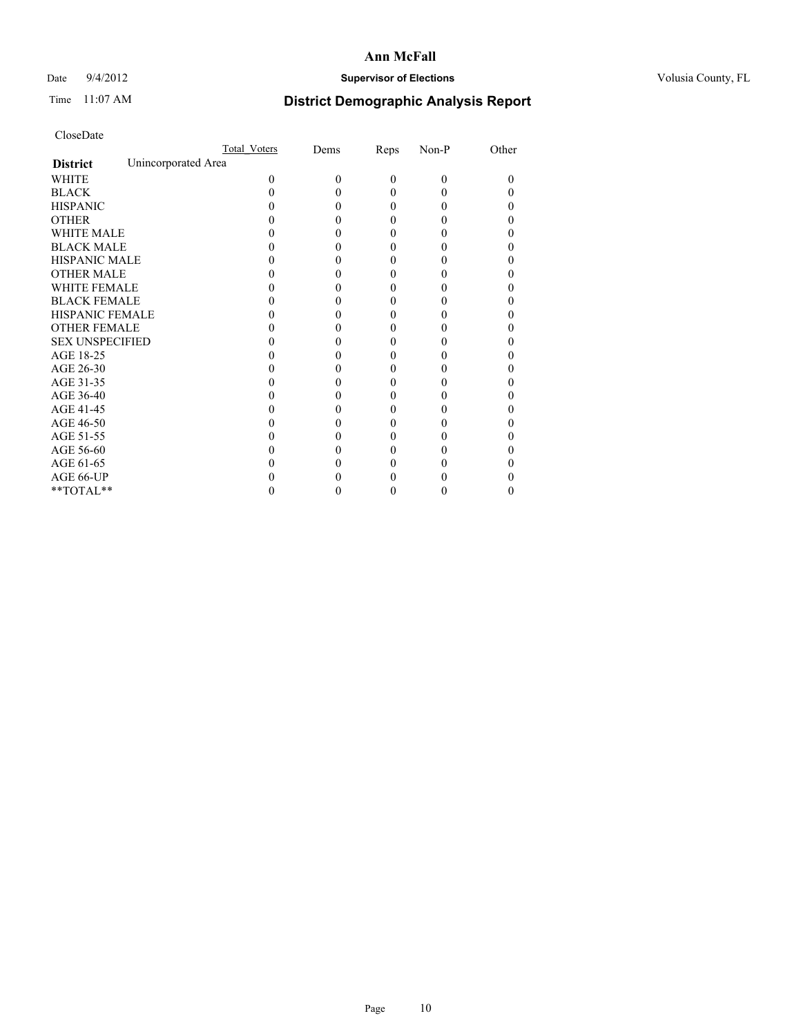# Ann McFall

Date 9/4/2012 **Supervisor of Elections** Volusia County, FL

Time 11:07 AM **District Demographic Analysis Report**

CloseDate

| | Total_Voters | Dems | Reps | Non-P | Other |
|---|---|---|---|---|---|
| **District** Unincorporated Area | | | | | |
| WHITE | 0 | 0 | 0 | 0 | 0 |
| BLACK | 0 | 0 | 0 | 0 | 0 |
| HISPANIC | 0 | 0 | 0 | 0 | 0 |
| OTHER | 0 | 0 | 0 | 0 | 0 |
| WHITE MALE | 0 | 0 | 0 | 0 | 0 |
| BLACK MALE | 0 | 0 | 0 | 0 | 0 |
| HISPANIC MALE | 0 | 0 | 0 | 0 | 0 |
| OTHER MALE | 0 | 0 | 0 | 0 | 0 |
| WHITE FEMALE | 0 | 0 | 0 | 0 | 0 |
| BLACK FEMALE | 0 | 0 | 0 | 0 | 0 |
| HISPANIC FEMALE | 0 | 0 | 0 | 0 | 0 |
| OTHER FEMALE | 0 | 0 | 0 | 0 | 0 |
| SEX UNSPECIFIED | 0 | 0 | 0 | 0 | 0 |
| AGE 18-25 | 0 | 0 | 0 | 0 | 0 |
| AGE 26-30 | 0 | 0 | 0 | 0 | 0 |
| AGE 31-35 | 0 | 0 | 0 | 0 | 0 |
| AGE 36-40 | 0 | 0 | 0 | 0 | 0 |
| AGE 41-45 | 0 | 0 | 0 | 0 | 0 |
| AGE 46-50 | 0 | 0 | 0 | 0 | 0 |
| AGE 51-55 | 0 | 0 | 0 | 0 | 0 |
| AGE 56-60 | 0 | 0 | 0 | 0 | 0 |
| AGE 61-65 | 0 | 0 | 0 | 0 | 0 |
| AGE 66-UP | 0 | 0 | 0 | 0 | 0 |
| **TOTAL** | 0 | 0 | 0 | 0 | 0 |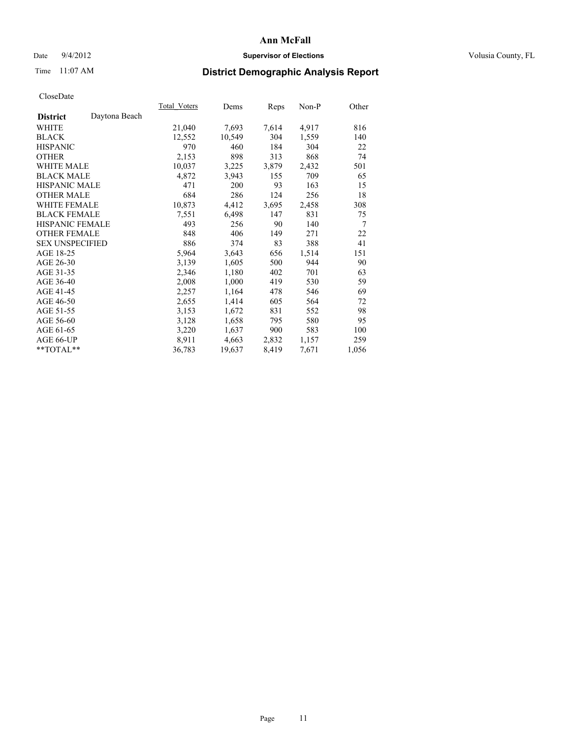# Ann McFall

Date 9/4/2012 **Supervisor of Elections** Volusia County, FL

Time 11:07 AM **District Demographic Analysis Report**

CloseDate

| **District** Daytona Beach | Total_Voters | Dems | Reps | Non-P | Other |
|---|---|---|---|---|---|
| WHITE | 21,040 | 7,693 | 7,614 | 4,917 | 816 |
| BLACK | 12,552 | 10,549 | 304 | 1,559 | 140 |
| HISPANIC | 970 | 460 | 184 | 304 | 22 |
| OTHER | 2,153 | 898 | 313 | 868 | 74 |
| WHITE MALE | 10,037 | 3,225 | 3,879 | 2,432 | 501 |
| BLACK MALE | 4,872 | 3,943 | 155 | 709 | 65 |
| HISPANIC MALE | 471 | 200 | 93 | 163 | 15 |
| OTHER MALE | 684 | 286 | 124 | 256 | 18 |
| WHITE FEMALE | 10,873 | 4,412 | 3,695 | 2,458 | 308 |
| BLACK FEMALE | 7,551 | 6,498 | 147 | 831 | 75 |
| HISPANIC FEMALE | 493 | 256 | 90 | 140 | 7 |
| OTHER FEMALE | 848 | 406 | 149 | 271 | 22 |
| SEX UNSPECIFIED | 886 | 374 | 83 | 388 | 41 |
| AGE 18-25 | 5,964 | 3,643 | 656 | 1,514 | 151 |
| AGE 26-30 | 3,139 | 1,605 | 500 | 944 | 90 |
| AGE 31-35 | 2,346 | 1,180 | 402 | 701 | 63 |
| AGE 36-40 | 2,008 | 1,000 | 419 | 530 | 59 |
| AGE 41-45 | 2,257 | 1,164 | 478 | 546 | 69 |
| AGE 46-50 | 2,655 | 1,414 | 605 | 564 | 72 |
| AGE 51-55 | 3,153 | 1,672 | 831 | 552 | 98 |
| AGE 56-60 | 3,128 | 1,658 | 795 | 580 | 95 |
| AGE 61-65 | 3,220 | 1,637 | 900 | 583 | 100 |
| AGE 66-UP | 8,911 | 4,663 | 2,832 | 1,157 | 259 |
| **TOTAL** | 36,783 | 19,637 | 8,419 | 7,671 | 1,056 |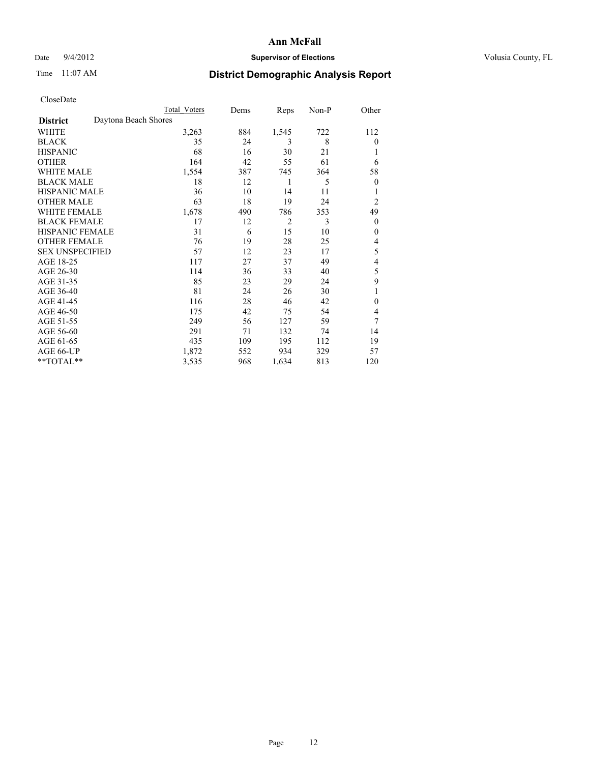# Ann McFall

Date 9/4/2012 **Supervisor of Elections** Volusia County, FL

Time 11:07 AM

## District Demographic Analysis Report

CloseDate

| | Total Voters | Dems | Reps | Non-P | Other |
|---|---|---|---|---|---|
| **District** Daytona Beach Shores | | | | | |
| WHITE | 3,263 | 884 | 1,545 | 722 | 112 |
| BLACK | 35 | 24 | 3 | 8 | 0 |
| HISPANIC | 68 | 16 | 30 | 21 | 1 |
| OTHER | 164 | 42 | 55 | 61 | 6 |
| WHITE MALE | 1,554 | 387 | 745 | 364 | 58 |
| BLACK MALE | 18 | 12 | 1 | 5 | 0 |
| HISPANIC MALE | 36 | 10 | 14 | 11 | 1 |
| OTHER MALE | 63 | 18 | 19 | 24 | 2 |
| WHITE FEMALE | 1,678 | 490 | 786 | 353 | 49 |
| BLACK FEMALE | 17 | 12 | 2 | 3 | 0 |
| HISPANIC FEMALE | 31 | 6 | 15 | 10 | 0 |
| OTHER FEMALE | 76 | 19 | 28 | 25 | 4 |
| SEX UNSPECIFIED | 57 | 12 | 23 | 17 | 5 |
| AGE 18-25 | 117 | 27 | 37 | 49 | 4 |
| AGE 26-30 | 114 | 36 | 33 | 40 | 5 |
| AGE 31-35 | 85 | 23 | 29 | 24 | 9 |
| AGE 36-40 | 81 | 24 | 26 | 30 | 1 |
| AGE 41-45 | 116 | 28 | 46 | 42 | 0 |
| AGE 46-50 | 175 | 42 | 75 | 54 | 4 |
| AGE 51-55 | 249 | 56 | 127 | 59 | 7 |
| AGE 56-60 | 291 | 71 | 132 | 74 | 14 |
| AGE 61-65 | 435 | 109 | 195 | 112 | 19 |
| AGE 66-UP | 1,872 | 552 | 934 | 329 | 57 |
| **TOTAL** | 3,535 | 968 | 1,634 | 813 | 120 |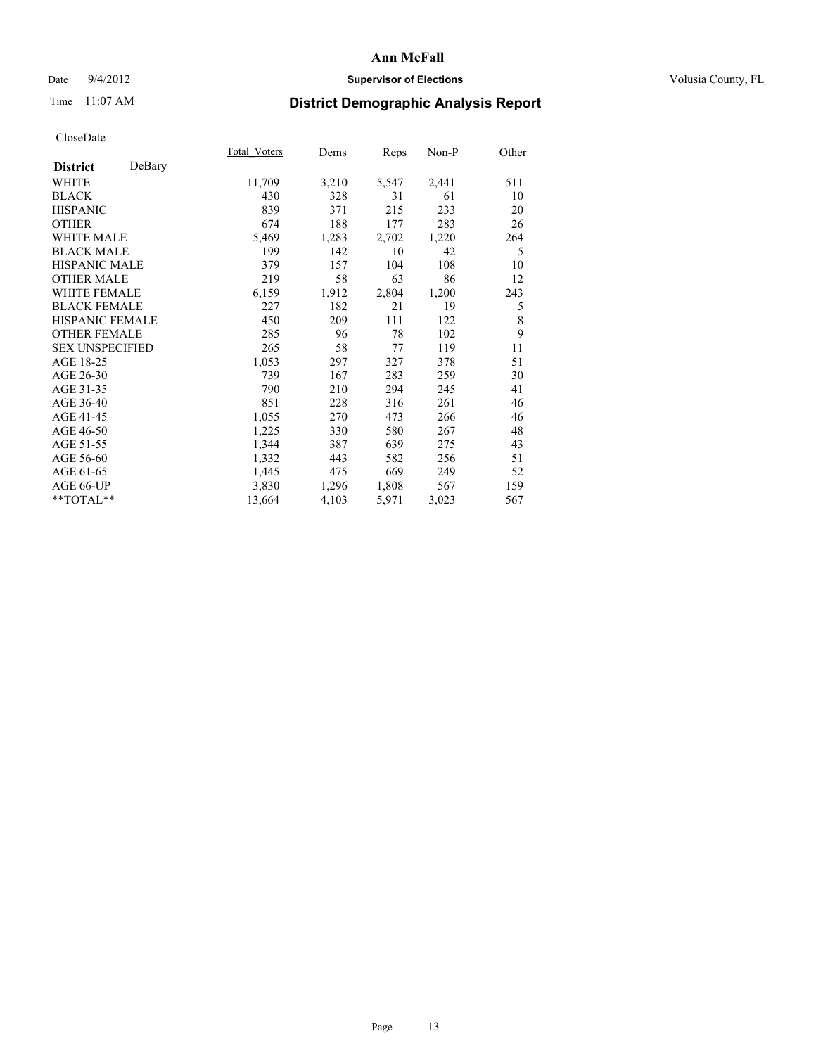# Ann McFall

Date 9/4/2012 **Supervisor of Elections** Volusia County, FL

Time 11:07 AM **District Demographic Analysis Report**

CloseDate

| **District** DeBary | Total_Voters | Dems | Reps | Non-P | Other |
|---|---|---|---|---|---|
| WHITE | 11,709 | 3,210 | 5,547 | 2,441 | 511 |
| BLACK | 430 | 328 | 31 | 61 | 10 |
| HISPANIC | 839 | 371 | 215 | 233 | 20 |
| OTHER | 674 | 188 | 177 | 283 | 26 |
| WHITE MALE | 5,469 | 1,283 | 2,702 | 1,220 | 264 |
| BLACK MALE | 199 | 142 | 10 | 42 | 5 |
| HISPANIC MALE | 379 | 157 | 104 | 108 | 10 |
| OTHER MALE | 219 | 58 | 63 | 86 | 12 |
| WHITE FEMALE | 6,159 | 1,912 | 2,804 | 1,200 | 243 |
| BLACK FEMALE | 227 | 182 | 21 | 19 | 5 |
| HISPANIC FEMALE | 450 | 209 | 111 | 122 | 8 |
| OTHER FEMALE | 285 | 96 | 78 | 102 | 9 |
| SEX UNSPECIFIED | 265 | 58 | 77 | 119 | 11 |
| AGE 18-25 | 1,053 | 297 | 327 | 378 | 51 |
| AGE 26-30 | 739 | 167 | 283 | 259 | 30 |
| AGE 31-35 | 790 | 210 | 294 | 245 | 41 |
| AGE 36-40 | 851 | 228 | 316 | 261 | 46 |
| AGE 41-45 | 1,055 | 270 | 473 | 266 | 46 |
| AGE 46-50 | 1,225 | 330 | 580 | 267 | 48 |
| AGE 51-55 | 1,344 | 387 | 639 | 275 | 43 |
| AGE 56-60 | 1,332 | 443 | 582 | 256 | 51 |
| AGE 61-65 | 1,445 | 475 | 669 | 249 | 52 |
| AGE 66-UP | 3,830 | 1,296 | 1,808 | 567 | 159 |
| **TOTAL** | 13,664 | 4,103 | 5,971 | 3,023 | 567 |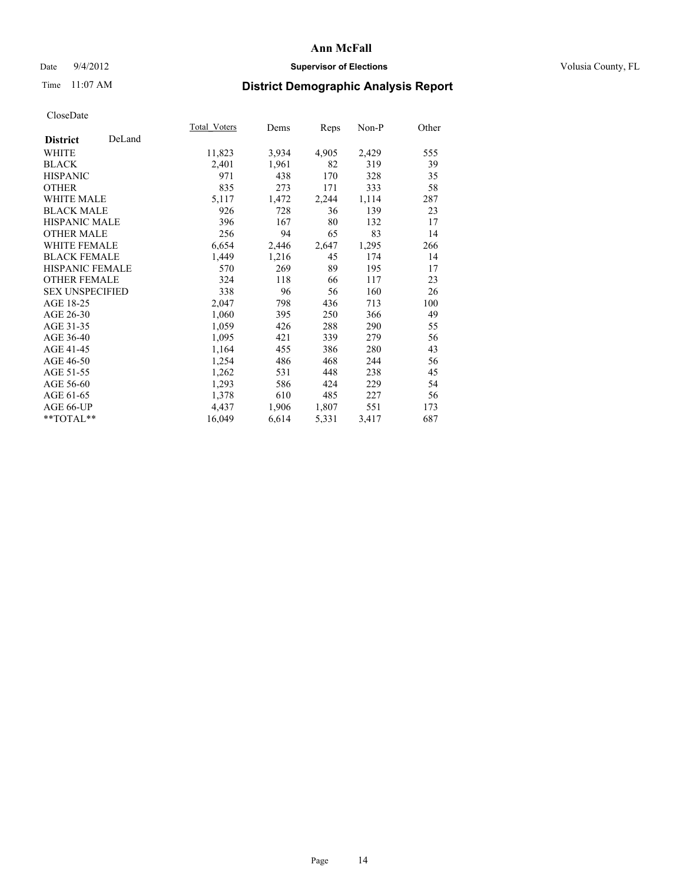# Ann McFall

Date 9/4/2012 **Supervisor of Elections** Volusia County, FL

Time 11:07 AM

## District Demographic Analysis Report

CloseDate

| **District** DeLand | Total_Voters | Dems | Reps | Non-P | Other |
|---|---|---|---|---|---|
| WHITE | 11,823 | 3,934 | 4,905 | 2,429 | 555 |
| BLACK | 2,401 | 1,961 | 82 | 319 | 39 |
| HISPANIC | 971 | 438 | 170 | 328 | 35 |
| OTHER | 835 | 273 | 171 | 333 | 58 |
| WHITE MALE | 5,117 | 1,472 | 2,244 | 1,114 | 287 |
| BLACK MALE | 926 | 728 | 36 | 139 | 23 |
| HISPANIC MALE | 396 | 167 | 80 | 132 | 17 |
| OTHER MALE | 256 | 94 | 65 | 83 | 14 |
| WHITE FEMALE | 6,654 | 2,446 | 2,647 | 1,295 | 266 |
| BLACK FEMALE | 1,449 | 1,216 | 45 | 174 | 14 |
| HISPANIC FEMALE | 570 | 269 | 89 | 195 | 17 |
| OTHER FEMALE | 324 | 118 | 66 | 117 | 23 |
| SEX UNSPECIFIED | 338 | 96 | 56 | 160 | 26 |
| AGE 18-25 | 2,047 | 798 | 436 | 713 | 100 |
| AGE 26-30 | 1,060 | 395 | 250 | 366 | 49 |
| AGE 31-35 | 1,059 | 426 | 288 | 290 | 55 |
| AGE 36-40 | 1,095 | 421 | 339 | 279 | 56 |
| AGE 41-45 | 1,164 | 455 | 386 | 280 | 43 |
| AGE 46-50 | 1,254 | 486 | 468 | 244 | 56 |
| AGE 51-55 | 1,262 | 531 | 448 | 238 | 45 |
| AGE 56-60 | 1,293 | 586 | 424 | 229 | 54 |
| AGE 61-65 | 1,378 | 610 | 485 | 227 | 56 |
| AGE 66-UP | 4,437 | 1,906 | 1,807 | 551 | 173 |
| **TOTAL** | 16,049 | 6,614 | 5,331 | 3,417 | 687 |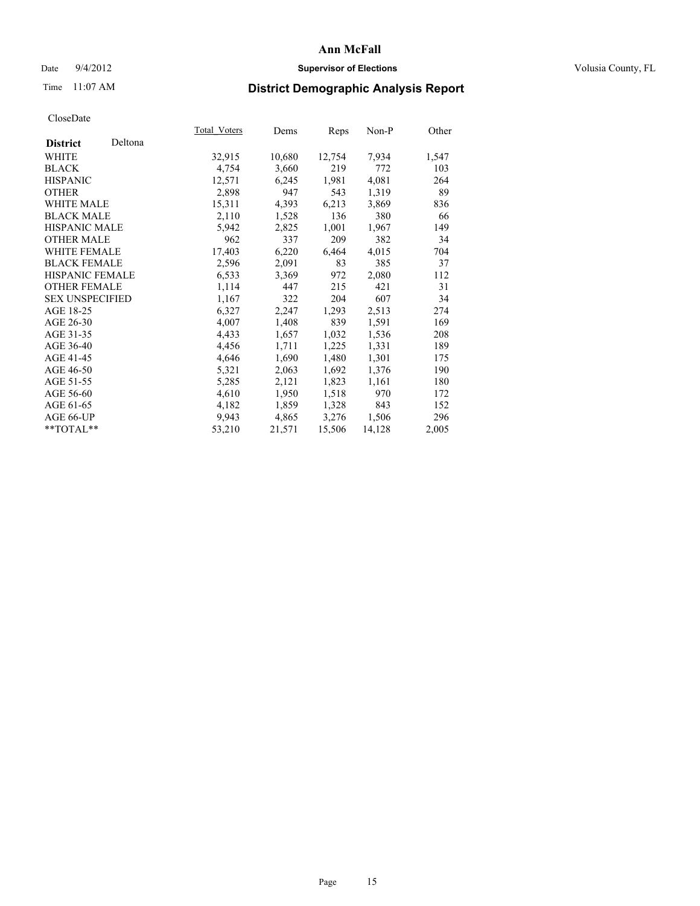# Ann McFall

Date 9/4/2012 **Supervisor of Elections** Volusia County, FL

Time 11:07 AM

## District Demographic Analysis Report

CloseDate

| **District** Deltona | Total_Voters | Dems | Reps | Non-P | Other |
|---|---|---|---|---|---|
| WHITE | 32,915 | 10,680 | 12,754 | 7,934 | 1,547 |
| BLACK | 4,754 | 3,660 | 219 | 772 | 103 |
| HISPANIC | 12,571 | 6,245 | 1,981 | 4,081 | 264 |
| OTHER | 2,898 | 947 | 543 | 1,319 | 89 |
| WHITE MALE | 15,311 | 4,393 | 6,213 | 3,869 | 836 |
| BLACK MALE | 2,110 | 1,528 | 136 | 380 | 66 |
| HISPANIC MALE | 5,942 | 2,825 | 1,001 | 1,967 | 149 |
| OTHER MALE | 962 | 337 | 209 | 382 | 34 |
| WHITE FEMALE | 17,403 | 6,220 | 6,464 | 4,015 | 704 |
| BLACK FEMALE | 2,596 | 2,091 | 83 | 385 | 37 |
| HISPANIC FEMALE | 6,533 | 3,369 | 972 | 2,080 | 112 |
| OTHER FEMALE | 1,114 | 447 | 215 | 421 | 31 |
| SEX UNSPECIFIED | 1,167 | 322 | 204 | 607 | 34 |
| AGE 18-25 | 6,327 | 2,247 | 1,293 | 2,513 | 274 |
| AGE 26-30 | 4,007 | 1,408 | 839 | 1,591 | 169 |
| AGE 31-35 | 4,433 | 1,657 | 1,032 | 1,536 | 208 |
| AGE 36-40 | 4,456 | 1,711 | 1,225 | 1,331 | 189 |
| AGE 41-45 | 4,646 | 1,690 | 1,480 | 1,301 | 175 |
| AGE 46-50 | 5,321 | 2,063 | 1,692 | 1,376 | 190 |
| AGE 51-55 | 5,285 | 2,121 | 1,823 | 1,161 | 180 |
| AGE 56-60 | 4,610 | 1,950 | 1,518 | 970 | 172 |
| AGE 61-65 | 4,182 | 1,859 | 1,328 | 843 | 152 |
| AGE 66-UP | 9,943 | 4,865 | 3,276 | 1,506 | 296 |
| **TOTAL** | 53,210 | 21,571 | 15,506 | 14,128 | 2,005 |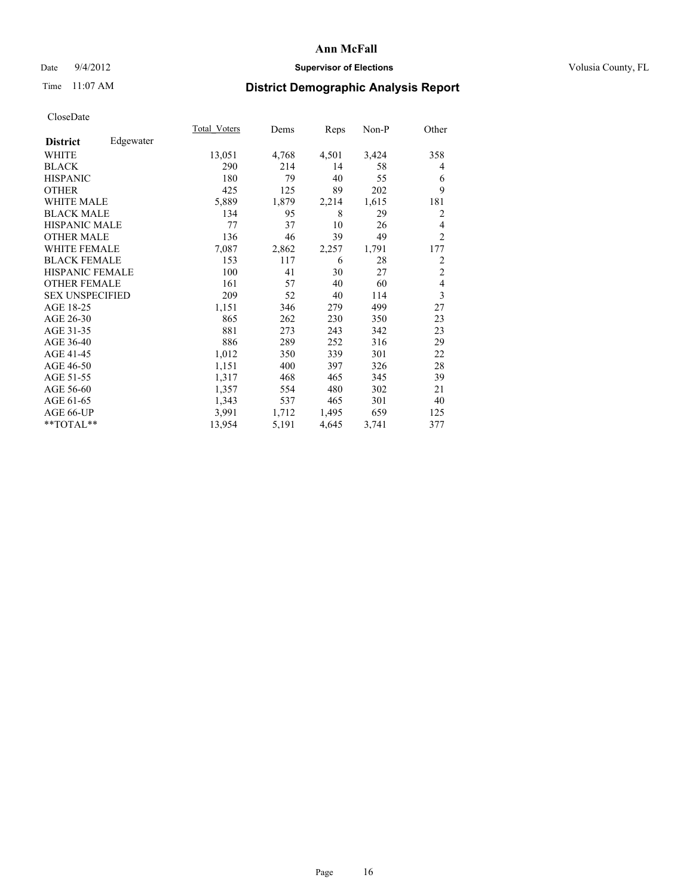# Ann McFall

Date 9/4/2012 **Supervisor of Elections** Volusia County, FL

Time 11:07 AM **District Demographic Analysis Report**

CloseDate

| **District** Edgewater | Total_Voters | Dems | Reps | Non-P | Other |
|---|---|---|---|---|---|
| WHITE | 13,051 | 4,768 | 4,501 | 3,424 | 358 |
| BLACK | 290 | 214 | 14 | 58 | 4 |
| HISPANIC | 180 | 79 | 40 | 55 | 6 |
| OTHER | 425 | 125 | 89 | 202 | 9 |
| WHITE MALE | 5,889 | 1,879 | 2,214 | 1,615 | 181 |
| BLACK MALE | 134 | 95 | 8 | 29 | 2 |
| HISPANIC MALE | 77 | 37 | 10 | 26 | 4 |
| OTHER MALE | 136 | 46 | 39 | 49 | 2 |
| WHITE FEMALE | 7,087 | 2,862 | 2,257 | 1,791 | 177 |
| BLACK FEMALE | 153 | 117 | 6 | 28 | 2 |
| HISPANIC FEMALE | 100 | 41 | 30 | 27 | 2 |
| OTHER FEMALE | 161 | 57 | 40 | 60 | 4 |
| SEX UNSPECIFIED | 209 | 52 | 40 | 114 | 3 |
| AGE 18-25 | 1,151 | 346 | 279 | 499 | 27 |
| AGE 26-30 | 865 | 262 | 230 | 350 | 23 |
| AGE 31-35 | 881 | 273 | 243 | 342 | 23 |
| AGE 36-40 | 886 | 289 | 252 | 316 | 29 |
| AGE 41-45 | 1,012 | 350 | 339 | 301 | 22 |
| AGE 46-50 | 1,151 | 400 | 397 | 326 | 28 |
| AGE 51-55 | 1,317 | 468 | 465 | 345 | 39 |
| AGE 56-60 | 1,357 | 554 | 480 | 302 | 21 |
| AGE 61-65 | 1,343 | 537 | 465 | 301 | 40 |
| AGE 66-UP | 3,991 | 1,712 | 1,495 | 659 | 125 |
| **TOTAL** | 13,954 | 5,191 | 4,645 | 3,741 | 377 |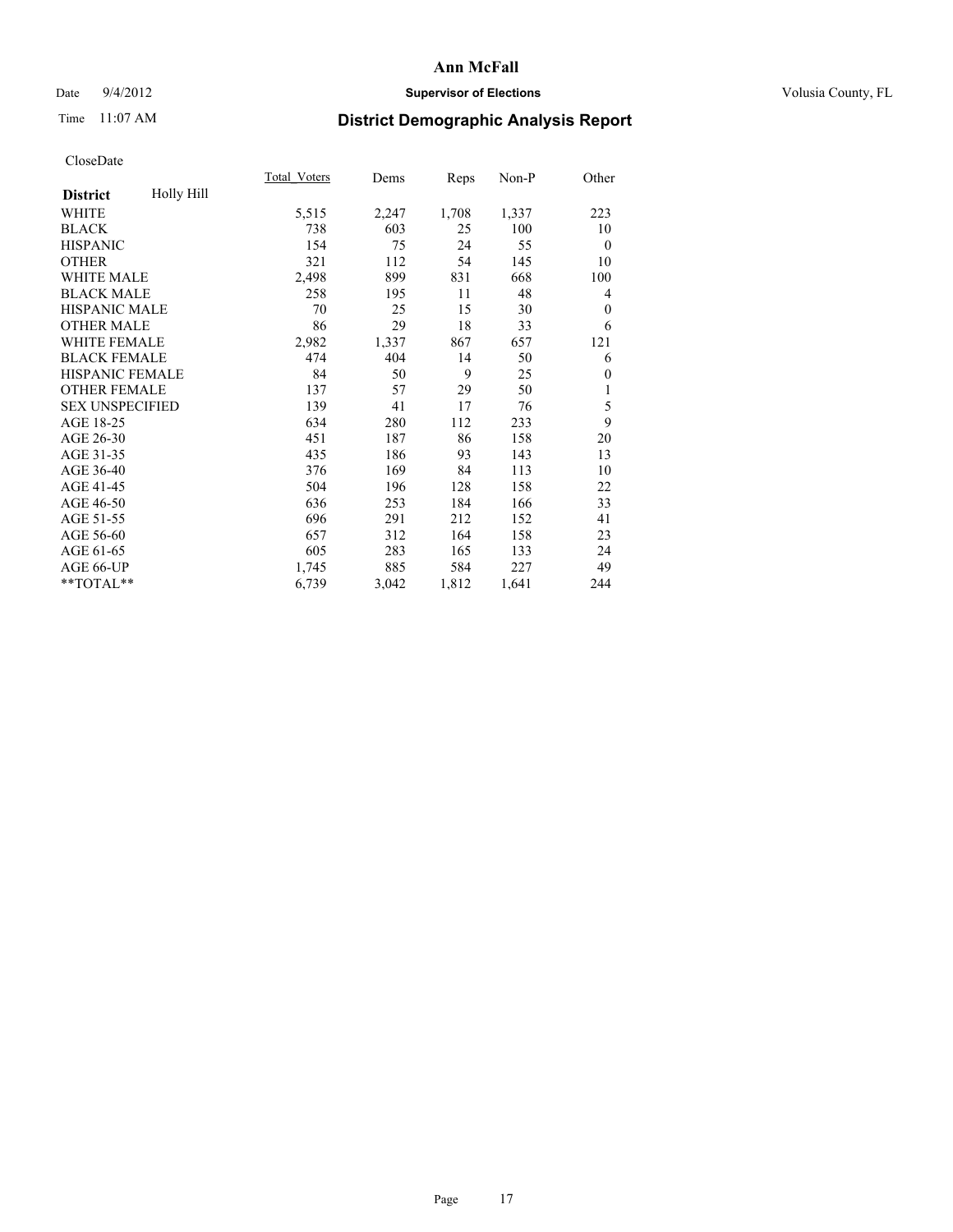# Ann McFall

Date 9/4/2012 **Supervisor of Elections** Volusia County, FL

Time 11:07 AM **District Demographic Analysis Report**

CloseDate

| **District** Holly Hill | Total_Voters | Dems | Reps | Non-P | Other |
|---|---|---|---|---|---|
| WHITE | 5,515 | 2,247 | 1,708 | 1,337 | 223 |
| BLACK | 738 | 603 | 25 | 100 | 10 |
| HISPANIC | 154 | 75 | 24 | 55 | 0 |
| OTHER | 321 | 112 | 54 | 145 | 10 |
| WHITE MALE | 2,498 | 899 | 831 | 668 | 100 |
| BLACK MALE | 258 | 195 | 11 | 48 | 4 |
| HISPANIC MALE | 70 | 25 | 15 | 30 | 0 |
| OTHER MALE | 86 | 29 | 18 | 33 | 6 |
| WHITE FEMALE | 2,982 | 1,337 | 867 | 657 | 121 |
| BLACK FEMALE | 474 | 404 | 14 | 50 | 6 |
| HISPANIC FEMALE | 84 | 50 | 9 | 25 | 0 |
| OTHER FEMALE | 137 | 57 | 29 | 50 | 1 |
| SEX UNSPECIFIED | 139 | 41 | 17 | 76 | 5 |
| AGE 18-25 | 634 | 280 | 112 | 233 | 9 |
| AGE 26-30 | 451 | 187 | 86 | 158 | 20 |
| AGE 31-35 | 435 | 186 | 93 | 143 | 13 |
| AGE 36-40 | 376 | 169 | 84 | 113 | 10 |
| AGE 41-45 | 504 | 196 | 128 | 158 | 22 |
| AGE 46-50 | 636 | 253 | 184 | 166 | 33 |
| AGE 51-55 | 696 | 291 | 212 | 152 | 41 |
| AGE 56-60 | 657 | 312 | 164 | 158 | 23 |
| AGE 61-65 | 605 | 283 | 165 | 133 | 24 |
| AGE 66-UP | 1,745 | 885 | 584 | 227 | 49 |
| **TOTAL** | 6,739 | 3,042 | 1,812 | 1,641 | 244 |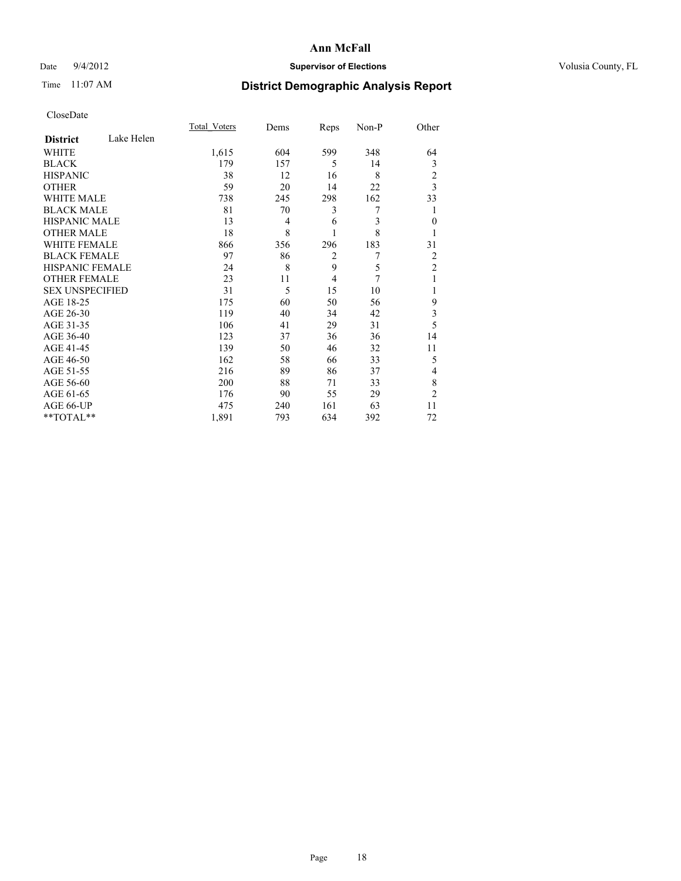# Ann McFall

Date 9/4/2012 **Supervisor of Elections** Volusia County, FL

Time 11:07 AM **District Demographic Analysis Report**

CloseDate

| **District** Lake Helen | Total_Voters | Dems | Reps | Non-P | Other |
|---|---|---|---|---|---|
| WHITE | 1,615 | 604 | 599 | 348 | 64 |
| BLACK | 179 | 157 | 5 | 14 | 3 |
| HISPANIC | 38 | 12 | 16 | 8 | 2 |
| OTHER | 59 | 20 | 14 | 22 | 3 |
| WHITE MALE | 738 | 245 | 298 | 162 | 33 |
| BLACK MALE | 81 | 70 | 3 | 7 | 1 |
| HISPANIC MALE | 13 | 4 | 6 | 3 | 0 |
| OTHER MALE | 18 | 8 | 1 | 8 | 1 |
| WHITE FEMALE | 866 | 356 | 296 | 183 | 31 |
| BLACK FEMALE | 97 | 86 | 2 | 7 | 2 |
| HISPANIC FEMALE | 24 | 8 | 9 | 5 | 2 |
| OTHER FEMALE | 23 | 11 | 4 | 7 | 1 |
| SEX UNSPECIFIED | 31 | 5 | 15 | 10 | 1 |
| AGE 18-25 | 175 | 60 | 50 | 56 | 9 |
| AGE 26-30 | 119 | 40 | 34 | 42 | 3 |
| AGE 31-35 | 106 | 41 | 29 | 31 | 5 |
| AGE 36-40 | 123 | 37 | 36 | 36 | 14 |
| AGE 41-45 | 139 | 50 | 46 | 32 | 11 |
| AGE 46-50 | 162 | 58 | 66 | 33 | 5 |
| AGE 51-55 | 216 | 89 | 86 | 37 | 4 |
| AGE 56-60 | 200 | 88 | 71 | 33 | 8 |
| AGE 61-65 | 176 | 90 | 55 | 29 | 2 |
| AGE 66-UP | 475 | 240 | 161 | 63 | 11 |
| **TOTAL** | 1,891 | 793 | 634 | 392 | 72 |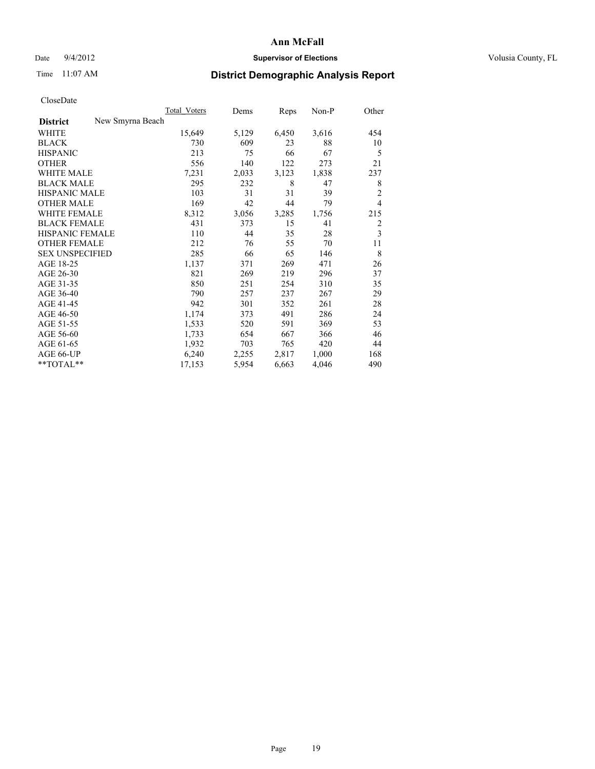# Ann McFall

Date 9/4/2012 **Supervisor of Elections** Volusia County, FL

Time 11:07 AM

## District Demographic Analysis Report

CloseDate

| | Total_Voters | Dems | Reps | Non-P | Other |
|---|---|---|---|---|---|
| **District** New Smyrna Beach | | | | | |
| WHITE | 15,649 | 5,129 | 6,450 | 3,616 | 454 |
| BLACK | 730 | 609 | 23 | 88 | 10 |
| HISPANIC | 213 | 75 | 66 | 67 | 5 |
| OTHER | 556 | 140 | 122 | 273 | 21 |
| WHITE MALE | 7,231 | 2,033 | 3,123 | 1,838 | 237 |
| BLACK MALE | 295 | 232 | 8 | 47 | 8 |
| HISPANIC MALE | 103 | 31 | 31 | 39 | 2 |
| OTHER MALE | 169 | 42 | 44 | 79 | 4 |
| WHITE FEMALE | 8,312 | 3,056 | 3,285 | 1,756 | 215 |
| BLACK FEMALE | 431 | 373 | 15 | 41 | 2 |
| HISPANIC FEMALE | 110 | 44 | 35 | 28 | 3 |
| OTHER FEMALE | 212 | 76 | 55 | 70 | 11 |
| SEX UNSPECIFIED | 285 | 66 | 65 | 146 | 8 |
| AGE 18-25 | 1,137 | 371 | 269 | 471 | 26 |
| AGE 26-30 | 821 | 269 | 219 | 296 | 37 |
| AGE 31-35 | 850 | 251 | 254 | 310 | 35 |
| AGE 36-40 | 790 | 257 | 237 | 267 | 29 |
| AGE 41-45 | 942 | 301 | 352 | 261 | 28 |
| AGE 46-50 | 1,174 | 373 | 491 | 286 | 24 |
| AGE 51-55 | 1,533 | 520 | 591 | 369 | 53 |
| AGE 56-60 | 1,733 | 654 | 667 | 366 | 46 |
| AGE 61-65 | 1,932 | 703 | 765 | 420 | 44 |
| AGE 66-UP | 6,240 | 2,255 | 2,817 | 1,000 | 168 |
| **TOTAL** | 17,153 | 5,954 | 6,663 | 4,046 | 490 |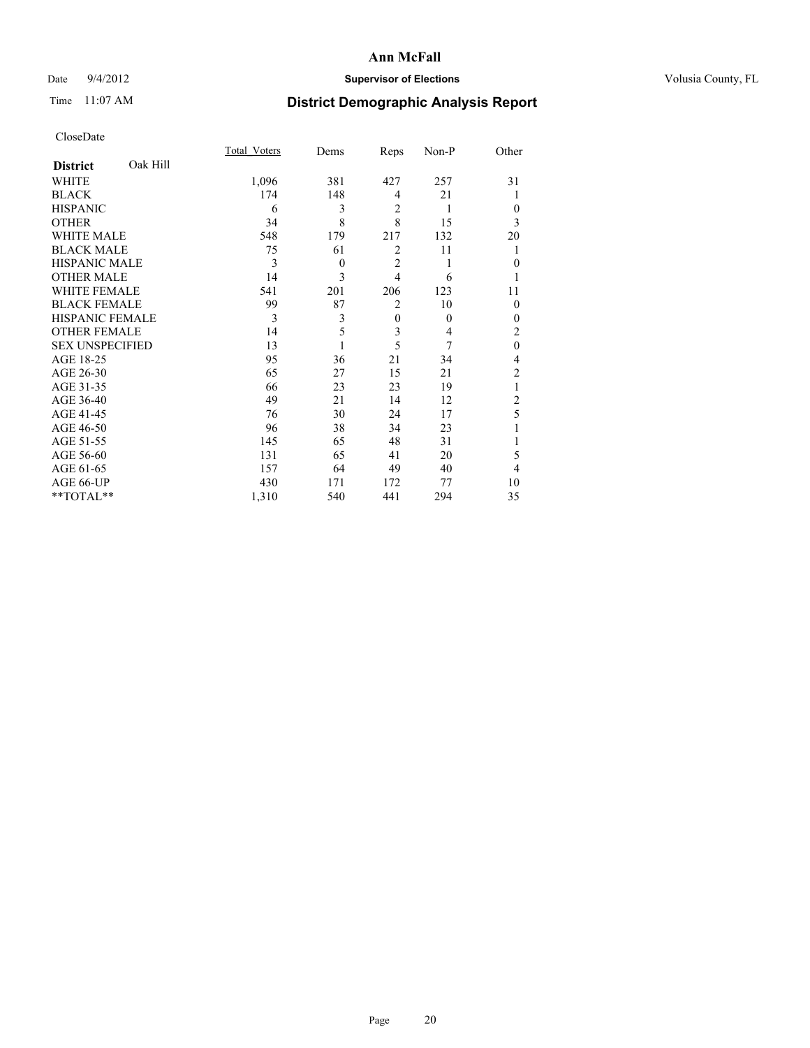# Ann McFall

Date 9/4/2012 **Supervisor of Elections** Volusia County, FL

Time 11:07 AM **District Demographic Analysis Report**

CloseDate

| **District** Oak Hill | Total_Voters | Dems | Reps | Non-P | Other |
|---|---|---|---|---|---|
| WHITE | 1,096 | 381 | 427 | 257 | 31 |
| BLACK | 174 | 148 | 4 | 21 | 1 |
| HISPANIC | 6 | 3 | 2 | 1 | 0 |
| OTHER | 34 | 8 | 8 | 15 | 3 |
| WHITE MALE | 548 | 179 | 217 | 132 | 20 |
| BLACK MALE | 75 | 61 | 2 | 11 | 1 |
| HISPANIC MALE | 3 | 0 | 2 | 1 | 0 |
| OTHER MALE | 14 | 3 | 4 | 6 | 1 |
| WHITE FEMALE | 541 | 201 | 206 | 123 | 11 |
| BLACK FEMALE | 99 | 87 | 2 | 10 | 0 |
| HISPANIC FEMALE | 3 | 3 | 0 | 0 | 0 |
| OTHER FEMALE | 14 | 5 | 3 | 4 | 2 |
| SEX UNSPECIFIED | 13 | 1 | 5 | 7 | 0 |
| AGE 18-25 | 95 | 36 | 21 | 34 | 4 |
| AGE 26-30 | 65 | 27 | 15 | 21 | 2 |
| AGE 31-35 | 66 | 23 | 23 | 19 | 1 |
| AGE 36-40 | 49 | 21 | 14 | 12 | 2 |
| AGE 41-45 | 76 | 30 | 24 | 17 | 5 |
| AGE 46-50 | 96 | 38 | 34 | 23 | 1 |
| AGE 51-55 | 145 | 65 | 48 | 31 | 1 |
| AGE 56-60 | 131 | 65 | 41 | 20 | 5 |
| AGE 61-65 | 157 | 64 | 49 | 40 | 4 |
| AGE 66-UP | 430 | 171 | 172 | 77 | 10 |
| **TOTAL** | 1,310 | 540 | 441 | 294 | 35 |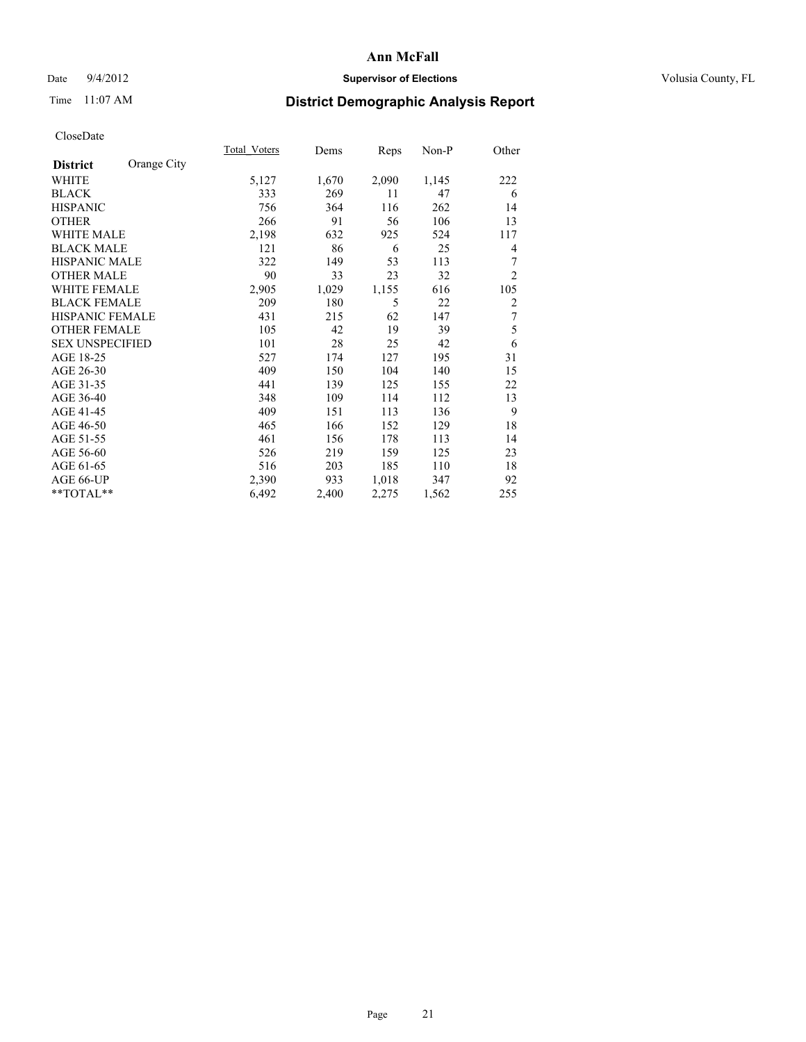# Ann McFall

Date 9/4/2012 **Supervisor of Elections** Volusia County, FL

Time 11:07 AM **District Demographic Analysis Report**

CloseDate

| **District** Orange City | Total_Voters | Dems | Reps | Non-P | Other |
|---|---|---|---|---|---|
| WHITE | 5,127 | 1,670 | 2,090 | 1,145 | 222 |
| BLACK | 333 | 269 | 11 | 47 | 6 |
| HISPANIC | 756 | 364 | 116 | 262 | 14 |
| OTHER | 266 | 91 | 56 | 106 | 13 |
| WHITE MALE | 2,198 | 632 | 925 | 524 | 117 |
| BLACK MALE | 121 | 86 | 6 | 25 | 4 |
| HISPANIC MALE | 322 | 149 | 53 | 113 | 7 |
| OTHER MALE | 90 | 33 | 23 | 32 | 2 |
| WHITE FEMALE | 2,905 | 1,029 | 1,155 | 616 | 105 |
| BLACK FEMALE | 209 | 180 | 5 | 22 | 2 |
| HISPANIC FEMALE | 431 | 215 | 62 | 147 | 7 |
| OTHER FEMALE | 105 | 42 | 19 | 39 | 5 |
| SEX UNSPECIFIED | 101 | 28 | 25 | 42 | 6 |
| AGE 18-25 | 527 | 174 | 127 | 195 | 31 |
| AGE 26-30 | 409 | 150 | 104 | 140 | 15 |
| AGE 31-35 | 441 | 139 | 125 | 155 | 22 |
| AGE 36-40 | 348 | 109 | 114 | 112 | 13 |
| AGE 41-45 | 409 | 151 | 113 | 136 | 9 |
| AGE 46-50 | 465 | 166 | 152 | 129 | 18 |
| AGE 51-55 | 461 | 156 | 178 | 113 | 14 |
| AGE 56-60 | 526 | 219 | 159 | 125 | 23 |
| AGE 61-65 | 516 | 203 | 185 | 110 | 18 |
| AGE 66-UP | 2,390 | 933 | 1,018 | 347 | 92 |
| **TOTAL** | 6,492 | 2,400 | 2,275 | 1,562 | 255 |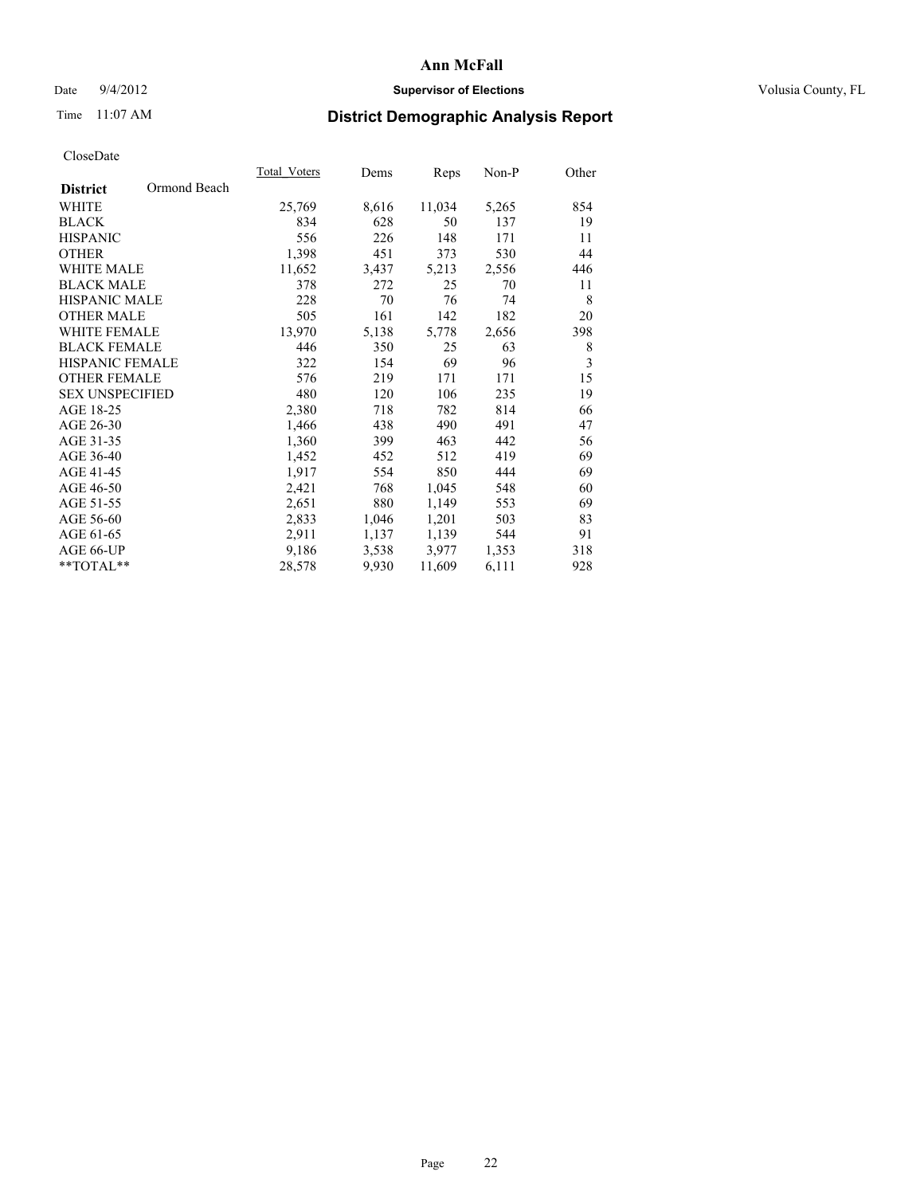# Ann McFall

Date 9/4/2012 **Supervisor of Elections** Volusia County, FL

Time 11:07 AM **District Demographic Analysis Report**

CloseDate

| **District** Ormond Beach | Total_Voters | Dems | Reps | Non-P | Other |
|---|---|---|---|---|---|
| WHITE | 25,769 | 8,616 | 11,034 | 5,265 | 854 |
| BLACK | 834 | 628 | 50 | 137 | 19 |
| HISPANIC | 556 | 226 | 148 | 171 | 11 |
| OTHER | 1,398 | 451 | 373 | 530 | 44 |
| WHITE MALE | 11,652 | 3,437 | 5,213 | 2,556 | 446 |
| BLACK MALE | 378 | 272 | 25 | 70 | 11 |
| HISPANIC MALE | 228 | 70 | 76 | 74 | 8 |
| OTHER MALE | 505 | 161 | 142 | 182 | 20 |
| WHITE FEMALE | 13,970 | 5,138 | 5,778 | 2,656 | 398 |
| BLACK FEMALE | 446 | 350 | 25 | 63 | 8 |
| HISPANIC FEMALE | 322 | 154 | 69 | 96 | 3 |
| OTHER FEMALE | 576 | 219 | 171 | 171 | 15 |
| SEX UNSPECIFIED | 480 | 120 | 106 | 235 | 19 |
| AGE 18-25 | 2,380 | 718 | 782 | 814 | 66 |
| AGE 26-30 | 1,466 | 438 | 490 | 491 | 47 |
| AGE 31-35 | 1,360 | 399 | 463 | 442 | 56 |
| AGE 36-40 | 1,452 | 452 | 512 | 419 | 69 |
| AGE 41-45 | 1,917 | 554 | 850 | 444 | 69 |
| AGE 46-50 | 2,421 | 768 | 1,045 | 548 | 60 |
| AGE 51-55 | 2,651 | 880 | 1,149 | 553 | 69 |
| AGE 56-60 | 2,833 | 1,046 | 1,201 | 503 | 83 |
| AGE 61-65 | 2,911 | 1,137 | 1,139 | 544 | 91 |
| AGE 66-UP | 9,186 | 3,538 | 3,977 | 1,353 | 318 |
| **TOTAL** | 28,578 | 9,930 | 11,609 | 6,111 | 928 |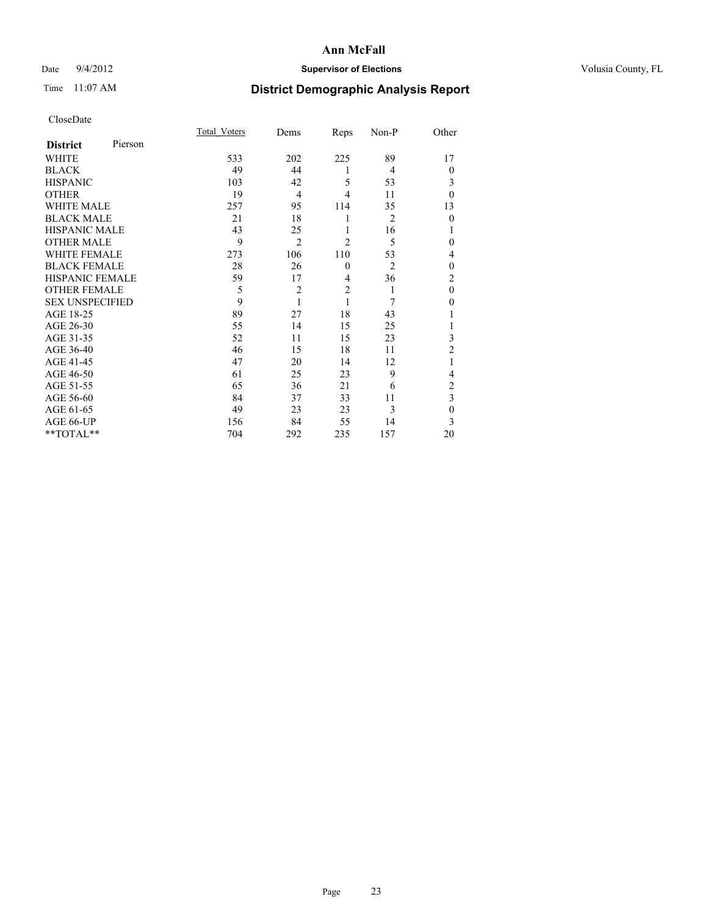# Ann McFall

Date 9/4/2012 **Supervisor of Elections** Volusia County, FL

Time 11:07 AM **District Demographic Analysis Report**

CloseDate

| **District** Pierson | Total_Voters | Dems | Reps | Non-P | Other |
|---|---|---|---|---|---|
| WHITE | 533 | 202 | 225 | 89 | 17 |
| BLACK | 49 | 44 | 1 | 4 | 0 |
| HISPANIC | 103 | 42 | 5 | 53 | 3 |
| OTHER | 19 | 4 | 4 | 11 | 0 |
| WHITE MALE | 257 | 95 | 114 | 35 | 13 |
| BLACK MALE | 21 | 18 | 1 | 2 | 0 |
| HISPANIC MALE | 43 | 25 | 1 | 16 | 1 |
| OTHER MALE | 9 | 2 | 2 | 5 | 0 |
| WHITE FEMALE | 273 | 106 | 110 | 53 | 4 |
| BLACK FEMALE | 28 | 26 | 0 | 2 | 0 |
| HISPANIC FEMALE | 59 | 17 | 4 | 36 | 2 |
| OTHER FEMALE | 5 | 2 | 2 | 1 | 0 |
| SEX UNSPECIFIED | 9 | 1 | 1 | 7 | 0 |
| AGE 18-25 | 89 | 27 | 18 | 43 | 1 |
| AGE 26-30 | 55 | 14 | 15 | 25 | 1 |
| AGE 31-35 | 52 | 11 | 15 | 23 | 3 |
| AGE 36-40 | 46 | 15 | 18 | 11 | 2 |
| AGE 41-45 | 47 | 20 | 14 | 12 | 1 |
| AGE 46-50 | 61 | 25 | 23 | 9 | 4 |
| AGE 51-55 | 65 | 36 | 21 | 6 | 2 |
| AGE 56-60 | 84 | 37 | 33 | 11 | 3 |
| AGE 61-65 | 49 | 23 | 23 | 3 | 0 |
| AGE 66-UP | 156 | 84 | 55 | 14 | 3 |
| **TOTAL** | 704 | 292 | 235 | 157 | 20 |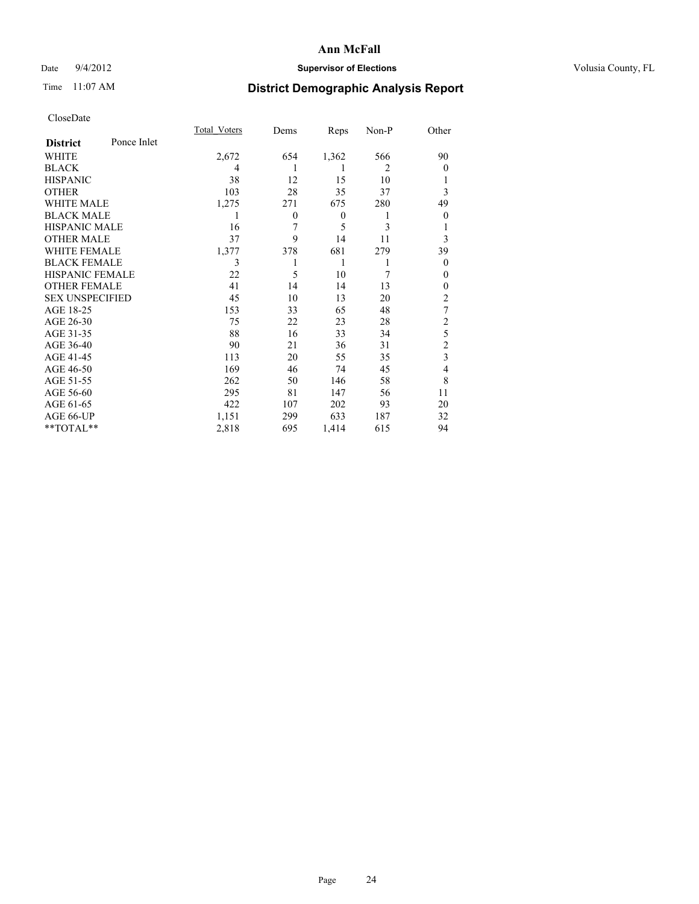# Ann McFall

Date 9/4/2012 **Supervisor of Elections** Volusia County, FL

Time 11:07 AM **District Demographic Analysis Report**

CloseDate

| **District** Ponce Inlet | Total_Voters | Dems | Reps | Non-P | Other |
|---|---|---|---|---|---|
| WHITE | 2,672 | 654 | 1,362 | 566 | 90 |
| BLACK | 4 | 1 | 1 | 2 | 0 |
| HISPANIC | 38 | 12 | 15 | 10 | 1 |
| OTHER | 103 | 28 | 35 | 37 | 3 |
| WHITE MALE | 1,275 | 271 | 675 | 280 | 49 |
| BLACK MALE | 1 | 0 | 0 | 1 | 0 |
| HISPANIC MALE | 16 | 7 | 5 | 3 | 1 |
| OTHER MALE | 37 | 9 | 14 | 11 | 3 |
| WHITE FEMALE | 1,377 | 378 | 681 | 279 | 39 |
| BLACK FEMALE | 3 | 1 | 1 | 1 | 0 |
| HISPANIC FEMALE | 22 | 5 | 10 | 7 | 0 |
| OTHER FEMALE | 41 | 14 | 14 | 13 | 0 |
| SEX UNSPECIFIED | 45 | 10 | 13 | 20 | 2 |
| AGE 18-25 | 153 | 33 | 65 | 48 | 7 |
| AGE 26-30 | 75 | 22 | 23 | 28 | 2 |
| AGE 31-35 | 88 | 16 | 33 | 34 | 5 |
| AGE 36-40 | 90 | 21 | 36 | 31 | 2 |
| AGE 41-45 | 113 | 20 | 55 | 35 | 3 |
| AGE 46-50 | 169 | 46 | 74 | 45 | 4 |
| AGE 51-55 | 262 | 50 | 146 | 58 | 8 |
| AGE 56-60 | 295 | 81 | 147 | 56 | 11 |
| AGE 61-65 | 422 | 107 | 202 | 93 | 20 |
| AGE 66-UP | 1,151 | 299 | 633 | 187 | 32 |
| **TOTAL** | 2,818 | 695 | 1,414 | 615 | 94 |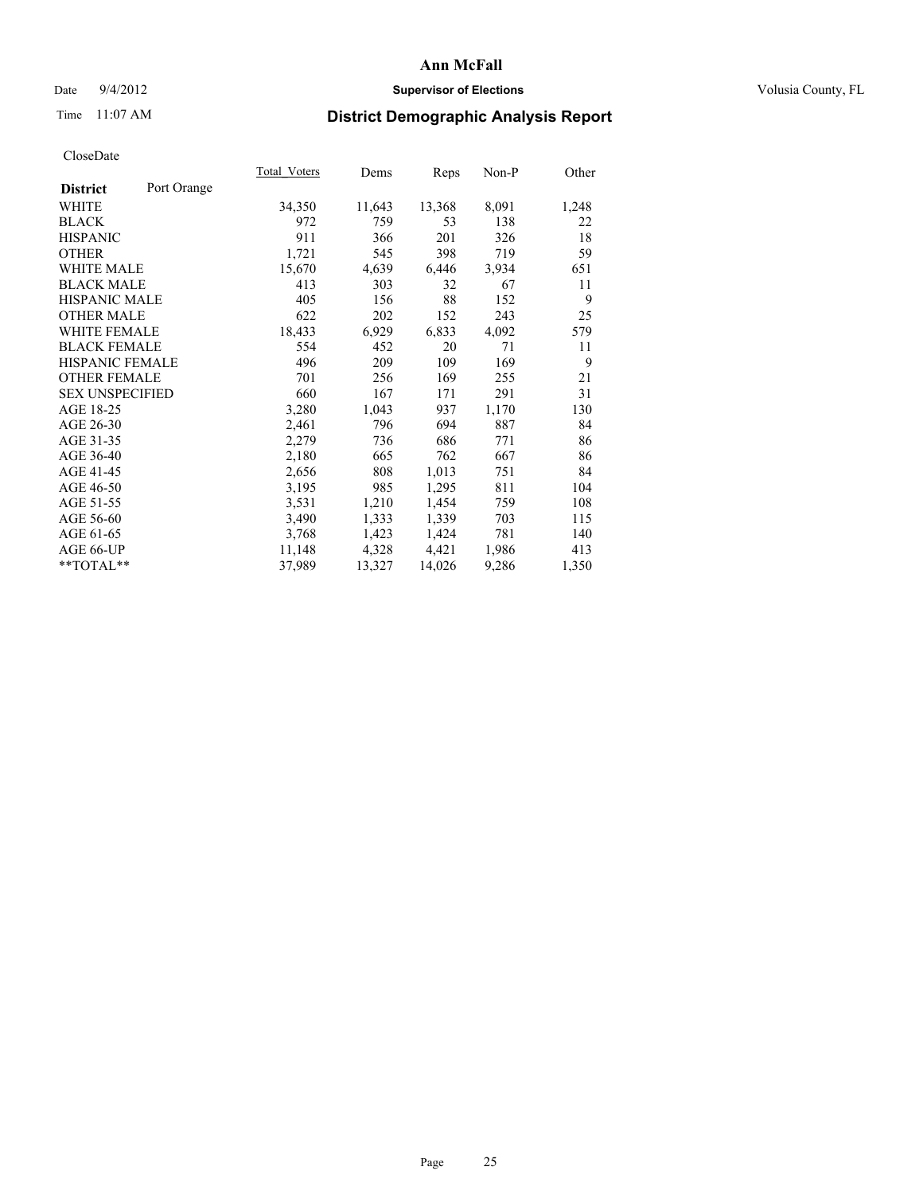# Ann McFall

Date 9/4/2012 **Supervisor of Elections** Volusia County, FL

Time 11:07 AM **District Demographic Analysis Report**

CloseDate

| **District** Port Orange | Total_Voters | Dems | Reps | Non-P | Other |
|---|---|---|---|---|---|
| WHITE | 34,350 | 11,643 | 13,368 | 8,091 | 1,248 |
| BLACK | 972 | 759 | 53 | 138 | 22 |
| HISPANIC | 911 | 366 | 201 | 326 | 18 |
| OTHER | 1,721 | 545 | 398 | 719 | 59 |
| WHITE MALE | 15,670 | 4,639 | 6,446 | 3,934 | 651 |
| BLACK MALE | 413 | 303 | 32 | 67 | 11 |
| HISPANIC MALE | 405 | 156 | 88 | 152 | 9 |
| OTHER MALE | 622 | 202 | 152 | 243 | 25 |
| WHITE FEMALE | 18,433 | 6,929 | 6,833 | 4,092 | 579 |
| BLACK FEMALE | 554 | 452 | 20 | 71 | 11 |
| HISPANIC FEMALE | 496 | 209 | 109 | 169 | 9 |
| OTHER FEMALE | 701 | 256 | 169 | 255 | 21 |
| SEX UNSPECIFIED | 660 | 167 | 171 | 291 | 31 |
| AGE 18-25 | 3,280 | 1,043 | 937 | 1,170 | 130 |
| AGE 26-30 | 2,461 | 796 | 694 | 887 | 84 |
| AGE 31-35 | 2,279 | 736 | 686 | 771 | 86 |
| AGE 36-40 | 2,180 | 665 | 762 | 667 | 86 |
| AGE 41-45 | 2,656 | 808 | 1,013 | 751 | 84 |
| AGE 46-50 | 3,195 | 985 | 1,295 | 811 | 104 |
| AGE 51-55 | 3,531 | 1,210 | 1,454 | 759 | 108 |
| AGE 56-60 | 3,490 | 1,333 | 1,339 | 703 | 115 |
| AGE 61-65 | 3,768 | 1,423 | 1,424 | 781 | 140 |
| AGE 66-UP | 11,148 | 4,328 | 4,421 | 1,986 | 413 |
| **TOTAL** | 37,989 | 13,327 | 14,026 | 9,286 | 1,350 |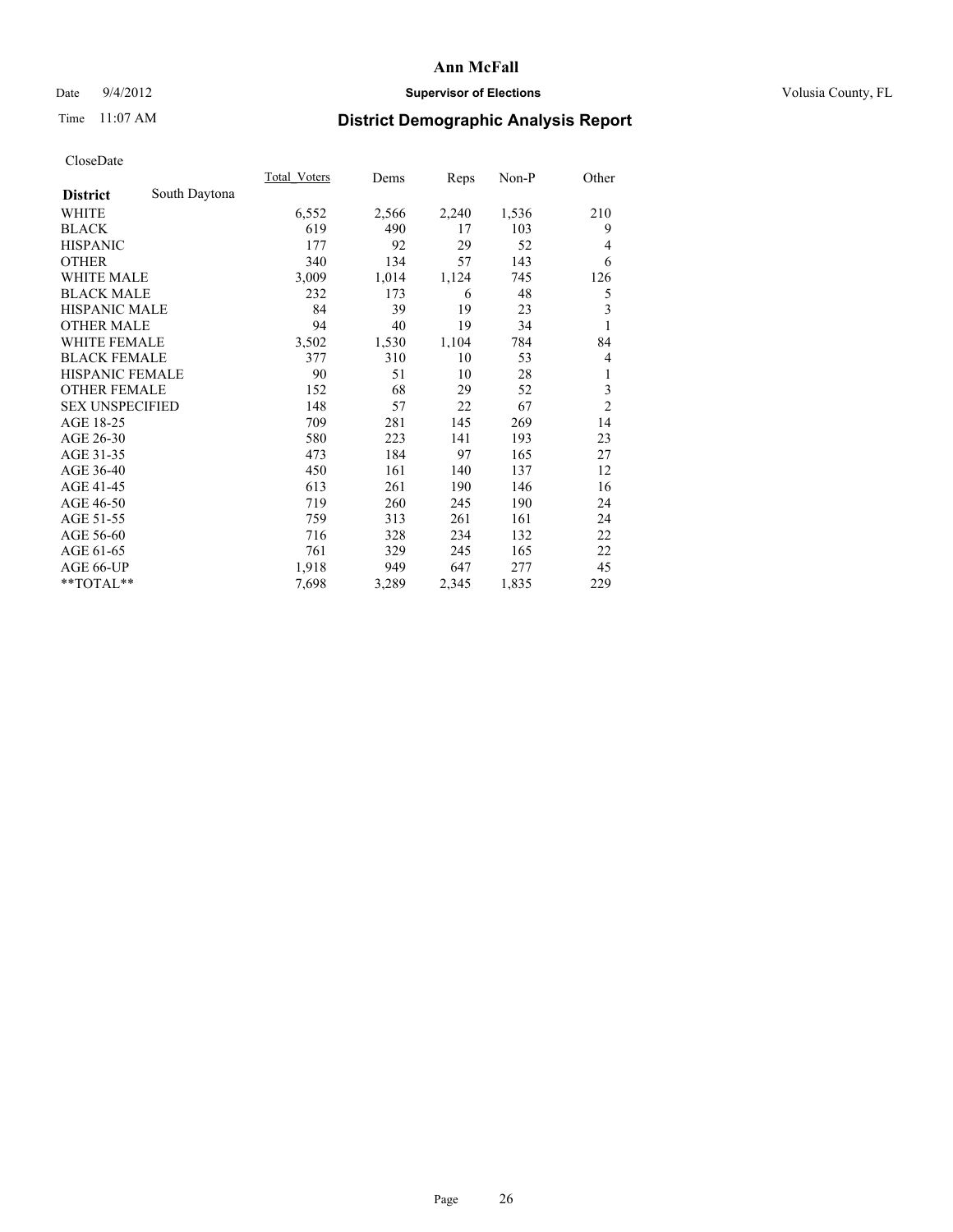**Ann McFall**

Date 9/4/2012 **Supervisor of Elections** Volusia County, FL

Time 11:07 AM

# District Demographic Analysis Report

CloseDate

| | Total_Voters | Dems | Reps | Non-P | Other |
|---|---|---|---|---|---|
| **District** South Daytona | | | | | |
| WHITE | 6,552 | 2,566 | 2,240 | 1,536 | 210 |
| BLACK | 619 | 490 | 17 | 103 | 9 |
| HISPANIC | 177 | 92 | 29 | 52 | 4 |
| OTHER | 340 | 134 | 57 | 143 | 6 |
| WHITE MALE | 3,009 | 1,014 | 1,124 | 745 | 126 |
| BLACK MALE | 232 | 173 | 6 | 48 | 5 |
| HISPANIC MALE | 84 | 39 | 19 | 23 | 3 |
| OTHER MALE | 94 | 40 | 19 | 34 | 1 |
| WHITE FEMALE | 3,502 | 1,530 | 1,104 | 784 | 84 |
| BLACK FEMALE | 377 | 310 | 10 | 53 | 4 |
| HISPANIC FEMALE | 90 | 51 | 10 | 28 | 1 |
| OTHER FEMALE | 152 | 68 | 29 | 52 | 3 |
| SEX UNSPECIFIED | 148 | 57 | 22 | 67 | 2 |
| AGE 18-25 | 709 | 281 | 145 | 269 | 14 |
| AGE 26-30 | 580 | 223 | 141 | 193 | 23 |
| AGE 31-35 | 473 | 184 | 97 | 165 | 27 |
| AGE 36-40 | 450 | 161 | 140 | 137 | 12 |
| AGE 41-45 | 613 | 261 | 190 | 146 | 16 |
| AGE 46-50 | 719 | 260 | 245 | 190 | 24 |
| AGE 51-55 | 759 | 313 | 261 | 161 | 24 |
| AGE 56-60 | 716 | 328 | 234 | 132 | 22 |
| AGE 61-65 | 761 | 329 | 245 | 165 | 22 |
| AGE 66-UP | 1,918 | 949 | 647 | 277 | 45 |
| **TOTAL** | 7,698 | 3,289 | 2,345 | 1,835 | 229 |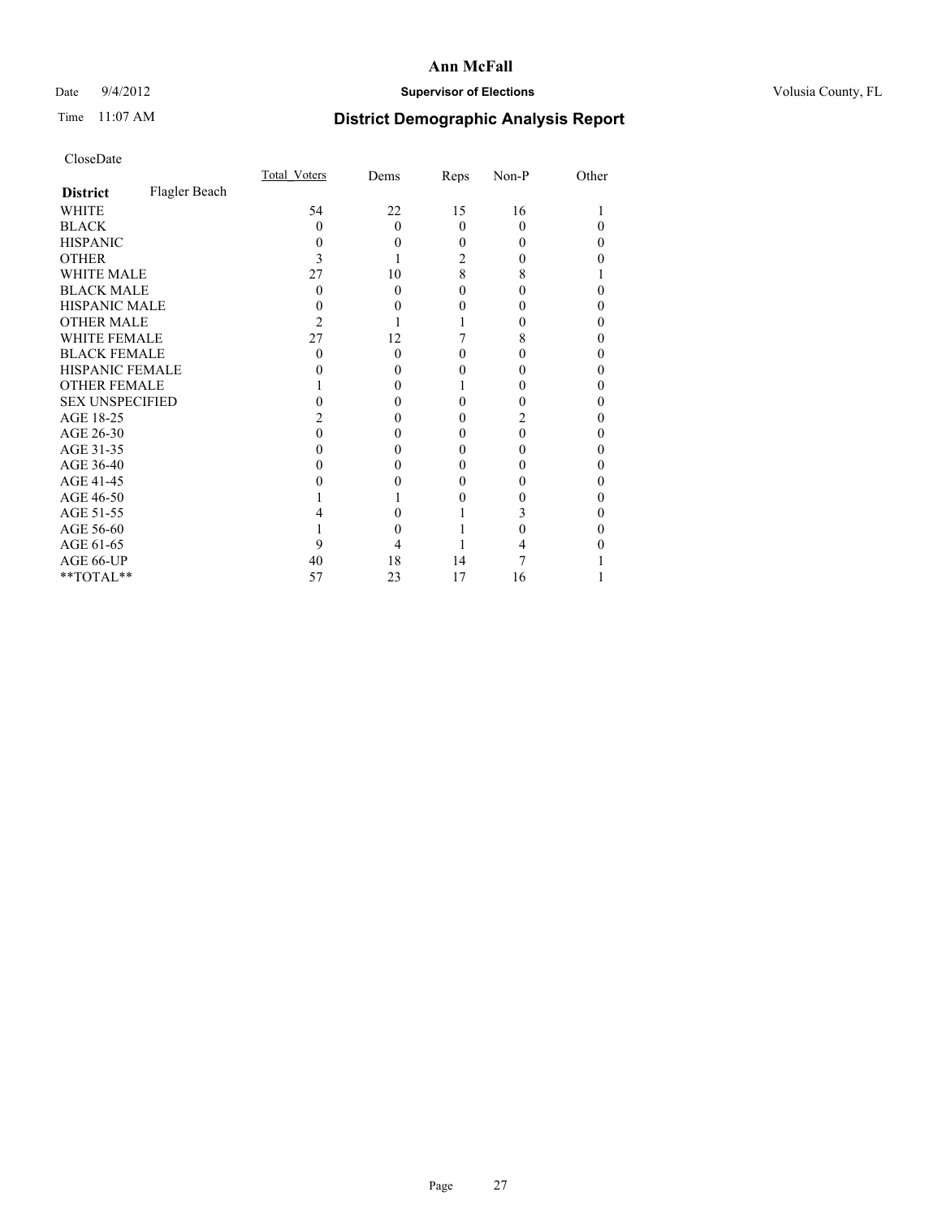# Ann McFall

Date 9/4/2012 **Supervisor of Elections** Volusia County, FL

Time 11:07 AM

## District Demographic Analysis Report

CloseDate

| District | Flagler Beach | Total_Voters | Dems | Reps | Non-P | Other |
|---|---|---|---|---|---|---|
| WHITE | | 54 | 22 | 15 | 16 | 1 |
| BLACK | | 0 | 0 | 0 | 0 | 0 |
| HISPANIC | | 0 | 0 | 0 | 0 | 0 |
| OTHER | | 3 | 1 | 2 | 0 | 0 |
| WHITE MALE | | 27 | 10 | 8 | 8 | 1 |
| BLACK MALE | | 0 | 0 | 0 | 0 | 0 |
| HISPANIC MALE | | 0 | 0 | 0 | 0 | 0 |
| OTHER MALE | | 2 | 1 | 1 | 0 | 0 |
| WHITE FEMALE | | 27 | 12 | 7 | 8 | 0 |
| BLACK FEMALE | | 0 | 0 | 0 | 0 | 0 |
| HISPANIC FEMALE | | 0 | 0 | 0 | 0 | 0 |
| OTHER FEMALE | | 1 | 0 | 1 | 0 | 0 |
| SEX UNSPECIFIED | | 0 | 0 | 0 | 0 | 0 |
| AGE 18-25 | | 2 | 0 | 0 | 2 | 0 |
| AGE 26-30 | | 0 | 0 | 0 | 0 | 0 |
| AGE 31-35 | | 0 | 0 | 0 | 0 | 0 |
| AGE 36-40 | | 0 | 0 | 0 | 0 | 0 |
| AGE 41-45 | | 0 | 0 | 0 | 0 | 0 |
| AGE 46-50 | | 1 | 1 | 0 | 0 | 0 |
| AGE 51-55 | | 4 | 0 | 1 | 3 | 0 |
| AGE 56-60 | | 1 | 0 | 1 | 0 | 0 |
| AGE 61-65 | | 9 | 4 | 1 | 4 | 0 |
| AGE 66-UP | | 40 | 18 | 14 | 7 | 1 |
| **TOTAL** | | 57 | 23 | 17 | 16 | 1 |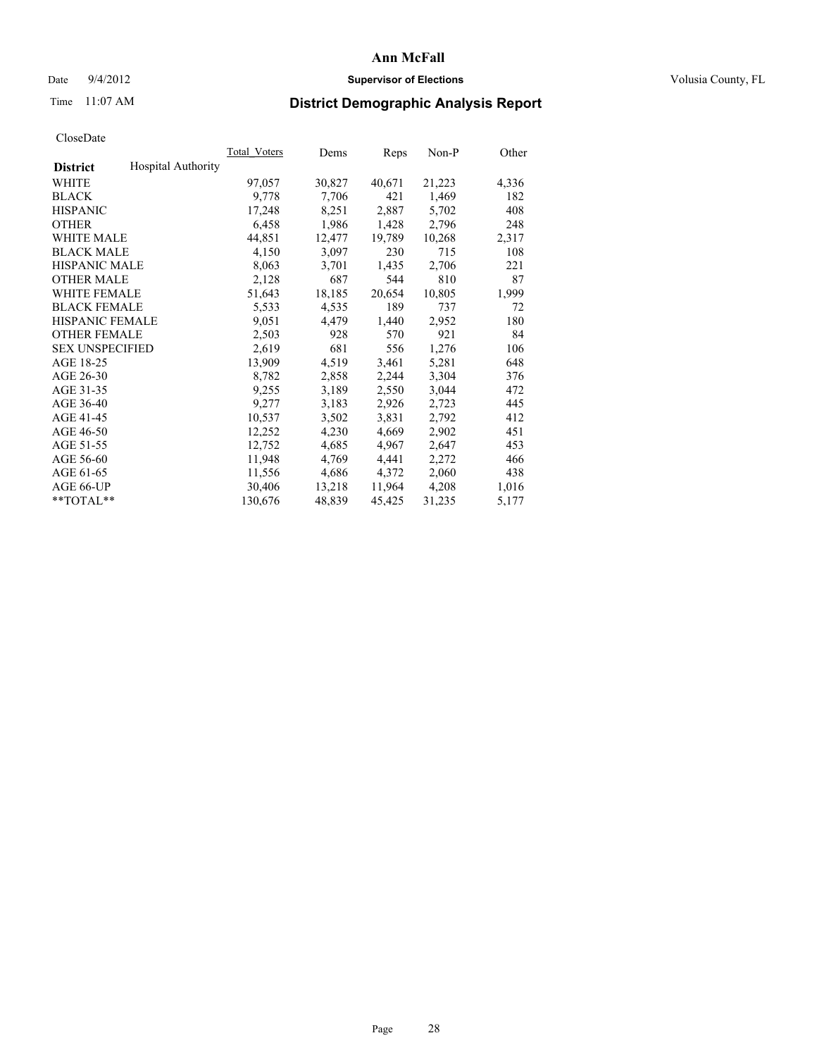# Ann McFall

Date 9/4/2012 **Supervisor of Elections** Volusia County, FL

Time 11:07 AM **District Demographic Analysis Report**

CloseDate

| **District** Hospital Authority | Total_Voters | Dems | Reps | Non-P | Other |
|---|---|---|---|---|---|
| WHITE | 97,057 | 30,827 | 40,671 | 21,223 | 4,336 |
| BLACK | 9,778 | 7,706 | 421 | 1,469 | 182 |
| HISPANIC | 17,248 | 8,251 | 2,887 | 5,702 | 408 |
| OTHER | 6,458 | 1,986 | 1,428 | 2,796 | 248 |
| WHITE MALE | 44,851 | 12,477 | 19,789 | 10,268 | 2,317 |
| BLACK MALE | 4,150 | 3,097 | 230 | 715 | 108 |
| HISPANIC MALE | 8,063 | 3,701 | 1,435 | 2,706 | 221 |
| OTHER MALE | 2,128 | 687 | 544 | 810 | 87 |
| WHITE FEMALE | 51,643 | 18,185 | 20,654 | 10,805 | 1,999 |
| BLACK FEMALE | 5,533 | 4,535 | 189 | 737 | 72 |
| HISPANIC FEMALE | 9,051 | 4,479 | 1,440 | 2,952 | 180 |
| OTHER FEMALE | 2,503 | 928 | 570 | 921 | 84 |
| SEX UNSPECIFIED | 2,619 | 681 | 556 | 1,276 | 106 |
| AGE 18-25 | 13,909 | 4,519 | 3,461 | 5,281 | 648 |
| AGE 26-30 | 8,782 | 2,858 | 2,244 | 3,304 | 376 |
| AGE 31-35 | 9,255 | 3,189 | 2,550 | 3,044 | 472 |
| AGE 36-40 | 9,277 | 3,183 | 2,926 | 2,723 | 445 |
| AGE 41-45 | 10,537 | 3,502 | 3,831 | 2,792 | 412 |
| AGE 46-50 | 12,252 | 4,230 | 4,669 | 2,902 | 451 |
| AGE 51-55 | 12,752 | 4,685 | 4,967 | 2,647 | 453 |
| AGE 56-60 | 11,948 | 4,769 | 4,441 | 2,272 | 466 |
| AGE 61-65 | 11,556 | 4,686 | 4,372 | 2,060 | 438 |
| AGE 66-UP | 30,406 | 13,218 | 11,964 | 4,208 | 1,016 |
| **TOTAL** | 130,676 | 48,839 | 45,425 | 31,235 | 5,177 |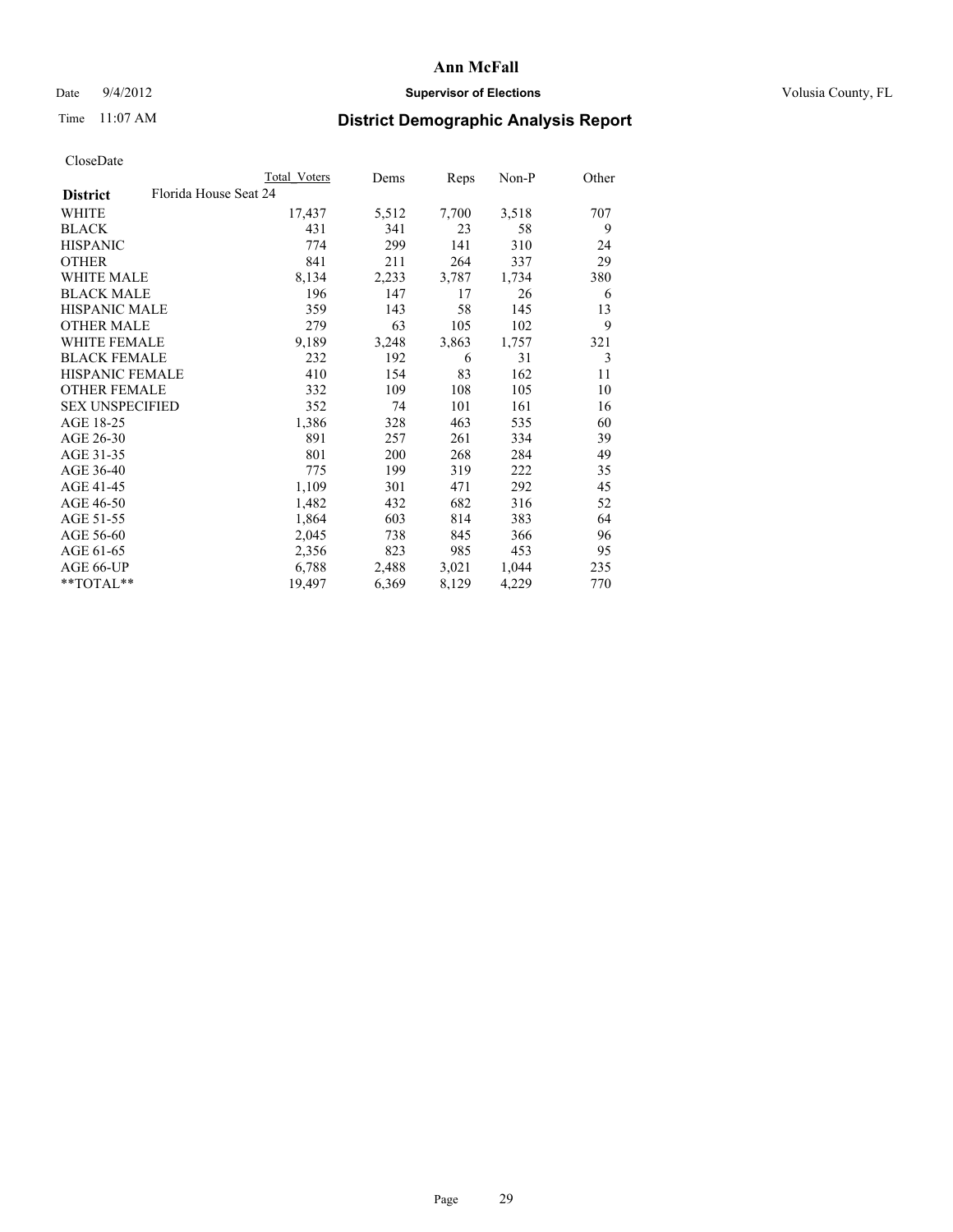# Ann McFall

Date 9/4/2012 **Supervisor of Elections** Volusia County, FL

Time 11:07 AM **District Demographic Analysis Report**

CloseDate

| **District** | Florida House Seat 24 | Total Voters | Dems | Reps | Non-P | Other |
|---|---|---|---|---|---|---|
| WHITE | | 17,437 | 5,512 | 7,700 | 3,518 | 707 |
| BLACK | | 431 | 341 | 23 | 58 | 9 |
| HISPANIC | | 774 | 299 | 141 | 310 | 24 |
| OTHER | | 841 | 211 | 264 | 337 | 29 |
| WHITE MALE | | 8,134 | 2,233 | 3,787 | 1,734 | 380 |
| BLACK MALE | | 196 | 147 | 17 | 26 | 6 |
| HISPANIC MALE | | 359 | 143 | 58 | 145 | 13 |
| OTHER MALE | | 279 | 63 | 105 | 102 | 9 |
| WHITE FEMALE | | 9,189 | 3,248 | 3,863 | 1,757 | 321 |
| BLACK FEMALE | | 232 | 192 | 6 | 31 | 3 |
| HISPANIC FEMALE | | 410 | 154 | 83 | 162 | 11 |
| OTHER FEMALE | | 332 | 109 | 108 | 105 | 10 |
| SEX UNSPECIFIED | | 352 | 74 | 101 | 161 | 16 |
| AGE 18-25 | | 1,386 | 328 | 463 | 535 | 60 |
| AGE 26-30 | | 891 | 257 | 261 | 334 | 39 |
| AGE 31-35 | | 801 | 200 | 268 | 284 | 49 |
| AGE 36-40 | | 775 | 199 | 319 | 222 | 35 |
| AGE 41-45 | | 1,109 | 301 | 471 | 292 | 45 |
| AGE 46-50 | | 1,482 | 432 | 682 | 316 | 52 |
| AGE 51-55 | | 1,864 | 603 | 814 | 383 | 64 |
| AGE 56-60 | | 2,045 | 738 | 845 | 366 | 96 |
| AGE 61-65 | | 2,356 | 823 | 985 | 453 | 95 |
| AGE 66-UP | | 6,788 | 2,488 | 3,021 | 1,044 | 235 |
| **TOTAL** | | 19,497 | 6,369 | 8,129 | 4,229 | 770 |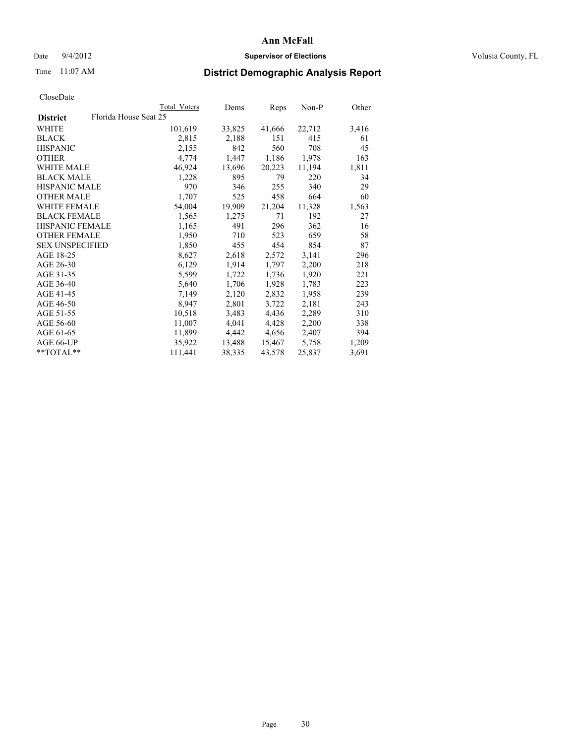# Ann McFall

Date 9/4/2012 **Supervisor of Elections** Volusia County, FL

Time 11:07 AM **District Demographic Analysis Report**

CloseDate

| | Total Voters | Dems | Reps | Non-P | Other |
|---|---|---|---|---|---|
| **District** Florida House Seat 25 | | | | | |
| WHITE | 101,619 | 33,825 | 41,666 | 22,712 | 3,416 |
| BLACK | 2,815 | 2,188 | 151 | 415 | 61 |
| HISPANIC | 2,155 | 842 | 560 | 708 | 45 |
| OTHER | 4,774 | 1,447 | 1,186 | 1,978 | 163 |
| WHITE MALE | 46,924 | 13,696 | 20,223 | 11,194 | 1,811 |
| BLACK MALE | 1,228 | 895 | 79 | 220 | 34 |
| HISPANIC MALE | 970 | 346 | 255 | 340 | 29 |
| OTHER MALE | 1,707 | 525 | 458 | 664 | 60 |
| WHITE FEMALE | 54,004 | 19,909 | 21,204 | 11,328 | 1,563 |
| BLACK FEMALE | 1,565 | 1,275 | 71 | 192 | 27 |
| HISPANIC FEMALE | 1,165 | 491 | 296 | 362 | 16 |
| OTHER FEMALE | 1,950 | 710 | 523 | 659 | 58 |
| SEX UNSPECIFIED | 1,850 | 455 | 454 | 854 | 87 |
| AGE 18-25 | 8,627 | 2,618 | 2,572 | 3,141 | 296 |
| AGE 26-30 | 6,129 | 1,914 | 1,797 | 2,200 | 218 |
| AGE 31-35 | 5,599 | 1,722 | 1,736 | 1,920 | 221 |
| AGE 36-40 | 5,640 | 1,706 | 1,928 | 1,783 | 223 |
| AGE 41-45 | 7,149 | 2,120 | 2,832 | 1,958 | 239 |
| AGE 46-50 | 8,947 | 2,801 | 3,722 | 2,181 | 243 |
| AGE 51-55 | 10,518 | 3,483 | 4,436 | 2,289 | 310 |
| AGE 56-60 | 11,007 | 4,041 | 4,428 | 2,200 | 338 |
| AGE 61-65 | 11,899 | 4,442 | 4,656 | 2,407 | 394 |
| AGE 66-UP | 35,922 | 13,488 | 15,467 | 5,758 | 1,209 |
| **TOTAL** | 111,441 | 38,335 | 43,578 | 25,837 | 3,691 |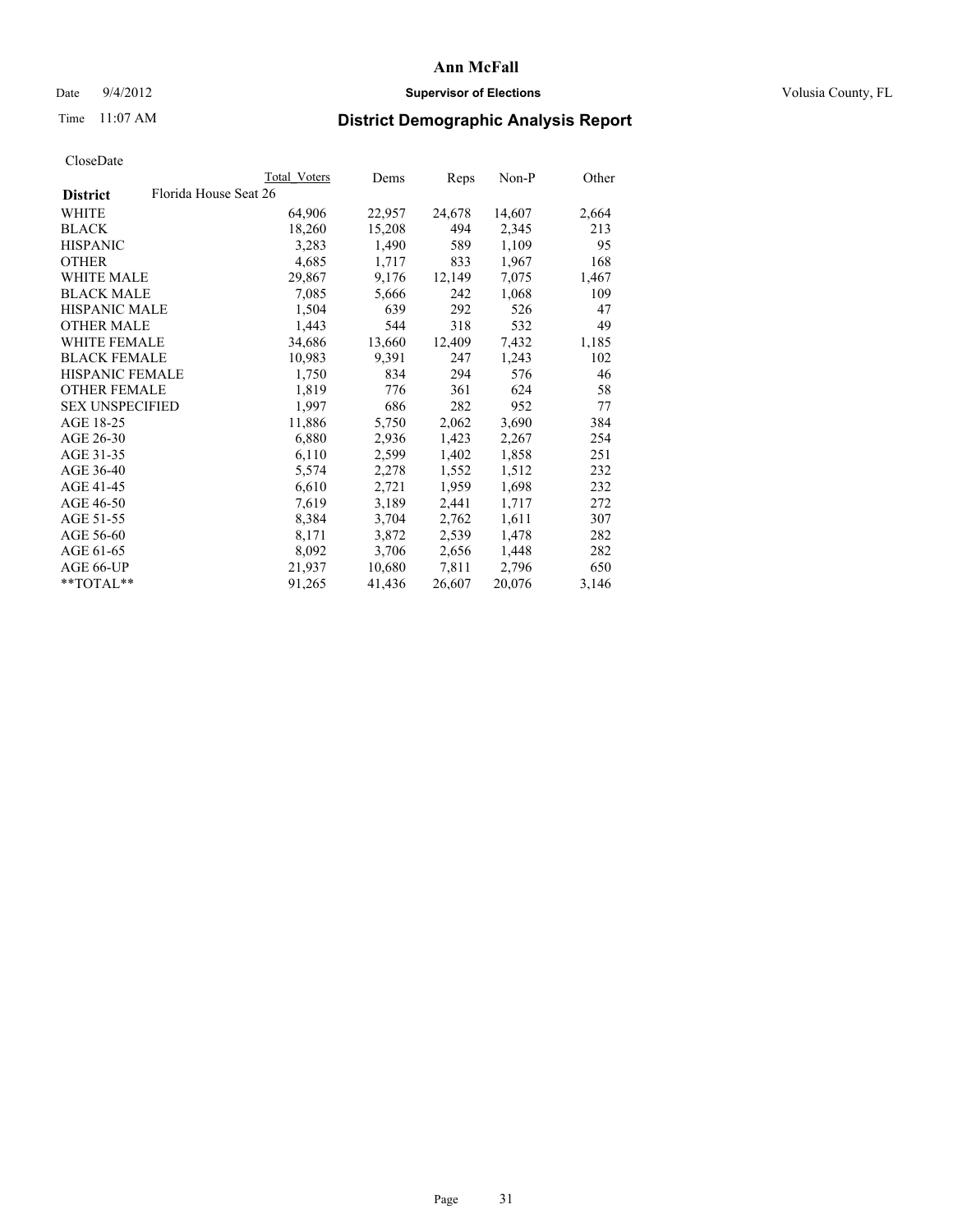# Ann McFall

Date 9/4/2012 **Supervisor of Elections** Volusia County, FL

Time 11:07 AM

## District Demographic Analysis Report

CloseDate

| | Total Voters | Dems | Reps | Non-P | Other |
|---|---|---|---|---|---|
| **District** Florida House Seat 26 | | | | | |
| WHITE | 64,906 | 22,957 | 24,678 | 14,607 | 2,664 |
| BLACK | 18,260 | 15,208 | 494 | 2,345 | 213 |
| HISPANIC | 3,283 | 1,490 | 589 | 1,109 | 95 |
| OTHER | 4,685 | 1,717 | 833 | 1,967 | 168 |
| WHITE MALE | 29,867 | 9,176 | 12,149 | 7,075 | 1,467 |
| BLACK MALE | 7,085 | 5,666 | 242 | 1,068 | 109 |
| HISPANIC MALE | 1,504 | 639 | 292 | 526 | 47 |
| OTHER MALE | 1,443 | 544 | 318 | 532 | 49 |
| WHITE FEMALE | 34,686 | 13,660 | 12,409 | 7,432 | 1,185 |
| BLACK FEMALE | 10,983 | 9,391 | 247 | 1,243 | 102 |
| HISPANIC FEMALE | 1,750 | 834 | 294 | 576 | 46 |
| OTHER FEMALE | 1,819 | 776 | 361 | 624 | 58 |
| SEX UNSPECIFIED | 1,997 | 686 | 282 | 952 | 77 |
| AGE 18-25 | 11,886 | 5,750 | 2,062 | 3,690 | 384 |
| AGE 26-30 | 6,880 | 2,936 | 1,423 | 2,267 | 254 |
| AGE 31-35 | 6,110 | 2,599 | 1,402 | 1,858 | 251 |
| AGE 36-40 | 5,574 | 2,278 | 1,552 | 1,512 | 232 |
| AGE 41-45 | 6,610 | 2,721 | 1,959 | 1,698 | 232 |
| AGE 46-50 | 7,619 | 3,189 | 2,441 | 1,717 | 272 |
| AGE 51-55 | 8,384 | 3,704 | 2,762 | 1,611 | 307 |
| AGE 56-60 | 8,171 | 3,872 | 2,539 | 1,478 | 282 |
| AGE 61-65 | 8,092 | 3,706 | 2,656 | 1,448 | 282 |
| AGE 66-UP | 21,937 | 10,680 | 7,811 | 2,796 | 650 |
| **TOTAL** | 91,265 | 41,436 | 26,607 | 20,076 | 3,146 |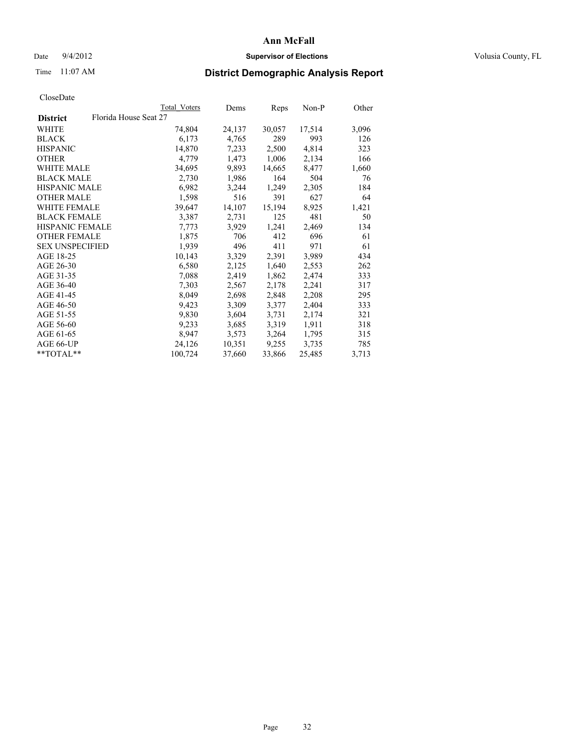# Ann McFall

Date 9/4/2012 **Supervisor of Elections** Volusia County, FL

Time 11:07 AM **District Demographic Analysis Report**

CloseDate

| | Total Voters | Dems | Reps | Non-P | Other |
|---|---|---|---|---|---|
| **District** Florida House Seat 27 | | | | | |
| WHITE | 74,804 | 24,137 | 30,057 | 17,514 | 3,096 |
| BLACK | 6,173 | 4,765 | 289 | 993 | 126 |
| HISPANIC | 14,870 | 7,233 | 2,500 | 4,814 | 323 |
| OTHER | 4,779 | 1,473 | 1,006 | 2,134 | 166 |
| WHITE MALE | 34,695 | 9,893 | 14,665 | 8,477 | 1,660 |
| BLACK MALE | 2,730 | 1,986 | 164 | 504 | 76 |
| HISPANIC MALE | 6,982 | 3,244 | 1,249 | 2,305 | 184 |
| OTHER MALE | 1,598 | 516 | 391 | 627 | 64 |
| WHITE FEMALE | 39,647 | 14,107 | 15,194 | 8,925 | 1,421 |
| BLACK FEMALE | 3,387 | 2,731 | 125 | 481 | 50 |
| HISPANIC FEMALE | 7,773 | 3,929 | 1,241 | 2,469 | 134 |
| OTHER FEMALE | 1,875 | 706 | 412 | 696 | 61 |
| SEX UNSPECIFIED | 1,939 | 496 | 411 | 971 | 61 |
| AGE 18-25 | 10,143 | 3,329 | 2,391 | 3,989 | 434 |
| AGE 26-30 | 6,580 | 2,125 | 1,640 | 2,553 | 262 |
| AGE 31-35 | 7,088 | 2,419 | 1,862 | 2,474 | 333 |
| AGE 36-40 | 7,303 | 2,567 | 2,178 | 2,241 | 317 |
| AGE 41-45 | 8,049 | 2,698 | 2,848 | 2,208 | 295 |
| AGE 46-50 | 9,423 | 3,309 | 3,377 | 2,404 | 333 |
| AGE 51-55 | 9,830 | 3,604 | 3,731 | 2,174 | 321 |
| AGE 56-60 | 9,233 | 3,685 | 3,319 | 1,911 | 318 |
| AGE 61-65 | 8,947 | 3,573 | 3,264 | 1,795 | 315 |
| AGE 66-UP | 24,126 | 10,351 | 9,255 | 3,735 | 785 |
| **TOTAL** | 100,724 | 37,660 | 33,866 | 25,485 | 3,713 |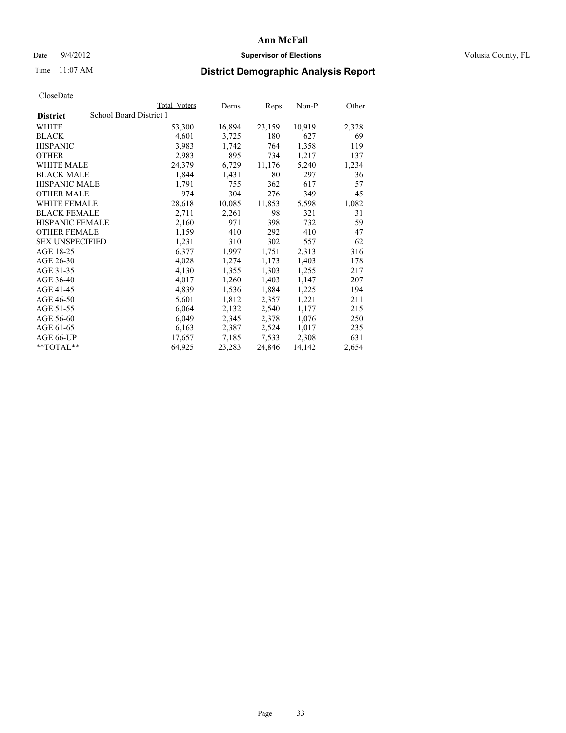# Ann McFall

Date 9/4/2012 **Supervisor of Elections** Volusia County, FL

Time 11:07 AM

## District Demographic Analysis Report

CloseDate

| | Total Voters | Dems | Reps | Non-P | Other |
|---|---|---|---|---|---|
| **District** School Board District 1 | | | | | |
| WHITE | 53,300 | 16,894 | 23,159 | 10,919 | 2,328 |
| BLACK | 4,601 | 3,725 | 180 | 627 | 69 |
| HISPANIC | 3,983 | 1,742 | 764 | 1,358 | 119 |
| OTHER | 2,983 | 895 | 734 | 1,217 | 137 |
| WHITE MALE | 24,379 | 6,729 | 11,176 | 5,240 | 1,234 |
| BLACK MALE | 1,844 | 1,431 | 80 | 297 | 36 |
| HISPANIC MALE | 1,791 | 755 | 362 | 617 | 57 |
| OTHER MALE | 974 | 304 | 276 | 349 | 45 |
| WHITE FEMALE | 28,618 | 10,085 | 11,853 | 5,598 | 1,082 |
| BLACK FEMALE | 2,711 | 2,261 | 98 | 321 | 31 |
| HISPANIC FEMALE | 2,160 | 971 | 398 | 732 | 59 |
| OTHER FEMALE | 1,159 | 410 | 292 | 410 | 47 |
| SEX UNSPECIFIED | 1,231 | 310 | 302 | 557 | 62 |
| AGE 18-25 | 6,377 | 1,997 | 1,751 | 2,313 | 316 |
| AGE 26-30 | 4,028 | 1,274 | 1,173 | 1,403 | 178 |
| AGE 31-35 | 4,130 | 1,355 | 1,303 | 1,255 | 217 |
| AGE 36-40 | 4,017 | 1,260 | 1,403 | 1,147 | 207 |
| AGE 41-45 | 4,839 | 1,536 | 1,884 | 1,225 | 194 |
| AGE 46-50 | 5,601 | 1,812 | 2,357 | 1,221 | 211 |
| AGE 51-55 | 6,064 | 2,132 | 2,540 | 1,177 | 215 |
| AGE 56-60 | 6,049 | 2,345 | 2,378 | 1,076 | 250 |
| AGE 61-65 | 6,163 | 2,387 | 2,524 | 1,017 | 235 |
| AGE 66-UP | 17,657 | 7,185 | 7,533 | 2,308 | 631 |
| **TOTAL** | 64,925 | 23,283 | 24,846 | 14,142 | 2,654 |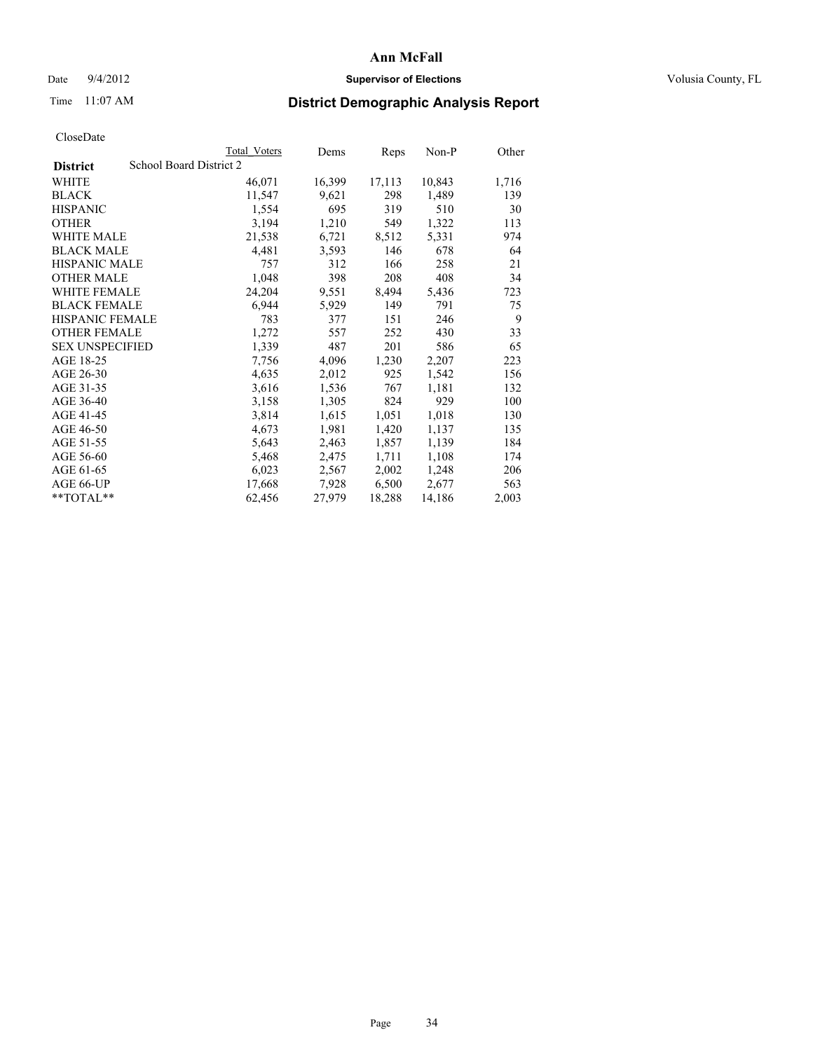# Ann McFall

Date 9/4/2012 **Supervisor of Elections** Volusia County, FL

Time 11:07 AM **District Demographic Analysis Report**

CloseDate

| | Total Voters | Dems | Reps | Non-P | Other |
|---|---|---|---|---|---|
| **District** School Board District 2 | | | | | |
| WHITE | 46,071 | 16,399 | 17,113 | 10,843 | 1,716 |
| BLACK | 11,547 | 9,621 | 298 | 1,489 | 139 |
| HISPANIC | 1,554 | 695 | 319 | 510 | 30 |
| OTHER | 3,194 | 1,210 | 549 | 1,322 | 113 |
| WHITE MALE | 21,538 | 6,721 | 8,512 | 5,331 | 974 |
| BLACK MALE | 4,481 | 3,593 | 146 | 678 | 64 |
| HISPANIC MALE | 757 | 312 | 166 | 258 | 21 |
| OTHER MALE | 1,048 | 398 | 208 | 408 | 34 |
| WHITE FEMALE | 24,204 | 9,551 | 8,494 | 5,436 | 723 |
| BLACK FEMALE | 6,944 | 5,929 | 149 | 791 | 75 |
| HISPANIC FEMALE | 783 | 377 | 151 | 246 | 9 |
| OTHER FEMALE | 1,272 | 557 | 252 | 430 | 33 |
| SEX UNSPECIFIED | 1,339 | 487 | 201 | 586 | 65 |
| AGE 18-25 | 7,756 | 4,096 | 1,230 | 2,207 | 223 |
| AGE 26-30 | 4,635 | 2,012 | 925 | 1,542 | 156 |
| AGE 31-35 | 3,616 | 1,536 | 767 | 1,181 | 132 |
| AGE 36-40 | 3,158 | 1,305 | 824 | 929 | 100 |
| AGE 41-45 | 3,814 | 1,615 | 1,051 | 1,018 | 130 |
| AGE 46-50 | 4,673 | 1,981 | 1,420 | 1,137 | 135 |
| AGE 51-55 | 5,643 | 2,463 | 1,857 | 1,139 | 184 |
| AGE 56-60 | 5,468 | 2,475 | 1,711 | 1,108 | 174 |
| AGE 61-65 | 6,023 | 2,567 | 2,002 | 1,248 | 206 |
| AGE 66-UP | 17,668 | 7,928 | 6,500 | 2,677 | 563 |
| **TOTAL** | 62,456 | 27,979 | 18,288 | 14,186 | 2,003 |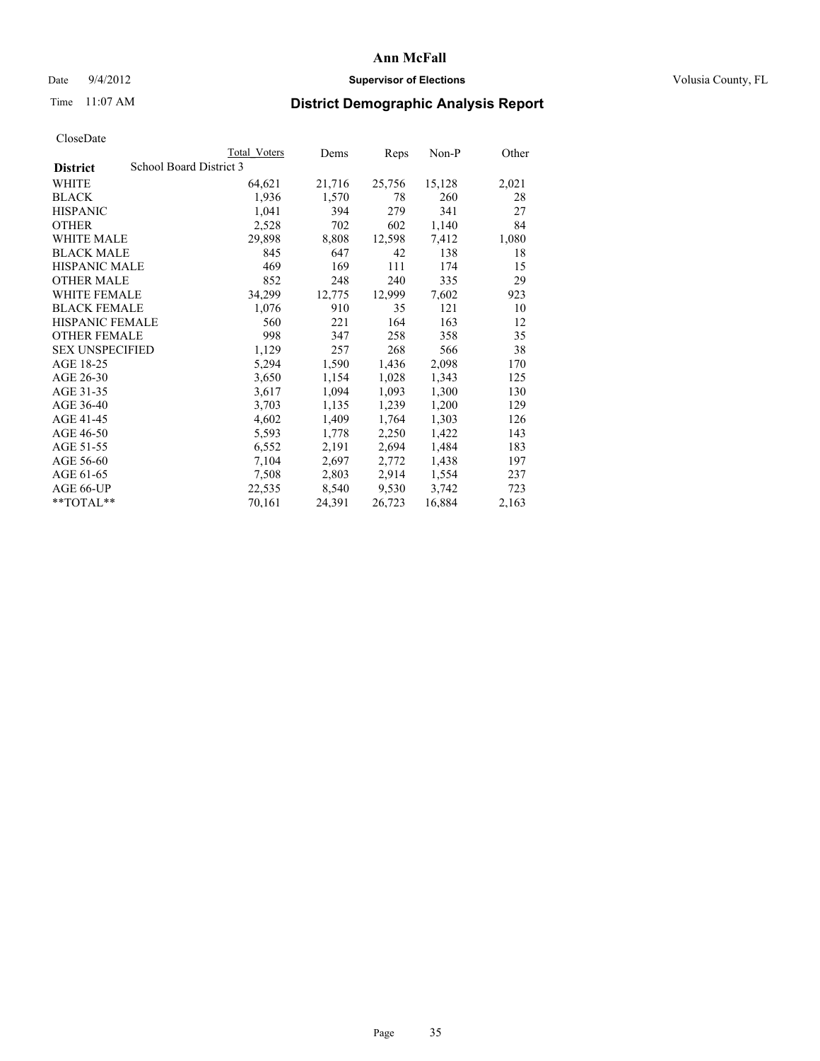**Ann McFall**

Date 9/4/2012 **Supervisor of Elections** Volusia County, FL

Time 11:07 AM **District Demographic Analysis Report**

CloseDate

| | Total Voters | Dems | Reps | Non-P | Other |
|---|---|---|---|---|---|
| **District** School Board District 3 | | | | | |
| WHITE | 64,621 | 21,716 | 25,756 | 15,128 | 2,021 |
| BLACK | 1,936 | 1,570 | 78 | 260 | 28 |
| HISPANIC | 1,041 | 394 | 279 | 341 | 27 |
| OTHER | 2,528 | 702 | 602 | 1,140 | 84 |
| WHITE MALE | 29,898 | 8,808 | 12,598 | 7,412 | 1,080 |
| BLACK MALE | 845 | 647 | 42 | 138 | 18 |
| HISPANIC MALE | 469 | 169 | 111 | 174 | 15 |
| OTHER MALE | 852 | 248 | 240 | 335 | 29 |
| WHITE FEMALE | 34,299 | 12,775 | 12,999 | 7,602 | 923 |
| BLACK FEMALE | 1,076 | 910 | 35 | 121 | 10 |
| HISPANIC FEMALE | 560 | 221 | 164 | 163 | 12 |
| OTHER FEMALE | 998 | 347 | 258 | 358 | 35 |
| SEX UNSPECIFIED | 1,129 | 257 | 268 | 566 | 38 |
| AGE 18-25 | 5,294 | 1,590 | 1,436 | 2,098 | 170 |
| AGE 26-30 | 3,650 | 1,154 | 1,028 | 1,343 | 125 |
| AGE 31-35 | 3,617 | 1,094 | 1,093 | 1,300 | 130 |
| AGE 36-40 | 3,703 | 1,135 | 1,239 | 1,200 | 129 |
| AGE 41-45 | 4,602 | 1,409 | 1,764 | 1,303 | 126 |
| AGE 46-50 | 5,593 | 1,778 | 2,250 | 1,422 | 143 |
| AGE 51-55 | 6,552 | 2,191 | 2,694 | 1,484 | 183 |
| AGE 56-60 | 7,104 | 2,697 | 2,772 | 1,438 | 197 |
| AGE 61-65 | 7,508 | 2,803 | 2,914 | 1,554 | 237 |
| AGE 66-UP | 22,535 | 8,540 | 9,530 | 3,742 | 723 |
| **TOTAL** | 70,161 | 24,391 | 26,723 | 16,884 | 2,163 |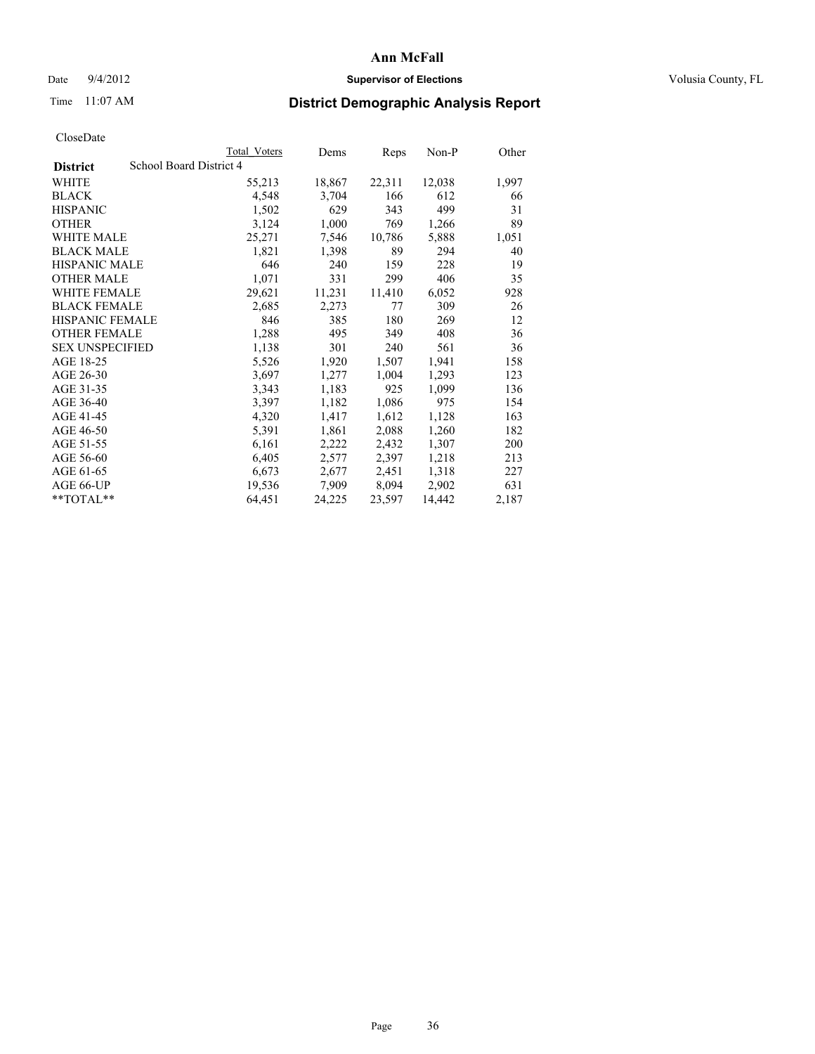# Ann McFall

Date 9/4/2012 **Supervisor of Elections** Volusia County, FL

Time 11:07 AM

## District Demographic Analysis Report

CloseDate

| **District** | Total Voters | Dems | Reps | Non-P | Other |
|---|---|---|---|---|---|
| School Board District 4 | | | | | |
| WHITE | 55,213 | 18,867 | 22,311 | 12,038 | 1,997 |
| BLACK | 4,548 | 3,704 | 166 | 612 | 66 |
| HISPANIC | 1,502 | 629 | 343 | 499 | 31 |
| OTHER | 3,124 | 1,000 | 769 | 1,266 | 89 |
| WHITE MALE | 25,271 | 7,546 | 10,786 | 5,888 | 1,051 |
| BLACK MALE | 1,821 | 1,398 | 89 | 294 | 40 |
| HISPANIC MALE | 646 | 240 | 159 | 228 | 19 |
| OTHER MALE | 1,071 | 331 | 299 | 406 | 35 |
| WHITE FEMALE | 29,621 | 11,231 | 11,410 | 6,052 | 928 |
| BLACK FEMALE | 2,685 | 2,273 | 77 | 309 | 26 |
| HISPANIC FEMALE | 846 | 385 | 180 | 269 | 12 |
| OTHER FEMALE | 1,288 | 495 | 349 | 408 | 36 |
| SEX UNSPECIFIED | 1,138 | 301 | 240 | 561 | 36 |
| AGE 18-25 | 5,526 | 1,920 | 1,507 | 1,941 | 158 |
| AGE 26-30 | 3,697 | 1,277 | 1,004 | 1,293 | 123 |
| AGE 31-35 | 3,343 | 1,183 | 925 | 1,099 | 136 |
| AGE 36-40 | 3,397 | 1,182 | 1,086 | 975 | 154 |
| AGE 41-45 | 4,320 | 1,417 | 1,612 | 1,128 | 163 |
| AGE 46-50 | 5,391 | 1,861 | 2,088 | 1,260 | 182 |
| AGE 51-55 | 6,161 | 2,222 | 2,432 | 1,307 | 200 |
| AGE 56-60 | 6,405 | 2,577 | 2,397 | 1,218 | 213 |
| AGE 61-65 | 6,673 | 2,677 | 2,451 | 1,318 | 227 |
| AGE 66-UP | 19,536 | 7,909 | 8,094 | 2,902 | 631 |
| **TOTAL** | 64,451 | 24,225 | 23,597 | 14,442 | 2,187 |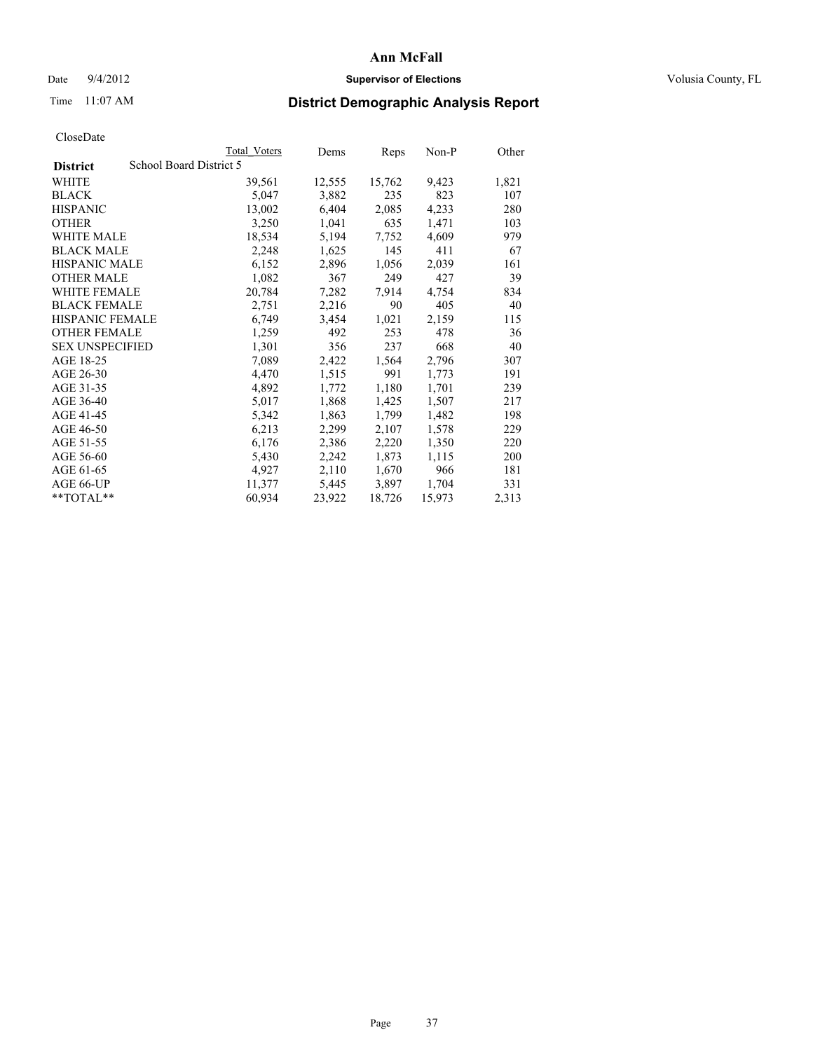# Ann McFall

Date 9/4/2012 **Supervisor of Elections** Volusia County, FL

Time 11:07 AM

## District Demographic Analysis Report

CloseDate

| **District** School Board District 5 | Total Voters | Dems | Reps | Non-P | Other |
|---|---|---|---|---|---|
| WHITE | 39,561 | 12,555 | 15,762 | 9,423 | 1,821 |
| BLACK | 5,047 | 3,882 | 235 | 823 | 107 |
| HISPANIC | 13,002 | 6,404 | 2,085 | 4,233 | 280 |
| OTHER | 3,250 | 1,041 | 635 | 1,471 | 103 |
| WHITE MALE | 18,534 | 5,194 | 7,752 | 4,609 | 979 |
| BLACK MALE | 2,248 | 1,625 | 145 | 411 | 67 |
| HISPANIC MALE | 6,152 | 2,896 | 1,056 | 2,039 | 161 |
| OTHER MALE | 1,082 | 367 | 249 | 427 | 39 |
| WHITE FEMALE | 20,784 | 7,282 | 7,914 | 4,754 | 834 |
| BLACK FEMALE | 2,751 | 2,216 | 90 | 405 | 40 |
| HISPANIC FEMALE | 6,749 | 3,454 | 1,021 | 2,159 | 115 |
| OTHER FEMALE | 1,259 | 492 | 253 | 478 | 36 |
| SEX UNSPECIFIED | 1,301 | 356 | 237 | 668 | 40 |
| AGE 18-25 | 7,089 | 2,422 | 1,564 | 2,796 | 307 |
| AGE 26-30 | 4,470 | 1,515 | 991 | 1,773 | 191 |
| AGE 31-35 | 4,892 | 1,772 | 1,180 | 1,701 | 239 |
| AGE 36-40 | 5,017 | 1,868 | 1,425 | 1,507 | 217 |
| AGE 41-45 | 5,342 | 1,863 | 1,799 | 1,482 | 198 |
| AGE 46-50 | 6,213 | 2,299 | 2,107 | 1,578 | 229 |
| AGE 51-55 | 6,176 | 2,386 | 2,220 | 1,350 | 220 |
| AGE 56-60 | 5,430 | 2,242 | 1,873 | 1,115 | 200 |
| AGE 61-65 | 4,927 | 2,110 | 1,670 | 966 | 181 |
| AGE 66-UP | 11,377 | 5,445 | 3,897 | 1,704 | 331 |
| **TOTAL** | 60,934 | 23,922 | 18,726 | 15,973 | 2,313 |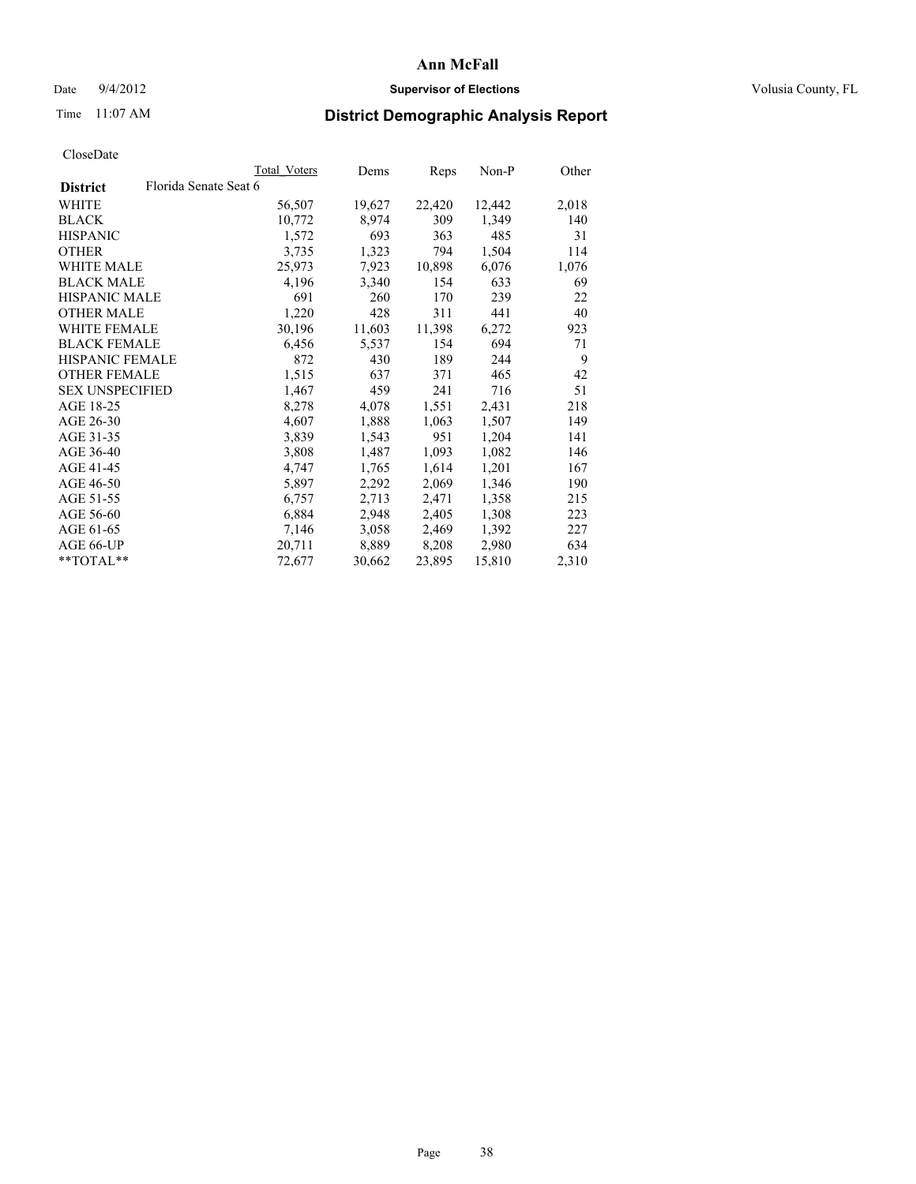Ann McFall

Date 9/4/2012 **Supervisor of Elections** Volusia County, FL

Time 11:07 AM **District Demographic Analysis Report**

CloseDate

| District | Florida Senate Seat 6 | Total Voters | Dems | Reps | Non-P | Other |
|---|---|---|---|---|---|---|
| WHITE | | 56,507 | 19,627 | 22,420 | 12,442 | 2,018 |
| BLACK | | 10,772 | 8,974 | 309 | 1,349 | 140 |
| HISPANIC | | 1,572 | 693 | 363 | 485 | 31 |
| OTHER | | 3,735 | 1,323 | 794 | 1,504 | 114 |
| WHITE MALE | | 25,973 | 7,923 | 10,898 | 6,076 | 1,076 |
| BLACK MALE | | 4,196 | 3,340 | 154 | 633 | 69 |
| HISPANIC MALE | | 691 | 260 | 170 | 239 | 22 |
| OTHER MALE | | 1,220 | 428 | 311 | 441 | 40 |
| WHITE FEMALE | | 30,196 | 11,603 | 11,398 | 6,272 | 923 |
| BLACK FEMALE | | 6,456 | 5,537 | 154 | 694 | 71 |
| HISPANIC FEMALE | | 872 | 430 | 189 | 244 | 9 |
| OTHER FEMALE | | 1,515 | 637 | 371 | 465 | 42 |
| SEX UNSPECIFIED | | 1,467 | 459 | 241 | 716 | 51 |
| AGE 18-25 | | 8,278 | 4,078 | 1,551 | 2,431 | 218 |
| AGE 26-30 | | 4,607 | 1,888 | 1,063 | 1,507 | 149 |
| AGE 31-35 | | 3,839 | 1,543 | 951 | 1,204 | 141 |
| AGE 36-40 | | 3,808 | 1,487 | 1,093 | 1,082 | 146 |
| AGE 41-45 | | 4,747 | 1,765 | 1,614 | 1,201 | 167 |
| AGE 46-50 | | 5,897 | 2,292 | 2,069 | 1,346 | 190 |
| AGE 51-55 | | 6,757 | 2,713 | 2,471 | 1,358 | 215 |
| AGE 56-60 | | 6,884 | 2,948 | 2,405 | 1,308 | 223 |
| AGE 61-65 | | 7,146 | 3,058 | 2,469 | 1,392 | 227 |
| AGE 66-UP | | 20,711 | 8,889 | 8,208 | 2,980 | 634 |
| **TOTAL** | | 72,677 | 30,662 | 23,895 | 15,810 | 2,310 |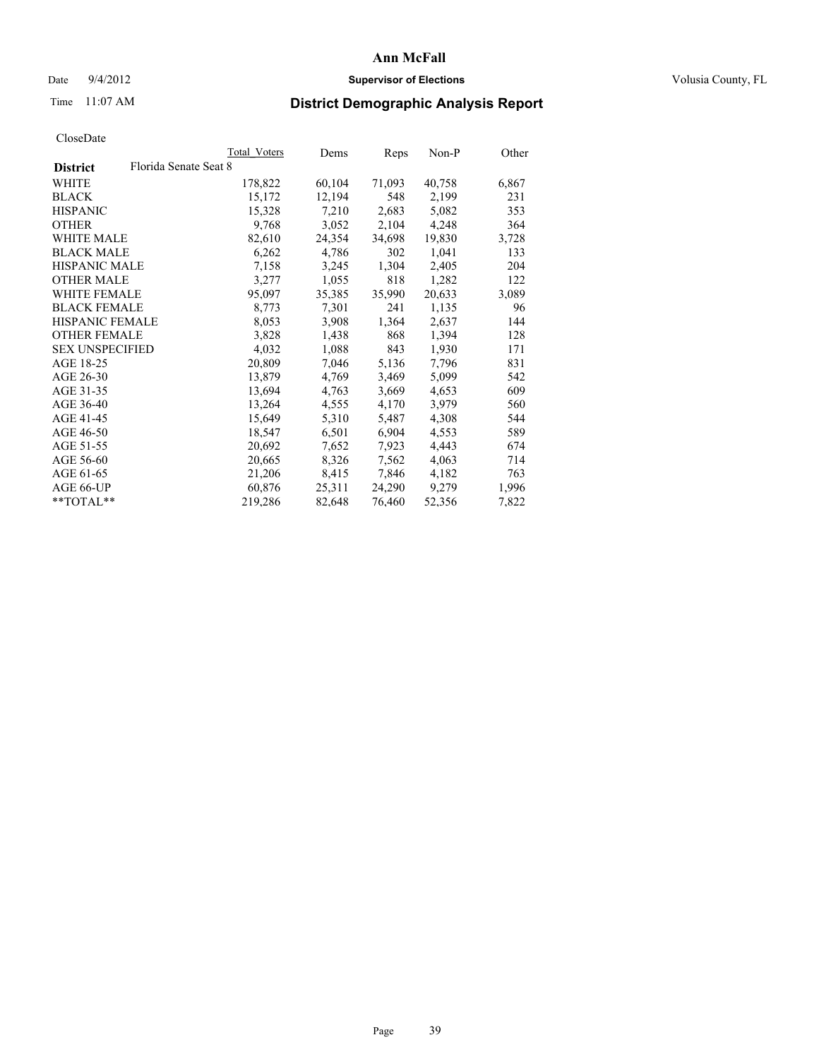# Ann McFall

Date 9/4/2012 **Supervisor of Elections** Volusia County, FL

Time 11:07 AM **District Demographic Analysis Report**

CloseDate

| **District** Florida Senate Seat 8 | Total Voters | Dems | Reps | Non-P | Other |
|---|---|---|---|---|---|
| WHITE | 178,822 | 60,104 | 71,093 | 40,758 | 6,867 |
| BLACK | 15,172 | 12,194 | 548 | 2,199 | 231 |
| HISPANIC | 15,328 | 7,210 | 2,683 | 5,082 | 353 |
| OTHER | 9,768 | 3,052 | 2,104 | 4,248 | 364 |
| WHITE MALE | 82,610 | 24,354 | 34,698 | 19,830 | 3,728 |
| BLACK MALE | 6,262 | 4,786 | 302 | 1,041 | 133 |
| HISPANIC MALE | 7,158 | 3,245 | 1,304 | 2,405 | 204 |
| OTHER MALE | 3,277 | 1,055 | 818 | 1,282 | 122 |
| WHITE FEMALE | 95,097 | 35,385 | 35,990 | 20,633 | 3,089 |
| BLACK FEMALE | 8,773 | 7,301 | 241 | 1,135 | 96 |
| HISPANIC FEMALE | 8,053 | 3,908 | 1,364 | 2,637 | 144 |
| OTHER FEMALE | 3,828 | 1,438 | 868 | 1,394 | 128 |
| SEX UNSPECIFIED | 4,032 | 1,088 | 843 | 1,930 | 171 |
| AGE 18-25 | 20,809 | 7,046 | 5,136 | 7,796 | 831 |
| AGE 26-30 | 13,879 | 4,769 | 3,469 | 5,099 | 542 |
| AGE 31-35 | 13,694 | 4,763 | 3,669 | 4,653 | 609 |
| AGE 36-40 | 13,264 | 4,555 | 4,170 | 3,979 | 560 |
| AGE 41-45 | 15,649 | 5,310 | 5,487 | 4,308 | 544 |
| AGE 46-50 | 18,547 | 6,501 | 6,904 | 4,553 | 589 |
| AGE 51-55 | 20,692 | 7,652 | 7,923 | 4,443 | 674 |
| AGE 56-60 | 20,665 | 8,326 | 7,562 | 4,063 | 714 |
| AGE 61-65 | 21,206 | 8,415 | 7,846 | 4,182 | 763 |
| AGE 66-UP | 60,876 | 25,311 | 24,290 | 9,279 | 1,996 |
| **TOTAL** | 219,286 | 82,648 | 76,460 | 52,356 | 7,822 |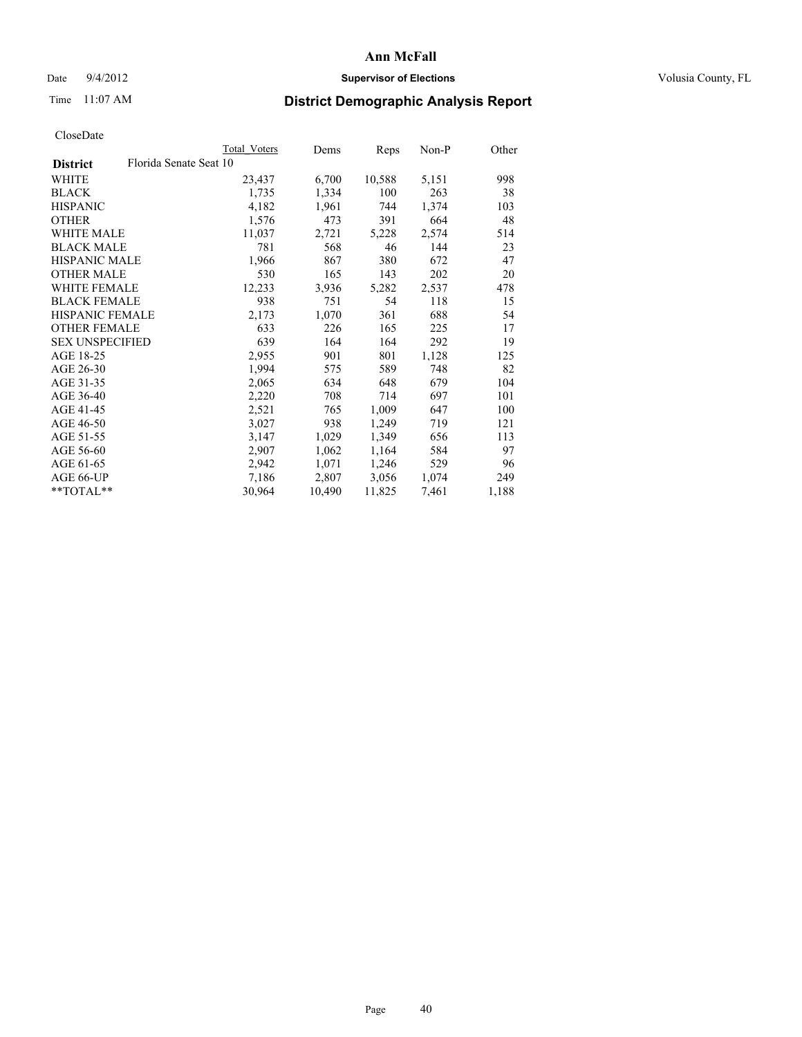# Ann McFall

Date 9/4/2012 **Supervisor of Elections** Volusia County, FL

Time 11:07 AM **District Demographic Analysis Report**

CloseDate

| **District** Florida Senate Seat 10 | Total Voters | Dems | Reps | Non-P | Other |
|---|---|---|---|---|---|
| WHITE | 23,437 | 6,700 | 10,588 | 5,151 | 998 |
| BLACK | 1,735 | 1,334 | 100 | 263 | 38 |
| HISPANIC | 4,182 | 1,961 | 744 | 1,374 | 103 |
| OTHER | 1,576 | 473 | 391 | 664 | 48 |
| WHITE MALE | 11,037 | 2,721 | 5,228 | 2,574 | 514 |
| BLACK MALE | 781 | 568 | 46 | 144 | 23 |
| HISPANIC MALE | 1,966 | 867 | 380 | 672 | 47 |
| OTHER MALE | 530 | 165 | 143 | 202 | 20 |
| WHITE FEMALE | 12,233 | 3,936 | 5,282 | 2,537 | 478 |
| BLACK FEMALE | 938 | 751 | 54 | 118 | 15 |
| HISPANIC FEMALE | 2,173 | 1,070 | 361 | 688 | 54 |
| OTHER FEMALE | 633 | 226 | 165 | 225 | 17 |
| SEX UNSPECIFIED | 639 | 164 | 164 | 292 | 19 |
| AGE 18-25 | 2,955 | 901 | 801 | 1,128 | 125 |
| AGE 26-30 | 1,994 | 575 | 589 | 748 | 82 |
| AGE 31-35 | 2,065 | 634 | 648 | 679 | 104 |
| AGE 36-40 | 2,220 | 708 | 714 | 697 | 101 |
| AGE 41-45 | 2,521 | 765 | 1,009 | 647 | 100 |
| AGE 46-50 | 3,027 | 938 | 1,249 | 719 | 121 |
| AGE 51-55 | 3,147 | 1,029 | 1,349 | 656 | 113 |
| AGE 56-60 | 2,907 | 1,062 | 1,164 | 584 | 97 |
| AGE 61-65 | 2,942 | 1,071 | 1,246 | 529 | 96 |
| AGE 66-UP | 7,186 | 2,807 | 3,056 | 1,074 | 249 |
| **TOTAL** | 30,964 | 10,490 | 11,825 | 7,461 | 1,188 |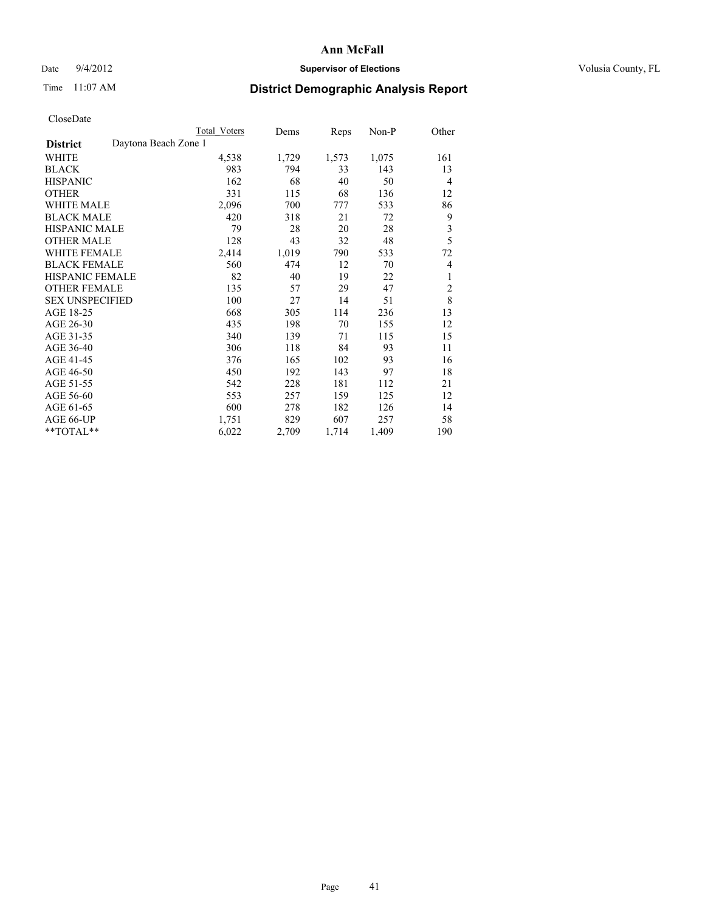# Ann McFall

Date 9/4/2012 **Supervisor of Elections** Volusia County, FL

Time 11:07 AM **District Demographic Analysis Report**

CloseDate

| | Total Voters | Dems | Reps | Non-P | Other |
|---|---|---|---|---|---|
| **District** Daytona Beach Zone 1 | | | | | |
| WHITE | 4,538 | 1,729 | 1,573 | 1,075 | 161 |
| BLACK | 983 | 794 | 33 | 143 | 13 |
| HISPANIC | 162 | 68 | 40 | 50 | 4 |
| OTHER | 331 | 115 | 68 | 136 | 12 |
| WHITE MALE | 2,096 | 700 | 777 | 533 | 86 |
| BLACK MALE | 420 | 318 | 21 | 72 | 9 |
| HISPANIC MALE | 79 | 28 | 20 | 28 | 3 |
| OTHER MALE | 128 | 43 | 32 | 48 | 5 |
| WHITE FEMALE | 2,414 | 1,019 | 790 | 533 | 72 |
| BLACK FEMALE | 560 | 474 | 12 | 70 | 4 |
| HISPANIC FEMALE | 82 | 40 | 19 | 22 | 1 |
| OTHER FEMALE | 135 | 57 | 29 | 47 | 2 |
| SEX UNSPECIFIED | 100 | 27 | 14 | 51 | 8 |
| AGE 18-25 | 668 | 305 | 114 | 236 | 13 |
| AGE 26-30 | 435 | 198 | 70 | 155 | 12 |
| AGE 31-35 | 340 | 139 | 71 | 115 | 15 |
| AGE 36-40 | 306 | 118 | 84 | 93 | 11 |
| AGE 41-45 | 376 | 165 | 102 | 93 | 16 |
| AGE 46-50 | 450 | 192 | 143 | 97 | 18 |
| AGE 51-55 | 542 | 228 | 181 | 112 | 21 |
| AGE 56-60 | 553 | 257 | 159 | 125 | 12 |
| AGE 61-65 | 600 | 278 | 182 | 126 | 14 |
| AGE 66-UP | 1,751 | 829 | 607 | 257 | 58 |
| **TOTAL** | 6,022 | 2,709 | 1,714 | 1,409 | 190 |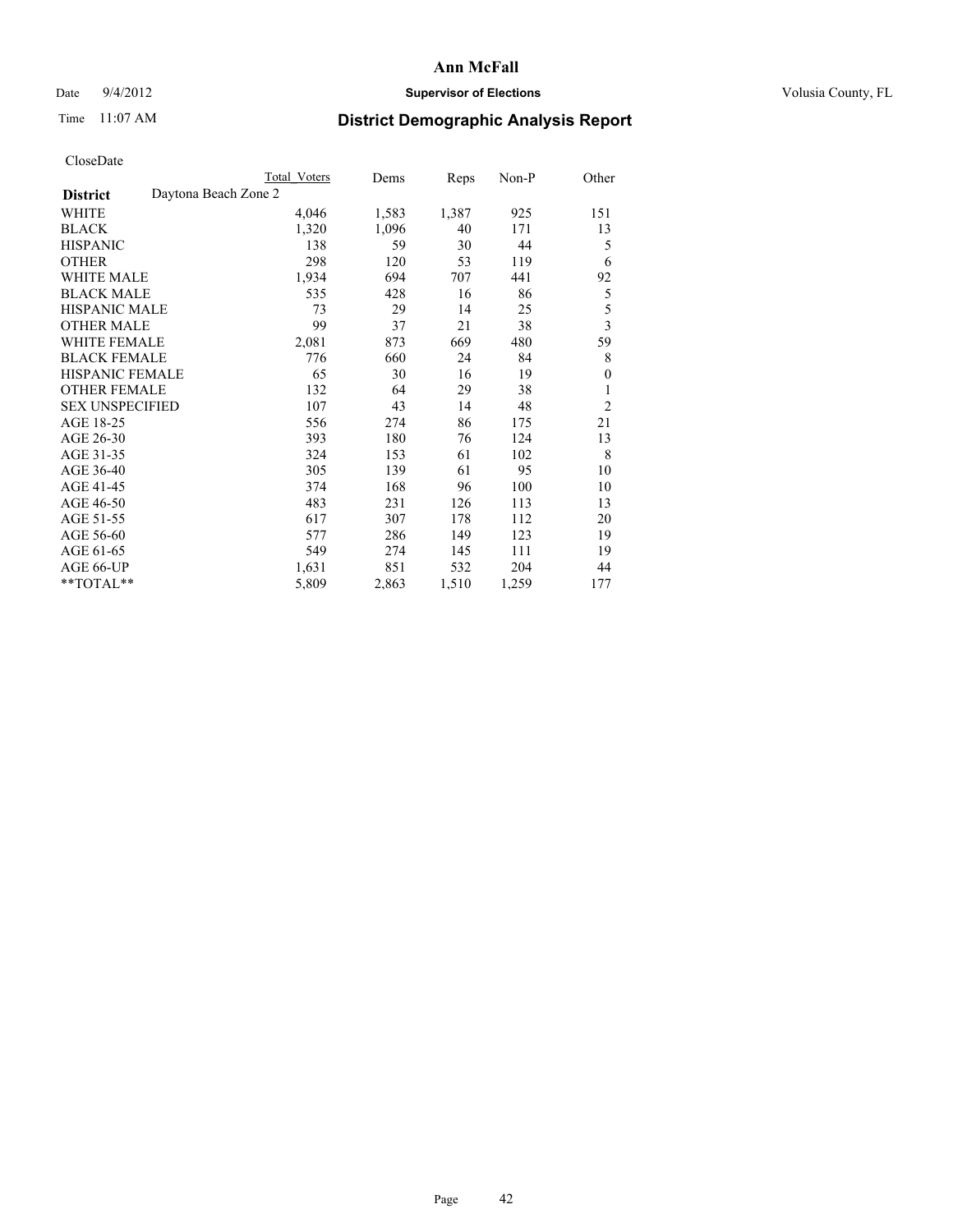# Ann McFall

Date 9/4/2012 **Supervisor of Elections** Volusia County, FL

Time 11:07 AM **District Demographic Analysis Report**

CloseDate

| | Total Voters | Dems | Reps | Non-P | Other |
|---|---|---|---|---|---|
| **District** Daytona Beach Zone 2 | | | | | |
| WHITE | 4,046 | 1,583 | 1,387 | 925 | 151 |
| BLACK | 1,320 | 1,096 | 40 | 171 | 13 |
| HISPANIC | 138 | 59 | 30 | 44 | 5 |
| OTHER | 298 | 120 | 53 | 119 | 6 |
| WHITE MALE | 1,934 | 694 | 707 | 441 | 92 |
| BLACK MALE | 535 | 428 | 16 | 86 | 5 |
| HISPANIC MALE | 73 | 29 | 14 | 25 | 5 |
| OTHER MALE | 99 | 37 | 21 | 38 | 3 |
| WHITE FEMALE | 2,081 | 873 | 669 | 480 | 59 |
| BLACK FEMALE | 776 | 660 | 24 | 84 | 8 |
| HISPANIC FEMALE | 65 | 30 | 16 | 19 | 0 |
| OTHER FEMALE | 132 | 64 | 29 | 38 | 1 |
| SEX UNSPECIFIED | 107 | 43 | 14 | 48 | 2 |
| AGE 18-25 | 556 | 274 | 86 | 175 | 21 |
| AGE 26-30 | 393 | 180 | 76 | 124 | 13 |
| AGE 31-35 | 324 | 153 | 61 | 102 | 8 |
| AGE 36-40 | 305 | 139 | 61 | 95 | 10 |
| AGE 41-45 | 374 | 168 | 96 | 100 | 10 |
| AGE 46-50 | 483 | 231 | 126 | 113 | 13 |
| AGE 51-55 | 617 | 307 | 178 | 112 | 20 |
| AGE 56-60 | 577 | 286 | 149 | 123 | 19 |
| AGE 61-65 | 549 | 274 | 145 | 111 | 19 |
| AGE 66-UP | 1,631 | 851 | 532 | 204 | 44 |
| **TOTAL** | 5,809 | 2,863 | 1,510 | 1,259 | 177 |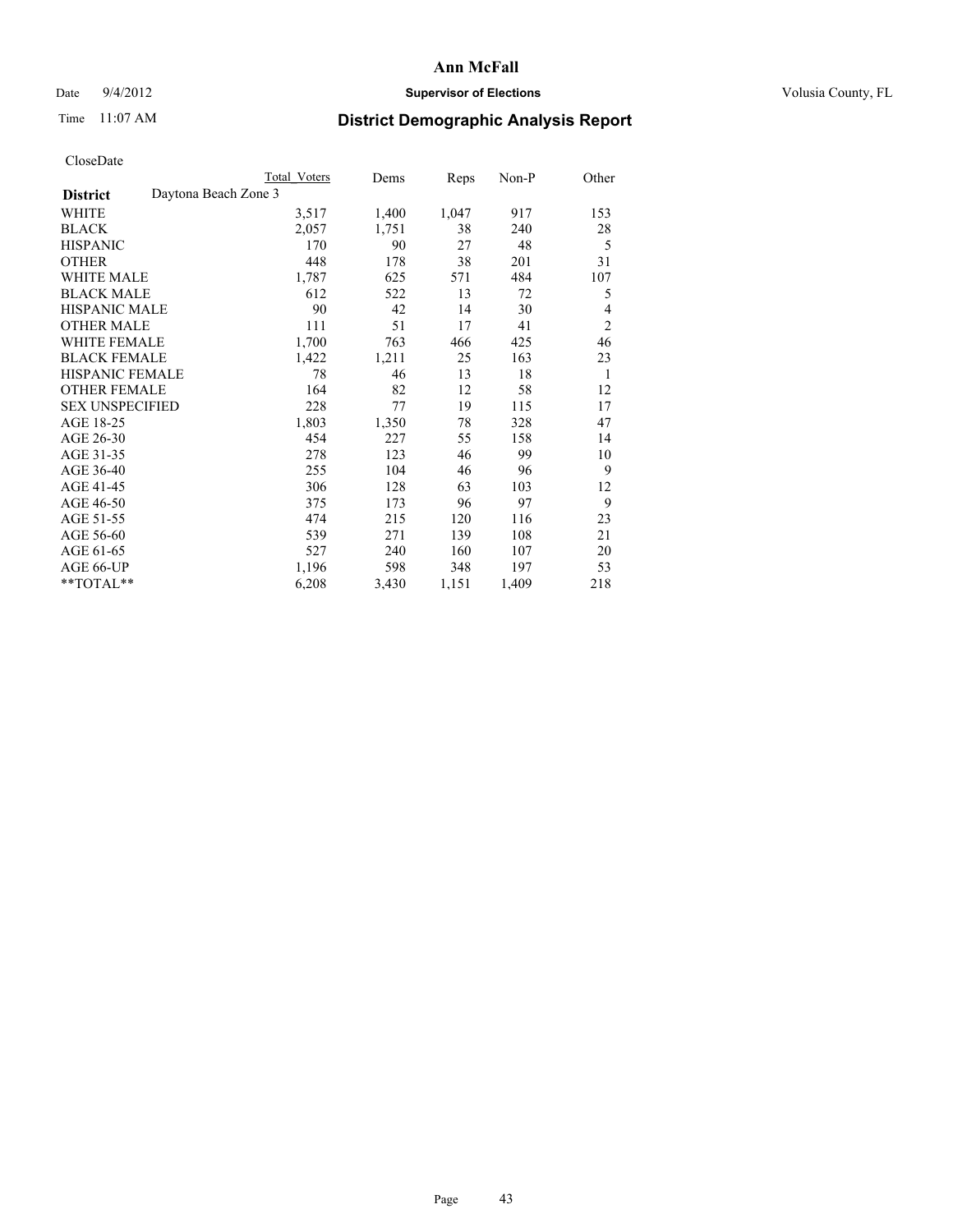# Ann McFall

Date 9/4/2012 **Supervisor of Elections** Volusia County, FL

Time 11:07 AM **District Demographic Analysis Report**

CloseDate

| | Total Voters | Dems | Reps | Non-P | Other |
|---|---|---|---|---|---|
| **District** Daytona Beach Zone 3 | | | | | |
| WHITE | 3,517 | 1,400 | 1,047 | 917 | 153 |
| BLACK | 2,057 | 1,751 | 38 | 240 | 28 |
| HISPANIC | 170 | 90 | 27 | 48 | 5 |
| OTHER | 448 | 178 | 38 | 201 | 31 |
| WHITE MALE | 1,787 | 625 | 571 | 484 | 107 |
| BLACK MALE | 612 | 522 | 13 | 72 | 5 |
| HISPANIC MALE | 90 | 42 | 14 | 30 | 4 |
| OTHER MALE | 111 | 51 | 17 | 41 | 2 |
| WHITE FEMALE | 1,700 | 763 | 466 | 425 | 46 |
| BLACK FEMALE | 1,422 | 1,211 | 25 | 163 | 23 |
| HISPANIC FEMALE | 78 | 46 | 13 | 18 | 1 |
| OTHER FEMALE | 164 | 82 | 12 | 58 | 12 |
| SEX UNSPECIFIED | 228 | 77 | 19 | 115 | 17 |
| AGE 18-25 | 1,803 | 1,350 | 78 | 328 | 47 |
| AGE 26-30 | 454 | 227 | 55 | 158 | 14 |
| AGE 31-35 | 278 | 123 | 46 | 99 | 10 |
| AGE 36-40 | 255 | 104 | 46 | 96 | 9 |
| AGE 41-45 | 306 | 128 | 63 | 103 | 12 |
| AGE 46-50 | 375 | 173 | 96 | 97 | 9 |
| AGE 51-55 | 474 | 215 | 120 | 116 | 23 |
| AGE 56-60 | 539 | 271 | 139 | 108 | 21 |
| AGE 61-65 | 527 | 240 | 160 | 107 | 20 |
| AGE 66-UP | 1,196 | 598 | 348 | 197 | 53 |
| **TOTAL** | 6,208 | 3,430 | 1,151 | 1,409 | 218 |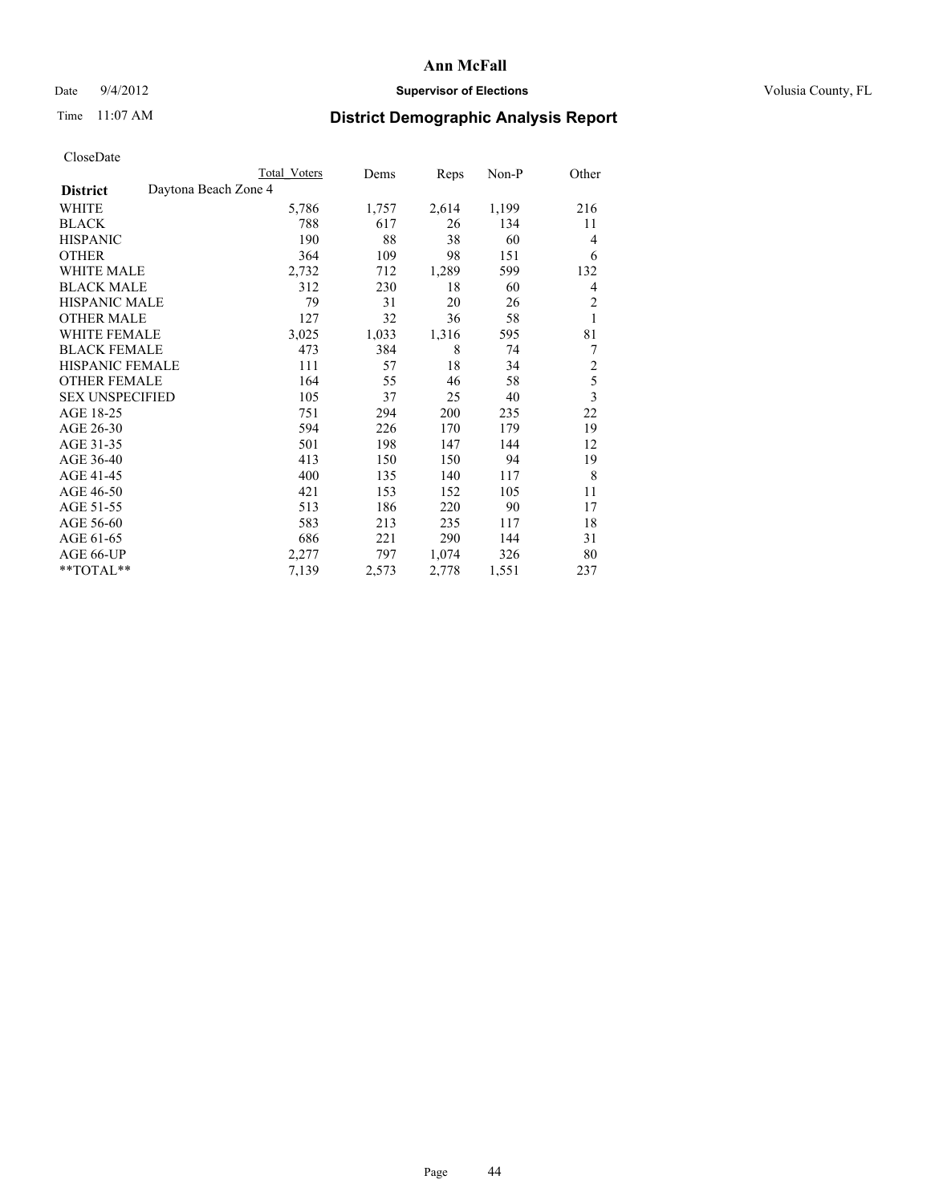# Ann McFall

Date 9/4/2012 **Supervisor of Elections** Volusia County, FL

Time 11:07 AM **District Demographic Analysis Report**

CloseDate

| **District** Daytona Beach Zone 4 | Total Voters | Dems | Reps | Non-P | Other |
|---|---|---|---|---|---|
| WHITE | 5,786 | 1,757 | 2,614 | 1,199 | 216 |
| BLACK | 788 | 617 | 26 | 134 | 11 |
| HISPANIC | 190 | 88 | 38 | 60 | 4 |
| OTHER | 364 | 109 | 98 | 151 | 6 |
| WHITE MALE | 2,732 | 712 | 1,289 | 599 | 132 |
| BLACK MALE | 312 | 230 | 18 | 60 | 4 |
| HISPANIC MALE | 79 | 31 | 20 | 26 | 2 |
| OTHER MALE | 127 | 32 | 36 | 58 | 1 |
| WHITE FEMALE | 3,025 | 1,033 | 1,316 | 595 | 81 |
| BLACK FEMALE | 473 | 384 | 8 | 74 | 7 |
| HISPANIC FEMALE | 111 | 57 | 18 | 34 | 2 |
| OTHER FEMALE | 164 | 55 | 46 | 58 | 5 |
| SEX UNSPECIFIED | 105 | 37 | 25 | 40 | 3 |
| AGE 18-25 | 751 | 294 | 200 | 235 | 22 |
| AGE 26-30 | 594 | 226 | 170 | 179 | 19 |
| AGE 31-35 | 501 | 198 | 147 | 144 | 12 |
| AGE 36-40 | 413 | 150 | 150 | 94 | 19 |
| AGE 41-45 | 400 | 135 | 140 | 117 | 8 |
| AGE 46-50 | 421 | 153 | 152 | 105 | 11 |
| AGE 51-55 | 513 | 186 | 220 | 90 | 17 |
| AGE 56-60 | 583 | 213 | 235 | 117 | 18 |
| AGE 61-65 | 686 | 221 | 290 | 144 | 31 |
| AGE 66-UP | 2,277 | 797 | 1,074 | 326 | 80 |
| **TOTAL** | 7,139 | 2,573 | 2,778 | 1,551 | 237 |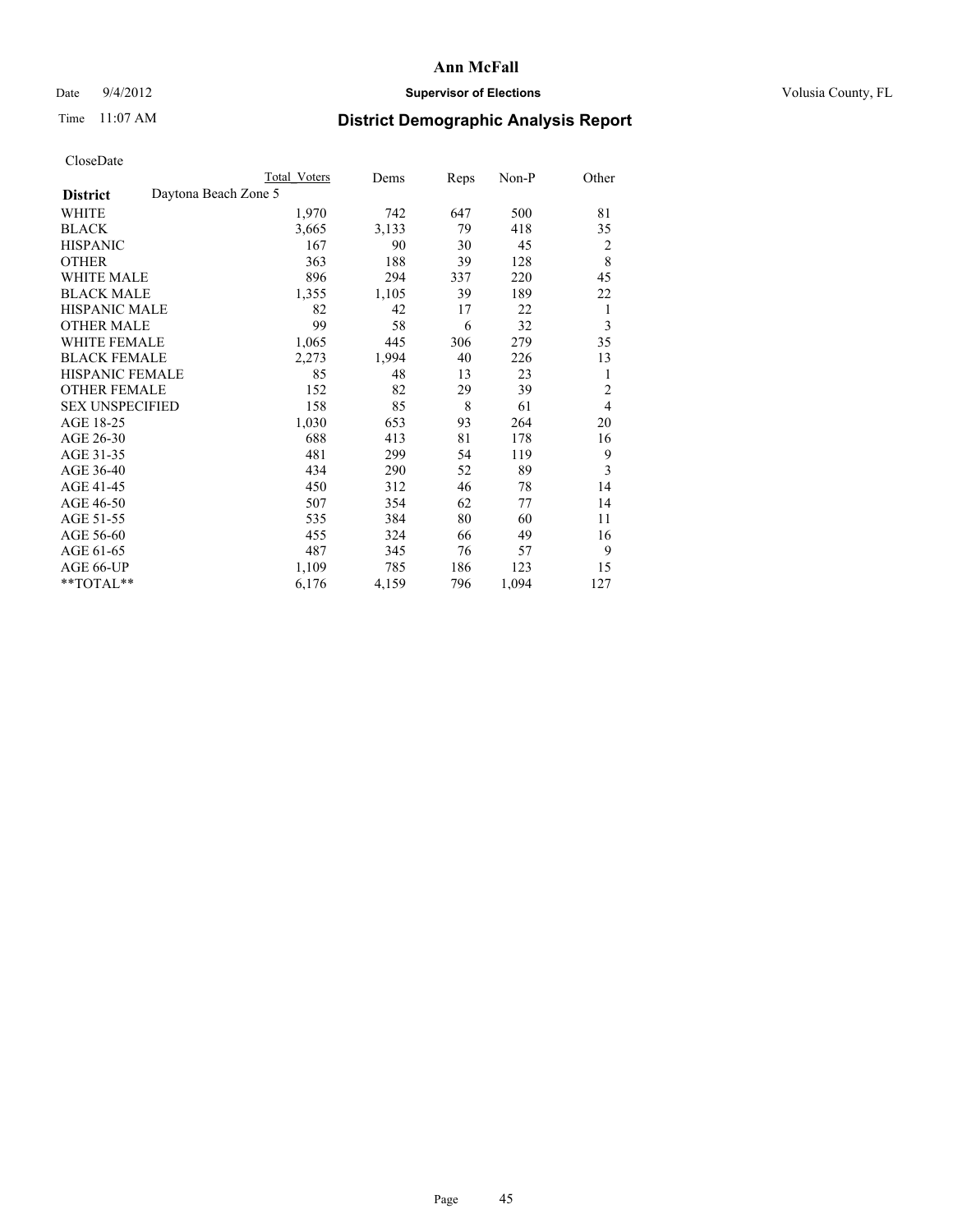# Ann McFall

Date 9/4/2012 **Supervisor of Elections** Volusia County, FL

Time 11:07 AM **District Demographic Analysis Report**

CloseDate

| **District** Daytona Beach Zone 5 | Total Voters | Dems | Reps | Non-P | Other |
|---|---|---|---|---|---|
| WHITE | 1,970 | 742 | 647 | 500 | 81 |
| BLACK | 3,665 | 3,133 | 79 | 418 | 35 |
| HISPANIC | 167 | 90 | 30 | 45 | 2 |
| OTHER | 363 | 188 | 39 | 128 | 8 |
| WHITE MALE | 896 | 294 | 337 | 220 | 45 |
| BLACK MALE | 1,355 | 1,105 | 39 | 189 | 22 |
| HISPANIC MALE | 82 | 42 | 17 | 22 | 1 |
| OTHER MALE | 99 | 58 | 6 | 32 | 3 |
| WHITE FEMALE | 1,065 | 445 | 306 | 279 | 35 |
| BLACK FEMALE | 2,273 | 1,994 | 40 | 226 | 13 |
| HISPANIC FEMALE | 85 | 48 | 13 | 23 | 1 |
| OTHER FEMALE | 152 | 82 | 29 | 39 | 2 |
| SEX UNSPECIFIED | 158 | 85 | 8 | 61 | 4 |
| AGE 18-25 | 1,030 | 653 | 93 | 264 | 20 |
| AGE 26-30 | 688 | 413 | 81 | 178 | 16 |
| AGE 31-35 | 481 | 299 | 54 | 119 | 9 |
| AGE 36-40 | 434 | 290 | 52 | 89 | 3 |
| AGE 41-45 | 450 | 312 | 46 | 78 | 14 |
| AGE 46-50 | 507 | 354 | 62 | 77 | 14 |
| AGE 51-55 | 535 | 384 | 80 | 60 | 11 |
| AGE 56-60 | 455 | 324 | 66 | 49 | 16 |
| AGE 61-65 | 487 | 345 | 76 | 57 | 9 |
| AGE 66-UP | 1,109 | 785 | 186 | 123 | 15 |
| **TOTAL** | 6,176 | 4,159 | 796 | 1,094 | 127 |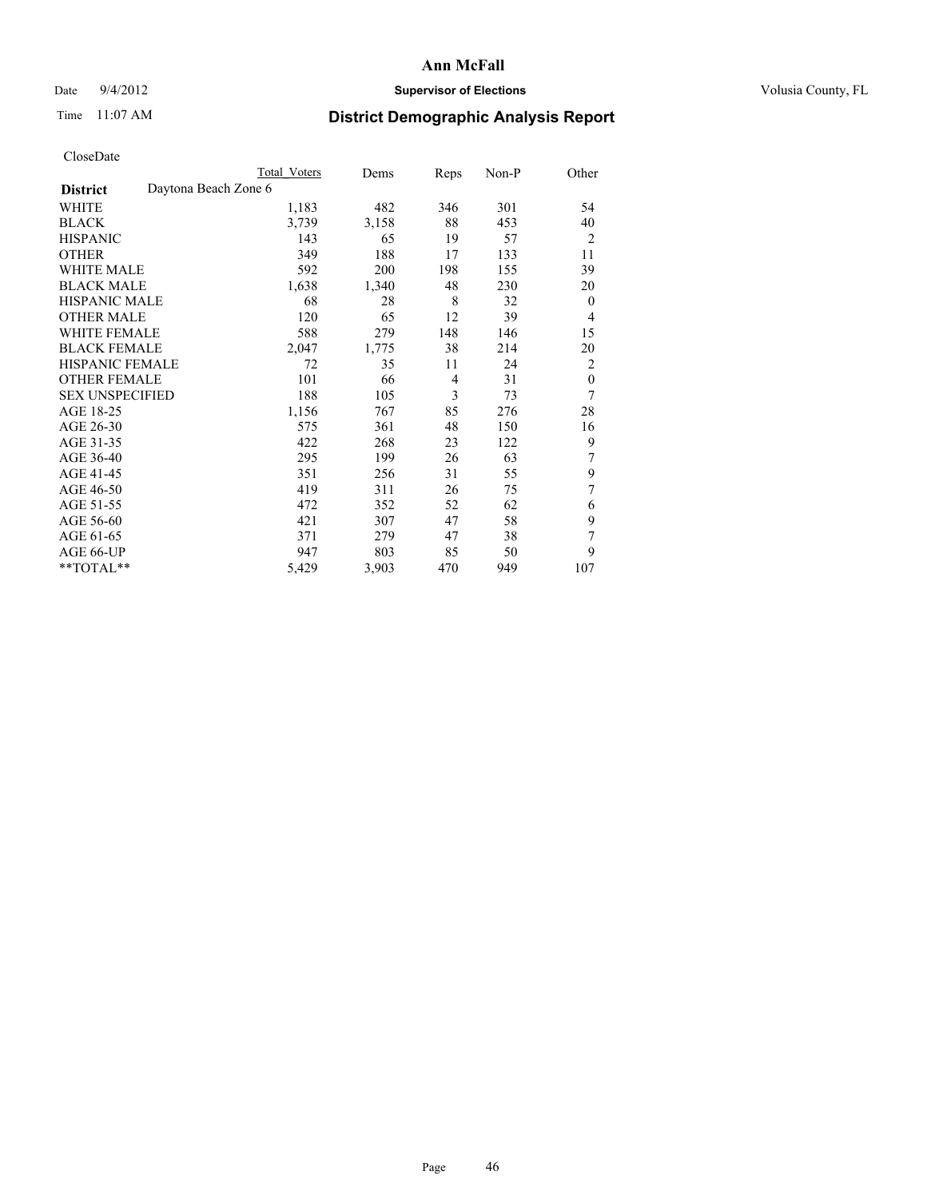**Ann McFall**

Date 9/4/2012 **Supervisor of Elections** Volusia County, FL

Time 11:07 AM

## District Demographic Analysis Report

CloseDate

| | Total Voters | Dems | Reps | Non-P | Other |
|---|---|---|---|---|---|
| **District** Daytona Beach Zone 6 | | | | | |
| WHITE | 1,183 | 482 | 346 | 301 | 54 |
| BLACK | 3,739 | 3,158 | 88 | 453 | 40 |
| HISPANIC | 143 | 65 | 19 | 57 | 2 |
| OTHER | 349 | 188 | 17 | 133 | 11 |
| WHITE MALE | 592 | 200 | 198 | 155 | 39 |
| BLACK MALE | 1,638 | 1,340 | 48 | 230 | 20 |
| HISPANIC MALE | 68 | 28 | 8 | 32 | 0 |
| OTHER MALE | 120 | 65 | 12 | 39 | 4 |
| WHITE FEMALE | 588 | 279 | 148 | 146 | 15 |
| BLACK FEMALE | 2,047 | 1,775 | 38 | 214 | 20 |
| HISPANIC FEMALE | 72 | 35 | 11 | 24 | 2 |
| OTHER FEMALE | 101 | 66 | 4 | 31 | 0 |
| SEX UNSPECIFIED | 188 | 105 | 3 | 73 | 7 |
| AGE 18-25 | 1,156 | 767 | 85 | 276 | 28 |
| AGE 26-30 | 575 | 361 | 48 | 150 | 16 |
| AGE 31-35 | 422 | 268 | 23 | 122 | 9 |
| AGE 36-40 | 295 | 199 | 26 | 63 | 7 |
| AGE 41-45 | 351 | 256 | 31 | 55 | 9 |
| AGE 46-50 | 419 | 311 | 26 | 75 | 7 |
| AGE 51-55 | 472 | 352 | 52 | 62 | 6 |
| AGE 56-60 | 421 | 307 | 47 | 58 | 9 |
| AGE 61-65 | 371 | 279 | 47 | 38 | 7 |
| AGE 66-UP | 947 | 803 | 85 | 50 | 9 |
| **TOTAL** | 5,429 | 3,903 | 470 | 949 | 107 |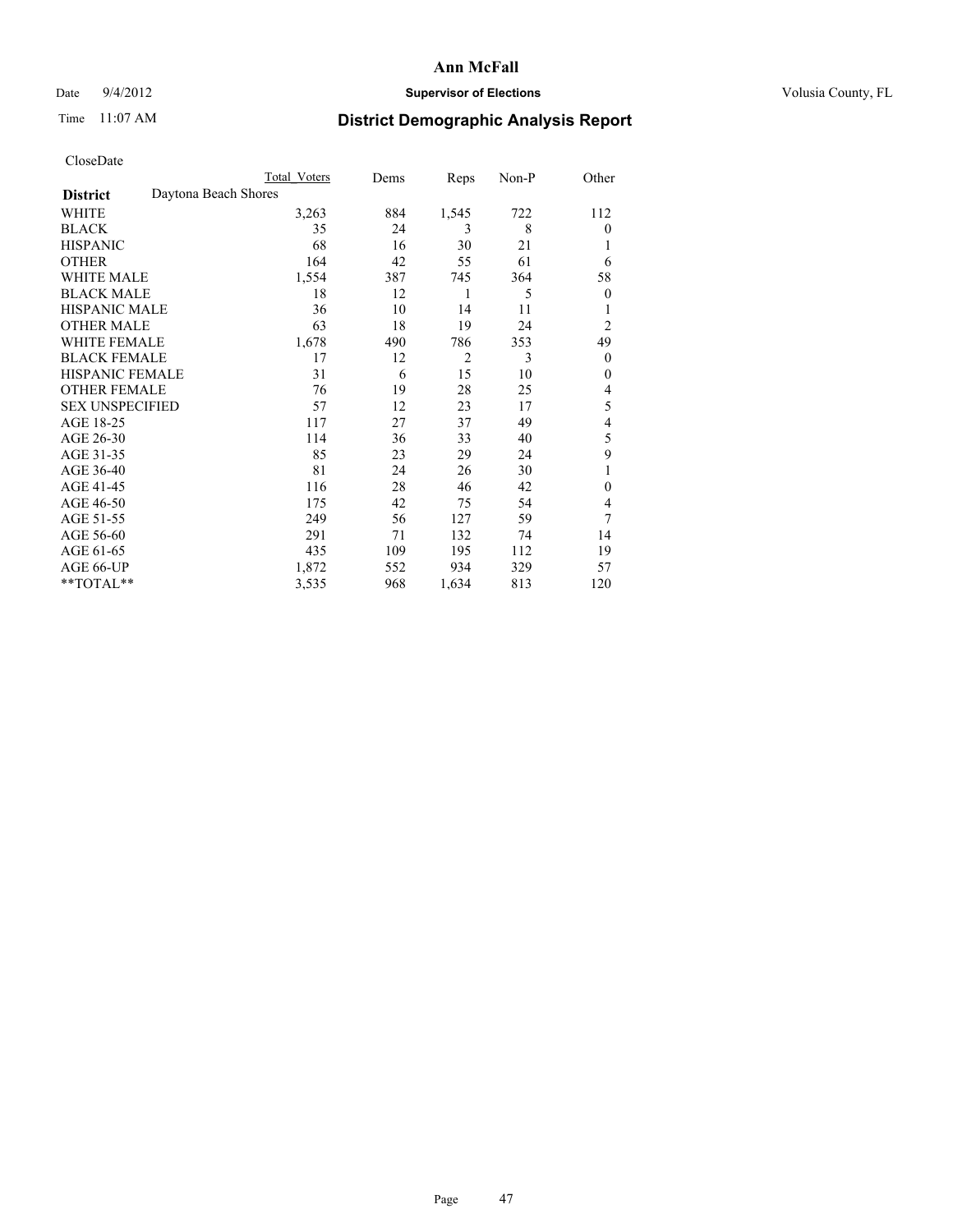# Ann McFall

Date 9/4/2012 **Supervisor of Elections** Volusia County, FL

Time 11:07 AM **District Demographic Analysis Report**

CloseDate

| | Total Voters | Dems | Reps | Non-P | Other |
|---|---|---|---|---|---|
| **District** Daytona Beach Shores | | | | | |
| WHITE | 3,263 | 884 | 1,545 | 722 | 112 |
| BLACK | 35 | 24 | 3 | 8 | 0 |
| HISPANIC | 68 | 16 | 30 | 21 | 1 |
| OTHER | 164 | 42 | 55 | 61 | 6 |
| WHITE MALE | 1,554 | 387 | 745 | 364 | 58 |
| BLACK MALE | 18 | 12 | 1 | 5 | 0 |
| HISPANIC MALE | 36 | 10 | 14 | 11 | 1 |
| OTHER MALE | 63 | 18 | 19 | 24 | 2 |
| WHITE FEMALE | 1,678 | 490 | 786 | 353 | 49 |
| BLACK FEMALE | 17 | 12 | 2 | 3 | 0 |
| HISPANIC FEMALE | 31 | 6 | 15 | 10 | 0 |
| OTHER FEMALE | 76 | 19 | 28 | 25 | 4 |
| SEX UNSPECIFIED | 57 | 12 | 23 | 17 | 5 |
| AGE 18-25 | 117 | 27 | 37 | 49 | 4 |
| AGE 26-30 | 114 | 36 | 33 | 40 | 5 |
| AGE 31-35 | 85 | 23 | 29 | 24 | 9 |
| AGE 36-40 | 81 | 24 | 26 | 30 | 1 |
| AGE 41-45 | 116 | 28 | 46 | 42 | 0 |
| AGE 46-50 | 175 | 42 | 75 | 54 | 4 |
| AGE 51-55 | 249 | 56 | 127 | 59 | 7 |
| AGE 56-60 | 291 | 71 | 132 | 74 | 14 |
| AGE 61-65 | 435 | 109 | 195 | 112 | 19 |
| AGE 66-UP | 1,872 | 552 | 934 | 329 | 57 |
| **TOTAL** | 3,535 | 968 | 1,634 | 813 | 120 |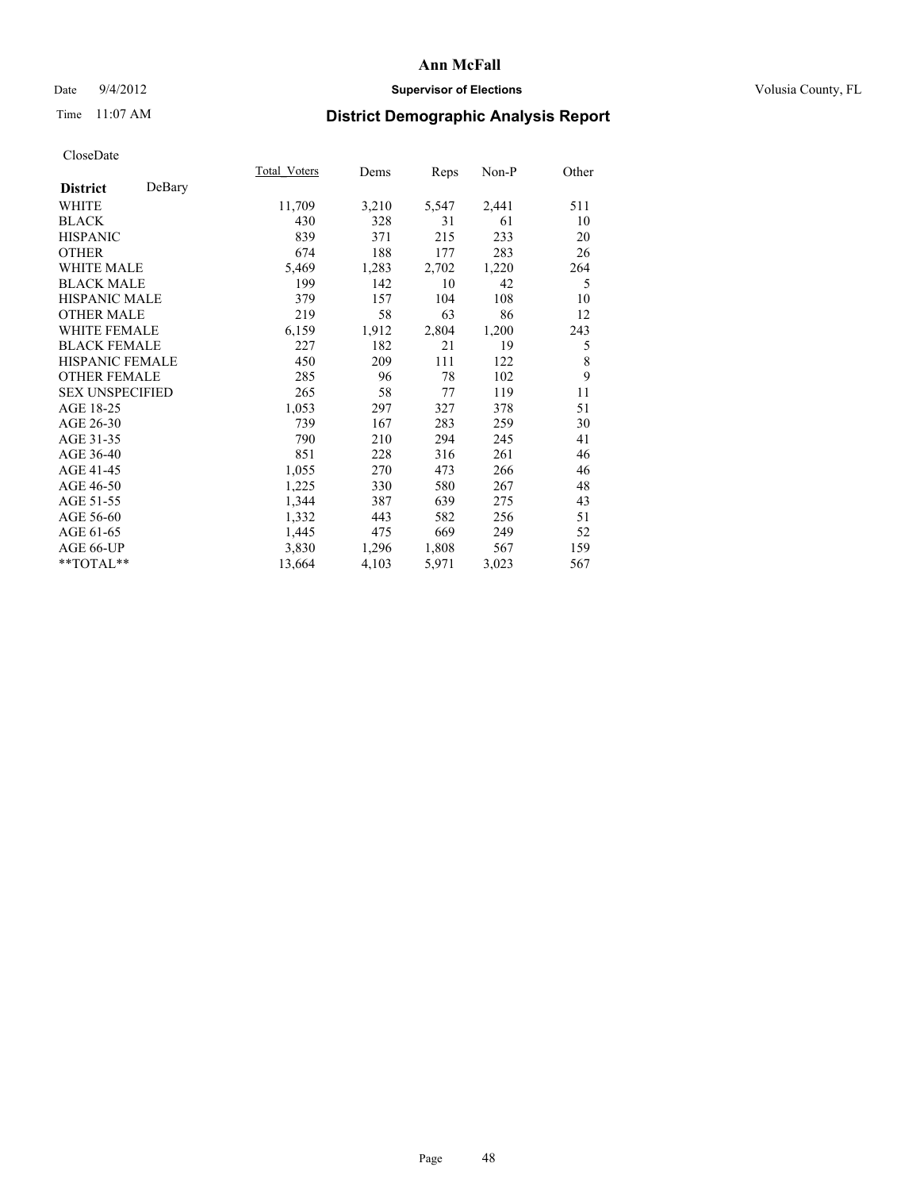# Ann McFall

Date 9/4/2012 **Supervisor of Elections** Volusia County, FL

Time 11:07 AM **District Demographic Analysis Report**

CloseDate

| **District** DeBary | Total_Voters | Dems | Reps | Non-P | Other |
|---|---|---|---|---|---|
| WHITE | 11,709 | 3,210 | 5,547 | 2,441 | 511 |
| BLACK | 430 | 328 | 31 | 61 | 10 |
| HISPANIC | 839 | 371 | 215 | 233 | 20 |
| OTHER | 674 | 188 | 177 | 283 | 26 |
| WHITE MALE | 5,469 | 1,283 | 2,702 | 1,220 | 264 |
| BLACK MALE | 199 | 142 | 10 | 42 | 5 |
| HISPANIC MALE | 379 | 157 | 104 | 108 | 10 |
| OTHER MALE | 219 | 58 | 63 | 86 | 12 |
| WHITE FEMALE | 6,159 | 1,912 | 2,804 | 1,200 | 243 |
| BLACK FEMALE | 227 | 182 | 21 | 19 | 5 |
| HISPANIC FEMALE | 450 | 209 | 111 | 122 | 8 |
| OTHER FEMALE | 285 | 96 | 78 | 102 | 9 |
| SEX UNSPECIFIED | 265 | 58 | 77 | 119 | 11 |
| AGE 18-25 | 1,053 | 297 | 327 | 378 | 51 |
| AGE 26-30 | 739 | 167 | 283 | 259 | 30 |
| AGE 31-35 | 790 | 210 | 294 | 245 | 41 |
| AGE 36-40 | 851 | 228 | 316 | 261 | 46 |
| AGE 41-45 | 1,055 | 270 | 473 | 266 | 46 |
| AGE 46-50 | 1,225 | 330 | 580 | 267 | 48 |
| AGE 51-55 | 1,344 | 387 | 639 | 275 | 43 |
| AGE 56-60 | 1,332 | 443 | 582 | 256 | 51 |
| AGE 61-65 | 1,445 | 475 | 669 | 249 | 52 |
| AGE 66-UP | 3,830 | 1,296 | 1,808 | 567 | 159 |
| **TOTAL** | 13,664 | 4,103 | 5,971 | 3,023 | 567 |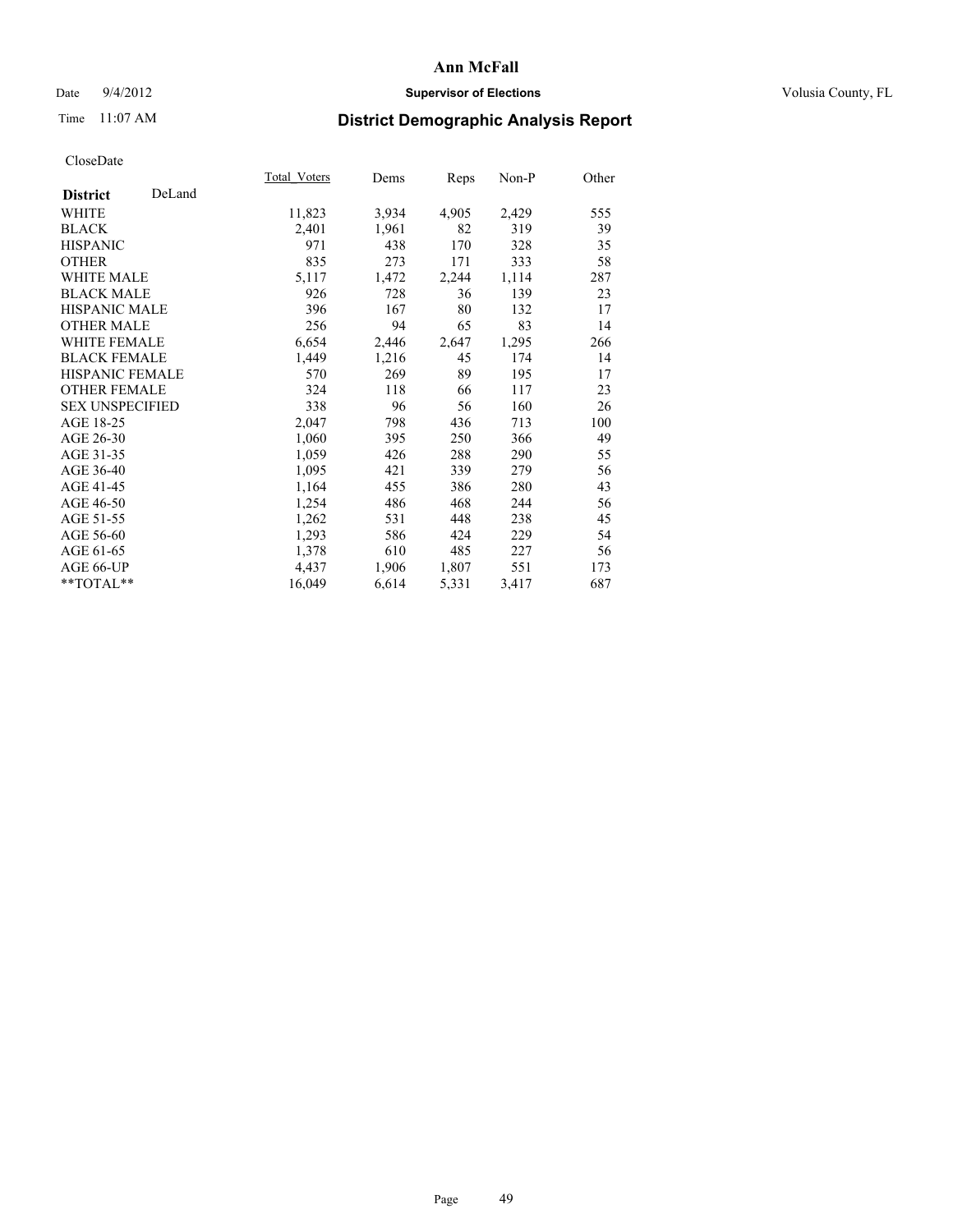# Ann McFall

Date 9/4/2012 | **Supervisor of Elections** | Volusia County, FL

Time 11:07 AM

## District Demographic Analysis Report

CloseDate

| **District** DeLand | Total_Voters | Dems | Reps | Non-P | Other |
|---|---|---|---|---|---|
| WHITE | 11,823 | 3,934 | 4,905 | 2,429 | 555 |
| BLACK | 2,401 | 1,961 | 82 | 319 | 39 |
| HISPANIC | 971 | 438 | 170 | 328 | 35 |
| OTHER | 835 | 273 | 171 | 333 | 58 |
| WHITE MALE | 5,117 | 1,472 | 2,244 | 1,114 | 287 |
| BLACK MALE | 926 | 728 | 36 | 139 | 23 |
| HISPANIC MALE | 396 | 167 | 80 | 132 | 17 |
| OTHER MALE | 256 | 94 | 65 | 83 | 14 |
| WHITE FEMALE | 6,654 | 2,446 | 2,647 | 1,295 | 266 |
| BLACK FEMALE | 1,449 | 1,216 | 45 | 174 | 14 |
| HISPANIC FEMALE | 570 | 269 | 89 | 195 | 17 |
| OTHER FEMALE | 324 | 118 | 66 | 117 | 23 |
| SEX UNSPECIFIED | 338 | 96 | 56 | 160 | 26 |
| AGE 18-25 | 2,047 | 798 | 436 | 713 | 100 |
| AGE 26-30 | 1,060 | 395 | 250 | 366 | 49 |
| AGE 31-35 | 1,059 | 426 | 288 | 290 | 55 |
| AGE 36-40 | 1,095 | 421 | 339 | 279 | 56 |
| AGE 41-45 | 1,164 | 455 | 386 | 280 | 43 |
| AGE 46-50 | 1,254 | 486 | 468 | 244 | 56 |
| AGE 51-55 | 1,262 | 531 | 448 | 238 | 45 |
| AGE 56-60 | 1,293 | 586 | 424 | 229 | 54 |
| AGE 61-65 | 1,378 | 610 | 485 | 227 | 56 |
| AGE 66-UP | 4,437 | 1,906 | 1,807 | 551 | 173 |
| **TOTAL** | 16,049 | 6,614 | 5,331 | 3,417 | 687 |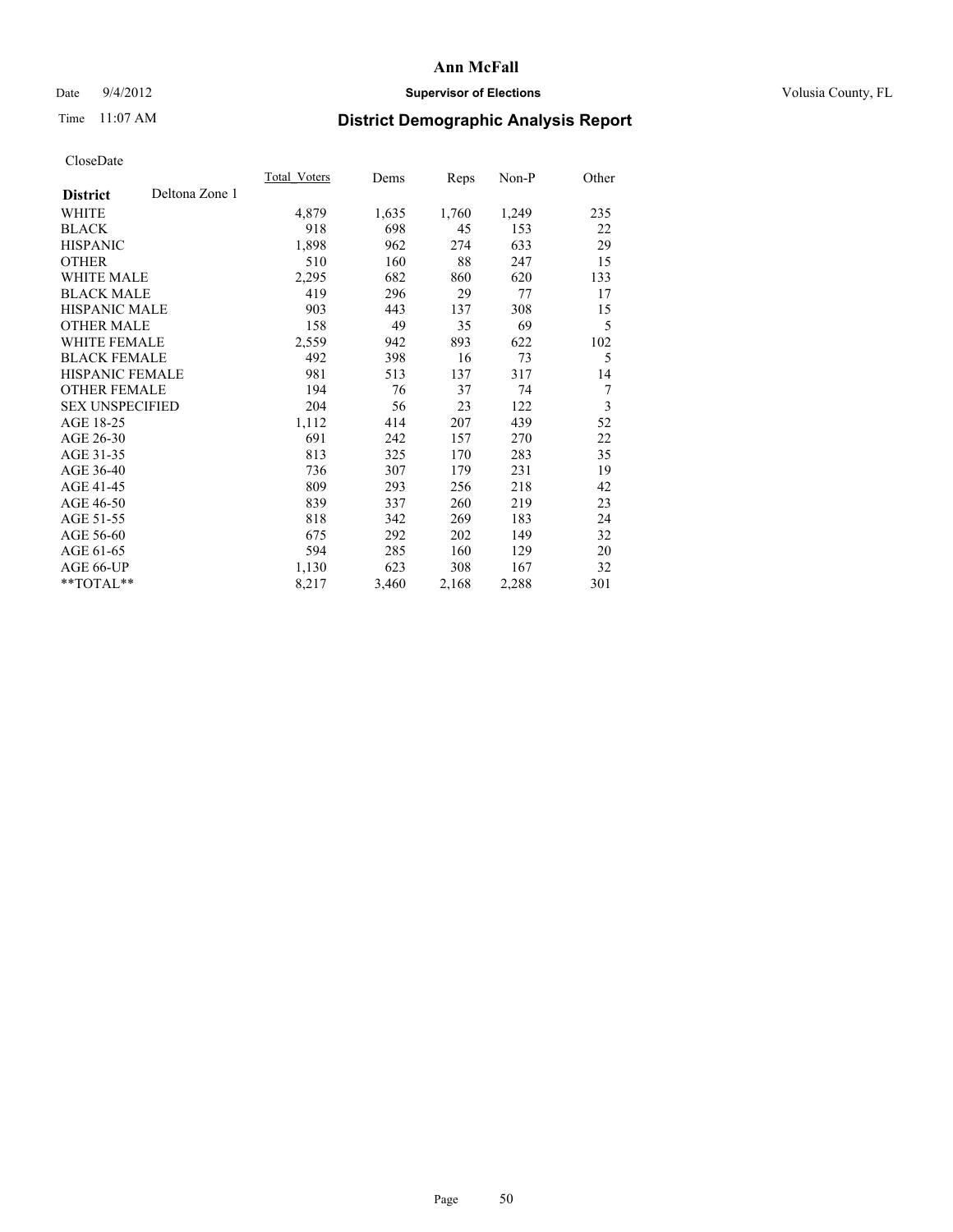# Ann McFall

Date 9/4/2012 **Supervisor of Elections** Volusia County, FL

Time 11:07 AM **District Demographic Analysis Report**

CloseDate

| | Total_Voters | Dems | Reps | Non-P | Other |
|---|---|---|---|---|---|
| **District** Deltona Zone 1 | | | | | |
| WHITE | 4,879 | 1,635 | 1,760 | 1,249 | 235 |
| BLACK | 918 | 698 | 45 | 153 | 22 |
| HISPANIC | 1,898 | 962 | 274 | 633 | 29 |
| OTHER | 510 | 160 | 88 | 247 | 15 |
| WHITE MALE | 2,295 | 682 | 860 | 620 | 133 |
| BLACK MALE | 419 | 296 | 29 | 77 | 17 |
| HISPANIC MALE | 903 | 443 | 137 | 308 | 15 |
| OTHER MALE | 158 | 49 | 35 | 69 | 5 |
| WHITE FEMALE | 2,559 | 942 | 893 | 622 | 102 |
| BLACK FEMALE | 492 | 398 | 16 | 73 | 5 |
| HISPANIC FEMALE | 981 | 513 | 137 | 317 | 14 |
| OTHER FEMALE | 194 | 76 | 37 | 74 | 7 |
| SEX UNSPECIFIED | 204 | 56 | 23 | 122 | 3 |
| AGE 18-25 | 1,112 | 414 | 207 | 439 | 52 |
| AGE 26-30 | 691 | 242 | 157 | 270 | 22 |
| AGE 31-35 | 813 | 325 | 170 | 283 | 35 |
| AGE 36-40 | 736 | 307 | 179 | 231 | 19 |
| AGE 41-45 | 809 | 293 | 256 | 218 | 42 |
| AGE 46-50 | 839 | 337 | 260 | 219 | 23 |
| AGE 51-55 | 818 | 342 | 269 | 183 | 24 |
| AGE 56-60 | 675 | 292 | 202 | 149 | 32 |
| AGE 61-65 | 594 | 285 | 160 | 129 | 20 |
| AGE 66-UP | 1,130 | 623 | 308 | 167 | 32 |
| **TOTAL** | 8,217 | 3,460 | 2,168 | 2,288 | 301 |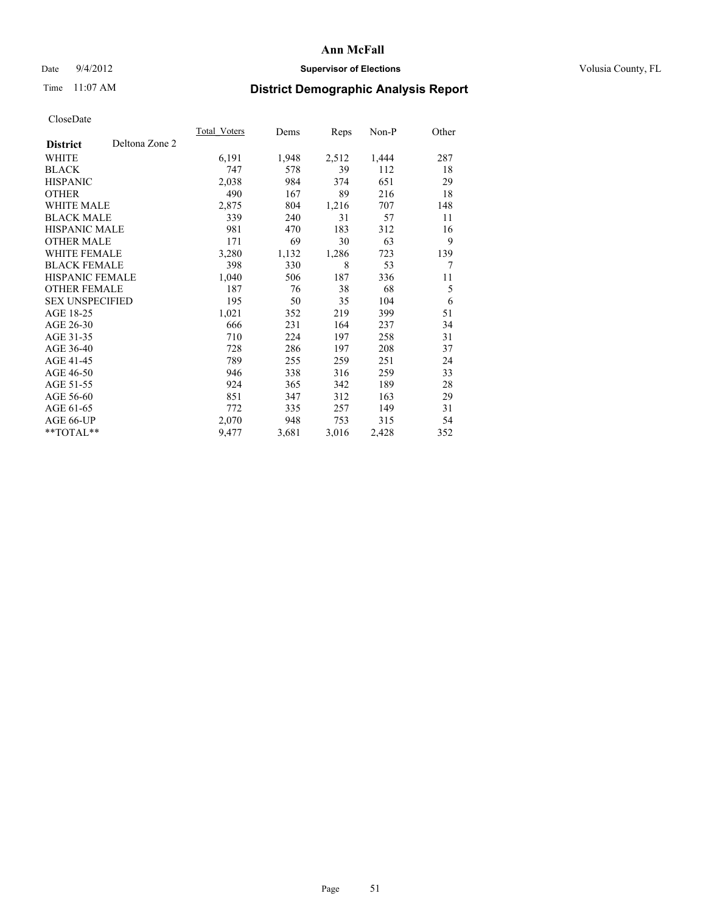# Ann McFall

Date 9/4/2012 **Supervisor of Elections** Volusia County, FL

Time 11:07 AM **District Demographic Analysis Report**

CloseDate

| | Total_Voters | Dems | Reps | Non-P | Other |
|---|---|---|---|---|---|
| **District** Deltona Zone 2 | | | | | |
| WHITE | 6,191 | 1,948 | 2,512 | 1,444 | 287 |
| BLACK | 747 | 578 | 39 | 112 | 18 |
| HISPANIC | 2,038 | 984 | 374 | 651 | 29 |
| OTHER | 490 | 167 | 89 | 216 | 18 |
| WHITE MALE | 2,875 | 804 | 1,216 | 707 | 148 |
| BLACK MALE | 339 | 240 | 31 | 57 | 11 |
| HISPANIC MALE | 981 | 470 | 183 | 312 | 16 |
| OTHER MALE | 171 | 69 | 30 | 63 | 9 |
| WHITE FEMALE | 3,280 | 1,132 | 1,286 | 723 | 139 |
| BLACK FEMALE | 398 | 330 | 8 | 53 | 7 |
| HISPANIC FEMALE | 1,040 | 506 | 187 | 336 | 11 |
| OTHER FEMALE | 187 | 76 | 38 | 68 | 5 |
| SEX UNSPECIFIED | 195 | 50 | 35 | 104 | 6 |
| AGE 18-25 | 1,021 | 352 | 219 | 399 | 51 |
| AGE 26-30 | 666 | 231 | 164 | 237 | 34 |
| AGE 31-35 | 710 | 224 | 197 | 258 | 31 |
| AGE 36-40 | 728 | 286 | 197 | 208 | 37 |
| AGE 41-45 | 789 | 255 | 259 | 251 | 24 |
| AGE 46-50 | 946 | 338 | 316 | 259 | 33 |
| AGE 51-55 | 924 | 365 | 342 | 189 | 28 |
| AGE 56-60 | 851 | 347 | 312 | 163 | 29 |
| AGE 61-65 | 772 | 335 | 257 | 149 | 31 |
| AGE 66-UP | 2,070 | 948 | 753 | 315 | 54 |
| **TOTAL** | 9,477 | 3,681 | 3,016 | 2,428 | 352 |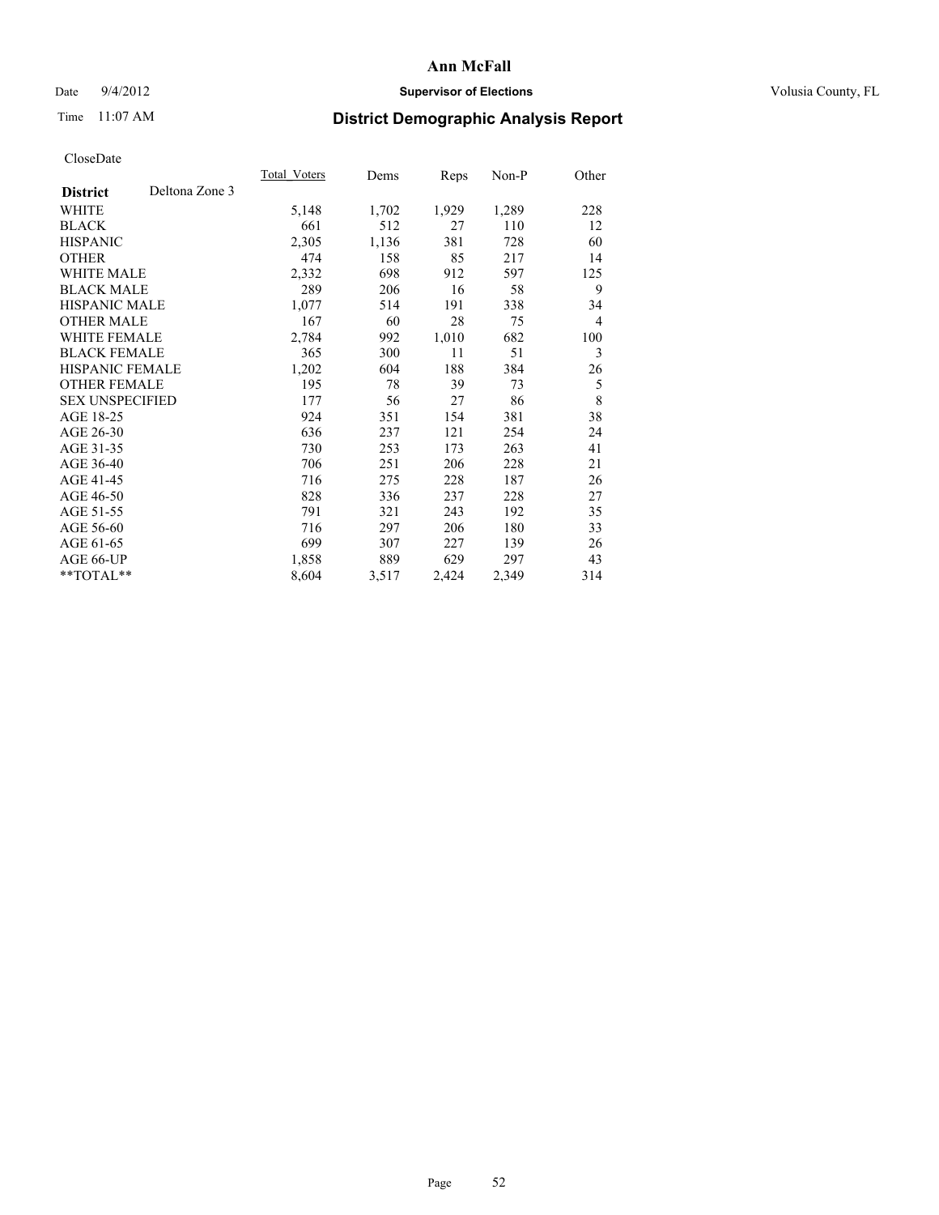# Ann McFall

Date 9/4/2012 **Supervisor of Elections** Volusia County, FL

Time 11:07 AM

## District Demographic Analysis Report

CloseDate

| **District** Deltona Zone 3 | Total_Voters | Dems | Reps | Non-P | Other |
|---|---|---|---|---|---|
| WHITE | 5,148 | 1,702 | 1,929 | 1,289 | 228 |
| BLACK | 661 | 512 | 27 | 110 | 12 |
| HISPANIC | 2,305 | 1,136 | 381 | 728 | 60 |
| OTHER | 474 | 158 | 85 | 217 | 14 |
| WHITE MALE | 2,332 | 698 | 912 | 597 | 125 |
| BLACK MALE | 289 | 206 | 16 | 58 | 9 |
| HISPANIC MALE | 1,077 | 514 | 191 | 338 | 34 |
| OTHER MALE | 167 | 60 | 28 | 75 | 4 |
| WHITE FEMALE | 2,784 | 992 | 1,010 | 682 | 100 |
| BLACK FEMALE | 365 | 300 | 11 | 51 | 3 |
| HISPANIC FEMALE | 1,202 | 604 | 188 | 384 | 26 |
| OTHER FEMALE | 195 | 78 | 39 | 73 | 5 |
| SEX UNSPECIFIED | 177 | 56 | 27 | 86 | 8 |
| AGE 18-25 | 924 | 351 | 154 | 381 | 38 |
| AGE 26-30 | 636 | 237 | 121 | 254 | 24 |
| AGE 31-35 | 730 | 253 | 173 | 263 | 41 |
| AGE 36-40 | 706 | 251 | 206 | 228 | 21 |
| AGE 41-45 | 716 | 275 | 228 | 187 | 26 |
| AGE 46-50 | 828 | 336 | 237 | 228 | 27 |
| AGE 51-55 | 791 | 321 | 243 | 192 | 35 |
| AGE 56-60 | 716 | 297 | 206 | 180 | 33 |
| AGE 61-65 | 699 | 307 | 227 | 139 | 26 |
| AGE 66-UP | 1,858 | 889 | 629 | 297 | 43 |
| **TOTAL** | 8,604 | 3,517 | 2,424 | 2,349 | 314 |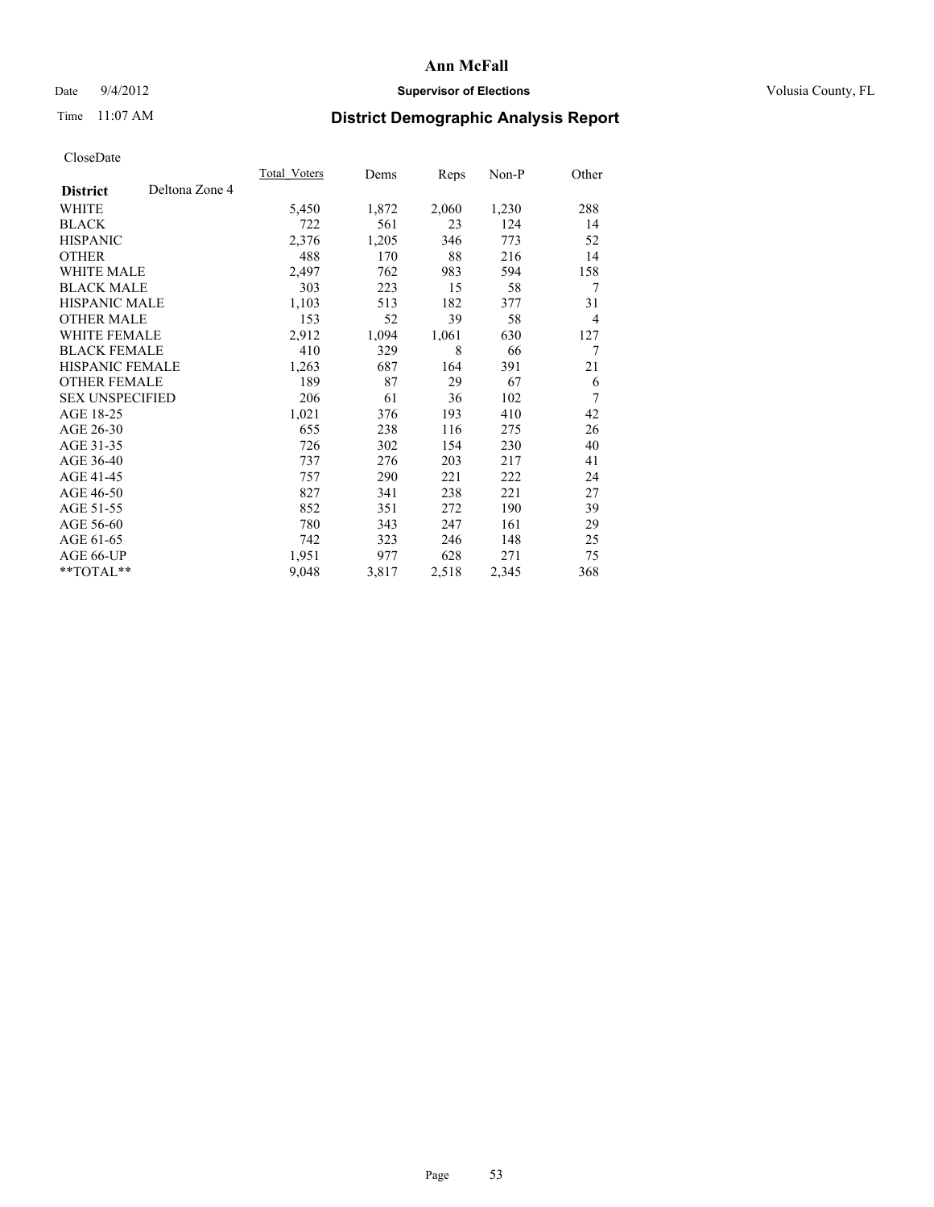# Ann McFall

Date 9/4/2012 **Supervisor of Elections** Volusia County, FL

Time 11:07 AM **District Demographic Analysis Report**

CloseDate

| **District** Deltona Zone 4 | Total_Voters | Dems | Reps | Non-P | Other |
|---|---|---|---|---|---|
| WHITE | 5,450 | 1,872 | 2,060 | 1,230 | 288 |
| BLACK | 722 | 561 | 23 | 124 | 14 |
| HISPANIC | 2,376 | 1,205 | 346 | 773 | 52 |
| OTHER | 488 | 170 | 88 | 216 | 14 |
| WHITE MALE | 2,497 | 762 | 983 | 594 | 158 |
| BLACK MALE | 303 | 223 | 15 | 58 | 7 |
| HISPANIC MALE | 1,103 | 513 | 182 | 377 | 31 |
| OTHER MALE | 153 | 52 | 39 | 58 | 4 |
| WHITE FEMALE | 2,912 | 1,094 | 1,061 | 630 | 127 |
| BLACK FEMALE | 410 | 329 | 8 | 66 | 7 |
| HISPANIC FEMALE | 1,263 | 687 | 164 | 391 | 21 |
| OTHER FEMALE | 189 | 87 | 29 | 67 | 6 |
| SEX UNSPECIFIED | 206 | 61 | 36 | 102 | 7 |
| AGE 18-25 | 1,021 | 376 | 193 | 410 | 42 |
| AGE 26-30 | 655 | 238 | 116 | 275 | 26 |
| AGE 31-35 | 726 | 302 | 154 | 230 | 40 |
| AGE 36-40 | 737 | 276 | 203 | 217 | 41 |
| AGE 41-45 | 757 | 290 | 221 | 222 | 24 |
| AGE 46-50 | 827 | 341 | 238 | 221 | 27 |
| AGE 51-55 | 852 | 351 | 272 | 190 | 39 |
| AGE 56-60 | 780 | 343 | 247 | 161 | 29 |
| AGE 61-65 | 742 | 323 | 246 | 148 | 25 |
| AGE 66-UP | 1,951 | 977 | 628 | 271 | 75 |
| **TOTAL** | 9,048 | 3,817 | 2,518 | 2,345 | 368 |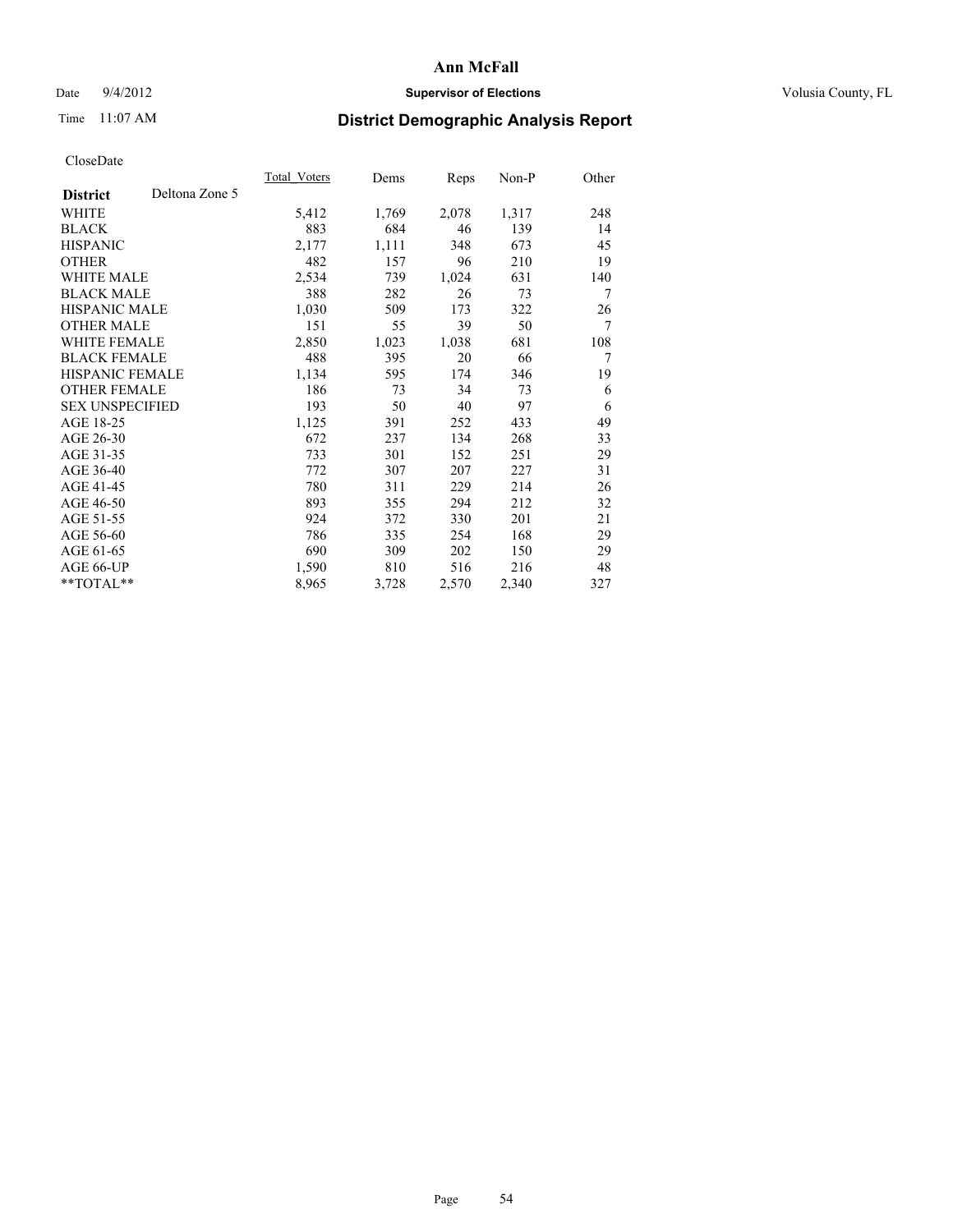**Ann McFall**

Date 9/4/2012 **Supervisor of Elections** Volusia County, FL

Time 11:07 AM

## District Demographic Analysis Report

CloseDate

| **District** Deltona Zone 5 | Total_Voters | Dems | Reps | Non-P | Other |
|---|---|---|---|---|---|
| WHITE | 5,412 | 1,769 | 2,078 | 1,317 | 248 |
| BLACK | 883 | 684 | 46 | 139 | 14 |
| HISPANIC | 2,177 | 1,111 | 348 | 673 | 45 |
| OTHER | 482 | 157 | 96 | 210 | 19 |
| WHITE MALE | 2,534 | 739 | 1,024 | 631 | 140 |
| BLACK MALE | 388 | 282 | 26 | 73 | 7 |
| HISPANIC MALE | 1,030 | 509 | 173 | 322 | 26 |
| OTHER MALE | 151 | 55 | 39 | 50 | 7 |
| WHITE FEMALE | 2,850 | 1,023 | 1,038 | 681 | 108 |
| BLACK FEMALE | 488 | 395 | 20 | 66 | 7 |
| HISPANIC FEMALE | 1,134 | 595 | 174 | 346 | 19 |
| OTHER FEMALE | 186 | 73 | 34 | 73 | 6 |
| SEX UNSPECIFIED | 193 | 50 | 40 | 97 | 6 |
| AGE 18-25 | 1,125 | 391 | 252 | 433 | 49 |
| AGE 26-30 | 672 | 237 | 134 | 268 | 33 |
| AGE 31-35 | 733 | 301 | 152 | 251 | 29 |
| AGE 36-40 | 772 | 307 | 207 | 227 | 31 |
| AGE 41-45 | 780 | 311 | 229 | 214 | 26 |
| AGE 46-50 | 893 | 355 | 294 | 212 | 32 |
| AGE 51-55 | 924 | 372 | 330 | 201 | 21 |
| AGE 56-60 | 786 | 335 | 254 | 168 | 29 |
| AGE 61-65 | 690 | 309 | 202 | 150 | 29 |
| AGE 66-UP | 1,590 | 810 | 516 | 216 | 48 |
| **TOTAL** | 8,965 | 3,728 | 2,570 | 2,340 | 327 |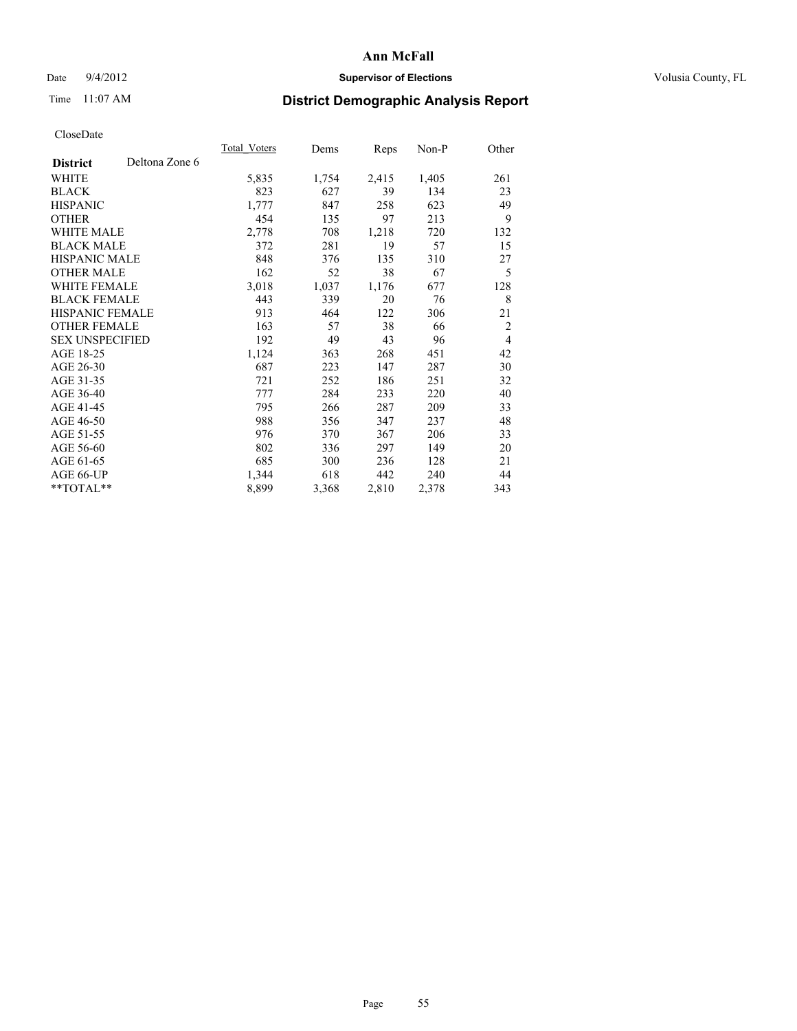# Ann McFall

Date 9/4/2012 **Supervisor of Elections** Volusia County, FL

Time 11:07 AM **District Demographic Analysis Report**

CloseDate

| | Total_Voters | Dems | Reps | Non-P | Other |
|---|---|---|---|---|---|
| **District** Deltona Zone 6 | | | | | |
| WHITE | 5,835 | 1,754 | 2,415 | 1,405 | 261 |
| BLACK | 823 | 627 | 39 | 134 | 23 |
| HISPANIC | 1,777 | 847 | 258 | 623 | 49 |
| OTHER | 454 | 135 | 97 | 213 | 9 |
| WHITE MALE | 2,778 | 708 | 1,218 | 720 | 132 |
| BLACK MALE | 372 | 281 | 19 | 57 | 15 |
| HISPANIC MALE | 848 | 376 | 135 | 310 | 27 |
| OTHER MALE | 162 | 52 | 38 | 67 | 5 |
| WHITE FEMALE | 3,018 | 1,037 | 1,176 | 677 | 128 |
| BLACK FEMALE | 443 | 339 | 20 | 76 | 8 |
| HISPANIC FEMALE | 913 | 464 | 122 | 306 | 21 |
| OTHER FEMALE | 163 | 57 | 38 | 66 | 2 |
| SEX UNSPECIFIED | 192 | 49 | 43 | 96 | 4 |
| AGE 18-25 | 1,124 | 363 | 268 | 451 | 42 |
| AGE 26-30 | 687 | 223 | 147 | 287 | 30 |
| AGE 31-35 | 721 | 252 | 186 | 251 | 32 |
| AGE 36-40 | 777 | 284 | 233 | 220 | 40 |
| AGE 41-45 | 795 | 266 | 287 | 209 | 33 |
| AGE 46-50 | 988 | 356 | 347 | 237 | 48 |
| AGE 51-55 | 976 | 370 | 367 | 206 | 33 |
| AGE 56-60 | 802 | 336 | 297 | 149 | 20 |
| AGE 61-65 | 685 | 300 | 236 | 128 | 21 |
| AGE 66-UP | 1,344 | 618 | 442 | 240 | 44 |
| **TOTAL** | 8,899 | 3,368 | 2,810 | 2,378 | 343 |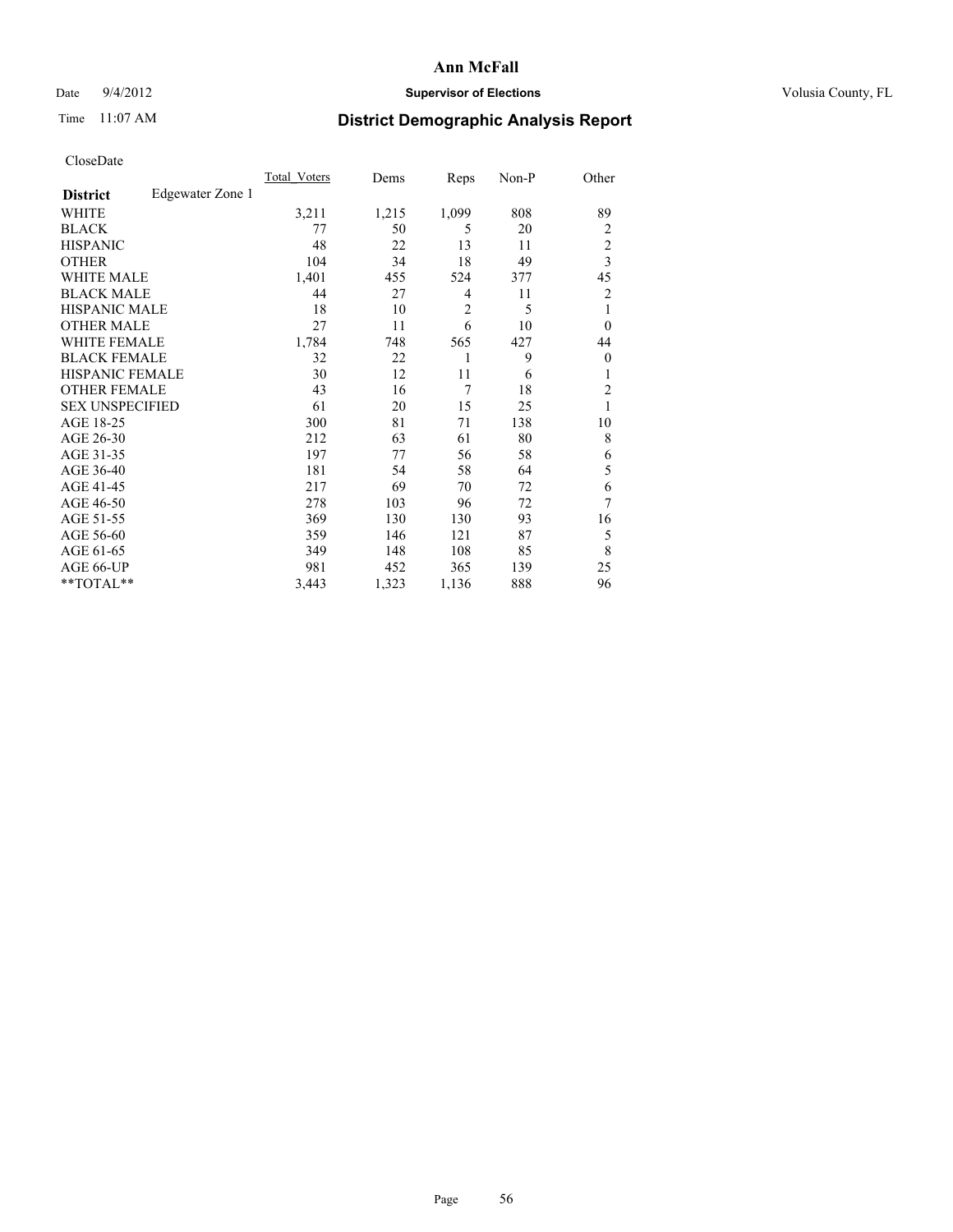**Ann McFall**

Date 9/4/2012 **Supervisor of Elections** Volusia County, FL

Time 11:07 AM

# District Demographic Analysis Report

CloseDate

| | Total_Voters | Dems | Reps | Non-P | Other |
|---|---|---|---|---|---|
| **District** Edgewater Zone 1 | | | | | |
| WHITE | 3,211 | 1,215 | 1,099 | 808 | 89 |
| BLACK | 77 | 50 | 5 | 20 | 2 |
| HISPANIC | 48 | 22 | 13 | 11 | 2 |
| OTHER | 104 | 34 | 18 | 49 | 3 |
| WHITE MALE | 1,401 | 455 | 524 | 377 | 45 |
| BLACK MALE | 44 | 27 | 4 | 11 | 2 |
| HISPANIC MALE | 18 | 10 | 2 | 5 | 1 |
| OTHER MALE | 27 | 11 | 6 | 10 | 0 |
| WHITE FEMALE | 1,784 | 748 | 565 | 427 | 44 |
| BLACK FEMALE | 32 | 22 | 1 | 9 | 0 |
| HISPANIC FEMALE | 30 | 12 | 11 | 6 | 1 |
| OTHER FEMALE | 43 | 16 | 7 | 18 | 2 |
| SEX UNSPECIFIED | 61 | 20 | 15 | 25 | 1 |
| AGE 18-25 | 300 | 81 | 71 | 138 | 10 |
| AGE 26-30 | 212 | 63 | 61 | 80 | 8 |
| AGE 31-35 | 197 | 77 | 56 | 58 | 6 |
| AGE 36-40 | 181 | 54 | 58 | 64 | 5 |
| AGE 41-45 | 217 | 69 | 70 | 72 | 6 |
| AGE 46-50 | 278 | 103 | 96 | 72 | 7 |
| AGE 51-55 | 369 | 130 | 130 | 93 | 16 |
| AGE 56-60 | 359 | 146 | 121 | 87 | 5 |
| AGE 61-65 | 349 | 148 | 108 | 85 | 8 |
| AGE 66-UP | 981 | 452 | 365 | 139 | 25 |
| **TOTAL** | 3,443 | 1,323 | 1,136 | 888 | 96 |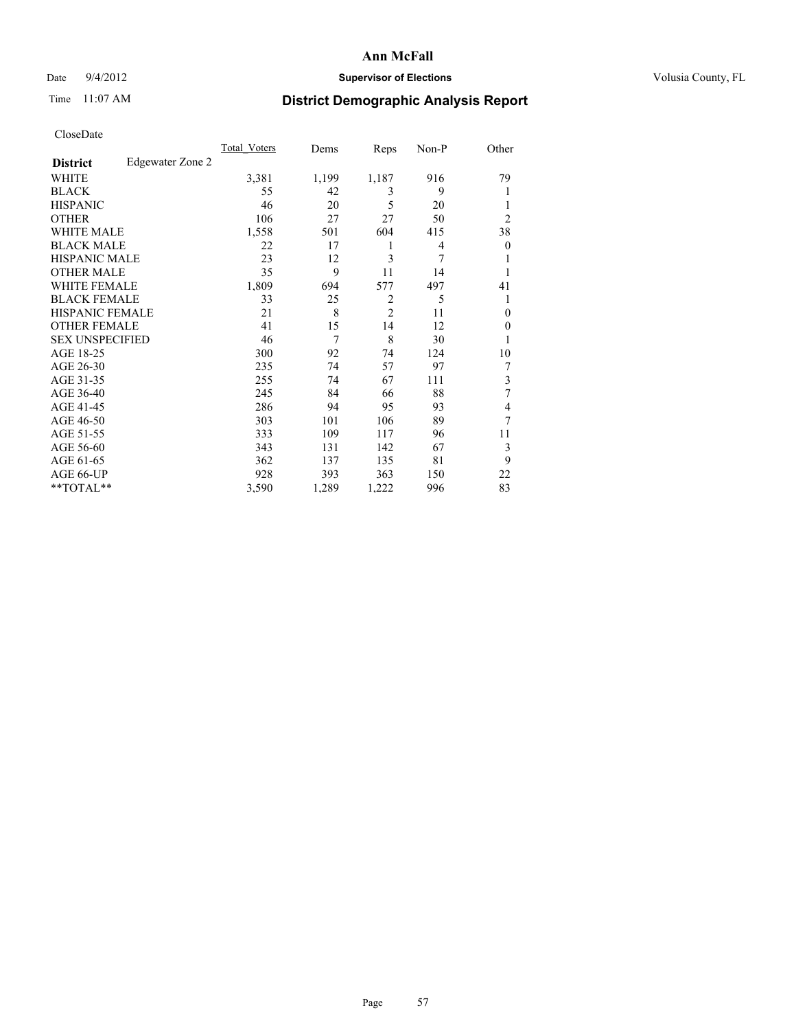# Ann McFall

Date 9/4/2012 **Supervisor of Elections** Volusia County, FL

Time 11:07 AM **District Demographic Analysis Report**

CloseDate

| | Total_Voters | Dems | Reps | Non-P | Other |
|---|---|---|---|---|---|
| **District** Edgewater Zone 2 | | | | | |
| WHITE | 3,381 | 1,199 | 1,187 | 916 | 79 |
| BLACK | 55 | 42 | 3 | 9 | 1 |
| HISPANIC | 46 | 20 | 5 | 20 | 1 |
| OTHER | 106 | 27 | 27 | 50 | 2 |
| WHITE MALE | 1,558 | 501 | 604 | 415 | 38 |
| BLACK MALE | 22 | 17 | 1 | 4 | 0 |
| HISPANIC MALE | 23 | 12 | 3 | 7 | 1 |
| OTHER MALE | 35 | 9 | 11 | 14 | 1 |
| WHITE FEMALE | 1,809 | 694 | 577 | 497 | 41 |
| BLACK FEMALE | 33 | 25 | 2 | 5 | 1 |
| HISPANIC FEMALE | 21 | 8 | 2 | 11 | 0 |
| OTHER FEMALE | 41 | 15 | 14 | 12 | 0 |
| SEX UNSPECIFIED | 46 | 7 | 8 | 30 | 1 |
| AGE 18-25 | 300 | 92 | 74 | 124 | 10 |
| AGE 26-30 | 235 | 74 | 57 | 97 | 7 |
| AGE 31-35 | 255 | 74 | 67 | 111 | 3 |
| AGE 36-40 | 245 | 84 | 66 | 88 | 7 |
| AGE 41-45 | 286 | 94 | 95 | 93 | 4 |
| AGE 46-50 | 303 | 101 | 106 | 89 | 7 |
| AGE 51-55 | 333 | 109 | 117 | 96 | 11 |
| AGE 56-60 | 343 | 131 | 142 | 67 | 3 |
| AGE 61-65 | 362 | 137 | 135 | 81 | 9 |
| AGE 66-UP | 928 | 393 | 363 | 150 | 22 |
| **TOTAL** | 3,590 | 1,289 | 1,222 | 996 | 83 |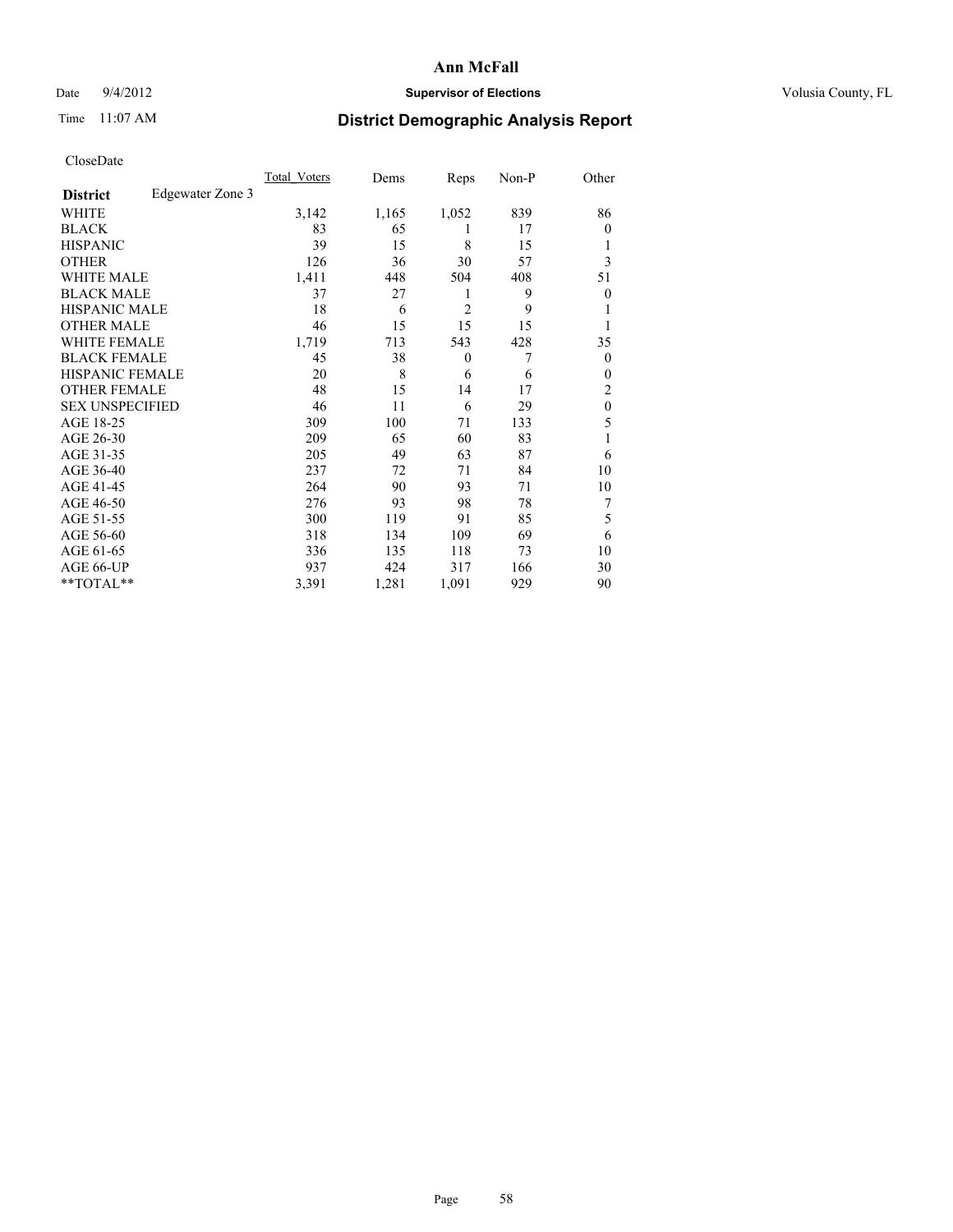**Ann McFall**

Date 9/4/2012 **Supervisor of Elections** Volusia County, FL

Time 11:07 AM **District Demographic Analysis Report**

CloseDate

| | Total_Voters | Dems | Reps | Non-P | Other |
|---|---|---|---|---|---|
| **District** Edgewater Zone 3 | | | | | |
| WHITE | 3,142 | 1,165 | 1,052 | 839 | 86 |
| BLACK | 83 | 65 | 1 | 17 | 0 |
| HISPANIC | 39 | 15 | 8 | 15 | 1 |
| OTHER | 126 | 36 | 30 | 57 | 3 |
| WHITE MALE | 1,411 | 448 | 504 | 408 | 51 |
| BLACK MALE | 37 | 27 | 1 | 9 | 0 |
| HISPANIC MALE | 18 | 6 | 2 | 9 | 1 |
| OTHER MALE | 46 | 15 | 15 | 15 | 1 |
| WHITE FEMALE | 1,719 | 713 | 543 | 428 | 35 |
| BLACK FEMALE | 45 | 38 | 0 | 7 | 0 |
| HISPANIC FEMALE | 20 | 8 | 6 | 6 | 0 |
| OTHER FEMALE | 48 | 15 | 14 | 17 | 2 |
| SEX UNSPECIFIED | 46 | 11 | 6 | 29 | 0 |
| AGE 18-25 | 309 | 100 | 71 | 133 | 5 |
| AGE 26-30 | 209 | 65 | 60 | 83 | 1 |
| AGE 31-35 | 205 | 49 | 63 | 87 | 6 |
| AGE 36-40 | 237 | 72 | 71 | 84 | 10 |
| AGE 41-45 | 264 | 90 | 93 | 71 | 10 |
| AGE 46-50 | 276 | 93 | 98 | 78 | 7 |
| AGE 51-55 | 300 | 119 | 91 | 85 | 5 |
| AGE 56-60 | 318 | 134 | 109 | 69 | 6 |
| AGE 61-65 | 336 | 135 | 118 | 73 | 10 |
| AGE 66-UP | 937 | 424 | 317 | 166 | 30 |
| **TOTAL** | 3,391 | 1,281 | 1,091 | 929 | 90 |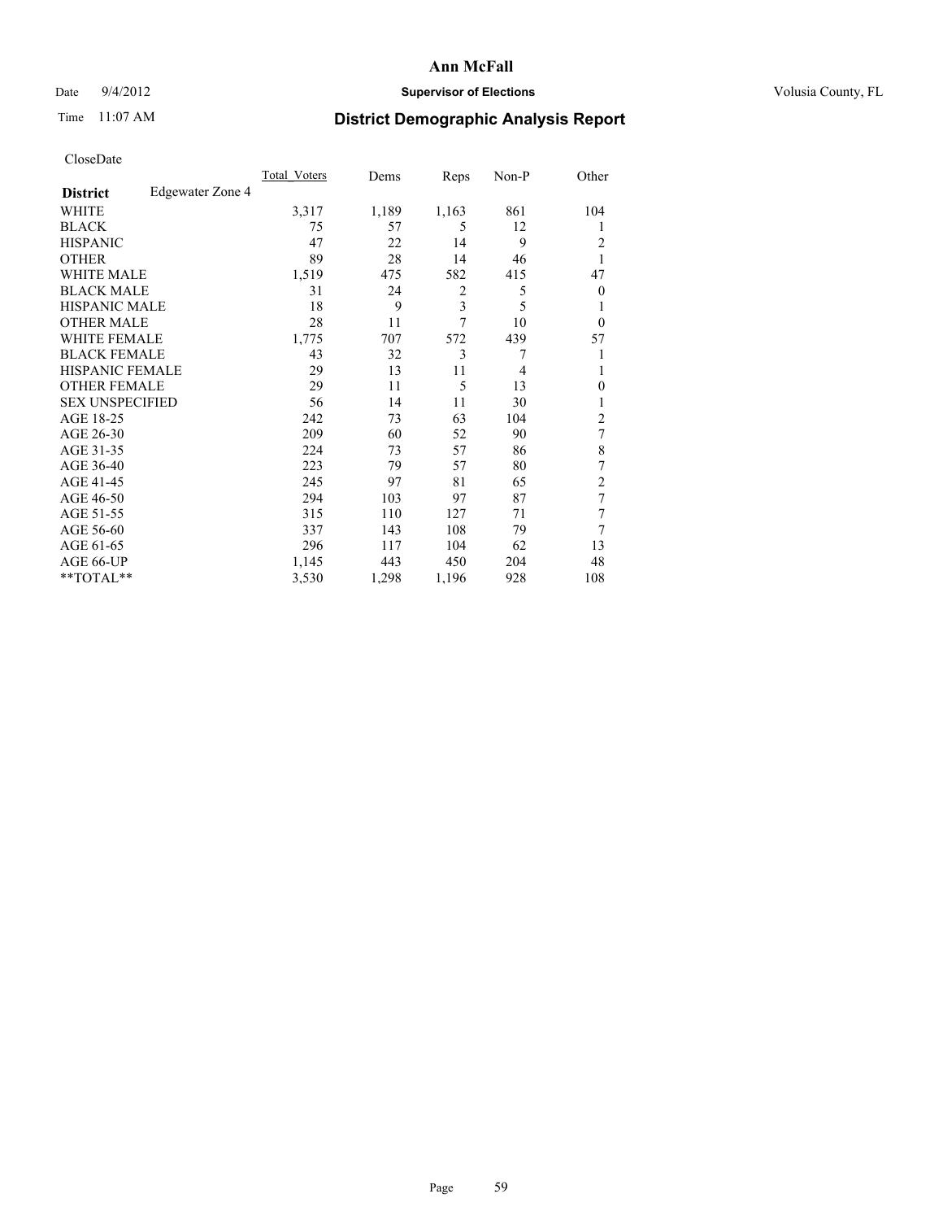# Ann McFall

Date 9/4/2012 **Supervisor of Elections** Volusia County, FL

Time 11:07 AM **District Demographic Analysis Report**

CloseDate

| **District** Edgewater Zone 4 | Total_Voters | Dems | Reps | Non-P | Other |
|---|---|---|---|---|---|
| WHITE | 3,317 | 1,189 | 1,163 | 861 | 104 |
| BLACK | 75 | 57 | 5 | 12 | 1 |
| HISPANIC | 47 | 22 | 14 | 9 | 2 |
| OTHER | 89 | 28 | 14 | 46 | 1 |
| WHITE MALE | 1,519 | 475 | 582 | 415 | 47 |
| BLACK MALE | 31 | 24 | 2 | 5 | 0 |
| HISPANIC MALE | 18 | 9 | 3 | 5 | 1 |
| OTHER MALE | 28 | 11 | 7 | 10 | 0 |
| WHITE FEMALE | 1,775 | 707 | 572 | 439 | 57 |
| BLACK FEMALE | 43 | 32 | 3 | 7 | 1 |
| HISPANIC FEMALE | 29 | 13 | 11 | 4 | 1 |
| OTHER FEMALE | 29 | 11 | 5 | 13 | 0 |
| SEX UNSPECIFIED | 56 | 14 | 11 | 30 | 1 |
| AGE 18-25 | 242 | 73 | 63 | 104 | 2 |
| AGE 26-30 | 209 | 60 | 52 | 90 | 7 |
| AGE 31-35 | 224 | 73 | 57 | 86 | 8 |
| AGE 36-40 | 223 | 79 | 57 | 80 | 7 |
| AGE 41-45 | 245 | 97 | 81 | 65 | 2 |
| AGE 46-50 | 294 | 103 | 97 | 87 | 7 |
| AGE 51-55 | 315 | 110 | 127 | 71 | 7 |
| AGE 56-60 | 337 | 143 | 108 | 79 | 7 |
| AGE 61-65 | 296 | 117 | 104 | 62 | 13 |
| AGE 66-UP | 1,145 | 443 | 450 | 204 | 48 |
| **TOTAL** | 3,530 | 1,298 | 1,196 | 928 | 108 |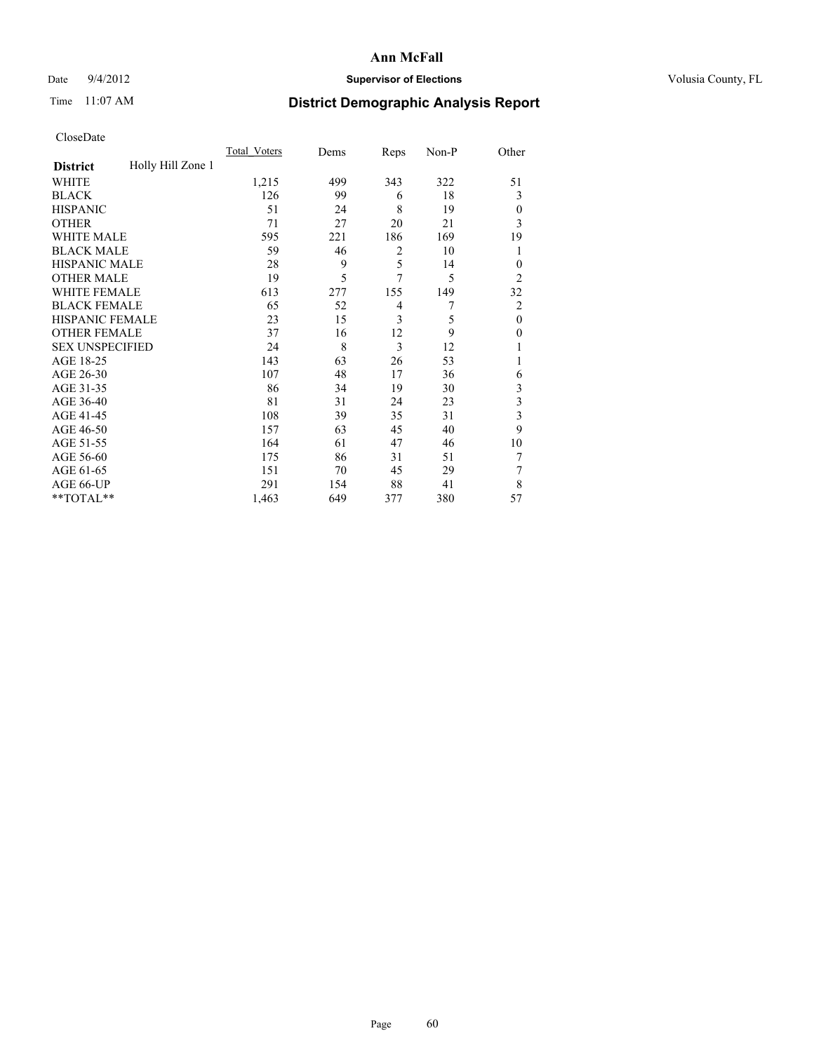**Ann McFall**

Date 9/4/2012 **Supervisor of Elections** Volusia County, FL

Time 11:07 AM **District Demographic Analysis Report**

CloseDate

| District | Holly Hill Zone 1 | Total_Voters | Dems | Reps | Non-P | Other |
|---|---|---|---|---|---|---|
| WHITE | | 1,215 | 499 | 343 | 322 | 51 |
| BLACK | | 126 | 99 | 6 | 18 | 3 |
| HISPANIC | | 51 | 24 | 8 | 19 | 0 |
| OTHER | | 71 | 27 | 20 | 21 | 3 |
| WHITE MALE | | 595 | 221 | 186 | 169 | 19 |
| BLACK MALE | | 59 | 46 | 2 | 10 | 1 |
| HISPANIC MALE | | 28 | 9 | 5 | 14 | 0 |
| OTHER MALE | | 19 | 5 | 7 | 5 | 2 |
| WHITE FEMALE | | 613 | 277 | 155 | 149 | 32 |
| BLACK FEMALE | | 65 | 52 | 4 | 7 | 2 |
| HISPANIC FEMALE | | 23 | 15 | 3 | 5 | 0 |
| OTHER FEMALE | | 37 | 16 | 12 | 9 | 0 |
| SEX UNSPECIFIED | | 24 | 8 | 3 | 12 | 1 |
| AGE 18-25 | | 143 | 63 | 26 | 53 | 1 |
| AGE 26-30 | | 107 | 48 | 17 | 36 | 6 |
| AGE 31-35 | | 86 | 34 | 19 | 30 | 3 |
| AGE 36-40 | | 81 | 31 | 24 | 23 | 3 |
| AGE 41-45 | | 108 | 39 | 35 | 31 | 3 |
| AGE 46-50 | | 157 | 63 | 45 | 40 | 9 |
| AGE 51-55 | | 164 | 61 | 47 | 46 | 10 |
| AGE 56-60 | | 175 | 86 | 31 | 51 | 7 |
| AGE 61-65 | | 151 | 70 | 45 | 29 | 7 |
| AGE 66-UP | | 291 | 154 | 88 | 41 | 8 |
| **TOTAL** | | 1,463 | 649 | 377 | 380 | 57 |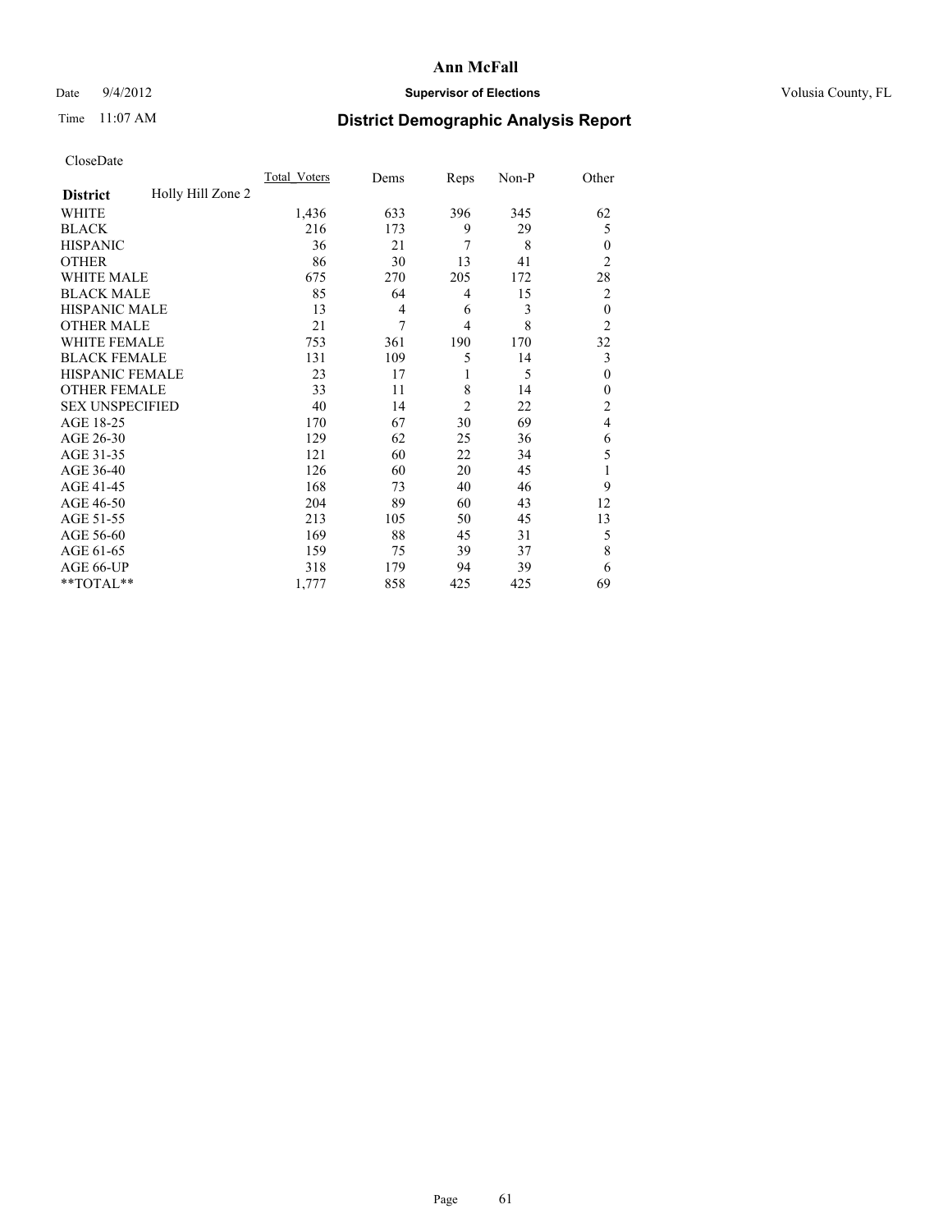**Ann McFall**

Date 9/4/2012 **Supervisor of Elections** Volusia County, FL

Time 11:07 AM **District Demographic Analysis Report**

CloseDate

| **District** Holly Hill Zone 2 | Total_Voters | Dems | Reps | Non-P | Other |
|---|---|---|---|---|---|
| WHITE | 1,436 | 633 | 396 | 345 | 62 |
| BLACK | 216 | 173 | 9 | 29 | 5 |
| HISPANIC | 36 | 21 | 7 | 8 | 0 |
| OTHER | 86 | 30 | 13 | 41 | 2 |
| WHITE MALE | 675 | 270 | 205 | 172 | 28 |
| BLACK MALE | 85 | 64 | 4 | 15 | 2 |
| HISPANIC MALE | 13 | 4 | 6 | 3 | 0 |
| OTHER MALE | 21 | 7 | 4 | 8 | 2 |
| WHITE FEMALE | 753 | 361 | 190 | 170 | 32 |
| BLACK FEMALE | 131 | 109 | 5 | 14 | 3 |
| HISPANIC FEMALE | 23 | 17 | 1 | 5 | 0 |
| OTHER FEMALE | 33 | 11 | 8 | 14 | 0 |
| SEX UNSPECIFIED | 40 | 14 | 2 | 22 | 2 |
| AGE 18-25 | 170 | 67 | 30 | 69 | 4 |
| AGE 26-30 | 129 | 62 | 25 | 36 | 6 |
| AGE 31-35 | 121 | 60 | 22 | 34 | 5 |
| AGE 36-40 | 126 | 60 | 20 | 45 | 1 |
| AGE 41-45 | 168 | 73 | 40 | 46 | 9 |
| AGE 46-50 | 204 | 89 | 60 | 43 | 12 |
| AGE 51-55 | 213 | 105 | 50 | 45 | 13 |
| AGE 56-60 | 169 | 88 | 45 | 31 | 5 |
| AGE 61-65 | 159 | 75 | 39 | 37 | 8 |
| AGE 66-UP | 318 | 179 | 94 | 39 | 6 |
| **TOTAL** | 1,777 | 858 | 425 | 425 | 69 |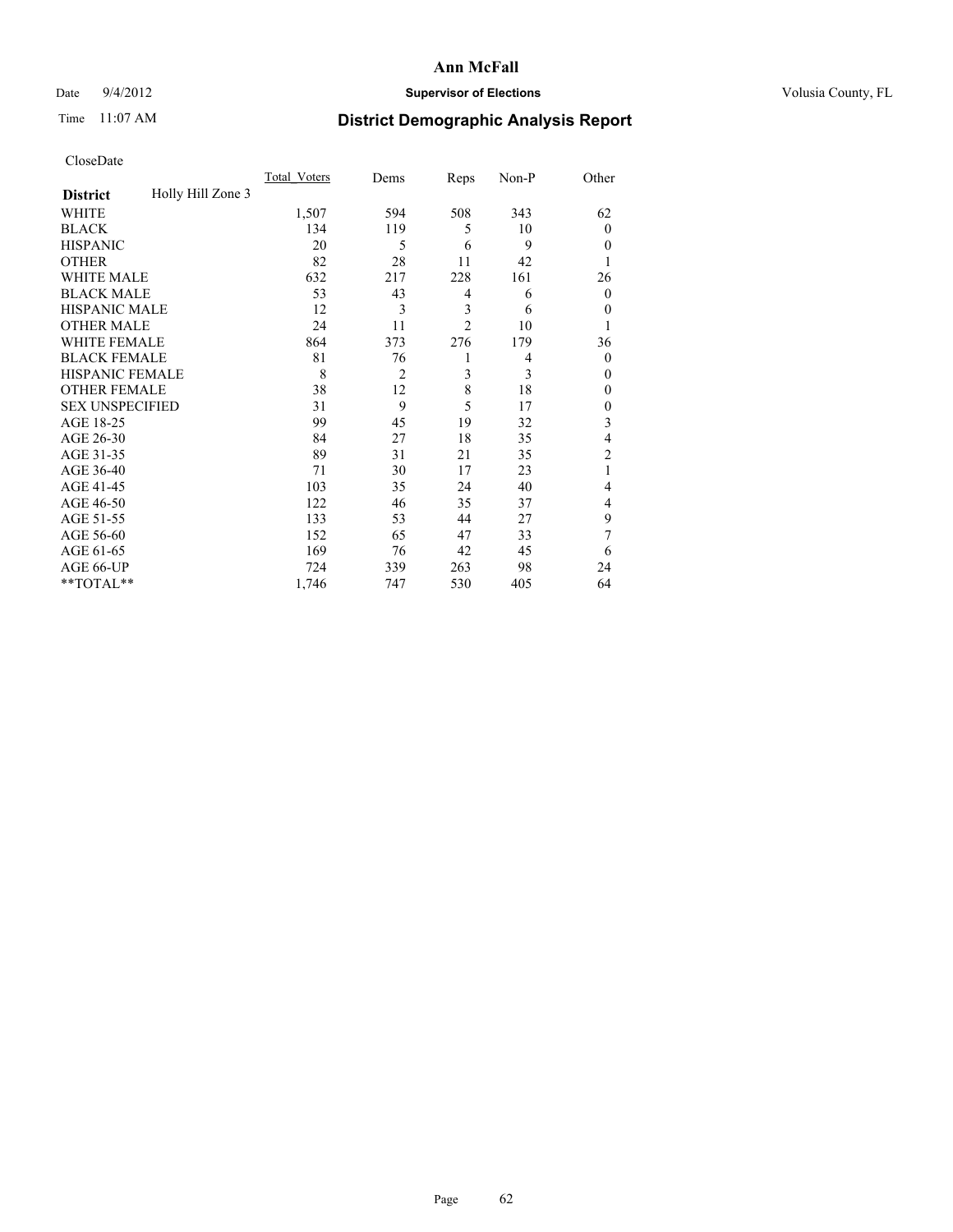**Ann McFall**

Date 9/4/2012 **Supervisor of Elections** Volusia County, FL

Time 11:07 AM **District Demographic Analysis Report**

CloseDate

| | Total_Voters | Dems | Reps | Non-P | Other |
|---|---|---|---|---|---|
| **District** Holly Hill Zone 3 | | | | | |
| WHITE | 1,507 | 594 | 508 | 343 | 62 |
| BLACK | 134 | 119 | 5 | 10 | 0 |
| HISPANIC | 20 | 5 | 6 | 9 | 0 |
| OTHER | 82 | 28 | 11 | 42 | 1 |
| WHITE MALE | 632 | 217 | 228 | 161 | 26 |
| BLACK MALE | 53 | 43 | 4 | 6 | 0 |
| HISPANIC MALE | 12 | 3 | 3 | 6 | 0 |
| OTHER MALE | 24 | 11 | 2 | 10 | 1 |
| WHITE FEMALE | 864 | 373 | 276 | 179 | 36 |
| BLACK FEMALE | 81 | 76 | 1 | 4 | 0 |
| HISPANIC FEMALE | 8 | 2 | 3 | 3 | 0 |
| OTHER FEMALE | 38 | 12 | 8 | 18 | 0 |
| SEX UNSPECIFIED | 31 | 9 | 5 | 17 | 0 |
| AGE 18-25 | 99 | 45 | 19 | 32 | 3 |
| AGE 26-30 | 84 | 27 | 18 | 35 | 4 |
| AGE 31-35 | 89 | 31 | 21 | 35 | 2 |
| AGE 36-40 | 71 | 30 | 17 | 23 | 1 |
| AGE 41-45 | 103 | 35 | 24 | 40 | 4 |
| AGE 46-50 | 122 | 46 | 35 | 37 | 4 |
| AGE 51-55 | 133 | 53 | 44 | 27 | 9 |
| AGE 56-60 | 152 | 65 | 47 | 33 | 7 |
| AGE 61-65 | 169 | 76 | 42 | 45 | 6 |
| AGE 66-UP | 724 | 339 | 263 | 98 | 24 |
| **TOTAL** | 1,746 | 747 | 530 | 405 | 64 |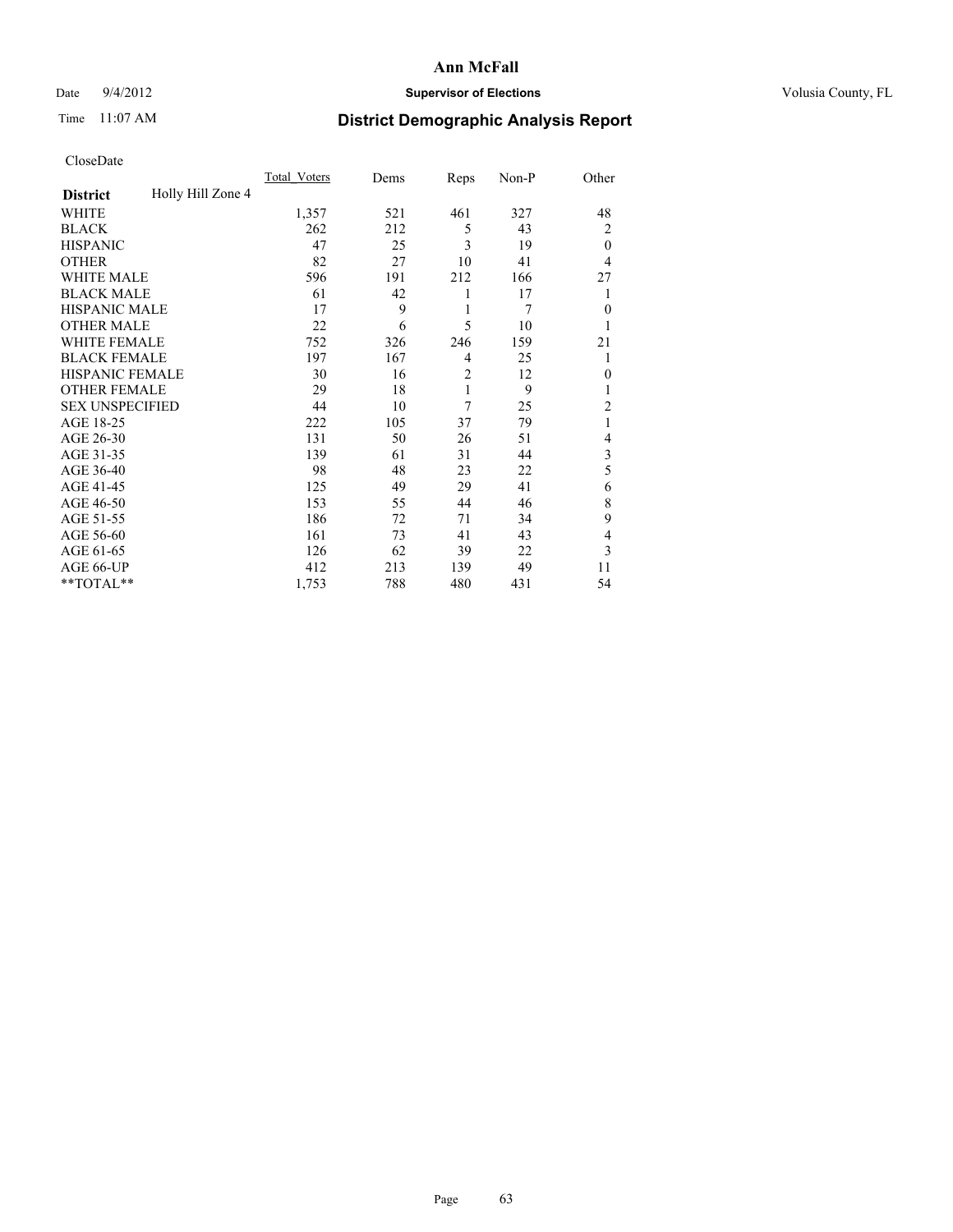# Ann McFall

Date 9/4/2012 **Supervisor of Elections** Volusia County, FL

Time 11:07 AM **District Demographic Analysis Report**

CloseDate

| **District** Holly Hill Zone 4 | Total_Voters | Dems | Reps | Non-P | Other |
|---|---|---|---|---|---|
| WHITE | 1,357 | 521 | 461 | 327 | 48 |
| BLACK | 262 | 212 | 5 | 43 | 2 |
| HISPANIC | 47 | 25 | 3 | 19 | 0 |
| OTHER | 82 | 27 | 10 | 41 | 4 |
| WHITE MALE | 596 | 191 | 212 | 166 | 27 |
| BLACK MALE | 61 | 42 | 1 | 17 | 1 |
| HISPANIC MALE | 17 | 9 | 1 | 7 | 0 |
| OTHER MALE | 22 | 6 | 5 | 10 | 1 |
| WHITE FEMALE | 752 | 326 | 246 | 159 | 21 |
| BLACK FEMALE | 197 | 167 | 4 | 25 | 1 |
| HISPANIC FEMALE | 30 | 16 | 2 | 12 | 0 |
| OTHER FEMALE | 29 | 18 | 1 | 9 | 1 |
| SEX UNSPECIFIED | 44 | 10 | 7 | 25 | 2 |
| AGE 18-25 | 222 | 105 | 37 | 79 | 1 |
| AGE 26-30 | 131 | 50 | 26 | 51 | 4 |
| AGE 31-35 | 139 | 61 | 31 | 44 | 3 |
| AGE 36-40 | 98 | 48 | 23 | 22 | 5 |
| AGE 41-45 | 125 | 49 | 29 | 41 | 6 |
| AGE 46-50 | 153 | 55 | 44 | 46 | 8 |
| AGE 51-55 | 186 | 72 | 71 | 34 | 9 |
| AGE 56-60 | 161 | 73 | 41 | 43 | 4 |
| AGE 61-65 | 126 | 62 | 39 | 22 | 3 |
| AGE 66-UP | 412 | 213 | 139 | 49 | 11 |
| **TOTAL** | 1,753 | 788 | 480 | 431 | 54 |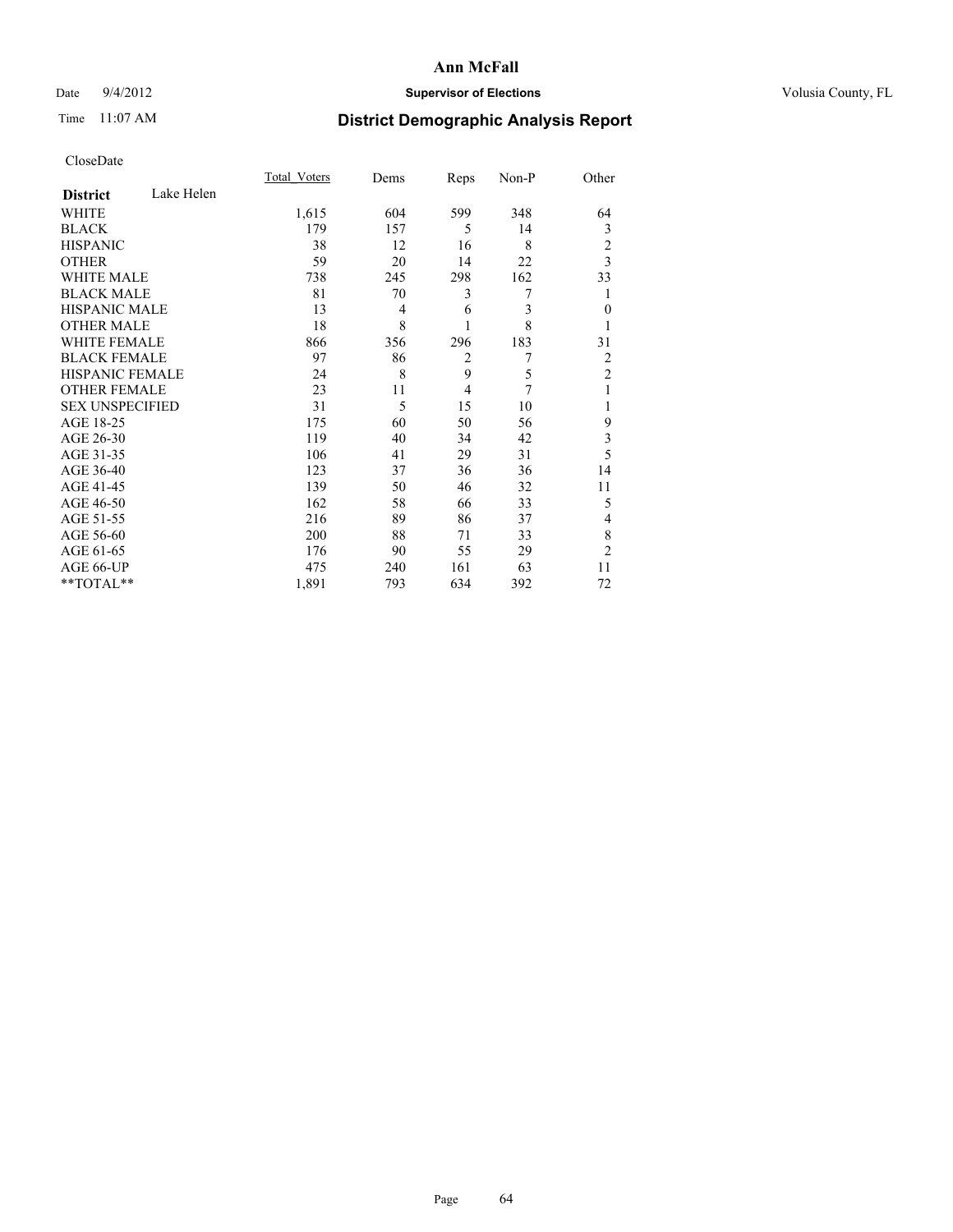**Ann McFall**

Date 9/4/2012 **Supervisor of Elections** Volusia County, FL

Time 11:07 AM

## District Demographic Analysis Report

CloseDate

| **District** Lake Helen | Total_Voters | Dems | Reps | Non-P | Other |
|---|---|---|---|---|---|
| WHITE | 1,615 | 604 | 599 | 348 | 64 |
| BLACK | 179 | 157 | 5 | 14 | 3 |
| HISPANIC | 38 | 12 | 16 | 8 | 2 |
| OTHER | 59 | 20 | 14 | 22 | 3 |
| WHITE MALE | 738 | 245 | 298 | 162 | 33 |
| BLACK MALE | 81 | 70 | 3 | 7 | 1 |
| HISPANIC MALE | 13 | 4 | 6 | 3 | 0 |
| OTHER MALE | 18 | 8 | 1 | 8 | 1 |
| WHITE FEMALE | 866 | 356 | 296 | 183 | 31 |
| BLACK FEMALE | 97 | 86 | 2 | 7 | 2 |
| HISPANIC FEMALE | 24 | 8 | 9 | 5 | 2 |
| OTHER FEMALE | 23 | 11 | 4 | 7 | 1 |
| SEX UNSPECIFIED | 31 | 5 | 15 | 10 | 1 |
| AGE 18-25 | 175 | 60 | 50 | 56 | 9 |
| AGE 26-30 | 119 | 40 | 34 | 42 | 3 |
| AGE 31-35 | 106 | 41 | 29 | 31 | 5 |
| AGE 36-40 | 123 | 37 | 36 | 36 | 14 |
| AGE 41-45 | 139 | 50 | 46 | 32 | 11 |
| AGE 46-50 | 162 | 58 | 66 | 33 | 5 |
| AGE 51-55 | 216 | 89 | 86 | 37 | 4 |
| AGE 56-60 | 200 | 88 | 71 | 33 | 8 |
| AGE 61-65 | 176 | 90 | 55 | 29 | 2 |
| AGE 66-UP | 475 | 240 | 161 | 63 | 11 |
| **TOTAL** | 1,891 | 793 | 634 | 392 | 72 |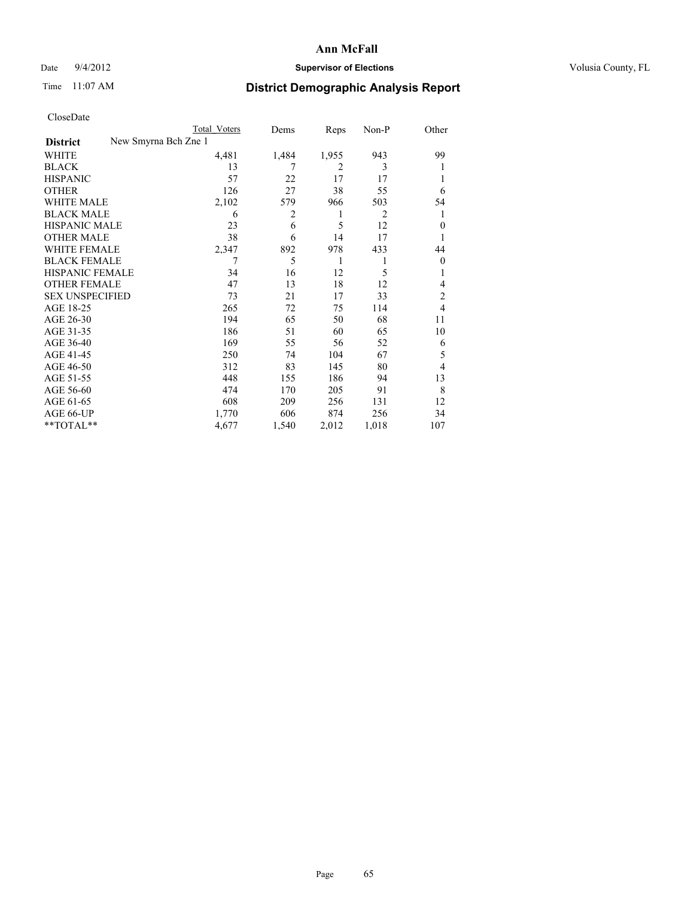# Ann McFall

Date 9/4/2012 **Supervisor of Elections** Volusia County, FL

Time 11:07 AM **District Demographic Analysis Report**

CloseDate

| **District** New Smyrna Bch Zne 1 | Total Voters | Dems | Reps | Non-P | Other |
|---|---|---|---|---|---|
| WHITE | 4,481 | 1,484 | 1,955 | 943 | 99 |
| BLACK | 13 | 7 | 2 | 3 | 1 |
| HISPANIC | 57 | 22 | 17 | 17 | 1 |
| OTHER | 126 | 27 | 38 | 55 | 6 |
| WHITE MALE | 2,102 | 579 | 966 | 503 | 54 |
| BLACK MALE | 6 | 2 | 1 | 2 | 1 |
| HISPANIC MALE | 23 | 6 | 5 | 12 | 0 |
| OTHER MALE | 38 | 6 | 14 | 17 | 1 |
| WHITE FEMALE | 2,347 | 892 | 978 | 433 | 44 |
| BLACK FEMALE | 7 | 5 | 1 | 1 | 0 |
| HISPANIC FEMALE | 34 | 16 | 12 | 5 | 1 |
| OTHER FEMALE | 47 | 13 | 18 | 12 | 4 |
| SEX UNSPECIFIED | 73 | 21 | 17 | 33 | 2 |
| AGE 18-25 | 265 | 72 | 75 | 114 | 4 |
| AGE 26-30 | 194 | 65 | 50 | 68 | 11 |
| AGE 31-35 | 186 | 51 | 60 | 65 | 10 |
| AGE 36-40 | 169 | 55 | 56 | 52 | 6 |
| AGE 41-45 | 250 | 74 | 104 | 67 | 5 |
| AGE 46-50 | 312 | 83 | 145 | 80 | 4 |
| AGE 51-55 | 448 | 155 | 186 | 94 | 13 |
| AGE 56-60 | 474 | 170 | 205 | 91 | 8 |
| AGE 61-65 | 608 | 209 | 256 | 131 | 12 |
| AGE 66-UP | 1,770 | 606 | 874 | 256 | 34 |
| **TOTAL** | 4,677 | 1,540 | 2,012 | 1,018 | 107 |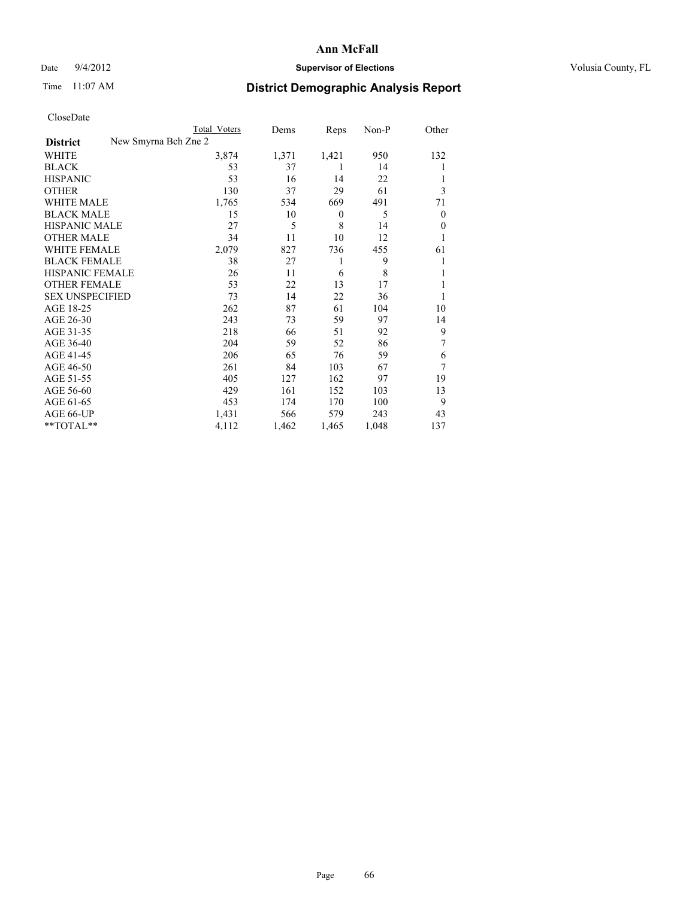# Ann McFall

Date 9/4/2012 **Supervisor of Elections** Volusia County, FL

Time 11:07 AM **District Demographic Analysis Report**

CloseDate

| | Total Voters | Dems | Reps | Non-P | Other |
|---|---|---|---|---|---|
| **District** New Smyrna Bch Zne 2 | | | | | |
| WHITE | 3,874 | 1,371 | 1,421 | 950 | 132 |
| BLACK | 53 | 37 | 1 | 14 | 1 |
| HISPANIC | 53 | 16 | 14 | 22 | 1 |
| OTHER | 130 | 37 | 29 | 61 | 3 |
| WHITE MALE | 1,765 | 534 | 669 | 491 | 71 |
| BLACK MALE | 15 | 10 | 0 | 5 | 0 |
| HISPANIC MALE | 27 | 5 | 8 | 14 | 0 |
| OTHER MALE | 34 | 11 | 10 | 12 | 1 |
| WHITE FEMALE | 2,079 | 827 | 736 | 455 | 61 |
| BLACK FEMALE | 38 | 27 | 1 | 9 | 1 |
| HISPANIC FEMALE | 26 | 11 | 6 | 8 | 1 |
| OTHER FEMALE | 53 | 22 | 13 | 17 | 1 |
| SEX UNSPECIFIED | 73 | 14 | 22 | 36 | 1 |
| AGE 18-25 | 262 | 87 | 61 | 104 | 10 |
| AGE 26-30 | 243 | 73 | 59 | 97 | 14 |
| AGE 31-35 | 218 | 66 | 51 | 92 | 9 |
| AGE 36-40 | 204 | 59 | 52 | 86 | 7 |
| AGE 41-45 | 206 | 65 | 76 | 59 | 6 |
| AGE 46-50 | 261 | 84 | 103 | 67 | 7 |
| AGE 51-55 | 405 | 127 | 162 | 97 | 19 |
| AGE 56-60 | 429 | 161 | 152 | 103 | 13 |
| AGE 61-65 | 453 | 174 | 170 | 100 | 9 |
| AGE 66-UP | 1,431 | 566 | 579 | 243 | 43 |
| **TOTAL** | 4,112 | 1,462 | 1,465 | 1,048 | 137 |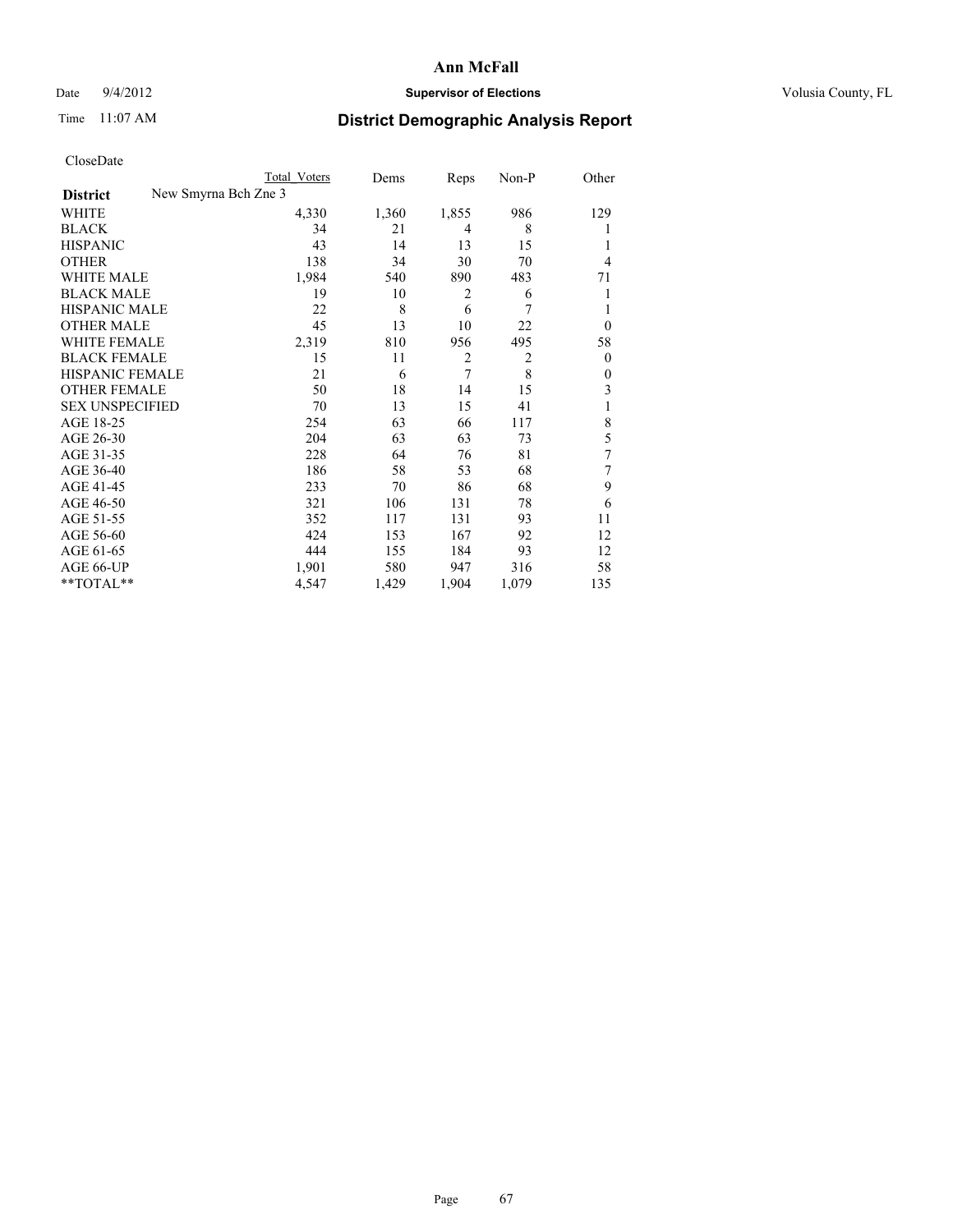# Ann McFall

Date 9/4/2012 **Supervisor of Elections** Volusia County, FL

Time 11:07 AM **District Demographic Analysis Report**

CloseDate

| | Total Voters | Dems | Reps | Non-P | Other |
|---|---|---|---|---|---|
| **District** New Smyrna Bch Zne 3 | | | | | |
| WHITE | 4,330 | 1,360 | 1,855 | 986 | 129 |
| BLACK | 34 | 21 | 4 | 8 | 1 |
| HISPANIC | 43 | 14 | 13 | 15 | 1 |
| OTHER | 138 | 34 | 30 | 70 | 4 |
| WHITE MALE | 1,984 | 540 | 890 | 483 | 71 |
| BLACK MALE | 19 | 10 | 2 | 6 | 1 |
| HISPANIC MALE | 22 | 8 | 6 | 7 | 1 |
| OTHER MALE | 45 | 13 | 10 | 22 | 0 |
| WHITE FEMALE | 2,319 | 810 | 956 | 495 | 58 |
| BLACK FEMALE | 15 | 11 | 2 | 2 | 0 |
| HISPANIC FEMALE | 21 | 6 | 7 | 8 | 0 |
| OTHER FEMALE | 50 | 18 | 14 | 15 | 3 |
| SEX UNSPECIFIED | 70 | 13 | 15 | 41 | 1 |
| AGE 18-25 | 254 | 63 | 66 | 117 | 8 |
| AGE 26-30 | 204 | 63 | 63 | 73 | 5 |
| AGE 31-35 | 228 | 64 | 76 | 81 | 7 |
| AGE 36-40 | 186 | 58 | 53 | 68 | 7 |
| AGE 41-45 | 233 | 70 | 86 | 68 | 9 |
| AGE 46-50 | 321 | 106 | 131 | 78 | 6 |
| AGE 51-55 | 352 | 117 | 131 | 93 | 11 |
| AGE 56-60 | 424 | 153 | 167 | 92 | 12 |
| AGE 61-65 | 444 | 155 | 184 | 93 | 12 |
| AGE 66-UP | 1,901 | 580 | 947 | 316 | 58 |
| **TOTAL** | 4,547 | 1,429 | 1,904 | 1,079 | 135 |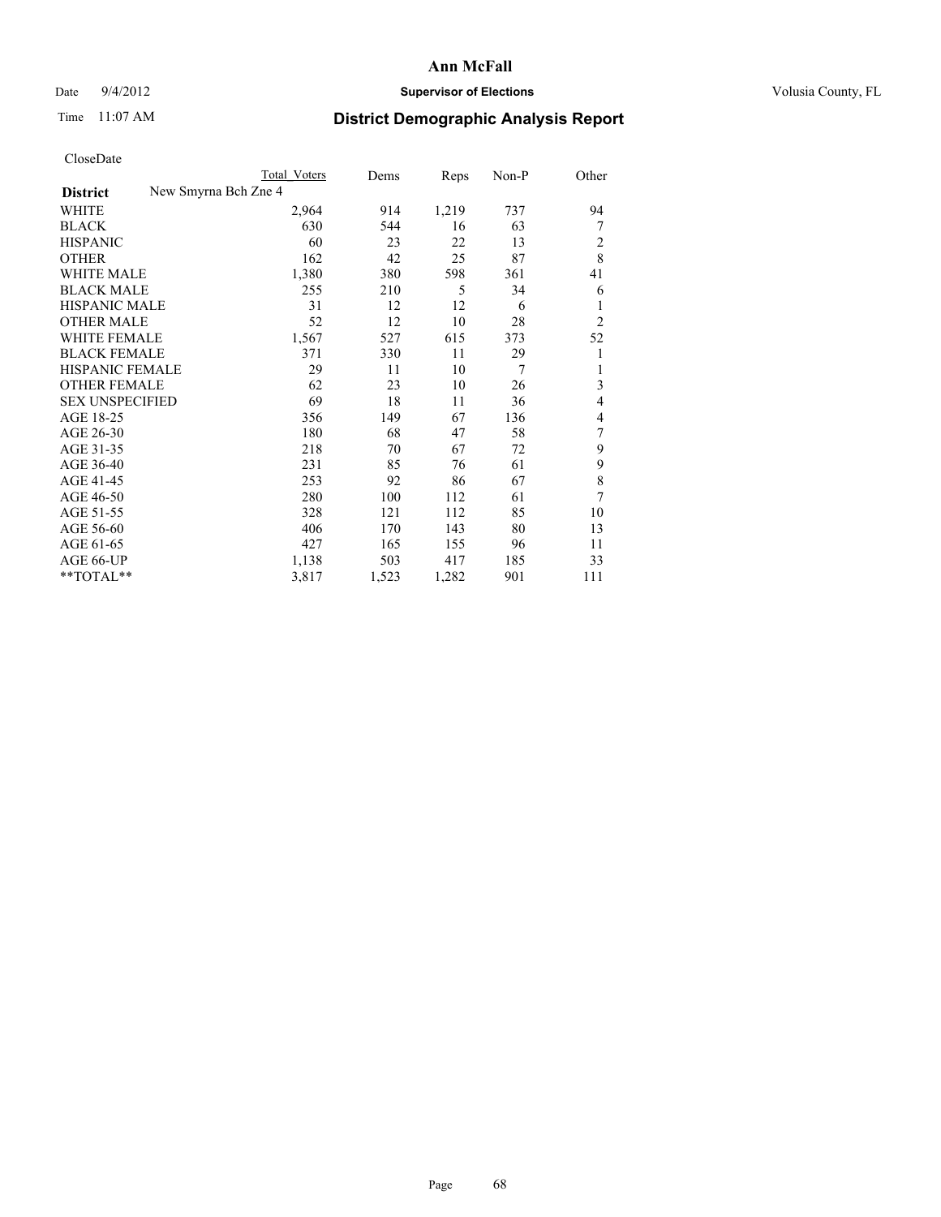**Ann McFall**

Date 9/4/2012 **Supervisor of Elections** Volusia County, FL

Time 11:07 AM **District Demographic Analysis Report**

CloseDate

| | Total Voters | Dems | Reps | Non-P | Other |
|---|---|---|---|---|---|
| **District** New Smyrna Bch Zne 4 | | | | | |
| WHITE | 2,964 | 914 | 1,219 | 737 | 94 |
| BLACK | 630 | 544 | 16 | 63 | 7 |
| HISPANIC | 60 | 23 | 22 | 13 | 2 |
| OTHER | 162 | 42 | 25 | 87 | 8 |
| WHITE MALE | 1,380 | 380 | 598 | 361 | 41 |
| BLACK MALE | 255 | 210 | 5 | 34 | 6 |
| HISPANIC MALE | 31 | 12 | 12 | 6 | 1 |
| OTHER MALE | 52 | 12 | 10 | 28 | 2 |
| WHITE FEMALE | 1,567 | 527 | 615 | 373 | 52 |
| BLACK FEMALE | 371 | 330 | 11 | 29 | 1 |
| HISPANIC FEMALE | 29 | 11 | 10 | 7 | 1 |
| OTHER FEMALE | 62 | 23 | 10 | 26 | 3 |
| SEX UNSPECIFIED | 69 | 18 | 11 | 36 | 4 |
| AGE 18-25 | 356 | 149 | 67 | 136 | 4 |
| AGE 26-30 | 180 | 68 | 47 | 58 | 7 |
| AGE 31-35 | 218 | 70 | 67 | 72 | 9 |
| AGE 36-40 | 231 | 85 | 76 | 61 | 9 |
| AGE 41-45 | 253 | 92 | 86 | 67 | 8 |
| AGE 46-50 | 280 | 100 | 112 | 61 | 7 |
| AGE 51-55 | 328 | 121 | 112 | 85 | 10 |
| AGE 56-60 | 406 | 170 | 143 | 80 | 13 |
| AGE 61-65 | 427 | 165 | 155 | 96 | 11 |
| AGE 66-UP | 1,138 | 503 | 417 | 185 | 33 |
| **TOTAL** | 3,817 | 1,523 | 1,282 | 901 | 111 |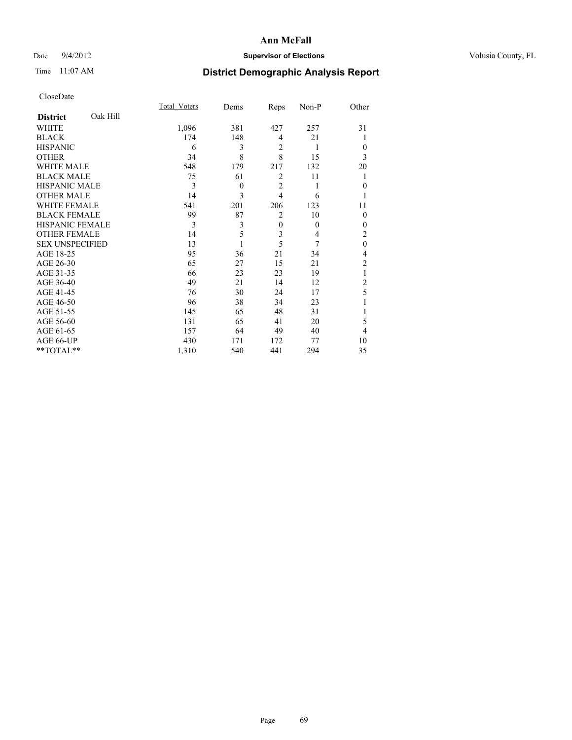**Ann McFall**

Date 9/4/2012 **Supervisor of Elections** Volusia County, FL

Time 11:07 AM **District Demographic Analysis Report**

CloseDate

| **District** Oak Hill | Total_Voters | Dems | Reps | Non-P | Other |
|---|---|---|---|---|---|
| WHITE | 1,096 | 381 | 427 | 257 | 31 |
| BLACK | 174 | 148 | 4 | 21 | 1 |
| HISPANIC | 6 | 3 | 2 | 1 | 0 |
| OTHER | 34 | 8 | 8 | 15 | 3 |
| WHITE MALE | 548 | 179 | 217 | 132 | 20 |
| BLACK MALE | 75 | 61 | 2 | 11 | 1 |
| HISPANIC MALE | 3 | 0 | 2 | 1 | 0 |
| OTHER MALE | 14 | 3 | 4 | 6 | 1 |
| WHITE FEMALE | 541 | 201 | 206 | 123 | 11 |
| BLACK FEMALE | 99 | 87 | 2 | 10 | 0 |
| HISPANIC FEMALE | 3 | 3 | 0 | 0 | 0 |
| OTHER FEMALE | 14 | 5 | 3 | 4 | 2 |
| SEX UNSPECIFIED | 13 | 1 | 5 | 7 | 0 |
| AGE 18-25 | 95 | 36 | 21 | 34 | 4 |
| AGE 26-30 | 65 | 27 | 15 | 21 | 2 |
| AGE 31-35 | 66 | 23 | 23 | 19 | 1 |
| AGE 36-40 | 49 | 21 | 14 | 12 | 2 |
| AGE 41-45 | 76 | 30 | 24 | 17 | 5 |
| AGE 46-50 | 96 | 38 | 34 | 23 | 1 |
| AGE 51-55 | 145 | 65 | 48 | 31 | 1 |
| AGE 56-60 | 131 | 65 | 41 | 20 | 5 |
| AGE 61-65 | 157 | 64 | 49 | 40 | 4 |
| AGE 66-UP | 430 | 171 | 172 | 77 | 10 |
| **TOTAL** | 1,310 | 540 | 441 | 294 | 35 |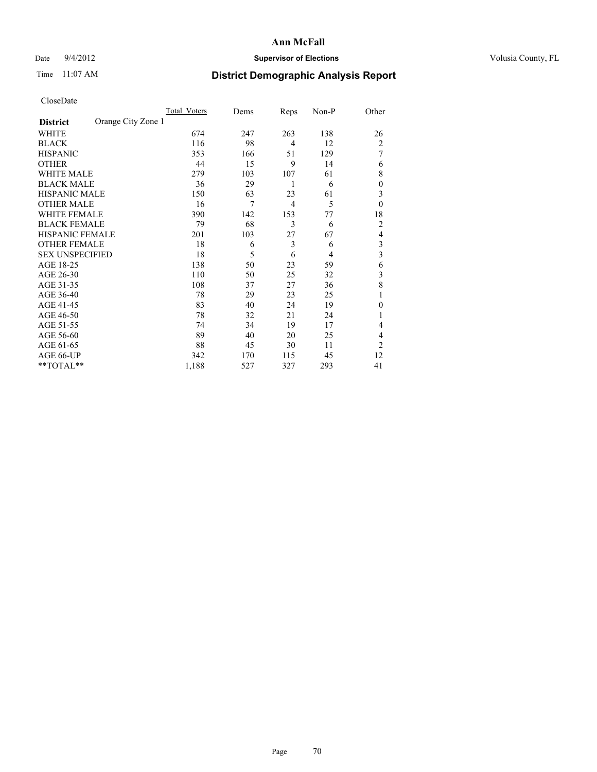# Ann McFall

Date 9/4/2012 | **Supervisor of Elections** | Volusia County, FL

Time 11:07 AM

## District Demographic Analysis Report

CloseDate

| | Total Voters | Dems | Reps | Non-P | Other |
|---|---|---|---|---|---|
| **District** Orange City Zone 1 | | | | | |
| WHITE | 674 | 247 | 263 | 138 | 26 |
| BLACK | 116 | 98 | 4 | 12 | 2 |
| HISPANIC | 353 | 166 | 51 | 129 | 7 |
| OTHER | 44 | 15 | 9 | 14 | 6 |
| WHITE MALE | 279 | 103 | 107 | 61 | 8 |
| BLACK MALE | 36 | 29 | 1 | 6 | 0 |
| HISPANIC MALE | 150 | 63 | 23 | 61 | 3 |
| OTHER MALE | 16 | 7 | 4 | 5 | 0 |
| WHITE FEMALE | 390 | 142 | 153 | 77 | 18 |
| BLACK FEMALE | 79 | 68 | 3 | 6 | 2 |
| HISPANIC FEMALE | 201 | 103 | 27 | 67 | 4 |
| OTHER FEMALE | 18 | 6 | 3 | 6 | 3 |
| SEX UNSPECIFIED | 18 | 5 | 6 | 4 | 3 |
| AGE 18-25 | 138 | 50 | 23 | 59 | 6 |
| AGE 26-30 | 110 | 50 | 25 | 32 | 3 |
| AGE 31-35 | 108 | 37 | 27 | 36 | 8 |
| AGE 36-40 | 78 | 29 | 23 | 25 | 1 |
| AGE 41-45 | 83 | 40 | 24 | 19 | 0 |
| AGE 46-50 | 78 | 32 | 21 | 24 | 1 |
| AGE 51-55 | 74 | 34 | 19 | 17 | 4 |
| AGE 56-60 | 89 | 40 | 20 | 25 | 4 |
| AGE 61-65 | 88 | 45 | 30 | 11 | 2 |
| AGE 66-UP | 342 | 170 | 115 | 45 | 12 |
| **TOTAL** | 1,188 | 527 | 327 | 293 | 41 |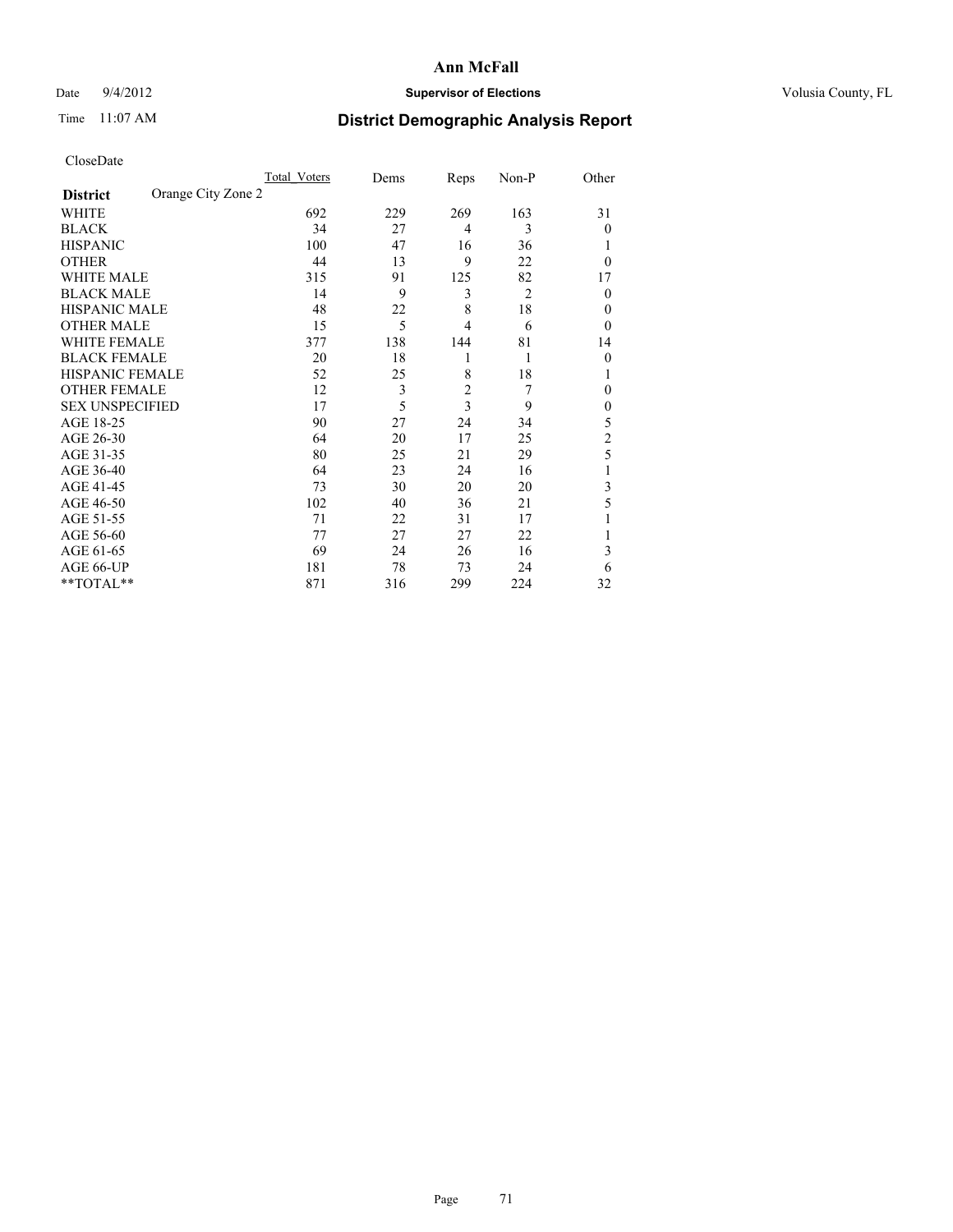# Ann McFall

Date 9/4/2012 **Supervisor of Elections** Volusia County, FL

Time 11:07 AM **District Demographic Analysis Report**

CloseDate

| | Total_Voters | Dems | Reps | Non-P | Other |
|---|---|---|---|---|---|
| **District** Orange City Zone 2 | | | | | |
| WHITE | 692 | 229 | 269 | 163 | 31 |
| BLACK | 34 | 27 | 4 | 3 | 0 |
| HISPANIC | 100 | 47 | 16 | 36 | 1 |
| OTHER | 44 | 13 | 9 | 22 | 0 |
| WHITE MALE | 315 | 91 | 125 | 82 | 17 |
| BLACK MALE | 14 | 9 | 3 | 2 | 0 |
| HISPANIC MALE | 48 | 22 | 8 | 18 | 0 |
| OTHER MALE | 15 | 5 | 4 | 6 | 0 |
| WHITE FEMALE | 377 | 138 | 144 | 81 | 14 |
| BLACK FEMALE | 20 | 18 | 1 | 1 | 0 |
| HISPANIC FEMALE | 52 | 25 | 8 | 18 | 1 |
| OTHER FEMALE | 12 | 3 | 2 | 7 | 0 |
| SEX UNSPECIFIED | 17 | 5 | 3 | 9 | 0 |
| AGE 18-25 | 90 | 27 | 24 | 34 | 5 |
| AGE 26-30 | 64 | 20 | 17 | 25 | 2 |
| AGE 31-35 | 80 | 25 | 21 | 29 | 5 |
| AGE 36-40 | 64 | 23 | 24 | 16 | 1 |
| AGE 41-45 | 73 | 30 | 20 | 20 | 3 |
| AGE 46-50 | 102 | 40 | 36 | 21 | 5 |
| AGE 51-55 | 71 | 22 | 31 | 17 | 1 |
| AGE 56-60 | 77 | 27 | 27 | 22 | 1 |
| AGE 61-65 | 69 | 24 | 26 | 16 | 3 |
| AGE 66-UP | 181 | 78 | 73 | 24 | 6 |
| **TOTAL** | 871 | 316 | 299 | 224 | 32 |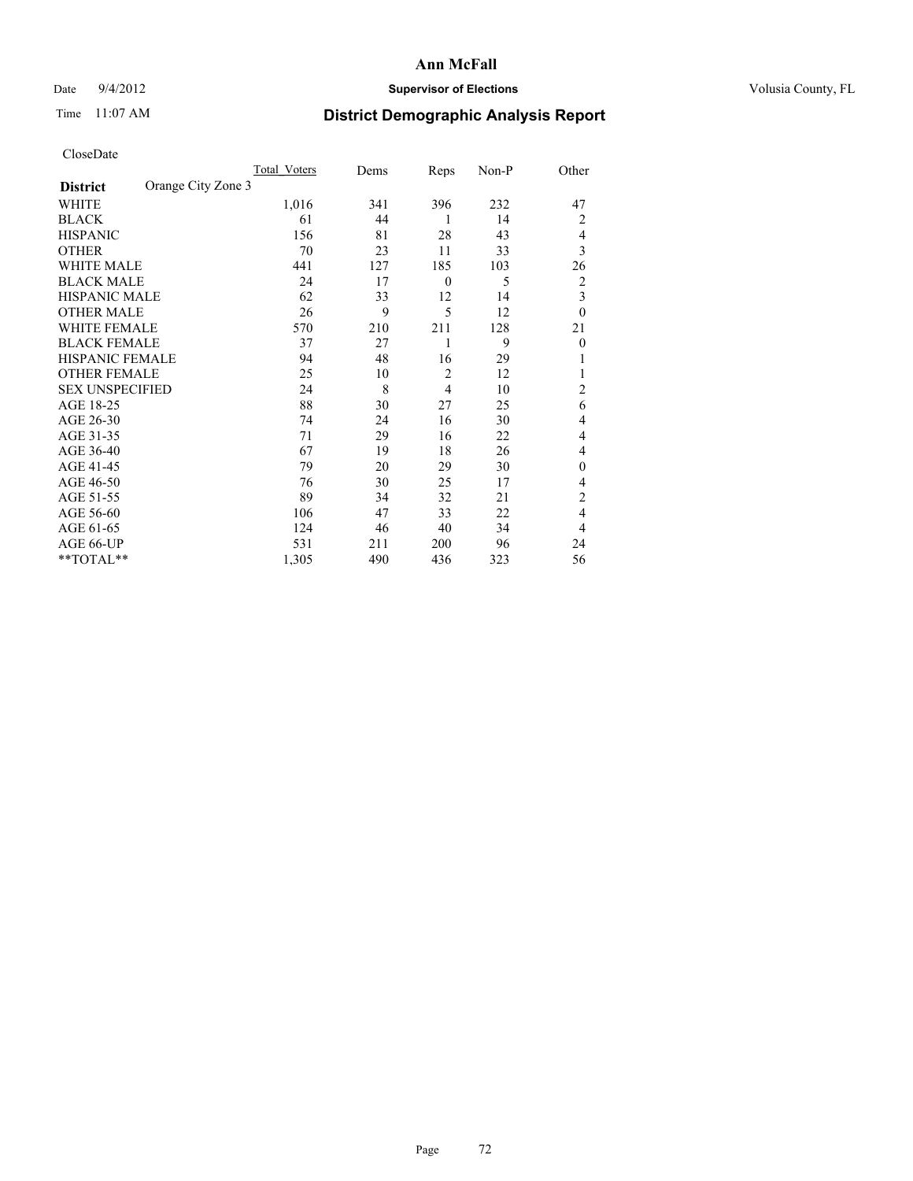CloseDate

| District | Orange City Zone 3 | Total_Voters | Dems | Reps | Non-P | Other |
|---|---|---|---|---|---|---|
| WHITE | | 1,016 | 341 | 396 | 232 | 47 |
| BLACK | | 61 | 44 | 1 | 14 | 2 |
| HISPANIC | | 156 | 81 | 28 | 43 | 4 |
| OTHER | | 70 | 23 | 11 | 33 | 3 |
| WHITE MALE | | 441 | 127 | 185 | 103 | 26 |
| BLACK MALE | | 24 | 17 | 0 | 5 | 2 |
| HISPANIC MALE | | 62 | 33 | 12 | 14 | 3 |
| OTHER MALE | | 26 | 9 | 5 | 12 | 0 |
| WHITE FEMALE | | 570 | 210 | 211 | 128 | 21 |
| BLACK FEMALE | | 37 | 27 | 1 | 9 | 0 |
| HISPANIC FEMALE | | 94 | 48 | 16 | 29 | 1 |
| OTHER FEMALE | | 25 | 10 | 2 | 12 | 1 |
| SEX UNSPECIFIED | | 24 | 8 | 4 | 10 | 2 |
| AGE 18-25 | | 88 | 30 | 27 | 25 | 6 |
| AGE 26-30 | | 74 | 24 | 16 | 30 | 4 |
| AGE 31-35 | | 71 | 29 | 16 | 22 | 4 |
| AGE 36-40 | | 67 | 19 | 18 | 26 | 4 |
| AGE 41-45 | | 79 | 20 | 29 | 30 | 0 |
| AGE 46-50 | | 76 | 30 | 25 | 17 | 4 |
| AGE 51-55 | | 89 | 34 | 32 | 21 | 2 |
| AGE 56-60 | | 106 | 47 | 33 | 22 | 4 |
| AGE 61-65 | | 124 | 46 | 40 | 34 | 4 |
| AGE 66-UP | | 531 | 211 | 200 | 96 | 24 |
| **TOTAL** | | 1,305 | 490 | 436 | 323 | 56 |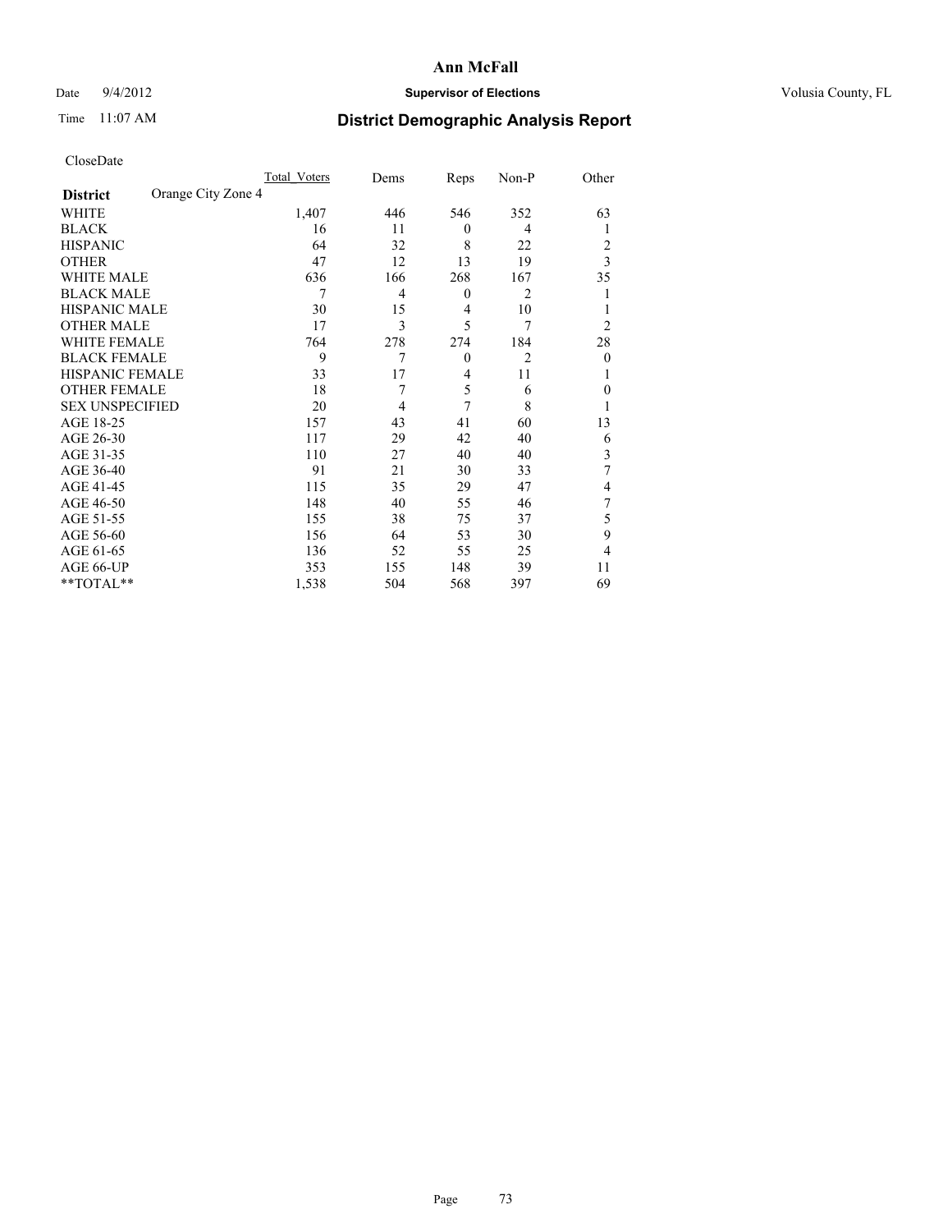**Ann McFall**

Date 9/4/2012 **Supervisor of Elections** Volusia County, FL

Time 11:07 AM **District Demographic Analysis Report**

CloseDate

| **District** Orange City Zone 4 | Total_Voters | Dems | Reps | Non-P | Other |
|---|---|---|---|---|---|
| WHITE | 1,407 | 446 | 546 | 352 | 63 |
| BLACK | 16 | 11 | 0 | 4 | 1 |
| HISPANIC | 64 | 32 | 8 | 22 | 2 |
| OTHER | 47 | 12 | 13 | 19 | 3 |
| WHITE MALE | 636 | 166 | 268 | 167 | 35 |
| BLACK MALE | 7 | 4 | 0 | 2 | 1 |
| HISPANIC MALE | 30 | 15 | 4 | 10 | 1 |
| OTHER MALE | 17 | 3 | 5 | 7 | 2 |
| WHITE FEMALE | 764 | 278 | 274 | 184 | 28 |
| BLACK FEMALE | 9 | 7 | 0 | 2 | 0 |
| HISPANIC FEMALE | 33 | 17 | 4 | 11 | 1 |
| OTHER FEMALE | 18 | 7 | 5 | 6 | 0 |
| SEX UNSPECIFIED | 20 | 4 | 7 | 8 | 1 |
| AGE 18-25 | 157 | 43 | 41 | 60 | 13 |
| AGE 26-30 | 117 | 29 | 42 | 40 | 6 |
| AGE 31-35 | 110 | 27 | 40 | 40 | 3 |
| AGE 36-40 | 91 | 21 | 30 | 33 | 7 |
| AGE 41-45 | 115 | 35 | 29 | 47 | 4 |
| AGE 46-50 | 148 | 40 | 55 | 46 | 7 |
| AGE 51-55 | 155 | 38 | 75 | 37 | 5 |
| AGE 56-60 | 156 | 64 | 53 | 30 | 9 |
| AGE 61-65 | 136 | 52 | 55 | 25 | 4 |
| AGE 66-UP | 353 | 155 | 148 | 39 | 11 |
| **TOTAL** | 1,538 | 504 | 568 | 397 | 69 |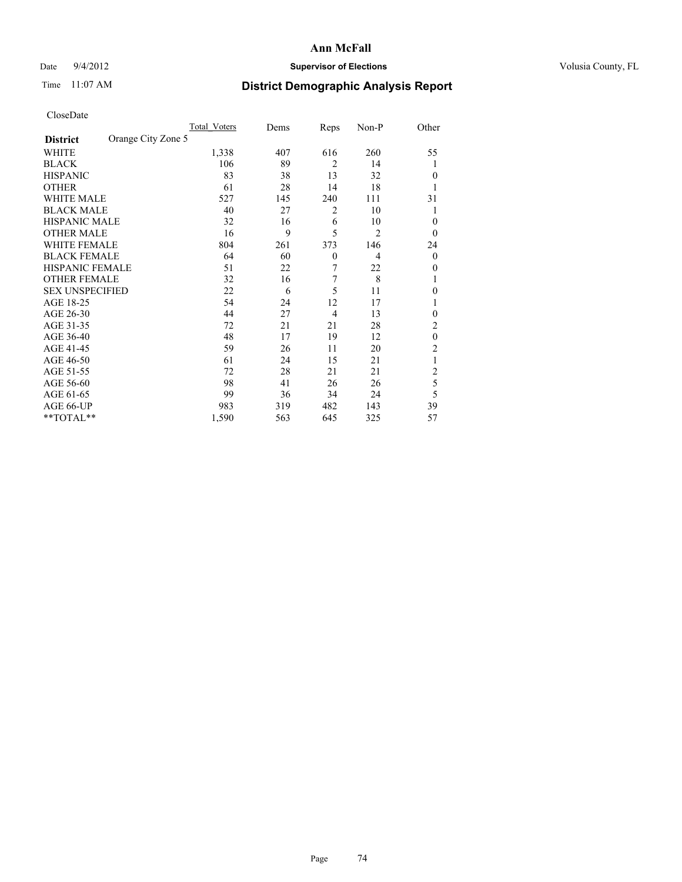# Ann McFall

Date 9/4/2012 **Supervisor of Elections** Volusia County, FL

Time 11:07 AM **District Demographic Analysis Report**

CloseDate

| | Total_Voters | Dems | Reps | Non-P | Other |
|---|---|---|---|---|---|
| **District** Orange City Zone 5 | | | | | |
| WHITE | 1,338 | 407 | 616 | 260 | 55 |
| BLACK | 106 | 89 | 2 | 14 | 1 |
| HISPANIC | 83 | 38 | 13 | 32 | 0 |
| OTHER | 61 | 28 | 14 | 18 | 1 |
| WHITE MALE | 527 | 145 | 240 | 111 | 31 |
| BLACK MALE | 40 | 27 | 2 | 10 | 1 |
| HISPANIC MALE | 32 | 16 | 6 | 10 | 0 |
| OTHER MALE | 16 | 9 | 5 | 2 | 0 |
| WHITE FEMALE | 804 | 261 | 373 | 146 | 24 |
| BLACK FEMALE | 64 | 60 | 0 | 4 | 0 |
| HISPANIC FEMALE | 51 | 22 | 7 | 22 | 0 |
| OTHER FEMALE | 32 | 16 | 7 | 8 | 1 |
| SEX UNSPECIFIED | 22 | 6 | 5 | 11 | 0 |
| AGE 18-25 | 54 | 24 | 12 | 17 | 1 |
| AGE 26-30 | 44 | 27 | 4 | 13 | 0 |
| AGE 31-35 | 72 | 21 | 21 | 28 | 2 |
| AGE 36-40 | 48 | 17 | 19 | 12 | 0 |
| AGE 41-45 | 59 | 26 | 11 | 20 | 2 |
| AGE 46-50 | 61 | 24 | 15 | 21 | 1 |
| AGE 51-55 | 72 | 28 | 21 | 21 | 2 |
| AGE 56-60 | 98 | 41 | 26 | 26 | 5 |
| AGE 61-65 | 99 | 36 | 34 | 24 | 5 |
| AGE 66-UP | 983 | 319 | 482 | 143 | 39 |
| **TOTAL** | 1,590 | 563 | 645 | 325 | 57 |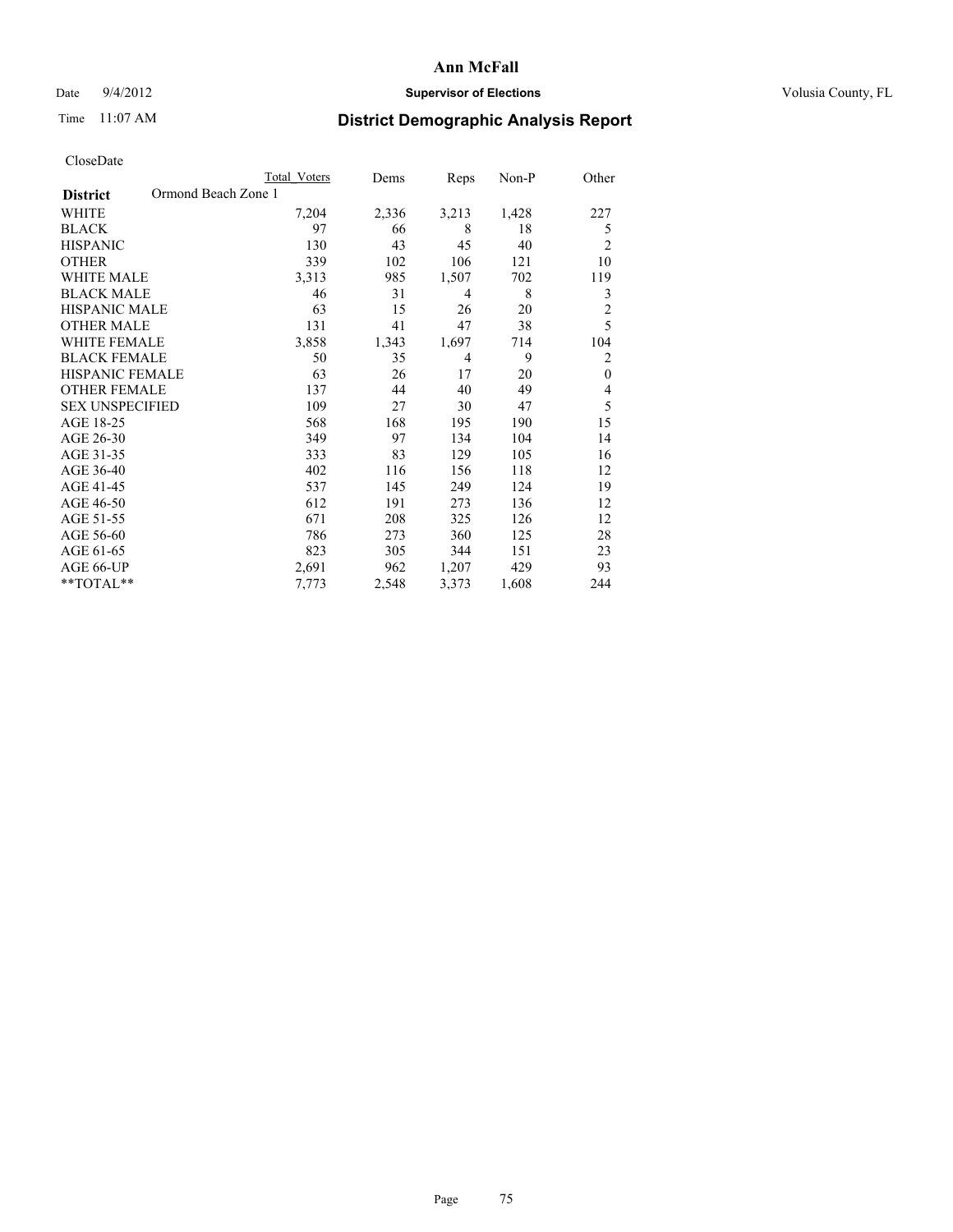# Ann McFall

Date 9/4/2012 **Supervisor of Elections** Volusia County, FL

Time 11:07 AM **District Demographic Analysis Report**

CloseDate

| | Total Voters | Dems | Reps | Non-P | Other |
|---|---|---|---|---|---|
| **District** Ormond Beach Zone 1 | | | | | |
| WHITE | 7,204 | 2,336 | 3,213 | 1,428 | 227 |
| BLACK | 97 | 66 | 8 | 18 | 5 |
| HISPANIC | 130 | 43 | 45 | 40 | 2 |
| OTHER | 339 | 102 | 106 | 121 | 10 |
| WHITE MALE | 3,313 | 985 | 1,507 | 702 | 119 |
| BLACK MALE | 46 | 31 | 4 | 8 | 3 |
| HISPANIC MALE | 63 | 15 | 26 | 20 | 2 |
| OTHER MALE | 131 | 41 | 47 | 38 | 5 |
| WHITE FEMALE | 3,858 | 1,343 | 1,697 | 714 | 104 |
| BLACK FEMALE | 50 | 35 | 4 | 9 | 2 |
| HISPANIC FEMALE | 63 | 26 | 17 | 20 | 0 |
| OTHER FEMALE | 137 | 44 | 40 | 49 | 4 |
| SEX UNSPECIFIED | 109 | 27 | 30 | 47 | 5 |
| AGE 18-25 | 568 | 168 | 195 | 190 | 15 |
| AGE 26-30 | 349 | 97 | 134 | 104 | 14 |
| AGE 31-35 | 333 | 83 | 129 | 105 | 16 |
| AGE 36-40 | 402 | 116 | 156 | 118 | 12 |
| AGE 41-45 | 537 | 145 | 249 | 124 | 19 |
| AGE 46-50 | 612 | 191 | 273 | 136 | 12 |
| AGE 51-55 | 671 | 208 | 325 | 126 | 12 |
| AGE 56-60 | 786 | 273 | 360 | 125 | 28 |
| AGE 61-65 | 823 | 305 | 344 | 151 | 23 |
| AGE 66-UP | 2,691 | 962 | 1,207 | 429 | 93 |
| **TOTAL** | 7,773 | 2,548 | 3,373 | 1,608 | 244 |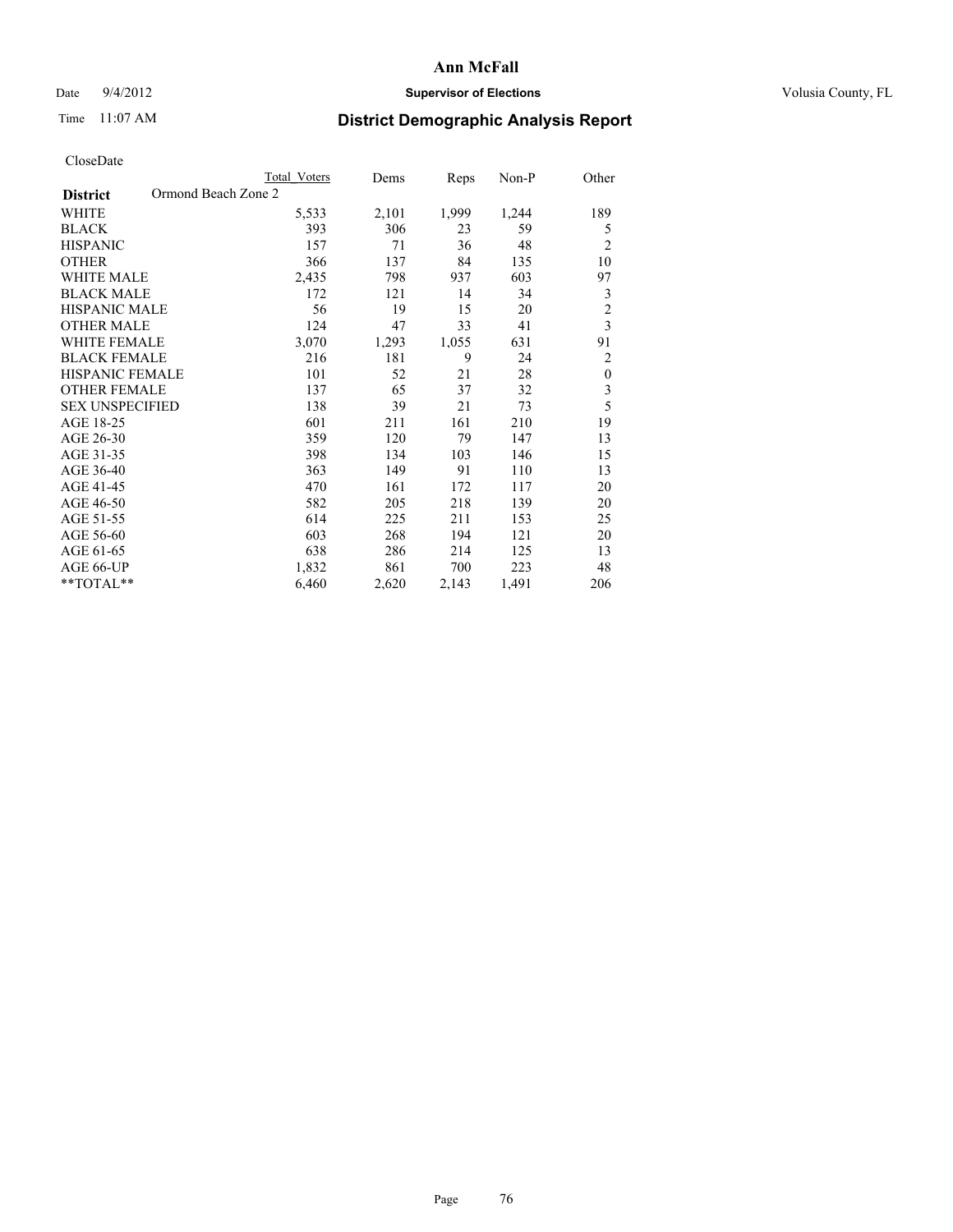**Ann McFall**

Date 9/4/2012 **Supervisor of Elections** Volusia County, FL

Time 11:07 AM **District Demographic Analysis Report**

CloseDate

| | Total Voters | Dems | Reps | Non-P | Other |
|---|---|---|---|---|---|
| **District** Ormond Beach Zone 2 | | | | | |
| WHITE | 5,533 | 2,101 | 1,999 | 1,244 | 189 |
| BLACK | 393 | 306 | 23 | 59 | 5 |
| HISPANIC | 157 | 71 | 36 | 48 | 2 |
| OTHER | 366 | 137 | 84 | 135 | 10 |
| WHITE MALE | 2,435 | 798 | 937 | 603 | 97 |
| BLACK MALE | 172 | 121 | 14 | 34 | 3 |
| HISPANIC MALE | 56 | 19 | 15 | 20 | 2 |
| OTHER MALE | 124 | 47 | 33 | 41 | 3 |
| WHITE FEMALE | 3,070 | 1,293 | 1,055 | 631 | 91 |
| BLACK FEMALE | 216 | 181 | 9 | 24 | 2 |
| HISPANIC FEMALE | 101 | 52 | 21 | 28 | 0 |
| OTHER FEMALE | 137 | 65 | 37 | 32 | 3 |
| SEX UNSPECIFIED | 138 | 39 | 21 | 73 | 5 |
| AGE 18-25 | 601 | 211 | 161 | 210 | 19 |
| AGE 26-30 | 359 | 120 | 79 | 147 | 13 |
| AGE 31-35 | 398 | 134 | 103 | 146 | 15 |
| AGE 36-40 | 363 | 149 | 91 | 110 | 13 |
| AGE 41-45 | 470 | 161 | 172 | 117 | 20 |
| AGE 46-50 | 582 | 205 | 218 | 139 | 20 |
| AGE 51-55 | 614 | 225 | 211 | 153 | 25 |
| AGE 56-60 | 603 | 268 | 194 | 121 | 20 |
| AGE 61-65 | 638 | 286 | 214 | 125 | 13 |
| AGE 66-UP | 1,832 | 861 | 700 | 223 | 48 |
| **TOTAL** | 6,460 | 2,620 | 2,143 | 1,491 | 206 |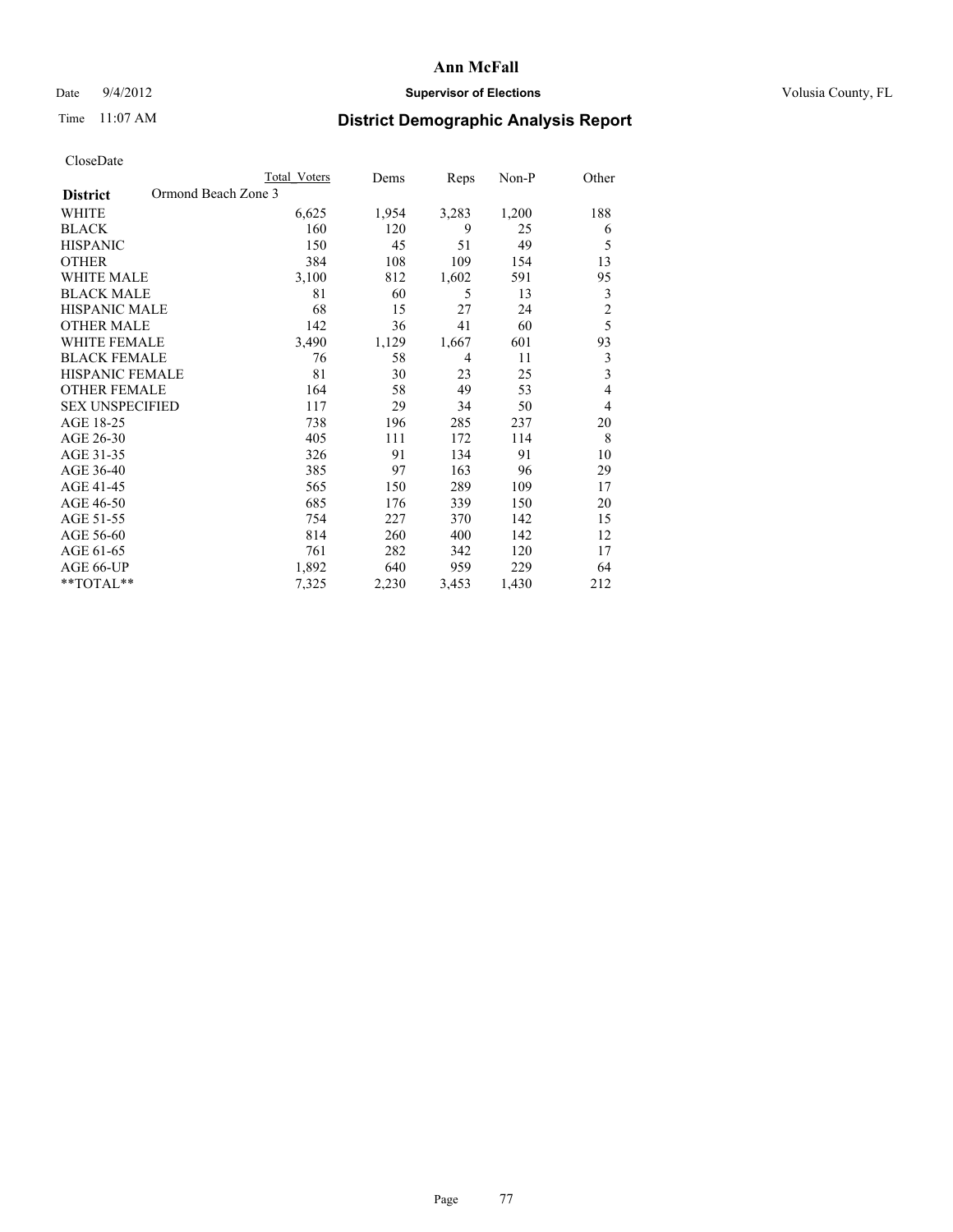# Ann McFall

Date 9/4/2012 **Supervisor of Elections** Volusia County, FL

Time 11:07 AM **District Demographic Analysis Report**

CloseDate

| | Total Voters | Dems | Reps | Non-P | Other |
|---|---|---|---|---|---|
| **District** Ormond Beach Zone 3 | | | | | |
| WHITE | 6,625 | 1,954 | 3,283 | 1,200 | 188 |
| BLACK | 160 | 120 | 9 | 25 | 6 |
| HISPANIC | 150 | 45 | 51 | 49 | 5 |
| OTHER | 384 | 108 | 109 | 154 | 13 |
| WHITE MALE | 3,100 | 812 | 1,602 | 591 | 95 |
| BLACK MALE | 81 | 60 | 5 | 13 | 3 |
| HISPANIC MALE | 68 | 15 | 27 | 24 | 2 |
| OTHER MALE | 142 | 36 | 41 | 60 | 5 |
| WHITE FEMALE | 3,490 | 1,129 | 1,667 | 601 | 93 |
| BLACK FEMALE | 76 | 58 | 4 | 11 | 3 |
| HISPANIC FEMALE | 81 | 30 | 23 | 25 | 3 |
| OTHER FEMALE | 164 | 58 | 49 | 53 | 4 |
| SEX UNSPECIFIED | 117 | 29 | 34 | 50 | 4 |
| AGE 18-25 | 738 | 196 | 285 | 237 | 20 |
| AGE 26-30 | 405 | 111 | 172 | 114 | 8 |
| AGE 31-35 | 326 | 91 | 134 | 91 | 10 |
| AGE 36-40 | 385 | 97 | 163 | 96 | 29 |
| AGE 41-45 | 565 | 150 | 289 | 109 | 17 |
| AGE 46-50 | 685 | 176 | 339 | 150 | 20 |
| AGE 51-55 | 754 | 227 | 370 | 142 | 15 |
| AGE 56-60 | 814 | 260 | 400 | 142 | 12 |
| AGE 61-65 | 761 | 282 | 342 | 120 | 17 |
| AGE 66-UP | 1,892 | 640 | 959 | 229 | 64 |
| **TOTAL** | 7,325 | 2,230 | 3,453 | 1,430 | 212 |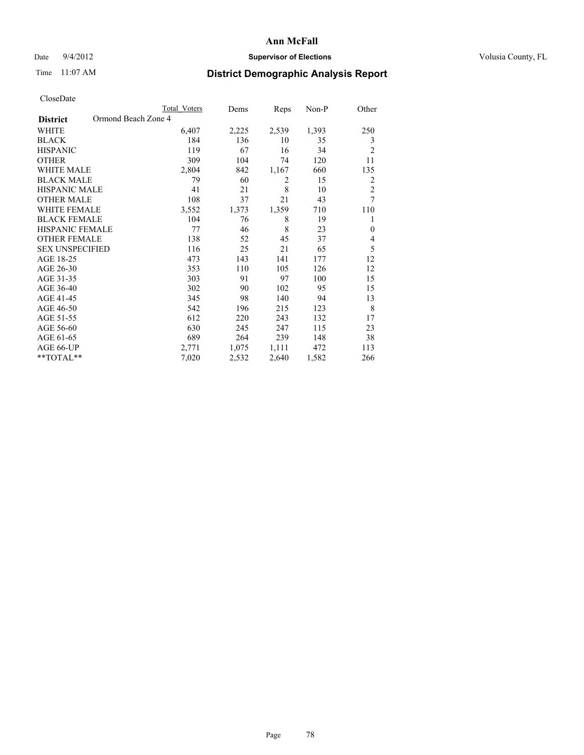# Ann McFall

Date 9/4/2012 **Supervisor of Elections** Volusia County, FL

Time 11:07 AM **District Demographic Analysis Report**

CloseDate

| | Total Voters | Dems | Reps | Non-P | Other |
|---|---|---|---|---|---|
| **District** Ormond Beach Zone 4 | | | | | |
| WHITE | 6,407 | 2,225 | 2,539 | 1,393 | 250 |
| BLACK | 184 | 136 | 10 | 35 | 3 |
| HISPANIC | 119 | 67 | 16 | 34 | 2 |
| OTHER | 309 | 104 | 74 | 120 | 11 |
| WHITE MALE | 2,804 | 842 | 1,167 | 660 | 135 |
| BLACK MALE | 79 | 60 | 2 | 15 | 2 |
| HISPANIC MALE | 41 | 21 | 8 | 10 | 2 |
| OTHER MALE | 108 | 37 | 21 | 43 | 7 |
| WHITE FEMALE | 3,552 | 1,373 | 1,359 | 710 | 110 |
| BLACK FEMALE | 104 | 76 | 8 | 19 | 1 |
| HISPANIC FEMALE | 77 | 46 | 8 | 23 | 0 |
| OTHER FEMALE | 138 | 52 | 45 | 37 | 4 |
| SEX UNSPECIFIED | 116 | 25 | 21 | 65 | 5 |
| AGE 18-25 | 473 | 143 | 141 | 177 | 12 |
| AGE 26-30 | 353 | 110 | 105 | 126 | 12 |
| AGE 31-35 | 303 | 91 | 97 | 100 | 15 |
| AGE 36-40 | 302 | 90 | 102 | 95 | 15 |
| AGE 41-45 | 345 | 98 | 140 | 94 | 13 |
| AGE 46-50 | 542 | 196 | 215 | 123 | 8 |
| AGE 51-55 | 612 | 220 | 243 | 132 | 17 |
| AGE 56-60 | 630 | 245 | 247 | 115 | 23 |
| AGE 61-65 | 689 | 264 | 239 | 148 | 38 |
| AGE 66-UP | 2,771 | 1,075 | 1,111 | 472 | 113 |
| **TOTAL** | 7,020 | 2,532 | 2,640 | 1,582 | 266 |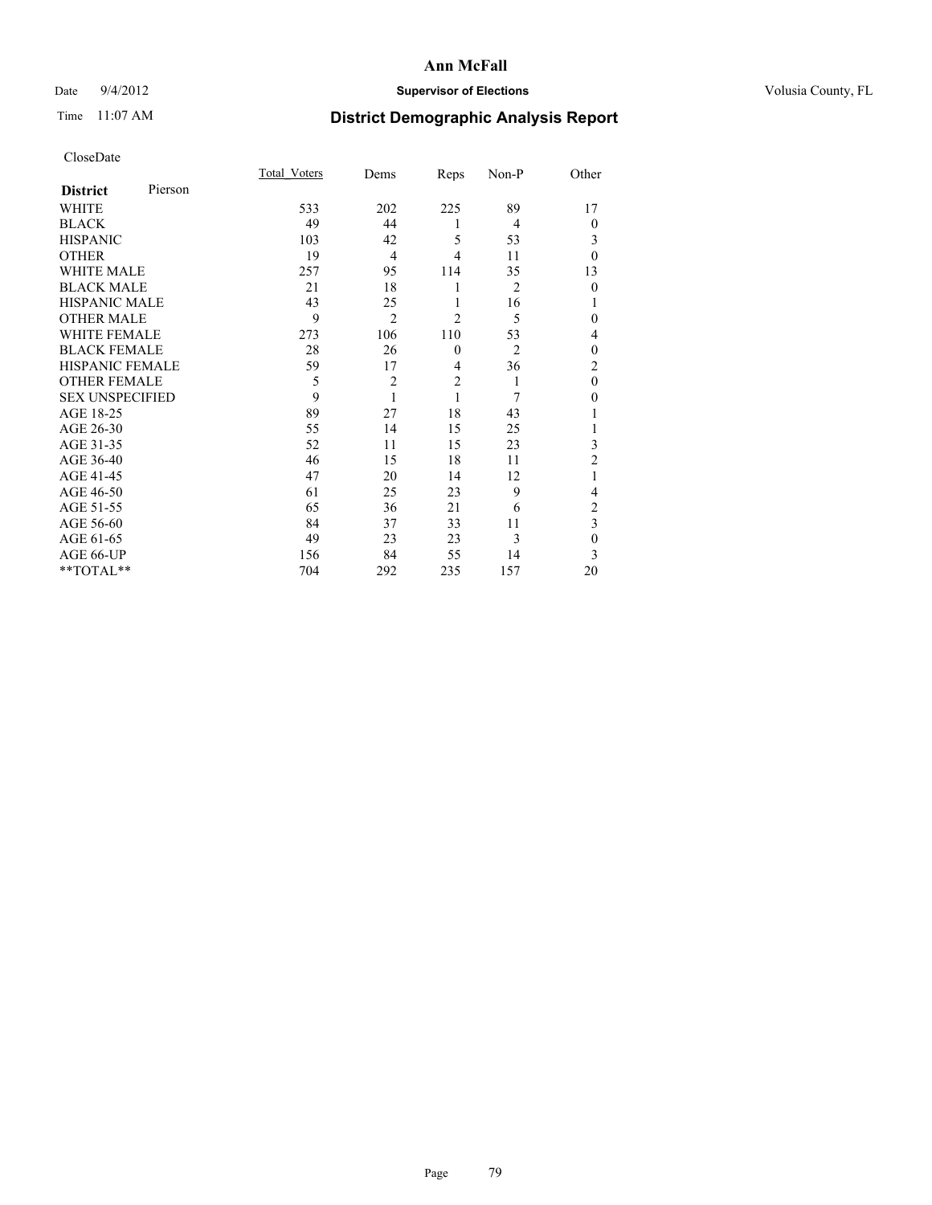# Ann McFall

Date 9/4/2012 **Supervisor of Elections** Volusia County, FL

Time 11:07 AM **District Demographic Analysis Report**

CloseDate

| **District** Pierson | Total_Voters | Dems | Reps | Non-P | Other |
|---|---|---|---|---|---|
| WHITE | 533 | 202 | 225 | 89 | 17 |
| BLACK | 49 | 44 | 1 | 4 | 0 |
| HISPANIC | 103 | 42 | 5 | 53 | 3 |
| OTHER | 19 | 4 | 4 | 11 | 0 |
| WHITE MALE | 257 | 95 | 114 | 35 | 13 |
| BLACK MALE | 21 | 18 | 1 | 2 | 0 |
| HISPANIC MALE | 43 | 25 | 1 | 16 | 1 |
| OTHER MALE | 9 | 2 | 2 | 5 | 0 |
| WHITE FEMALE | 273 | 106 | 110 | 53 | 4 |
| BLACK FEMALE | 28 | 26 | 0 | 2 | 0 |
| HISPANIC FEMALE | 59 | 17 | 4 | 36 | 2 |
| OTHER FEMALE | 5 | 2 | 2 | 1 | 0 |
| SEX UNSPECIFIED | 9 | 1 | 1 | 7 | 0 |
| AGE 18-25 | 89 | 27 | 18 | 43 | 1 |
| AGE 26-30 | 55 | 14 | 15 | 25 | 1 |
| AGE 31-35 | 52 | 11 | 15 | 23 | 3 |
| AGE 36-40 | 46 | 15 | 18 | 11 | 2 |
| AGE 41-45 | 47 | 20 | 14 | 12 | 1 |
| AGE 46-50 | 61 | 25 | 23 | 9 | 4 |
| AGE 51-55 | 65 | 36 | 21 | 6 | 2 |
| AGE 56-60 | 84 | 37 | 33 | 11 | 3 |
| AGE 61-65 | 49 | 23 | 23 | 3 | 0 |
| AGE 66-UP | 156 | 84 | 55 | 14 | 3 |
| **TOTAL** | 704 | 292 | 235 | 157 | 20 |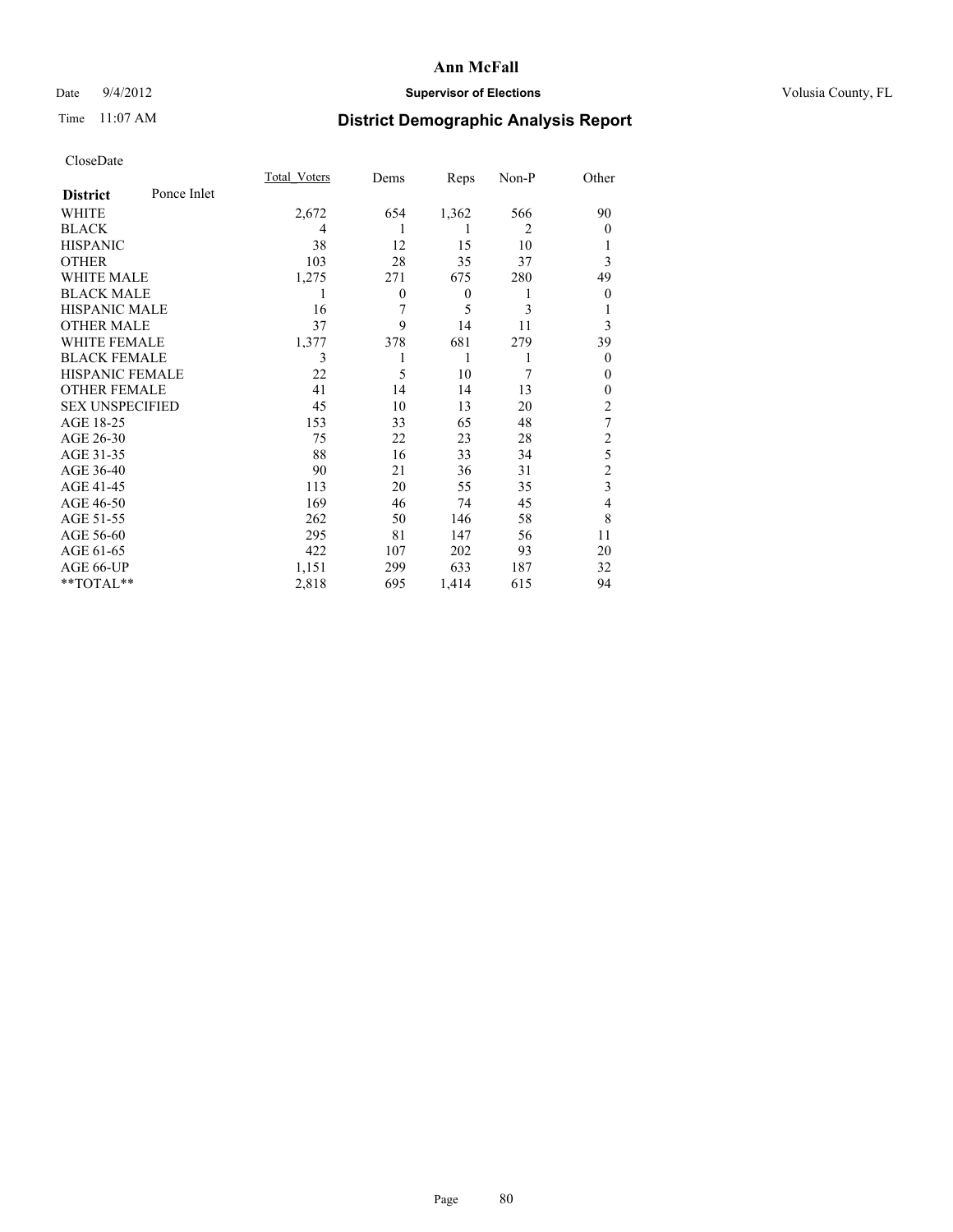# Ann McFall

Date 9/4/2012 **Supervisor of Elections** Volusia County, FL

Time 11:07 AM

## District Demographic Analysis Report

CloseDate

| **District** Ponce Inlet | Total_Voters | Dems | Reps | Non-P | Other |
|---|---|---|---|---|---|
| WHITE | 2,672 | 654 | 1,362 | 566 | 90 |
| BLACK | 4 | 1 | 1 | 2 | 0 |
| HISPANIC | 38 | 12 | 15 | 10 | 1 |
| OTHER | 103 | 28 | 35 | 37 | 3 |
| WHITE MALE | 1,275 | 271 | 675 | 280 | 49 |
| BLACK MALE | 1 | 0 | 0 | 1 | 0 |
| HISPANIC MALE | 16 | 7 | 5 | 3 | 1 |
| OTHER MALE | 37 | 9 | 14 | 11 | 3 |
| WHITE FEMALE | 1,377 | 378 | 681 | 279 | 39 |
| BLACK FEMALE | 3 | 1 | 1 | 1 | 0 |
| HISPANIC FEMALE | 22 | 5 | 10 | 7 | 0 |
| OTHER FEMALE | 41 | 14 | 14 | 13 | 0 |
| SEX UNSPECIFIED | 45 | 10 | 13 | 20 | 2 |
| AGE 18-25 | 153 | 33 | 65 | 48 | 7 |
| AGE 26-30 | 75 | 22 | 23 | 28 | 2 |
| AGE 31-35 | 88 | 16 | 33 | 34 | 5 |
| AGE 36-40 | 90 | 21 | 36 | 31 | 2 |
| AGE 41-45 | 113 | 20 | 55 | 35 | 3 |
| AGE 46-50 | 169 | 46 | 74 | 45 | 4 |
| AGE 51-55 | 262 | 50 | 146 | 58 | 8 |
| AGE 56-60 | 295 | 81 | 147 | 56 | 11 |
| AGE 61-65 | 422 | 107 | 202 | 93 | 20 |
| AGE 66-UP | 1,151 | 299 | 633 | 187 | 32 |
| **TOTAL** | 2,818 | 695 | 1,414 | 615 | 94 |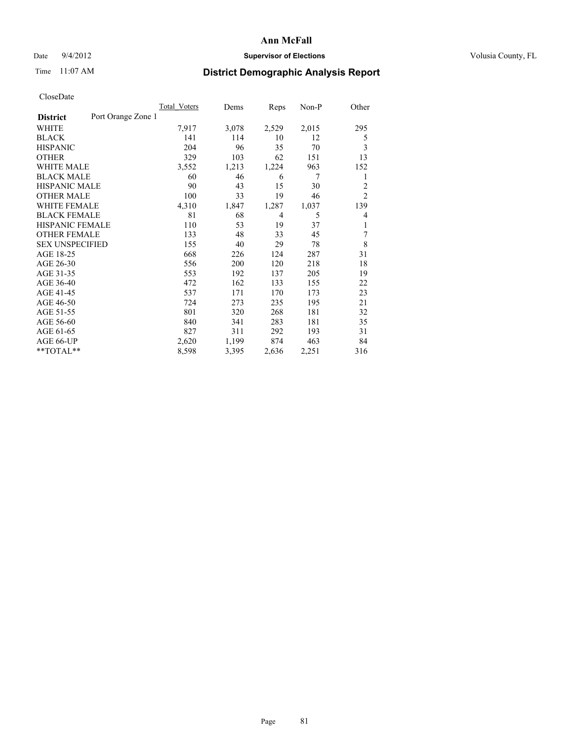# Ann McFall

Date 9/4/2012 **Supervisor of Elections** Volusia County, FL

Time 11:07 AM

## District Demographic Analysis Report

CloseDate

| District | Port Orange Zone 1 | Total_Voters | Dems | Reps | Non-P | Other |
|---|---|---|---|---|---|---|
| WHITE | | 7,917 | 3,078 | 2,529 | 2,015 | 295 |
| BLACK | | 141 | 114 | 10 | 12 | 5 |
| HISPANIC | | 204 | 96 | 35 | 70 | 3 |
| OTHER | | 329 | 103 | 62 | 151 | 13 |
| WHITE MALE | | 3,552 | 1,213 | 1,224 | 963 | 152 |
| BLACK MALE | | 60 | 46 | 6 | 7 | 1 |
| HISPANIC MALE | | 90 | 43 | 15 | 30 | 2 |
| OTHER MALE | | 100 | 33 | 19 | 46 | 2 |
| WHITE FEMALE | | 4,310 | 1,847 | 1,287 | 1,037 | 139 |
| BLACK FEMALE | | 81 | 68 | 4 | 5 | 4 |
| HISPANIC FEMALE | | 110 | 53 | 19 | 37 | 1 |
| OTHER FEMALE | | 133 | 48 | 33 | 45 | 7 |
| SEX UNSPECIFIED | | 155 | 40 | 29 | 78 | 8 |
| AGE 18-25 | | 668 | 226 | 124 | 287 | 31 |
| AGE 26-30 | | 556 | 200 | 120 | 218 | 18 |
| AGE 31-35 | | 553 | 192 | 137 | 205 | 19 |
| AGE 36-40 | | 472 | 162 | 133 | 155 | 22 |
| AGE 41-45 | | 537 | 171 | 170 | 173 | 23 |
| AGE 46-50 | | 724 | 273 | 235 | 195 | 21 |
| AGE 51-55 | | 801 | 320 | 268 | 181 | 32 |
| AGE 56-60 | | 840 | 341 | 283 | 181 | 35 |
| AGE 61-65 | | 827 | 311 | 292 | 193 | 31 |
| AGE 66-UP | | 2,620 | 1,199 | 874 | 463 | 84 |
| **TOTAL** | | 8,598 | 3,395 | 2,636 | 2,251 | 316 |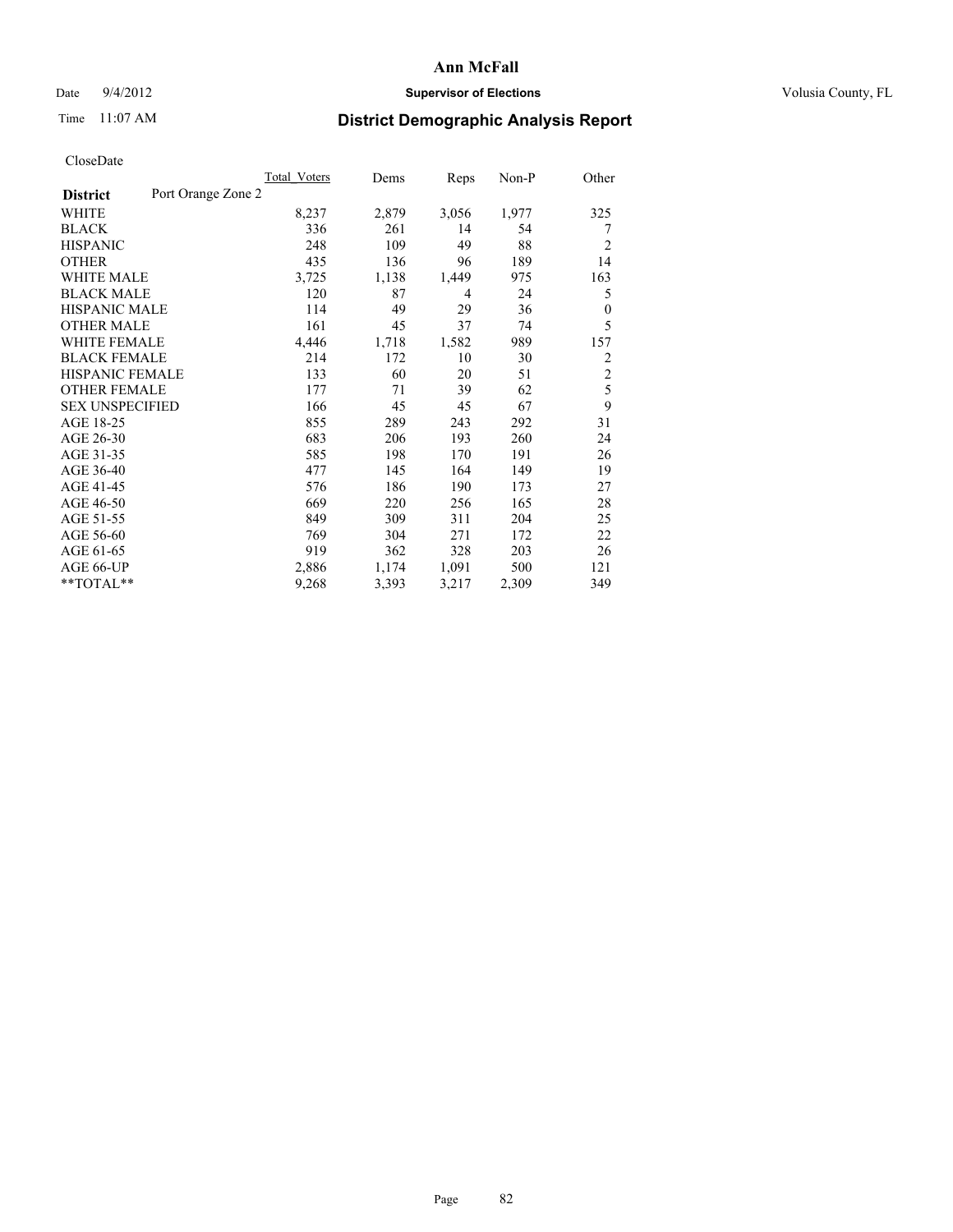# Ann McFall

Date 9/4/2012 **Supervisor of Elections** Volusia County, FL

Time 11:07 AM **District Demographic Analysis Report**

CloseDate

| **District** Port Orange Zone 2 | Total Voters | Dems | Reps | Non-P | Other |
|---|---|---|---|---|---|
| WHITE | 8,237 | 2,879 | 3,056 | 1,977 | 325 |
| BLACK | 336 | 261 | 14 | 54 | 7 |
| HISPANIC | 248 | 109 | 49 | 88 | 2 |
| OTHER | 435 | 136 | 96 | 189 | 14 |
| WHITE MALE | 3,725 | 1,138 | 1,449 | 975 | 163 |
| BLACK MALE | 120 | 87 | 4 | 24 | 5 |
| HISPANIC MALE | 114 | 49 | 29 | 36 | 0 |
| OTHER MALE | 161 | 45 | 37 | 74 | 5 |
| WHITE FEMALE | 4,446 | 1,718 | 1,582 | 989 | 157 |
| BLACK FEMALE | 214 | 172 | 10 | 30 | 2 |
| HISPANIC FEMALE | 133 | 60 | 20 | 51 | 2 |
| OTHER FEMALE | 177 | 71 | 39 | 62 | 5 |
| SEX UNSPECIFIED | 166 | 45 | 45 | 67 | 9 |
| AGE 18-25 | 855 | 289 | 243 | 292 | 31 |
| AGE 26-30 | 683 | 206 | 193 | 260 | 24 |
| AGE 31-35 | 585 | 198 | 170 | 191 | 26 |
| AGE 36-40 | 477 | 145 | 164 | 149 | 19 |
| AGE 41-45 | 576 | 186 | 190 | 173 | 27 |
| AGE 46-50 | 669 | 220 | 256 | 165 | 28 |
| AGE 51-55 | 849 | 309 | 311 | 204 | 25 |
| AGE 56-60 | 769 | 304 | 271 | 172 | 22 |
| AGE 61-65 | 919 | 362 | 328 | 203 | 26 |
| AGE 66-UP | 2,886 | 1,174 | 1,091 | 500 | 121 |
| **TOTAL** | 9,268 | 3,393 | 3,217 | 2,309 | 349 |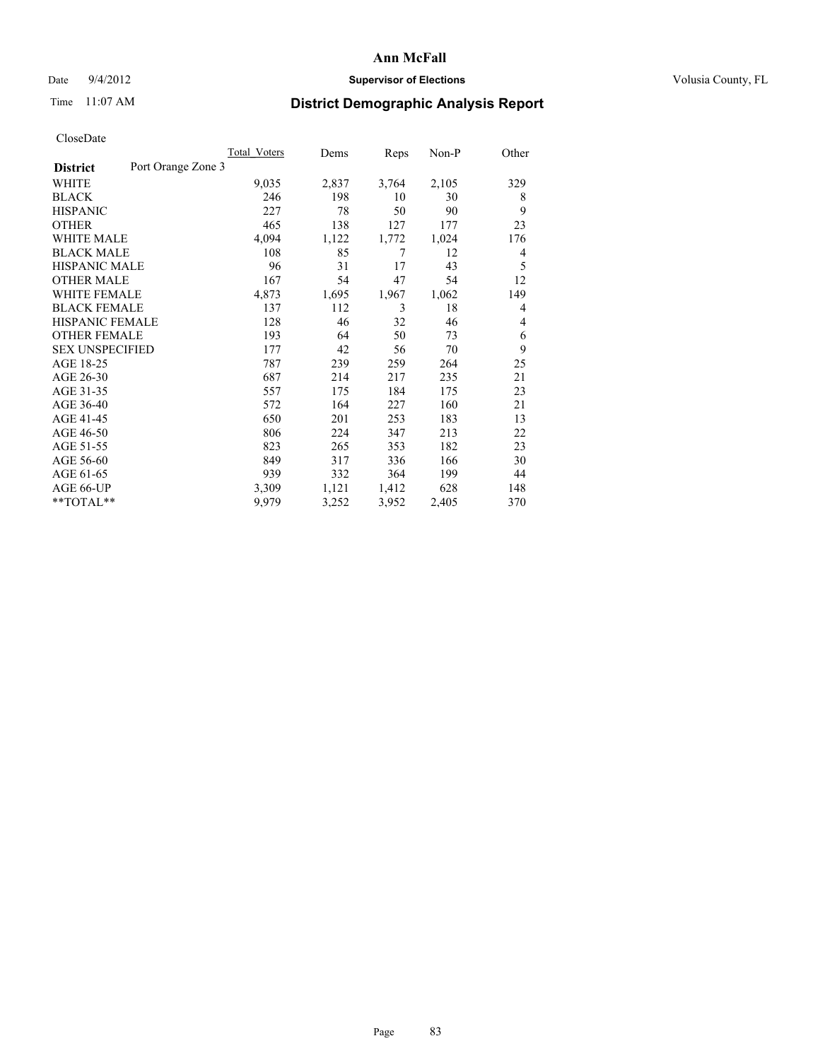**Ann McFall**

Date 9/4/2012 **Supervisor of Elections** Volusia County, FL

Time 11:07 AM

## District Demographic Analysis Report

CloseDate

| **District** Port Orange Zone 3 | Total_Voters | Dems | Reps | Non-P | Other |
|---|---|---|---|---|---|
| WHITE | 9,035 | 2,837 | 3,764 | 2,105 | 329 |
| BLACK | 246 | 198 | 10 | 30 | 8 |
| HISPANIC | 227 | 78 | 50 | 90 | 9 |
| OTHER | 465 | 138 | 127 | 177 | 23 |
| WHITE MALE | 4,094 | 1,122 | 1,772 | 1,024 | 176 |
| BLACK MALE | 108 | 85 | 7 | 12 | 4 |
| HISPANIC MALE | 96 | 31 | 17 | 43 | 5 |
| OTHER MALE | 167 | 54 | 47 | 54 | 12 |
| WHITE FEMALE | 4,873 | 1,695 | 1,967 | 1,062 | 149 |
| BLACK FEMALE | 137 | 112 | 3 | 18 | 4 |
| HISPANIC FEMALE | 128 | 46 | 32 | 46 | 4 |
| OTHER FEMALE | 193 | 64 | 50 | 73 | 6 |
| SEX UNSPECIFIED | 177 | 42 | 56 | 70 | 9 |
| AGE 18-25 | 787 | 239 | 259 | 264 | 25 |
| AGE 26-30 | 687 | 214 | 217 | 235 | 21 |
| AGE 31-35 | 557 | 175 | 184 | 175 | 23 |
| AGE 36-40 | 572 | 164 | 227 | 160 | 21 |
| AGE 41-45 | 650 | 201 | 253 | 183 | 13 |
| AGE 46-50 | 806 | 224 | 347 | 213 | 22 |
| AGE 51-55 | 823 | 265 | 353 | 182 | 23 |
| AGE 56-60 | 849 | 317 | 336 | 166 | 30 |
| AGE 61-65 | 939 | 332 | 364 | 199 | 44 |
| AGE 66-UP | 3,309 | 1,121 | 1,412 | 628 | 148 |
| **TOTAL** | 9,979 | 3,252 | 3,952 | 2,405 | 370 |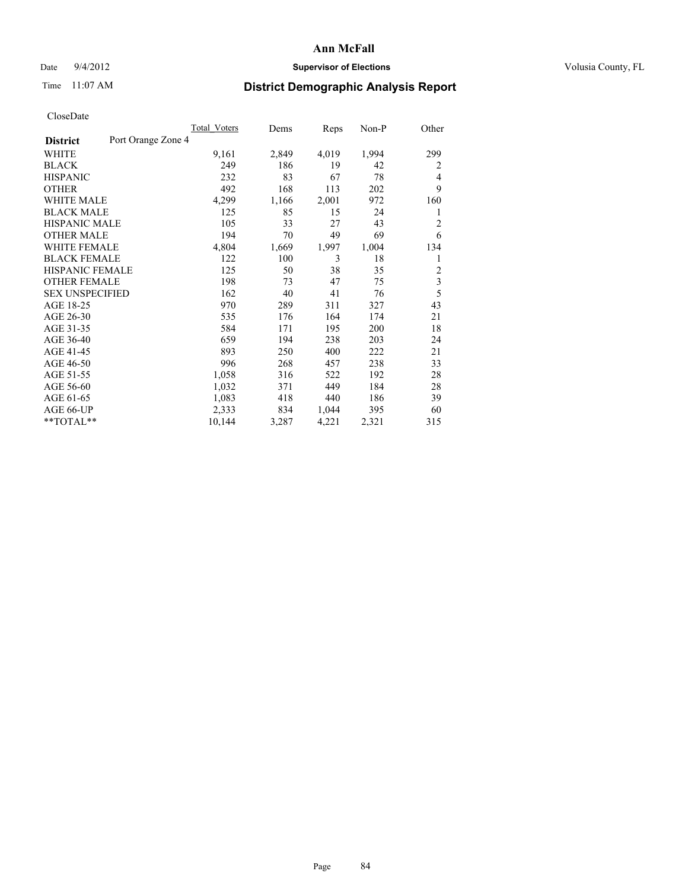# Ann McFall

Date 9/4/2012 **Supervisor of Elections** Volusia County, FL

Time 11:07 AM

## District Demographic Analysis Report

CloseDate

| **District** Port Orange Zone 4 | Total_Voters | Dems | Reps | Non-P | Other |
|---|---|---|---|---|---|
| WHITE | 9,161 | 2,849 | 4,019 | 1,994 | 299 |
| BLACK | 249 | 186 | 19 | 42 | 2 |
| HISPANIC | 232 | 83 | 67 | 78 | 4 |
| OTHER | 492 | 168 | 113 | 202 | 9 |
| WHITE MALE | 4,299 | 1,166 | 2,001 | 972 | 160 |
| BLACK MALE | 125 | 85 | 15 | 24 | 1 |
| HISPANIC MALE | 105 | 33 | 27 | 43 | 2 |
| OTHER MALE | 194 | 70 | 49 | 69 | 6 |
| WHITE FEMALE | 4,804 | 1,669 | 1,997 | 1,004 | 134 |
| BLACK FEMALE | 122 | 100 | 3 | 18 | 1 |
| HISPANIC FEMALE | 125 | 50 | 38 | 35 | 2 |
| OTHER FEMALE | 198 | 73 | 47 | 75 | 3 |
| SEX UNSPECIFIED | 162 | 40 | 41 | 76 | 5 |
| AGE 18-25 | 970 | 289 | 311 | 327 | 43 |
| AGE 26-30 | 535 | 176 | 164 | 174 | 21 |
| AGE 31-35 | 584 | 171 | 195 | 200 | 18 |
| AGE 36-40 | 659 | 194 | 238 | 203 | 24 |
| AGE 41-45 | 893 | 250 | 400 | 222 | 21 |
| AGE 46-50 | 996 | 268 | 457 | 238 | 33 |
| AGE 51-55 | 1,058 | 316 | 522 | 192 | 28 |
| AGE 56-60 | 1,032 | 371 | 449 | 184 | 28 |
| AGE 61-65 | 1,083 | 418 | 440 | 186 | 39 |
| AGE 66-UP | 2,333 | 834 | 1,044 | 395 | 60 |
| **TOTAL** | 10,144 | 3,287 | 4,221 | 2,321 | 315 |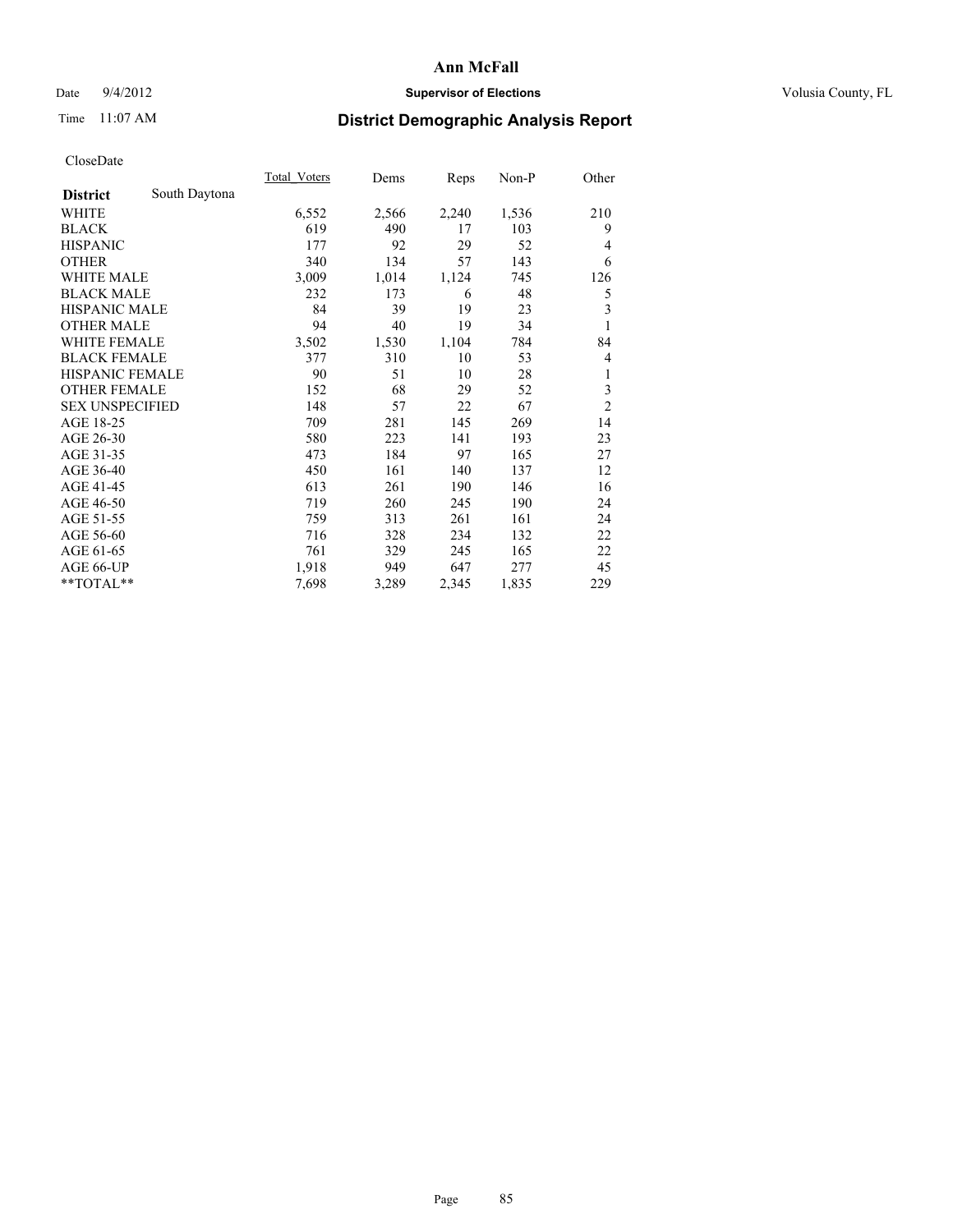# Ann McFall

Date 9/4/2012 **Supervisor of Elections** Volusia County, FL

Time 11:07 AM

## District Demographic Analysis Report

CloseDate

| | Total_Voters | Dems | Reps | Non-P | Other |
|---|---|---|---|---|---|
| **District** South Daytona | | | | | |
| WHITE | 6,552 | 2,566 | 2,240 | 1,536 | 210 |
| BLACK | 619 | 490 | 17 | 103 | 9 |
| HISPANIC | 177 | 92 | 29 | 52 | 4 |
| OTHER | 340 | 134 | 57 | 143 | 6 |
| WHITE MALE | 3,009 | 1,014 | 1,124 | 745 | 126 |
| BLACK MALE | 232 | 173 | 6 | 48 | 5 |
| HISPANIC MALE | 84 | 39 | 19 | 23 | 3 |
| OTHER MALE | 94 | 40 | 19 | 34 | 1 |
| WHITE FEMALE | 3,502 | 1,530 | 1,104 | 784 | 84 |
| BLACK FEMALE | 377 | 310 | 10 | 53 | 4 |
| HISPANIC FEMALE | 90 | 51 | 10 | 28 | 1 |
| OTHER FEMALE | 152 | 68 | 29 | 52 | 3 |
| SEX UNSPECIFIED | 148 | 57 | 22 | 67 | 2 |
| AGE 18-25 | 709 | 281 | 145 | 269 | 14 |
| AGE 26-30 | 580 | 223 | 141 | 193 | 23 |
| AGE 31-35 | 473 | 184 | 97 | 165 | 27 |
| AGE 36-40 | 450 | 161 | 140 | 137 | 12 |
| AGE 41-45 | 613 | 261 | 190 | 146 | 16 |
| AGE 46-50 | 719 | 260 | 245 | 190 | 24 |
| AGE 51-55 | 759 | 313 | 261 | 161 | 24 |
| AGE 56-60 | 716 | 328 | 234 | 132 | 22 |
| AGE 61-65 | 761 | 329 | 245 | 165 | 22 |
| AGE 66-UP | 1,918 | 949 | 647 | 277 | 45 |
| **TOTAL** | 7,698 | 3,289 | 2,345 | 1,835 | 229 |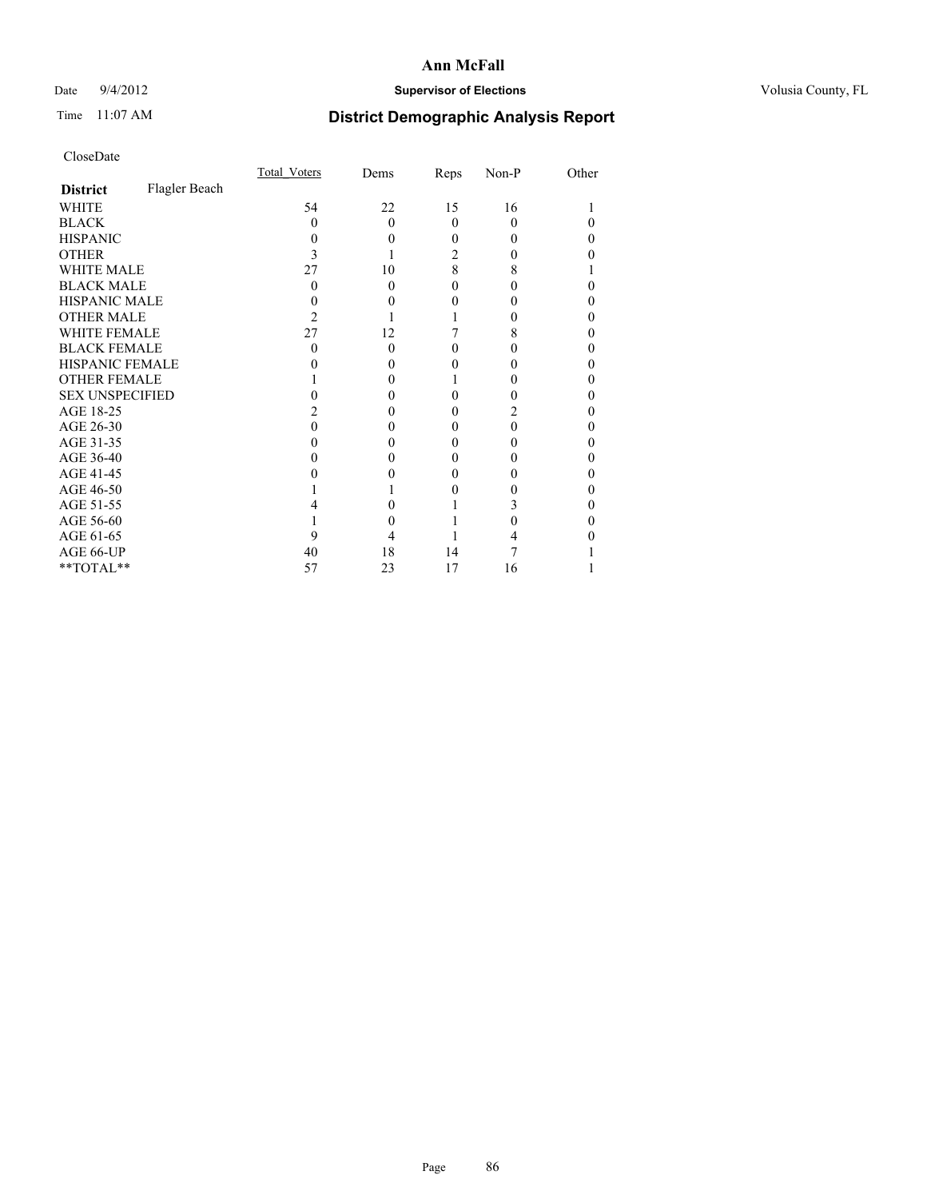# Ann McFall

Date 9/4/2012 **Supervisor of Elections** Volusia County, FL

Time 11:07 AM

## District Demographic Analysis Report

CloseDate

| **District** Flagler Beach | Total_Voters | Dems | Reps | Non-P | Other |
|---|---|---|---|---|---|
| WHITE | 54 | 22 | 15 | 16 | 1 |
| BLACK | 0 | 0 | 0 | 0 | 0 |
| HISPANIC | 0 | 0 | 0 | 0 | 0 |
| OTHER | 3 | 1 | 2 | 0 | 0 |
| WHITE MALE | 27 | 10 | 8 | 8 | 1 |
| BLACK MALE | 0 | 0 | 0 | 0 | 0 |
| HISPANIC MALE | 0 | 0 | 0 | 0 | 0 |
| OTHER MALE | 2 | 1 | 1 | 0 | 0 |
| WHITE FEMALE | 27 | 12 | 7 | 8 | 0 |
| BLACK FEMALE | 0 | 0 | 0 | 0 | 0 |
| HISPANIC FEMALE | 0 | 0 | 0 | 0 | 0 |
| OTHER FEMALE | 1 | 0 | 1 | 0 | 0 |
| SEX UNSPECIFIED | 0 | 0 | 0 | 0 | 0 |
| AGE 18-25 | 2 | 0 | 0 | 2 | 0 |
| AGE 26-30 | 0 | 0 | 0 | 0 | 0 |
| AGE 31-35 | 0 | 0 | 0 | 0 | 0 |
| AGE 36-40 | 0 | 0 | 0 | 0 | 0 |
| AGE 41-45 | 0 | 0 | 0 | 0 | 0 |
| AGE 46-50 | 1 | 1 | 0 | 0 | 0 |
| AGE 51-55 | 4 | 0 | 1 | 3 | 0 |
| AGE 56-60 | 1 | 0 | 1 | 0 | 0 |
| AGE 61-65 | 9 | 4 | 1 | 4 | 0 |
| AGE 66-UP | 40 | 18 | 14 | 7 | 1 |
| **TOTAL** | 57 | 23 | 17 | 16 | 1 |